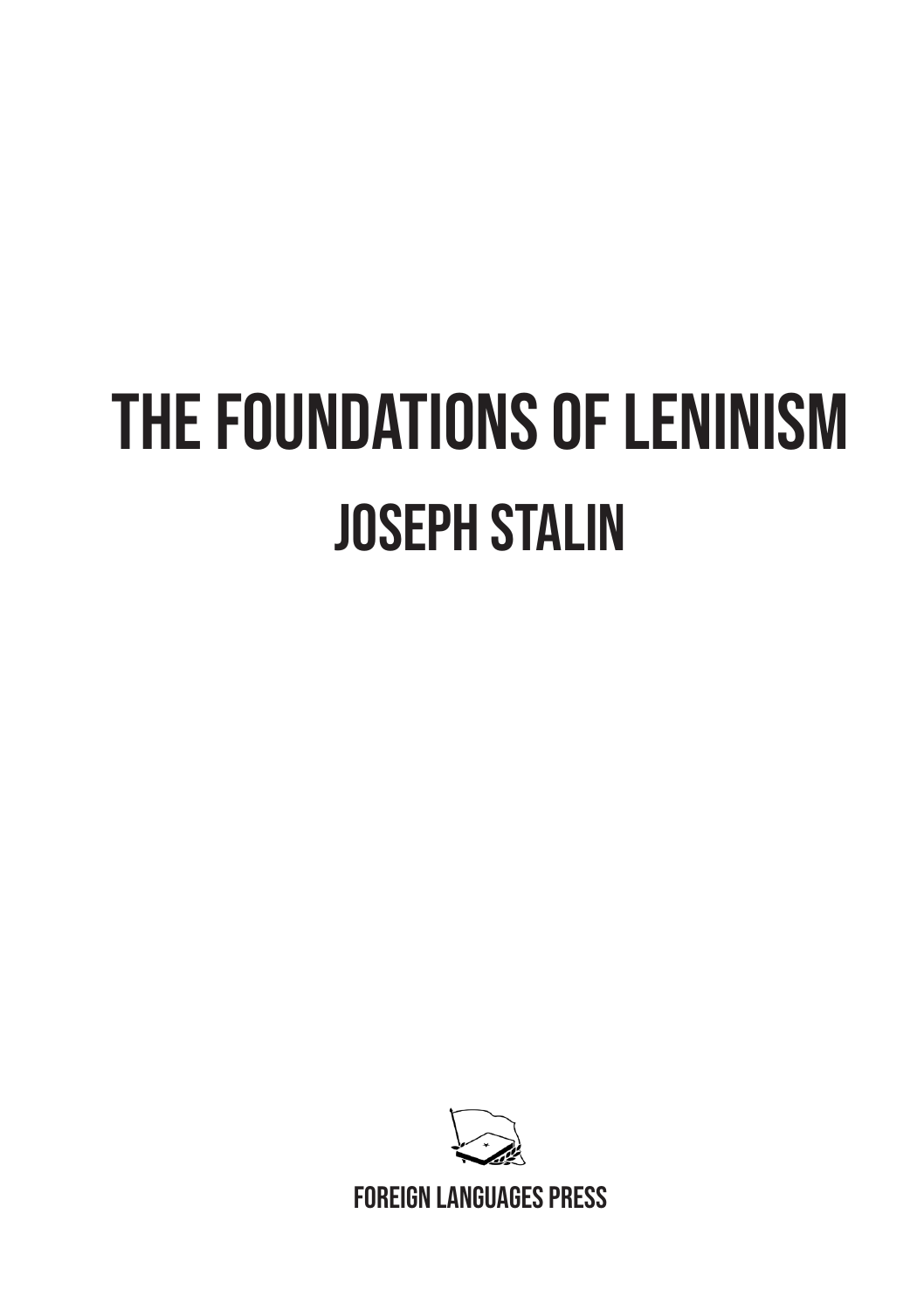# THE FOUNDATIONS OF LENINISM

## JOSEPH STALIN

FOREIGN LANGUAGES PRESS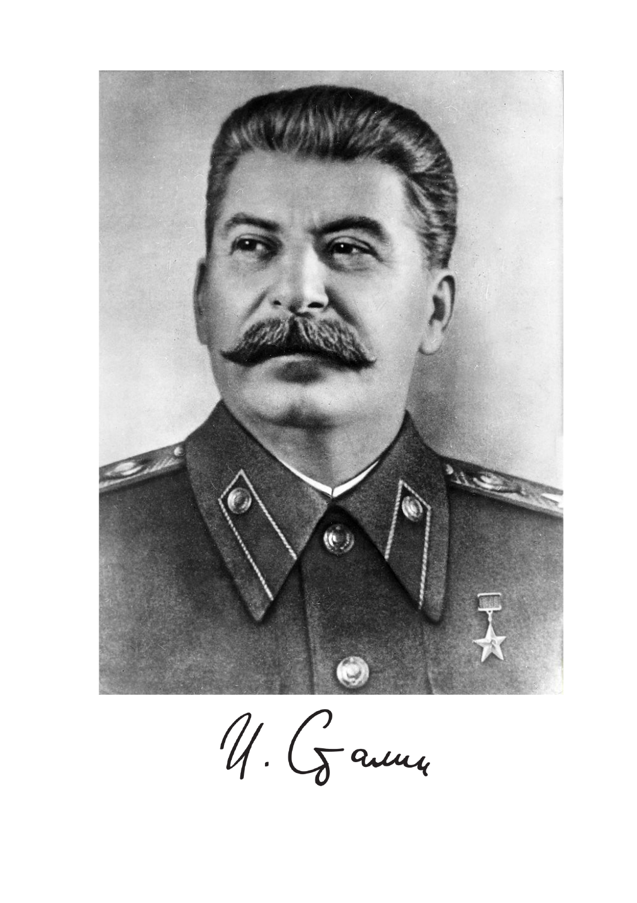И. Сталин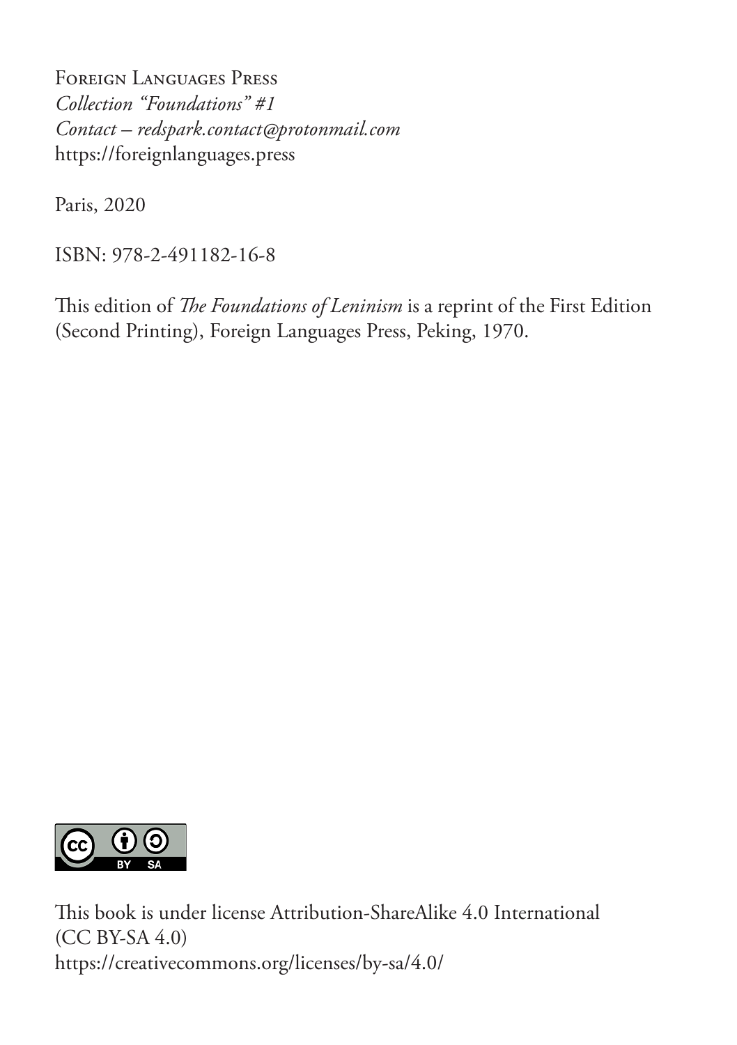Foreign Languages Press
*Collection "Foundations" #1*
*Contact – redspark.contact@protonmail.com*
https://foreignlanguages.press

Paris, 2020

ISBN: 978-2-491182-16-8

This edition of *The Foundations of Leninism* is a reprint of the First Edition (Second Printing), Foreign Languages Press, Peking, 1970.

This book is under license Attribution-ShareAlike 4.0 International (CC BY-SA 4.0)
https://creativecommons.org/licenses/by-sa/4.0/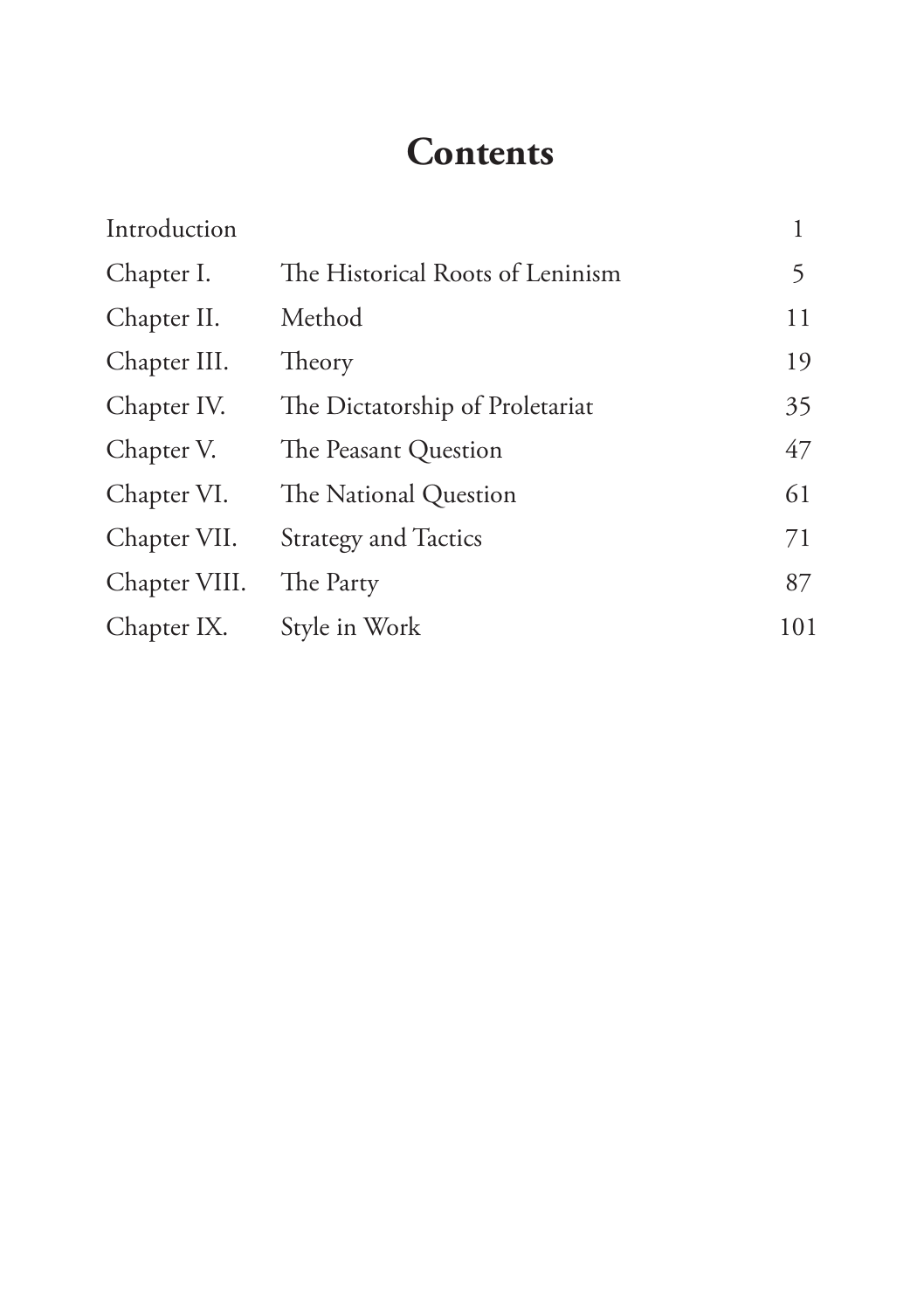# Contents

| | | |
|---|---|---|
| Introduction | | 1 |
| Chapter I. | The Historical Roots of Leninism | 5 |
| Chapter II. | Method | 11 |
| Chapter III. | Theory | 19 |
| Chapter IV. | The Dictatorship of Proletariat | 35 |
| Chapter V. | The Peasant Question | 47 |
| Chapter VI. | The National Question | 61 |
| Chapter VII. | Strategy and Tactics | 71 |
| Chapter VIII. | The Party | 87 |
| Chapter IX. | Style in Work | 101 |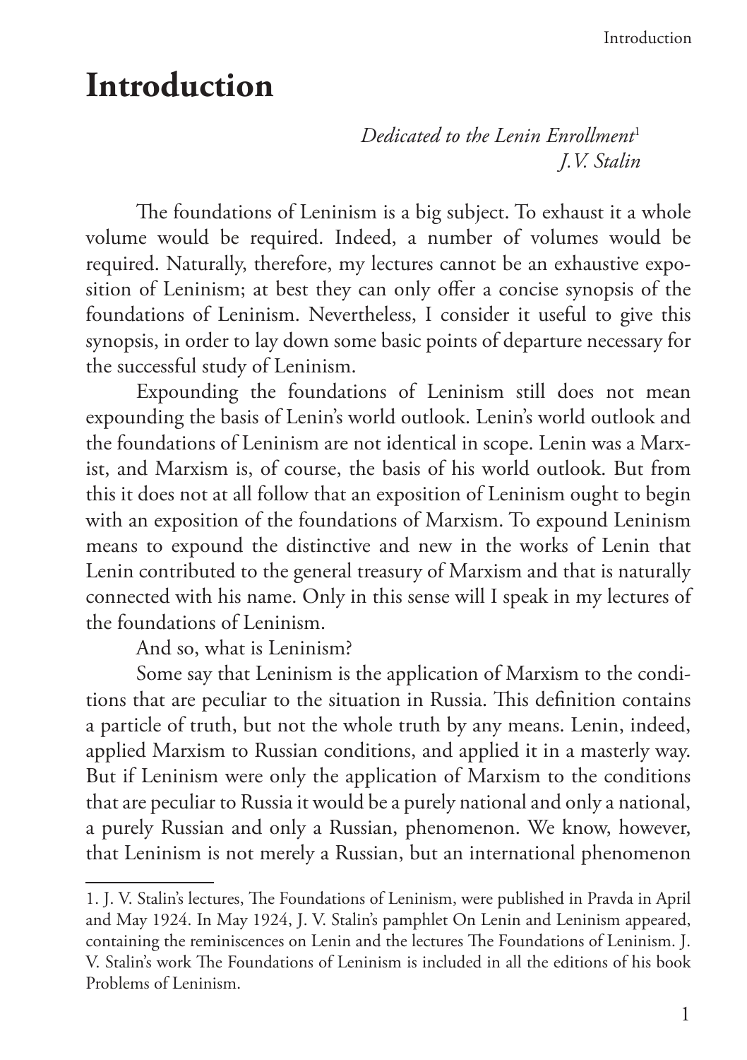# Introduction

*Dedicated to the Lenin Enrollment*[1]
*J.V. Stalin*

The foundations of Leninism is a big subject. To exhaust it a whole volume would be required. Indeed, a number of volumes would be required. Naturally, therefore, my lectures cannot be an exhaustive exposition of Leninism; at best they can only offer a concise synopsis of the foundations of Leninism. Nevertheless, I consider it useful to give this synopsis, in order to lay down some basic points of departure necessary for the successful study of Leninism.

Expounding the foundations of Leninism still does not mean expounding the basis of Lenin's world outlook. Lenin's world outlook and the foundations of Leninism are not identical in scope. Lenin was a Marxist, and Marxism is, of course, the basis of his world outlook. But from this it does not at all follow that an exposition of Leninism ought to begin with an exposition of the foundations of Marxism. To expound Leninism means to expound the distinctive and new in the works of Lenin that Lenin contributed to the general treasury of Marxism and that is naturally connected with his name. Only in this sense will I speak in my lectures of the foundations of Leninism.

And so, what is Leninism?

Some say that Leninism is the application of Marxism to the conditions that are peculiar to the situation in Russia. This definition contains a particle of truth, but not the whole truth by any means. Lenin, indeed, applied Marxism to Russian conditions, and applied it in a masterly way. But if Leninism were only the application of Marxism to the conditions that are peculiar to Russia it would be a purely national and only a national, a purely Russian and only a Russian, phenomenon. We know, however, that Leninism is not merely a Russian, but an international phenomenon

---

1. J. V. Stalin's lectures, The Foundations of Leninism, were published in Pravda in April and May 1924. In May 1924, J. V. Stalin's pamphlet On Lenin and Leninism appeared, containing the reminiscences on Lenin and the lectures The Foundations of Leninism. J. V. Stalin's work The Foundations of Leninism is included in all the editions of his book Problems of Leninism.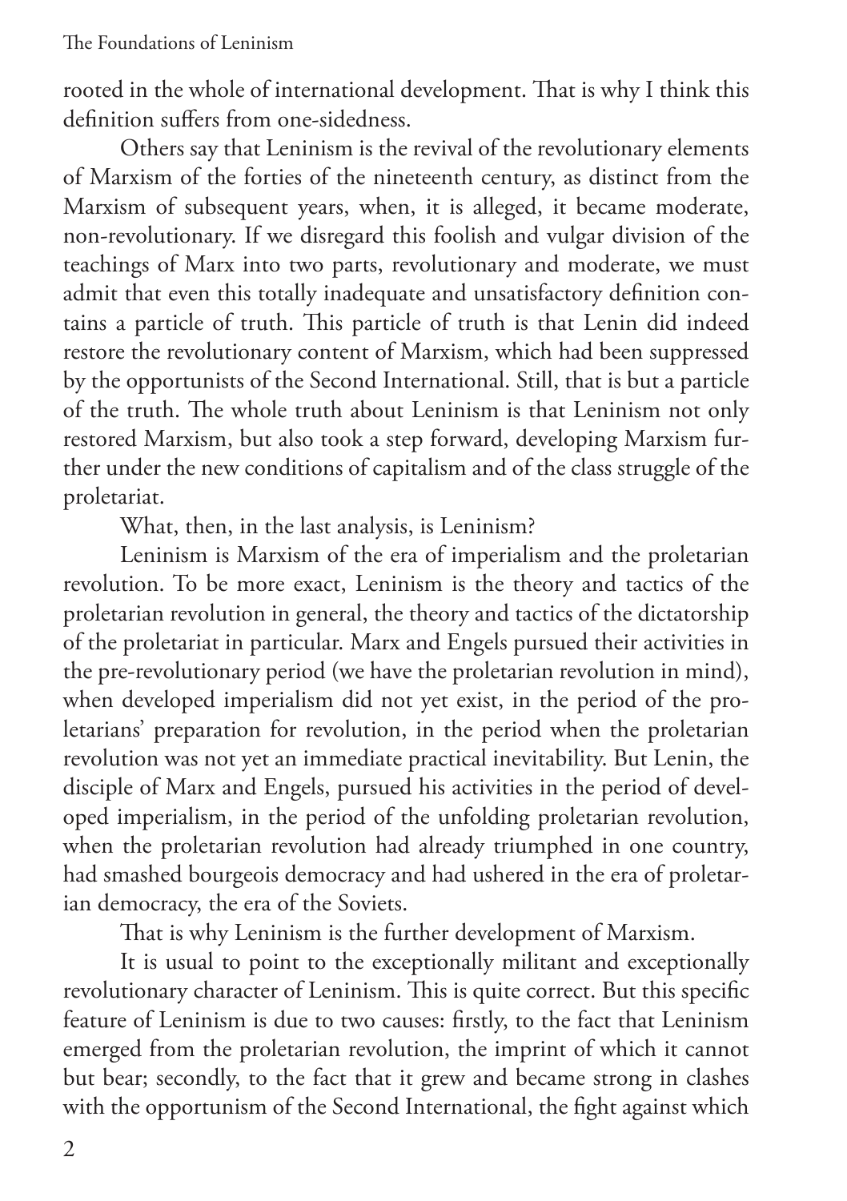rooted in the whole of international development. That is why I think this definition suffers from one-sidedness.

Others say that Leninism is the revival of the revolutionary elements of Marxism of the forties of the nineteenth century, as distinct from the Marxism of subsequent years, when, it is alleged, it became moderate, non-revolutionary. If we disregard this foolish and vulgar division of the teachings of Marx into two parts, revolutionary and moderate, we must admit that even this totally inadequate and unsatisfactory definition contains a particle of truth. This particle of truth is that Lenin did indeed restore the revolutionary content of Marxism, which had been suppressed by the opportunists of the Second International. Still, that is but a particle of the truth. The whole truth about Leninism is that Leninism not only restored Marxism, but also took a step forward, developing Marxism further under the new conditions of capitalism and of the class struggle of the proletariat.

What, then, in the last analysis, is Leninism?

Leninism is Marxism of the era of imperialism and the proletarian revolution. To be more exact, Leninism is the theory and tactics of the proletarian revolution in general, the theory and tactics of the dictatorship of the proletariat in particular. Marx and Engels pursued their activities in the pre-revolutionary period (we have the proletarian revolution in mind), when developed imperialism did not yet exist, in the period of the proletarians' preparation for revolution, in the period when the proletarian revolution was not yet an immediate practical inevitability. But Lenin, the disciple of Marx and Engels, pursued his activities in the period of developed imperialism, in the period of the unfolding proletarian revolution, when the proletarian revolution had already triumphed in one country, had smashed bourgeois democracy and had ushered in the era of proletarian democracy, the era of the Soviets.

That is why Leninism is the further development of Marxism.

It is usual to point to the exceptionally militant and exceptionally revolutionary character of Leninism. This is quite correct. But this specific feature of Leninism is due to two causes: firstly, to the fact that Leninism emerged from the proletarian revolution, the imprint of which it cannot but bear; secondly, to the fact that it grew and became strong in clashes with the opportunism of the Second International, the fight against which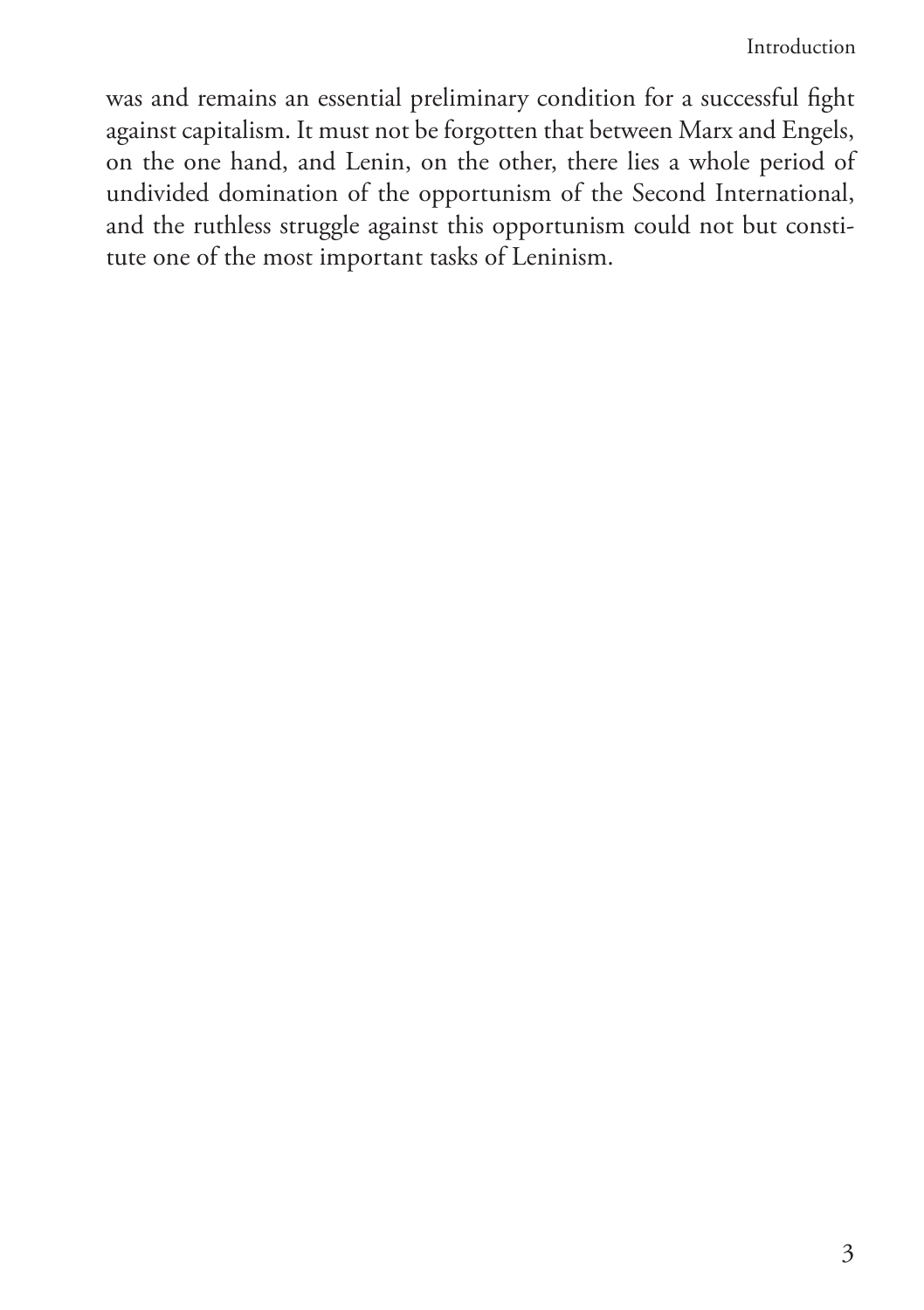was and remains an essential preliminary condition for a successful fight against capitalism. It must not be forgotten that between Marx and Engels, on the one hand, and Lenin, on the other, there lies a whole period of undivided domination of the opportunism of the Second International, and the ruthless struggle against this opportunism could not but constitute one of the most important tasks of Leninism.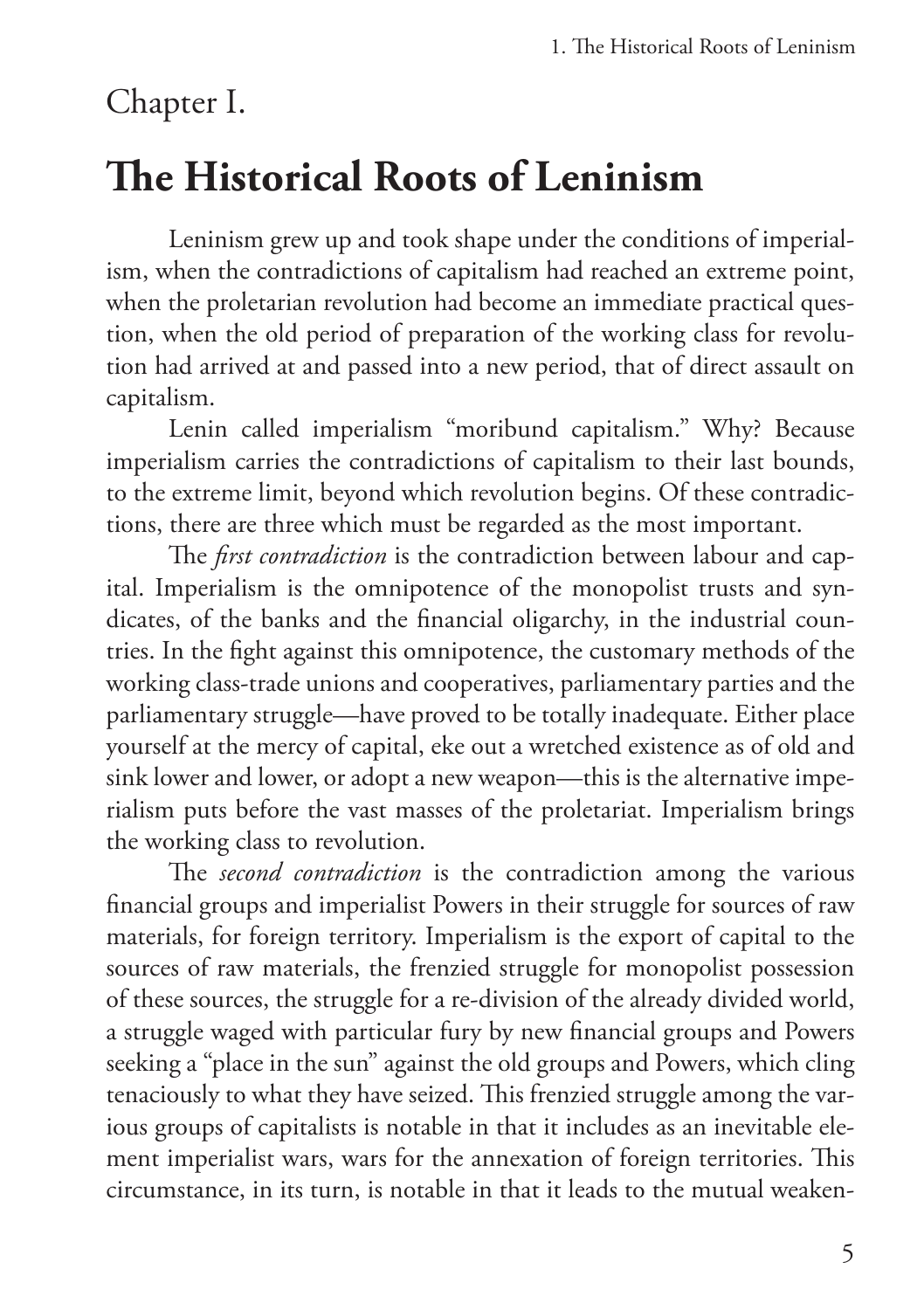Chapter I.

# The Historical Roots of Leninism

Leninism grew up and took shape under the conditions of imperialism, when the contradictions of capitalism had reached an extreme point, when the proletarian revolution had become an immediate practical question, when the old period of preparation of the working class for revolution had arrived at and passed into a new period, that of direct assault on capitalism.

Lenin called imperialism "moribund capitalism." Why? Because imperialism carries the contradictions of capitalism to their last bounds, to the extreme limit, beyond which revolution begins. Of these contradictions, there are three which must be regarded as the most important.

The *first contradiction* is the contradiction between labour and capital. Imperialism is the omnipotence of the monopolist trusts and syndicates, of the banks and the financial oligarchy, in the industrial countries. In the fight against this omnipotence, the customary methods of the working class-trade unions and cooperatives, parliamentary parties and the parliamentary struggle—have proved to be totally inadequate. Either place yourself at the mercy of capital, eke out a wretched existence as of old and sink lower and lower, or adopt a new weapon—this is the alternative imperialism puts before the vast masses of the proletariat. Imperialism brings the working class to revolution.

The *second contradiction* is the contradiction among the various financial groups and imperialist Powers in their struggle for sources of raw materials, for foreign territory. Imperialism is the export of capital to the sources of raw materials, the frenzied struggle for monopolist possession of these sources, the struggle for a re-division of the already divided world, a struggle waged with particular fury by new financial groups and Powers seeking a "place in the sun" against the old groups and Powers, which cling tenaciously to what they have seized. This frenzied struggle among the various groups of capitalists is notable in that it includes as an inevitable element imperialist wars, wars for the annexation of foreign territories. This circumstance, in its turn, is notable in that it leads to the mutual weaken-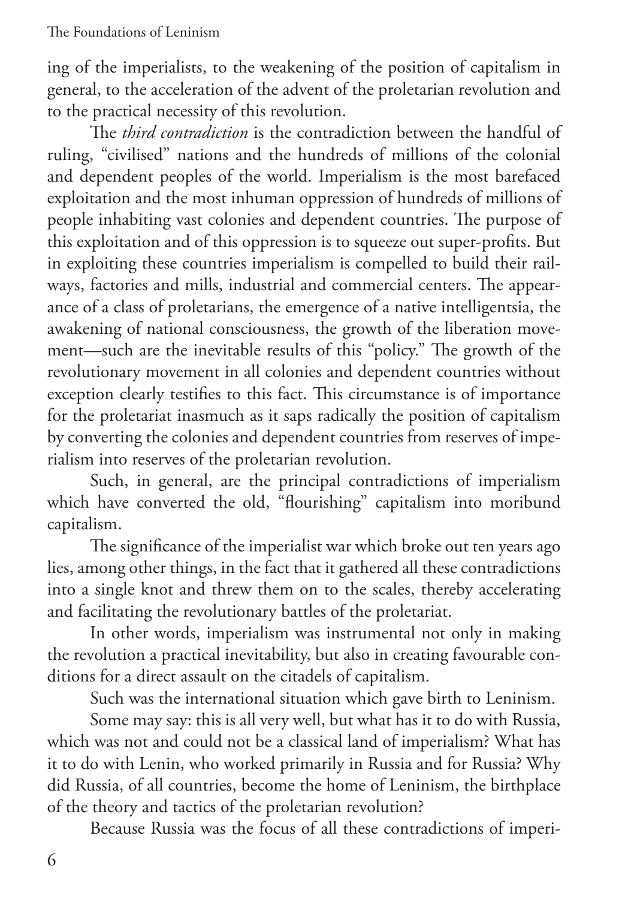ing of the imperialists, to the weakening of the position of capitalism in general, to the acceleration of the advent of the proletarian revolution and to the practical necessity of this revolution.

The *third contradiction* is the contradiction between the handful of ruling, "civilised" nations and the hundreds of millions of the colonial and dependent peoples of the world. Imperialism is the most barefaced exploitation and the most inhuman oppression of hundreds of millions of people inhabiting vast colonies and dependent countries. The purpose of this exploitation and of this oppression is to squeeze out super-profits. But in exploiting these countries imperialism is compelled to build their railways, factories and mills, industrial and commercial centers. The appearance of a class of proletarians, the emergence of a native intelligentsia, the awakening of national consciousness, the growth of the liberation movement—such are the inevitable results of this "policy." The growth of the revolutionary movement in all colonies and dependent countries without exception clearly testifies to this fact. This circumstance is of importance for the proletariat inasmuch as it saps radically the position of capitalism by converting the colonies and dependent countries from reserves of imperialism into reserves of the proletarian revolution.

Such, in general, are the principal contradictions of imperialism which have converted the old, "flourishing" capitalism into moribund capitalism.

The significance of the imperialist war which broke out ten years ago lies, among other things, in the fact that it gathered all these contradictions into a single knot and threw them on to the scales, thereby accelerating and facilitating the revolutionary battles of the proletariat.

In other words, imperialism was instrumental not only in making the revolution a practical inevitability, but also in creating favourable conditions for a direct assault on the citadels of capitalism.

Such was the international situation which gave birth to Leninism.

Some may say: this is all very well, but what has it to do with Russia, which was not and could not be a classical land of imperialism? What has it to do with Lenin, who worked primarily in Russia and for Russia? Why did Russia, of all countries, become the home of Leninism, the birthplace of the theory and tactics of the proletarian revolution?

Because Russia was the focus of all these contradictions of imperi-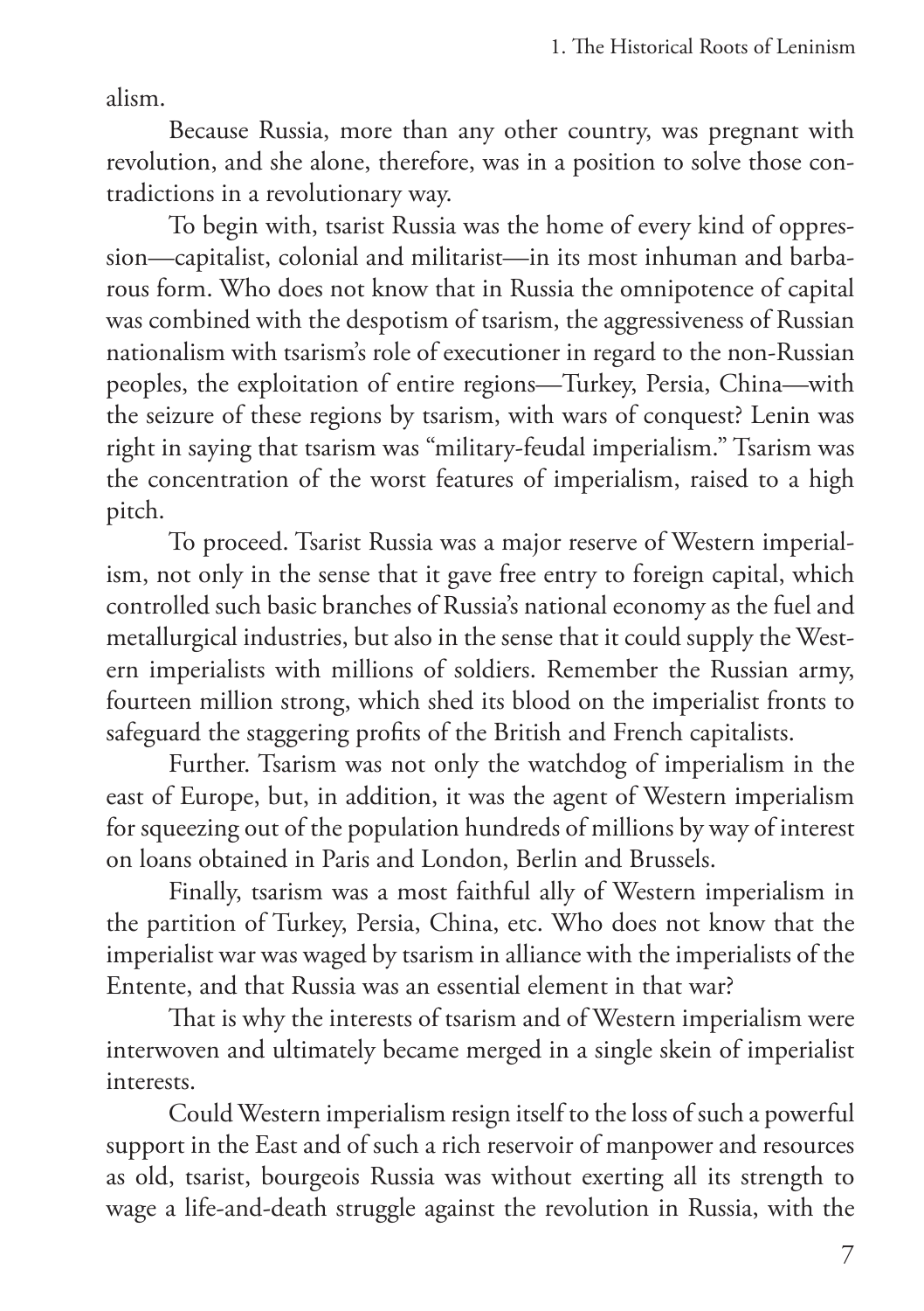alism.

Because Russia, more than any other country, was pregnant with revolution, and she alone, therefore, was in a position to solve those contradictions in a revolutionary way.

To begin with, tsarist Russia was the home of every kind of oppression—capitalist, colonial and militarist—in its most inhuman and barbarous form. Who does not know that in Russia the omnipotence of capital was combined with the despotism of tsarism, the aggressiveness of Russian nationalism with tsarism's role of executioner in regard to the non-Russian peoples, the exploitation of entire regions—Turkey, Persia, China—with the seizure of these regions by tsarism, with wars of conquest? Lenin was right in saying that tsarism was "military-feudal imperialism." Tsarism was the concentration of the worst features of imperialism, raised to a high pitch.

To proceed. Tsarist Russia was a major reserve of Western imperialism, not only in the sense that it gave free entry to foreign capital, which controlled such basic branches of Russia's national economy as the fuel and metallurgical industries, but also in the sense that it could supply the Western imperialists with millions of soldiers. Remember the Russian army, fourteen million strong, which shed its blood on the imperialist fronts to safeguard the staggering profits of the British and French capitalists.

Further. Tsarism was not only the watchdog of imperialism in the east of Europe, but, in addition, it was the agent of Western imperialism for squeezing out of the population hundreds of millions by way of interest on loans obtained in Paris and London, Berlin and Brussels.

Finally, tsarism was a most faithful ally of Western imperialism in the partition of Turkey, Persia, China, etc. Who does not know that the imperialist war was waged by tsarism in alliance with the imperialists of the Entente, and that Russia was an essential element in that war?

That is why the interests of tsarism and of Western imperialism were interwoven and ultimately became merged in a single skein of imperialist interests.

Could Western imperialism resign itself to the loss of such a powerful support in the East and of such a rich reservoir of manpower and resources as old, tsarist, bourgeois Russia was without exerting all its strength to wage a life-and-death struggle against the revolution in Russia, with the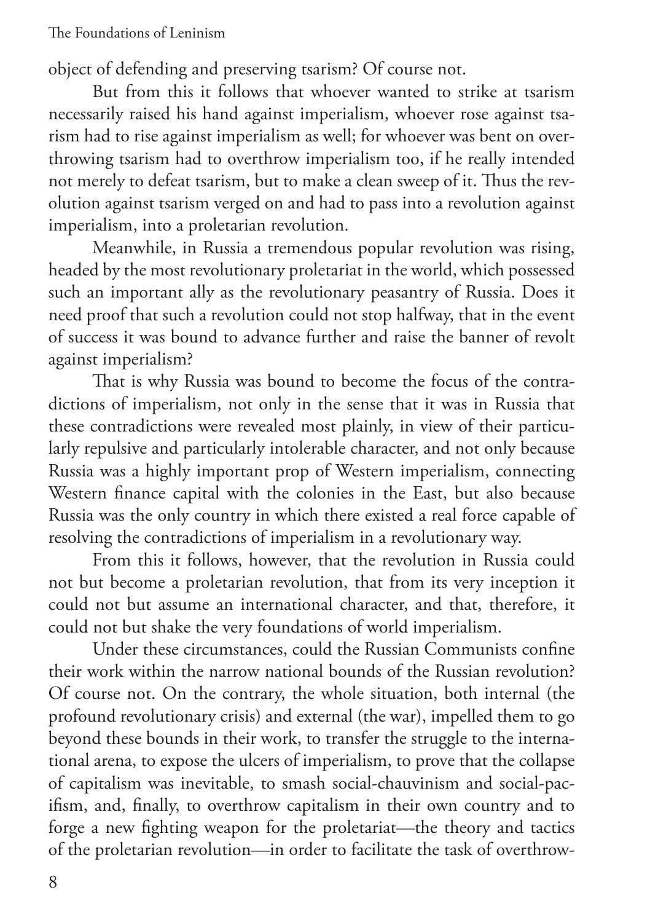object of defending and preserving tsarism? Of course not.

But from this it follows that whoever wanted to strike at tsarism necessarily raised his hand against imperialism, whoever rose against tsarism had to rise against imperialism as well; for whoever was bent on overthrowing tsarism had to overthrow imperialism too, if he really intended not merely to defeat tsarism, but to make a clean sweep of it. Thus the revolution against tsarism verged on and had to pass into a revolution against imperialism, into a proletarian revolution.

Meanwhile, in Russia a tremendous popular revolution was rising, headed by the most revolutionary proletariat in the world, which possessed such an important ally as the revolutionary peasantry of Russia. Does it need proof that such a revolution could not stop halfway, that in the event of success it was bound to advance further and raise the banner of revolt against imperialism?

That is why Russia was bound to become the focus of the contradictions of imperialism, not only in the sense that it was in Russia that these contradictions were revealed most plainly, in view of their particularly repulsive and particularly intolerable character, and not only because Russia was a highly important prop of Western imperialism, connecting Western finance capital with the colonies in the East, but also because Russia was the only country in which there existed a real force capable of resolving the contradictions of imperialism in a revolutionary way.

From this it follows, however, that the revolution in Russia could not but become a proletarian revolution, that from its very inception it could not but assume an international character, and that, therefore, it could not but shake the very foundations of world imperialism.

Under these circumstances, could the Russian Communists confine their work within the narrow national bounds of the Russian revolution? Of course not. On the contrary, the whole situation, both internal (the profound revolutionary crisis) and external (the war), impelled them to go beyond these bounds in their work, to transfer the struggle to the international arena, to expose the ulcers of imperialism, to prove that the collapse of capitalism was inevitable, to smash social-chauvinism and social-pacifism, and, finally, to overthrow capitalism in their own country and to forge a new fighting weapon for the proletariat—the theory and tactics of the proletarian revolution—in order to facilitate the task of overthrow-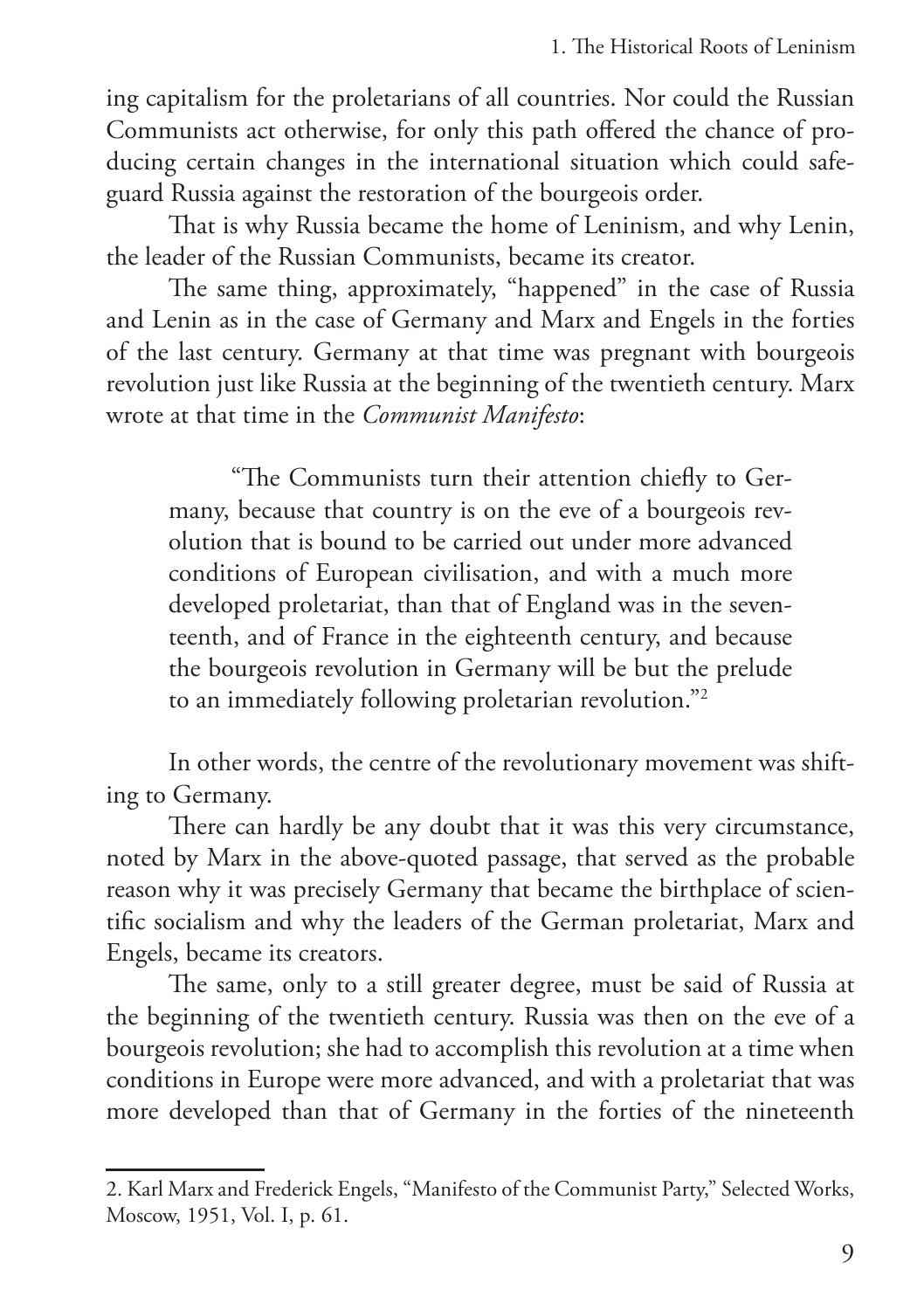ing capitalism for the proletarians of all countries. Nor could the Russian Communists act otherwise, for only this path offered the chance of producing certain changes in the international situation which could safeguard Russia against the restoration of the bourgeois order.

That is why Russia became the home of Leninism, and why Lenin, the leader of the Russian Communists, became its creator.

The same thing, approximately, "happened" in the case of Russia and Lenin as in the case of Germany and Marx and Engels in the forties of the last century. Germany at that time was pregnant with bourgeois revolution just like Russia at the beginning of the twentieth century. Marx wrote at that time in the *Communist Manifesto*:

> "The Communists turn their attention chiefly to Germany, because that country is on the eve of a bourgeois revolution that is bound to be carried out under more advanced conditions of European civilisation, and with a much more developed proletariat, than that of England was in the seventeenth, and of France in the eighteenth century, and because the bourgeois revolution in Germany will be but the prelude to an immediately following proletarian revolution."[2]

In other words, the centre of the revolutionary movement was shifting to Germany.

There can hardly be any doubt that it was this very circumstance, noted by Marx in the above-quoted passage, that served as the probable reason why it was precisely Germany that became the birthplace of scientific socialism and why the leaders of the German proletariat, Marx and Engels, became its creators.

The same, only to a still greater degree, must be said of Russia at the beginning of the twentieth century. Russia was then on the eve of a bourgeois revolution; she had to accomplish this revolution at a time when conditions in Europe were more advanced, and with a proletariat that was more developed than that of Germany in the forties of the nineteenth

---

2. Karl Marx and Frederick Engels, "Manifesto of the Communist Party," Selected Works, Moscow, 1951, Vol. I, p. 61.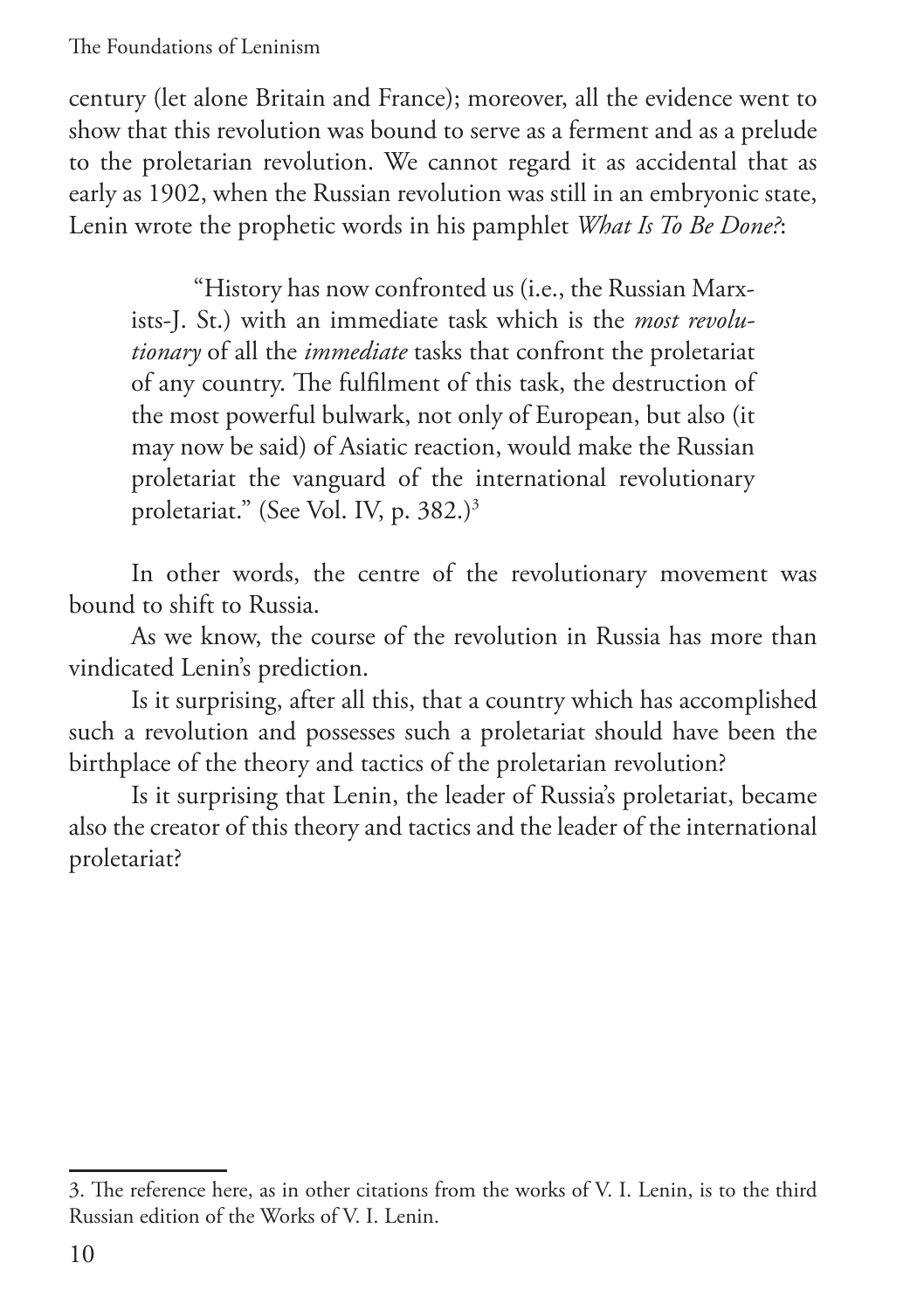century (let alone Britain and France); moreover, all the evidence went to show that this revolution was bound to serve as a ferment and as a prelude to the proletarian revolution. We cannot regard it as accidental that as early as 1902, when the Russian revolution was still in an embryonic state, Lenin wrote the prophetic words in his pamphlet *What Is To Be Done?*:

> "History has now confronted us (i.e., the Russian Marxists-J. St.) with an immediate task which is the *most revolutionary* of all the *immediate* tasks that confront the proletariat of any country. The fulfilment of this task, the destruction of the most powerful bulwark, not only of European, but also (it may now be said) of Asiatic reaction, would make the Russian proletariat the vanguard of the international revolutionary proletariat." (See Vol. IV, p. 382.)[3]

In other words, the centre of the revolutionary movement was bound to shift to Russia.

As we know, the course of the revolution in Russia has more than vindicated Lenin's prediction.

Is it surprising, after all this, that a country which has accomplished such a revolution and possesses such a proletariat should have been the birthplace of the theory and tactics of the proletarian revolution?

Is it surprising that Lenin, the leader of Russia's proletariat, became also the creator of this theory and tactics and the leader of the international proletariat?

---

3. The reference here, as in other citations from the works of V. I. Lenin, is to the third Russian edition of the Works of V. I. Lenin.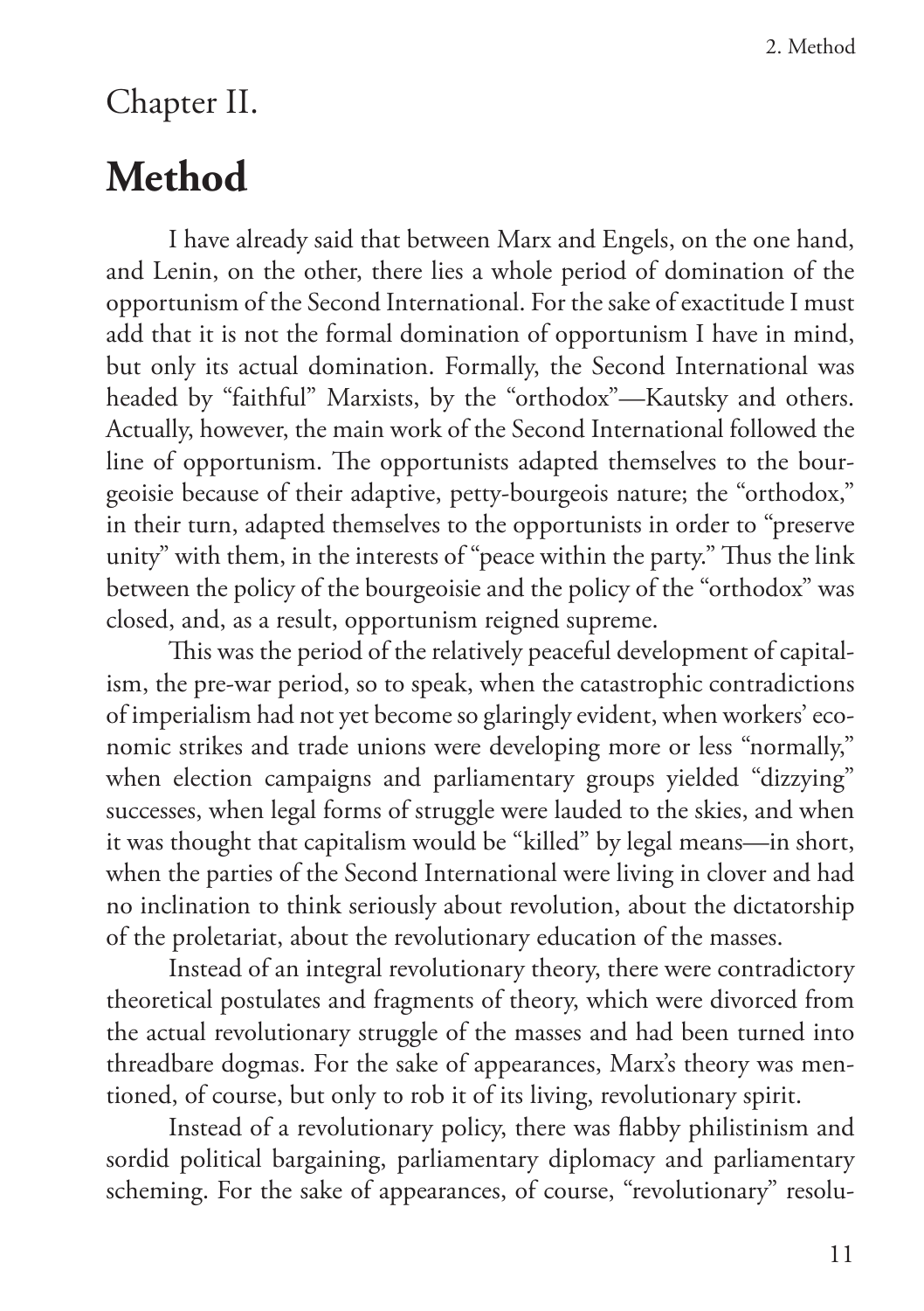## Chapter II.

# Method

I have already said that between Marx and Engels, on the one hand, and Lenin, on the other, there lies a whole period of domination of the opportunism of the Second International. For the sake of exactitude I must add that it is not the formal domination of opportunism I have in mind, but only its actual domination. Formally, the Second International was headed by "faithful" Marxists, by the "orthodox"—Kautsky and others. Actually, however, the main work of the Second International followed the line of opportunism. The opportunists adapted themselves to the bourgeoisie because of their adaptive, petty-bourgeois nature; the "orthodox," in their turn, adapted themselves to the opportunists in order to "preserve unity" with them, in the interests of "peace within the party." Thus the link between the policy of the bourgeoisie and the policy of the "orthodox" was closed, and, as a result, opportunism reigned supreme.

This was the period of the relatively peaceful development of capitalism, the pre-war period, so to speak, when the catastrophic contradictions of imperialism had not yet become so glaringly evident, when workers' economic strikes and trade unions were developing more or less "normally," when election campaigns and parliamentary groups yielded "dizzying" successes, when legal forms of struggle were lauded to the skies, and when it was thought that capitalism would be "killed" by legal means—in short, when the parties of the Second International were living in clover and had no inclination to think seriously about revolution, about the dictatorship of the proletariat, about the revolutionary education of the masses.

Instead of an integral revolutionary theory, there were contradictory theoretical postulates and fragments of theory, which were divorced from the actual revolutionary struggle of the masses and had been turned into threadbare dogmas. For the sake of appearances, Marx's theory was mentioned, of course, but only to rob it of its living, revolutionary spirit.

Instead of a revolutionary policy, there was flabby philistinism and sordid political bargaining, parliamentary diplomacy and parliamentary scheming. For the sake of appearances, of course, "revolutionary" resolu-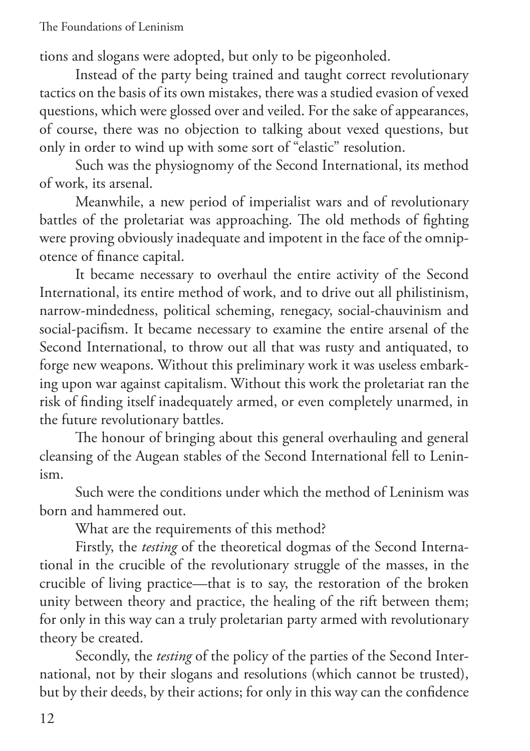tions and slogans were adopted, but only to be pigeonholed.

Instead of the party being trained and taught correct revolutionary tactics on the basis of its own mistakes, there was a studied evasion of vexed questions, which were glossed over and veiled. For the sake of appearances, of course, there was no objection to talking about vexed questions, but only in order to wind up with some sort of "elastic" resolution.

Such was the physiognomy of the Second International, its method of work, its arsenal.

Meanwhile, a new period of imperialist wars and of revolutionary battles of the proletariat was approaching. The old methods of fighting were proving obviously inadequate and impotent in the face of the omnipotence of finance capital.

It became necessary to overhaul the entire activity of the Second International, its entire method of work, and to drive out all philistinism, narrow-mindedness, political scheming, renegacy, social-chauvinism and social-pacifism. It became necessary to examine the entire arsenal of the Second International, to throw out all that was rusty and antiquated, to forge new weapons. Without this preliminary work it was useless embarking upon war against capitalism. Without this work the proletariat ran the risk of finding itself inadequately armed, or even completely unarmed, in the future revolutionary battles.

The honour of bringing about this general overhauling and general cleansing of the Augean stables of the Second International fell to Leninism.

Such were the conditions under which the method of Leninism was born and hammered out.

What are the requirements of this method?

Firstly, the *testing* of the theoretical dogmas of the Second International in the crucible of the revolutionary struggle of the masses, in the crucible of living practice—that is to say, the restoration of the broken unity between theory and practice, the healing of the rift between them; for only in this way can a truly proletarian party armed with revolutionary theory be created.

Secondly, the *testing* of the policy of the parties of the Second International, not by their slogans and resolutions (which cannot be trusted), but by their deeds, by their actions; for only in this way can the confidence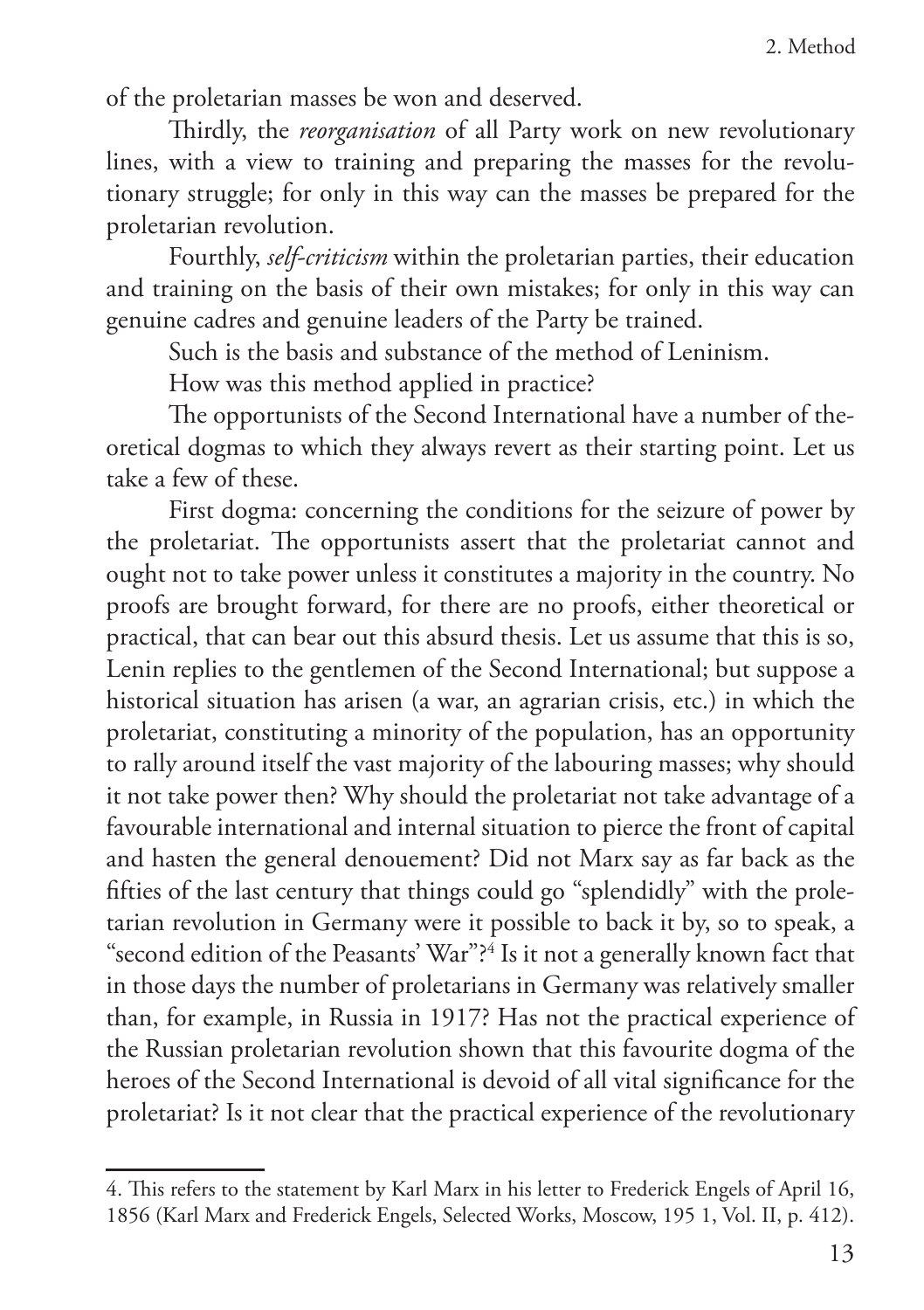of the proletarian masses be won and deserved.

Thirdly, the *reorganisation* of all Party work on new revolutionary lines, with a view to training and preparing the masses for the revolutionary struggle; for only in this way can the masses be prepared for the proletarian revolution.

Fourthly, *self-criticism* within the proletarian parties, their education and training on the basis of their own mistakes; for only in this way can genuine cadres and genuine leaders of the Party be trained.

Such is the basis and substance of the method of Leninism.

How was this method applied in practice?

The opportunists of the Second International have a number of theoretical dogmas to which they always revert as their starting point. Let us take a few of these.

First dogma: concerning the conditions for the seizure of power by the proletariat. The opportunists assert that the proletariat cannot and ought not to take power unless it constitutes a majority in the country. No proofs are brought forward, for there are no proofs, either theoretical or practical, that can bear out this absurd thesis. Let us assume that this is so, Lenin replies to the gentlemen of the Second International; but suppose a historical situation has arisen (a war, an agrarian crisis, etc.) in which the proletariat, constituting a minority of the population, has an opportunity to rally around itself the vast majority of the labouring masses; why should it not take power then? Why should the proletariat not take advantage of a favourable international and internal situation to pierce the front of capital and hasten the general denouement? Did not Marx say as far back as the fifties of the last century that things could go "splendidly" with the proletarian revolution in Germany were it possible to back it by, so to speak, a "second edition of the Peasants' War"?[4] Is it not a generally known fact that in those days the number of proletarians in Germany was relatively smaller than, for example, in Russia in 1917? Has not the practical experience of the Russian proletarian revolution shown that this favourite dogma of the heroes of the Second International is devoid of all vital significance for the proletariat? Is it not clear that the practical experience of the revolutionary

4. This refers to the statement by Karl Marx in his letter to Frederick Engels of April 16, 1856 (Karl Marx and Frederick Engels, Selected Works, Moscow, 195 1, Vol. II, p. 412).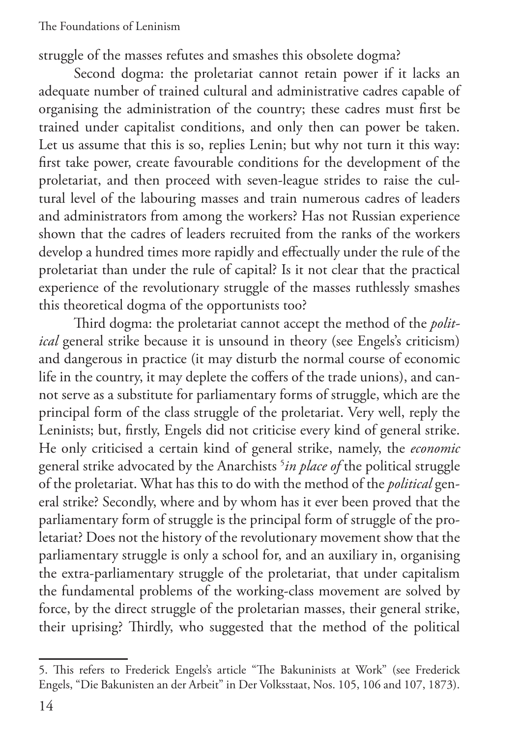struggle of the masses refutes and smashes this obsolete dogma?

Second dogma: the proletariat cannot retain power if it lacks an adequate number of trained cultural and administrative cadres capable of organising the administration of the country; these cadres must first be trained under capitalist conditions, and only then can power be taken. Let us assume that this is so, replies Lenin; but why not turn it this way: first take power, create favourable conditions for the development of the proletariat, and then proceed with seven-league strides to raise the cultural level of the labouring masses and train numerous cadres of leaders and administrators from among the workers? Has not Russian experience shown that the cadres of leaders recruited from the ranks of the workers develop a hundred times more rapidly and effectually under the rule of the proletariat than under the rule of capital? Is it not clear that the practical experience of the revolutionary struggle of the masses ruthlessly smashes this theoretical dogma of the opportunists too?

Third dogma: the proletariat cannot accept the method of the *political* general strike because it is unsound in theory (see Engels's criticism) and dangerous in practice (it may disturb the normal course of economic life in the country, it may deplete the coffers of the trade unions), and cannot serve as a substitute for parliamentary forms of struggle, which are the principal form of the class struggle of the proletariat. Very well, reply the Leninists; but, firstly, Engels did not criticise every kind of general strike. He only criticised a certain kind of general strike, namely, the *economic* general strike advocated by the Anarchists [5] *in place of* the political struggle of the proletariat. What has this to do with the method of the *political* general strike? Secondly, where and by whom has it ever been proved that the parliamentary form of struggle is the principal form of struggle of the proletariat? Does not the history of the revolutionary movement show that the parliamentary struggle is only a school for, and an auxiliary in, organising the extra-parliamentary struggle of the proletariat, that under capitalism the fundamental problems of the working-class movement are solved by force, by the direct struggle of the proletarian masses, their general strike, their uprising? Thirdly, who suggested that the method of the political

5. This refers to Frederick Engels's article "The Bakuninists at Work" (see Frederick Engels, "Die Bakunisten an der Arbeit" in Der Volksstaat, Nos. 105, 106 and 107, 1873).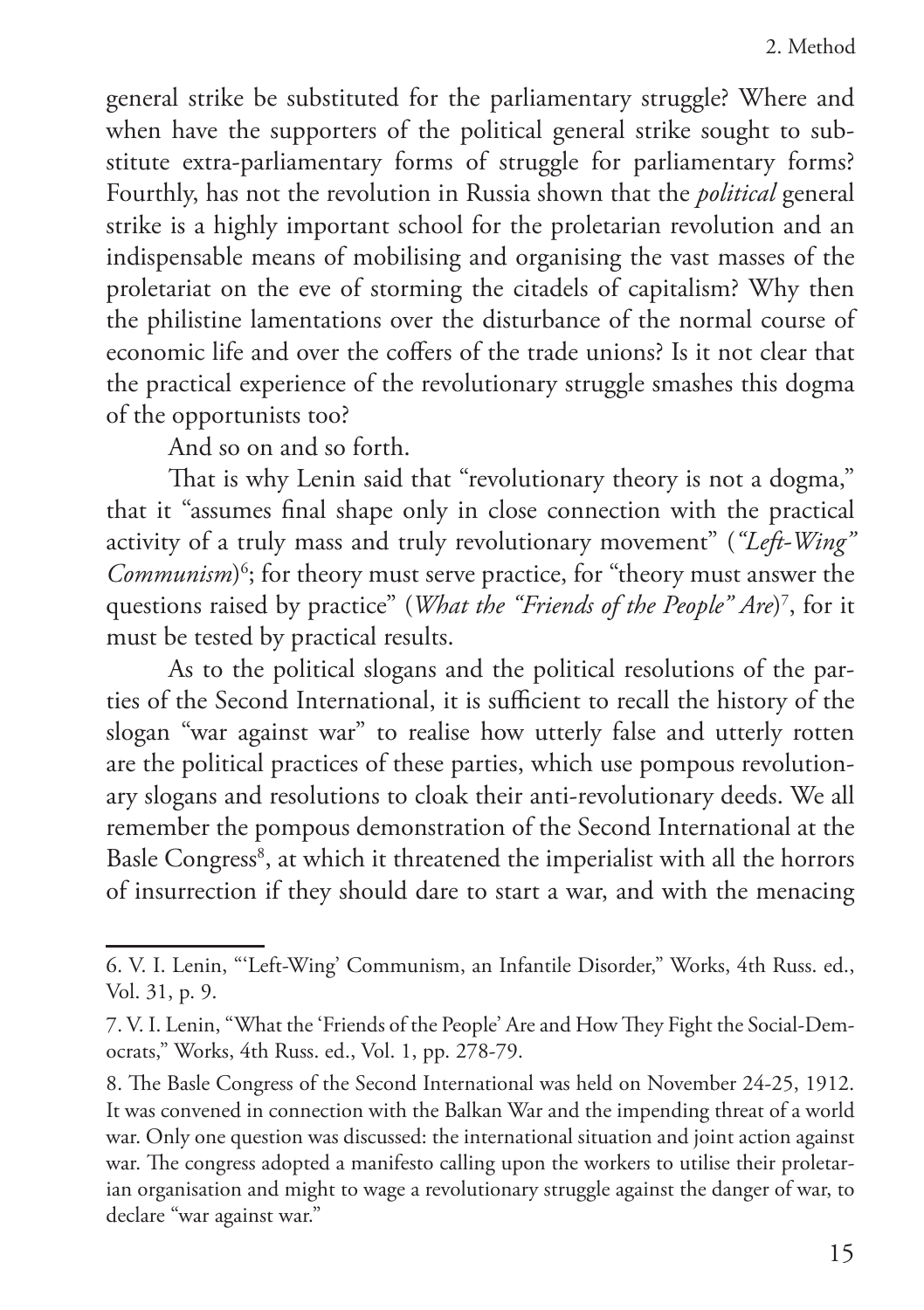general strike be substituted for the parliamentary struggle? Where and when have the supporters of the political general strike sought to substitute extra-parliamentary forms of struggle for parliamentary forms? Fourthly, has not the revolution in Russia shown that the *political* general strike is a highly important school for the proletarian revolution and an indispensable means of mobilising and organising the vast masses of the proletariat on the eve of storming the citadels of capitalism? Why then the philistine lamentations over the disturbance of the normal course of economic life and over the coffers of the trade unions? Is it not clear that the practical experience of the revolutionary struggle smashes this dogma of the opportunists too?

And so on and so forth.

That is why Lenin said that "revolutionary theory is not a dogma," that it "assumes final shape only in close connection with the practical activity of a truly mass and truly revolutionary movement" (*"Left-Wing" Communism*)[6]; for theory must serve practice, for "theory must answer the questions raised by practice" (*What the "Friends of the People" Are*)[7], for it must be tested by practical results.

As to the political slogans and the political resolutions of the parties of the Second International, it is sufficient to recall the history of the slogan "war against war" to realise how utterly false and utterly rotten are the political practices of these parties, which use pompous revolutionary slogans and resolutions to cloak their anti-revolutionary deeds. We all remember the pompous demonstration of the Second International at the Basle Congress[8], at which it threatened the imperialist with all the horrors of insurrection if they should dare to start a war, and with the menacing

---

6. V. I. Lenin, "'Left-Wing' Communism, an Infantile Disorder," Works, 4th Russ. ed., Vol. 31, p. 9.

7. V. I. Lenin, "What the 'Friends of the People' Are and How They Fight the Social-Democrats," Works, 4th Russ. ed., Vol. 1, pp. 278-79.

8. The Basle Congress of the Second International was held on November 24-25, 1912. It was convened in connection with the Balkan War and the impending threat of a world war. Only one question was discussed: the international situation and joint action against war. The congress adopted a manifesto calling upon the workers to utilise their proletarian organisation and might to wage a revolutionary struggle against the danger of war, to declare "war against war."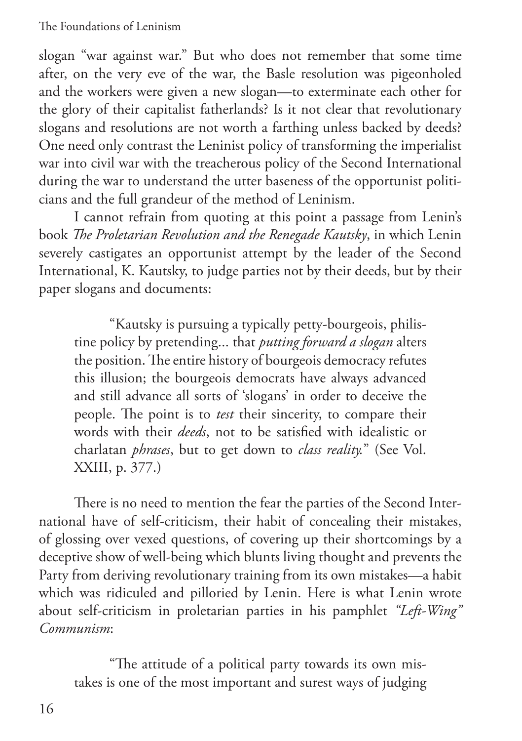slogan "war against war." But who does not remember that some time after, on the very eve of the war, the Basle resolution was pigeonholed and the workers were given a new slogan—to exterminate each other for the glory of their capitalist fatherlands? Is it not clear that revolutionary slogans and resolutions are not worth a farthing unless backed by deeds? One need only contrast the Leninist policy of transforming the imperialist war into civil war with the treacherous policy of the Second International during the war to understand the utter baseness of the opportunist politicians and the full grandeur of the method of Leninism.

I cannot refrain from quoting at this point a passage from Lenin's book *The Proletarian Revolution and the Renegade Kautsky*, in which Lenin severely castigates an opportunist attempt by the leader of the Second International, K. Kautsky, to judge parties not by their deeds, but by their paper slogans and documents:

> "Kautsky is pursuing a typically petty-bourgeois, philistine policy by pretending... that *putting forward a slogan* alters the position. The entire history of bourgeois democracy refutes this illusion; the bourgeois democrats have always advanced and still advance all sorts of 'slogans' in order to deceive the people. The point is to *test* their sincerity, to compare their words with their *deeds*, not to be satisfied with idealistic or charlatan *phrases*, but to get down to *class reality*." (See Vol. XXIII, p. 377.)

There is no need to mention the fear the parties of the Second International have of self-criticism, their habit of concealing their mistakes, of glossing over vexed questions, of covering up their shortcomings by a deceptive show of well-being which blunts living thought and prevents the Party from deriving revolutionary training from its own mistakes—a habit which was ridiculed and pilloried by Lenin. Here is what Lenin wrote about self-criticism in proletarian parties in his pamphlet *"Left-Wing" Communism*:

> "The attitude of a political party towards its own mistakes is one of the most important and surest ways of judging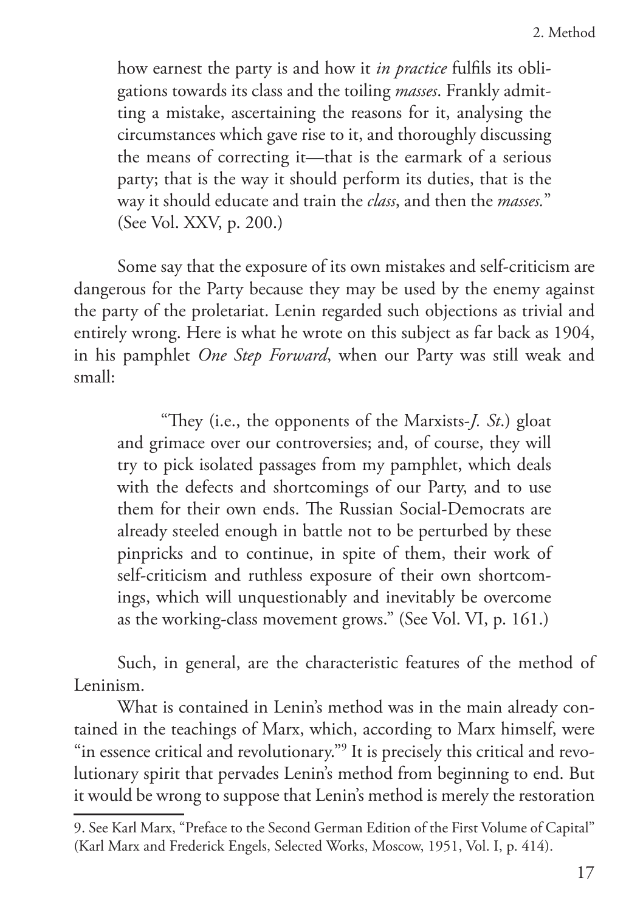how earnest the party is and how it *in practice* fulfils its obligations towards its class and the toiling *masses*. Frankly admitting a mistake, ascertaining the reasons for it, analysing the circumstances which gave rise to it, and thoroughly discussing the means of correcting it—that is the earmark of a serious party; that is the way it should perform its duties, that is the way it should educate and train the *class*, and then the *masses*." (See Vol. XXV, p. 200.)

Some say that the exposure of its own mistakes and self-criticism are dangerous for the Party because they may be used by the enemy against the party of the proletariat. Lenin regarded such objections as trivial and entirely wrong. Here is what he wrote on this subject as far back as 1904, in his pamphlet *One Step Forward*, when our Party was still weak and small:

> "They (i.e., the opponents of the Marxists-*J. St.*) gloat and grimace over our controversies; and, of course, they will try to pick isolated passages from my pamphlet, which deals with the defects and shortcomings of our Party, and to use them for their own ends. The Russian Social-Democrats are already steeled enough in battle not to be perturbed by these pinpricks and to continue, in spite of them, their work of self-criticism and ruthless exposure of their own shortcomings, which will unquestionably and inevitably be overcome as the working-class movement grows." (See Vol. VI, p. 161.)

Such, in general, are the characteristic features of the method of Leninism.

What is contained in Lenin's method was in the main already contained in the teachings of Marx, which, according to Marx himself, were "in essence critical and revolutionary."[9] It is precisely this critical and revolutionary spirit that pervades Lenin's method from beginning to end. But it would be wrong to suppose that Lenin's method is merely the restoration

9. See Karl Marx, "Preface to the Second German Edition of the First Volume of Capital" (Karl Marx and Frederick Engels, Selected Works, Moscow, 1951, Vol. I, p. 414).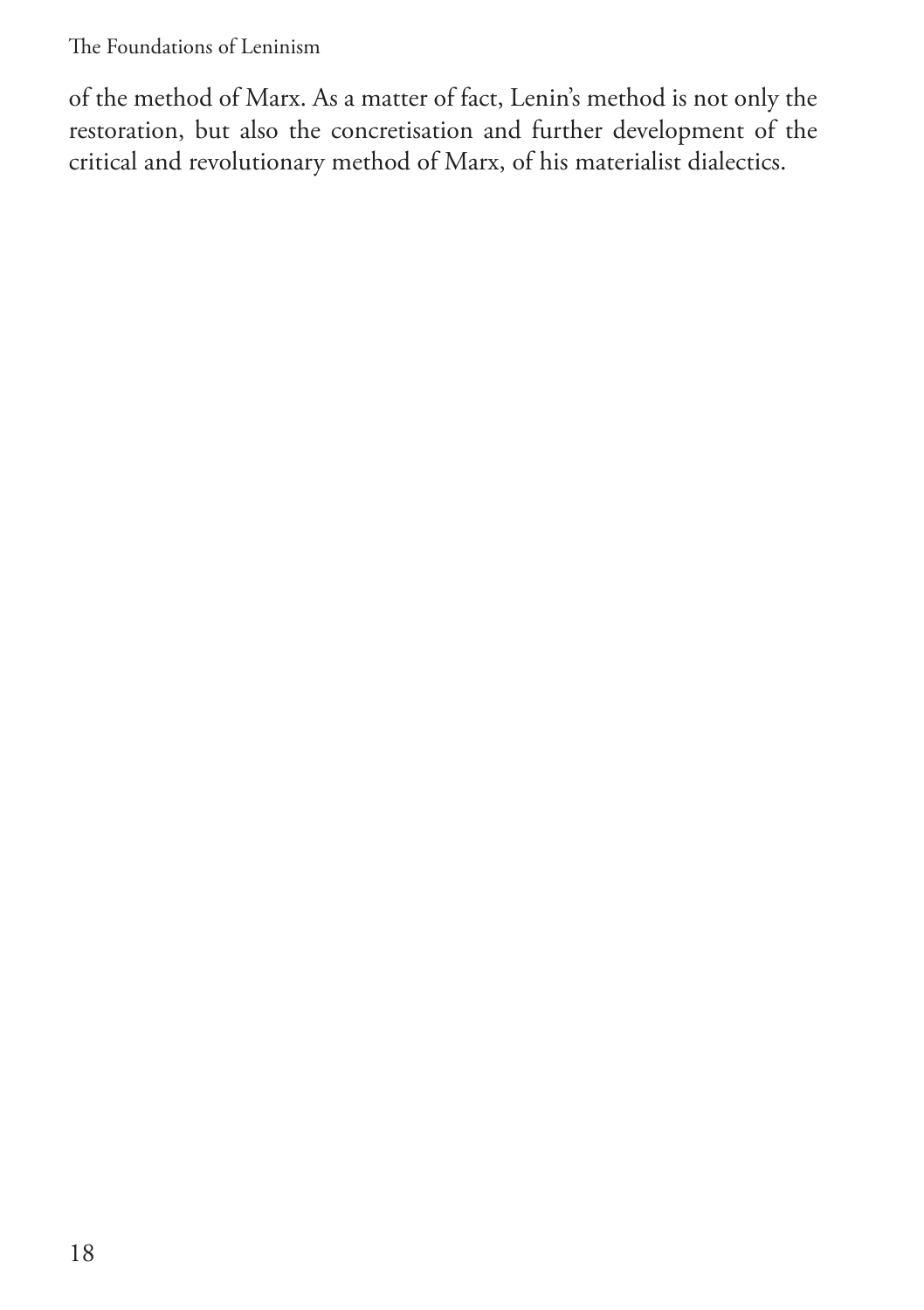of the method of Marx. As a matter of fact, Lenin's method is not only the restoration, but also the concretisation and further development of the critical and revolutionary method of Marx, of his materialist dialectics.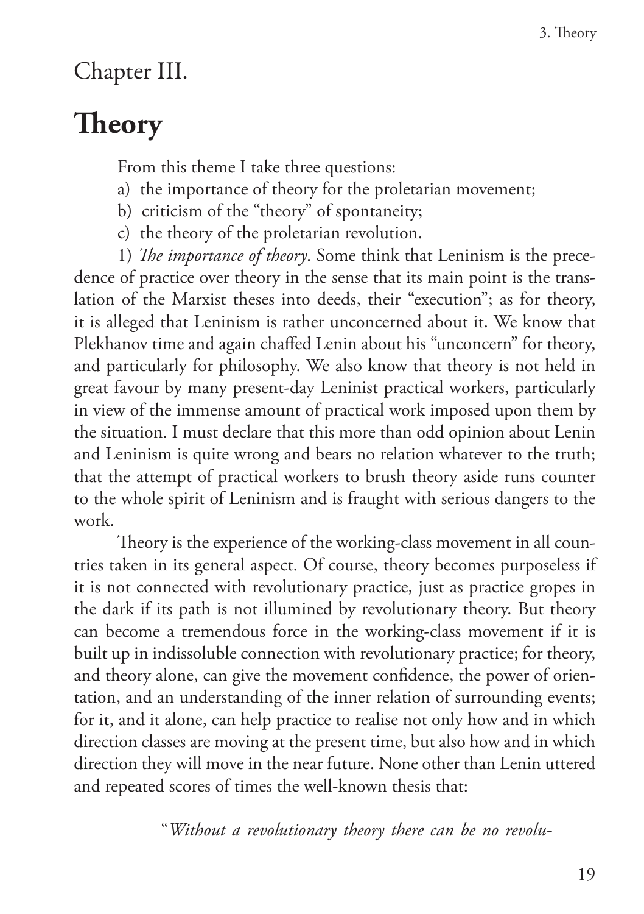Chapter III.

# Theory

From this theme I take three questions:

a) the importance of theory for the proletarian movement;

b) criticism of the "theory" of spontaneity;

c) the theory of the proletarian revolution.

1) *The importance of theory*. Some think that Leninism is the precedence of practice over theory in the sense that its main point is the translation of the Marxist theses into deeds, their "execution"; as for theory, it is alleged that Leninism is rather unconcerned about it. We know that Plekhanov time and again chaffed Lenin about his "unconcern" for theory, and particularly for philosophy. We also know that theory is not held in great favour by many present-day Leninist practical workers, particularly in view of the immense amount of practical work imposed upon them by the situation. I must declare that this more than odd opinion about Lenin and Leninism is quite wrong and bears no relation whatever to the truth; that the attempt of practical workers to brush theory aside runs counter to the whole spirit of Leninism and is fraught with serious dangers to the work.

Theory is the experience of the working-class movement in all countries taken in its general aspect. Of course, theory becomes purposeless if it is not connected with revolutionary practice, just as practice gropes in the dark if its path is not illumined by revolutionary theory. But theory can become a tremendous force in the working-class movement if it is built up in indissoluble connection with revolutionary practice; for theory, and theory alone, can give the movement confidence, the power of orientation, and an understanding of the inner relation of surrounding events; for it, and it alone, can help practice to realise not only how and in which direction classes are moving at the present time, but also how and in which direction they will move in the near future. None other than Lenin uttered and repeated scores of times the well-known thesis that:

> "*Without a revolutionary theory there can be no revolu-*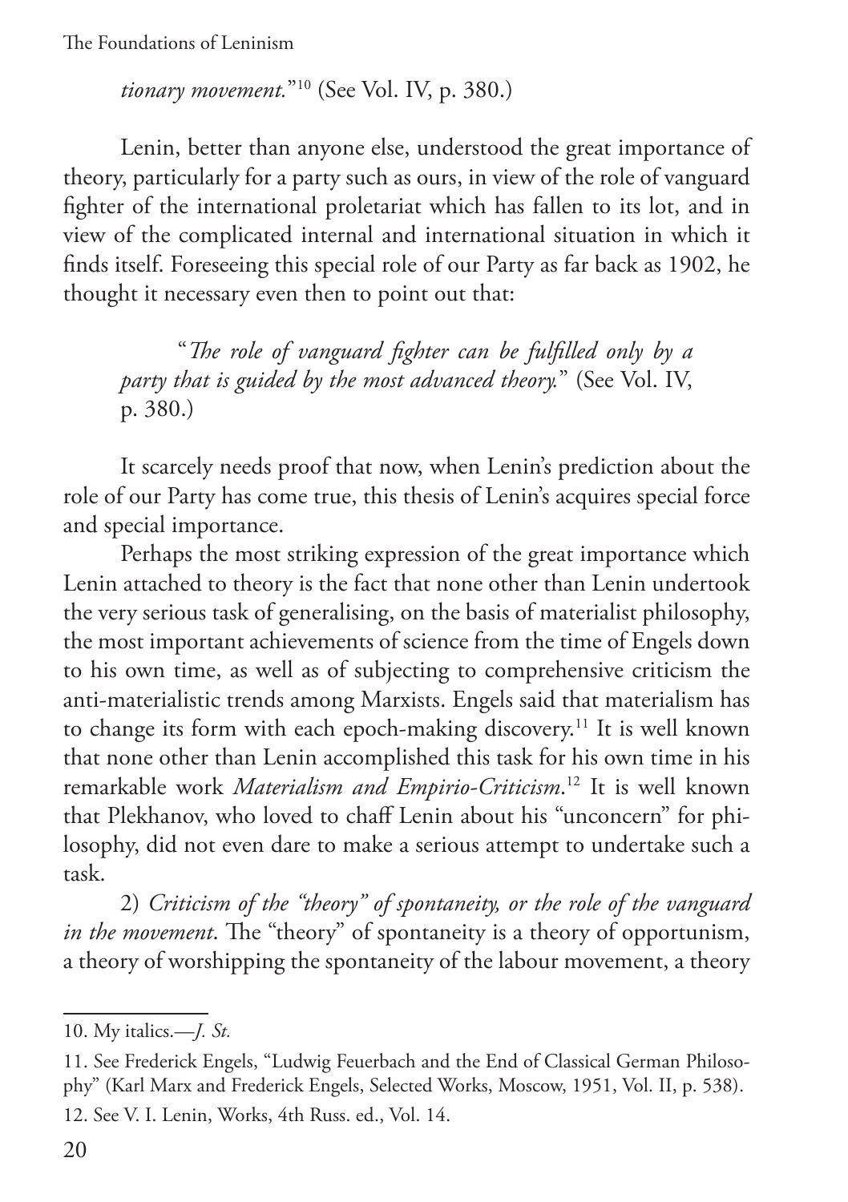*tionary movement.*"[10] (See Vol. IV, p. 380.)

Lenin, better than anyone else, understood the great importance of theory, particularly for a party such as ours, in view of the role of vanguard fighter of the international proletariat which has fallen to its lot, and in view of the complicated internal and international situation in which it finds itself. Foreseeing this special role of our Party as far back as 1902, he thought it necessary even then to point out that:

> "*The role of vanguard fighter can be fulfilled only by a party that is guided by the most advanced theory.*" (See Vol. IV, p. 380.)

It scarcely needs proof that now, when Lenin's prediction about the role of our Party has come true, this thesis of Lenin's acquires special force and special importance.

Perhaps the most striking expression of the great importance which Lenin attached to theory is the fact that none other than Lenin undertook the very serious task of generalising, on the basis of materialist philosophy, the most important achievements of science from the time of Engels down to his own time, as well as of subjecting to comprehensive criticism the anti-materialistic trends among Marxists. Engels said that materialism has to change its form with each epoch-making discovery.[11] It is well known that none other than Lenin accomplished this task for his own time in his remarkable work *Materialism and Empirio-Criticism*.[12] It is well known that Plekhanov, who loved to chaff Lenin about his "unconcern" for philosophy, did not even dare to make a serious attempt to undertake such a task.

2) *Criticism of the "theory" of spontaneity, or the role of the vanguard in the movement*. The "theory" of spontaneity is a theory of opportunism, a theory of worshipping the spontaneity of the labour movement, a theory

---

10. My italics.—*J. St.*

11. See Frederick Engels, "Ludwig Feuerbach and the End of Classical German Philosophy" (Karl Marx and Frederick Engels, Selected Works, Moscow, 1951, Vol. II, p. 538).

12. See V. I. Lenin, Works, 4th Russ. ed., Vol. 14.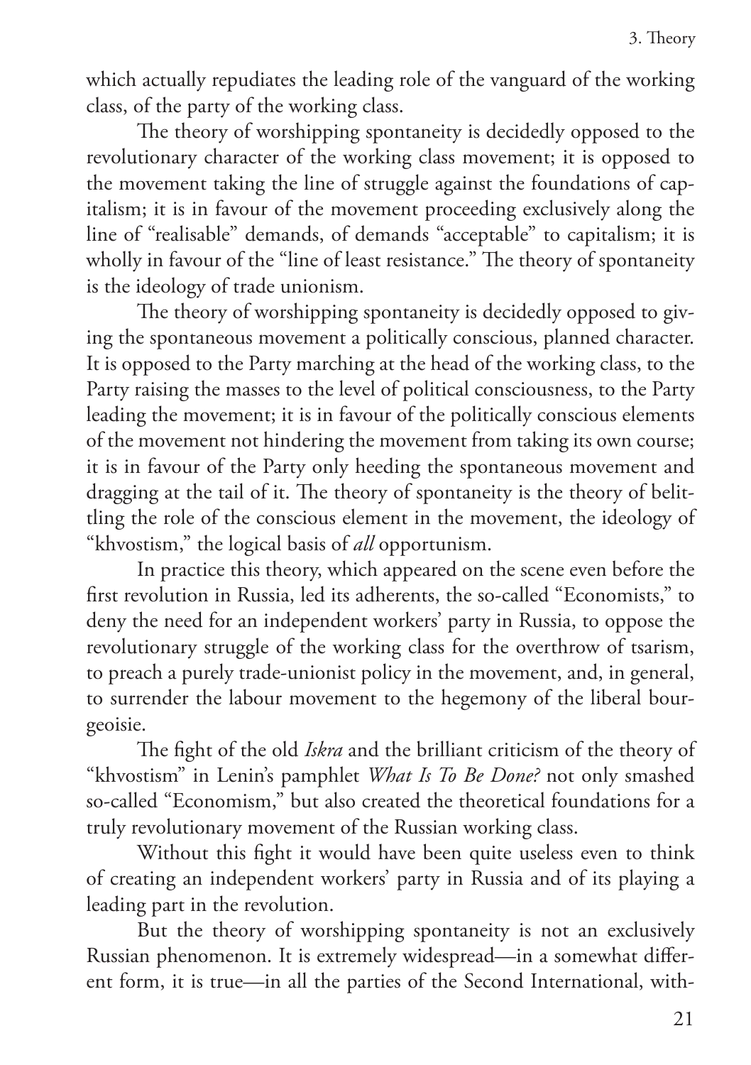which actually repudiates the leading role of the vanguard of the working class, of the party of the working class.

The theory of worshipping spontaneity is decidedly opposed to the revolutionary character of the working class movement; it is opposed to the movement taking the line of struggle against the foundations of capitalism; it is in favour of the movement proceeding exclusively along the line of "realisable" demands, of demands "acceptable" to capitalism; it is wholly in favour of the "line of least resistance." The theory of spontaneity is the ideology of trade unionism.

The theory of worshipping spontaneity is decidedly opposed to giving the spontaneous movement a politically conscious, planned character. It is opposed to the Party marching at the head of the working class, to the Party raising the masses to the level of political consciousness, to the Party leading the movement; it is in favour of the politically conscious elements of the movement not hindering the movement from taking its own course; it is in favour of the Party only heeding the spontaneous movement and dragging at the tail of it. The theory of spontaneity is the theory of belittling the role of the conscious element in the movement, the ideology of "khvostism," the logical basis of *all* opportunism.

In practice this theory, which appeared on the scene even before the first revolution in Russia, led its adherents, the so-called "Economists," to deny the need for an independent workers' party in Russia, to oppose the revolutionary struggle of the working class for the overthrow of tsarism, to preach a purely trade-unionist policy in the movement, and, in general, to surrender the labour movement to the hegemony of the liberal bourgeoisie.

The fight of the old *Iskra* and the brilliant criticism of the theory of "khvostism" in Lenin's pamphlet *What Is To Be Done?* not only smashed so-called "Economism," but also created the theoretical foundations for a truly revolutionary movement of the Russian working class.

Without this fight it would have been quite useless even to think of creating an independent workers' party in Russia and of its playing a leading part in the revolution.

But the theory of worshipping spontaneity is not an exclusively Russian phenomenon. It is extremely widespread—in a somewhat different form, it is true—in all the parties of the Second International, with-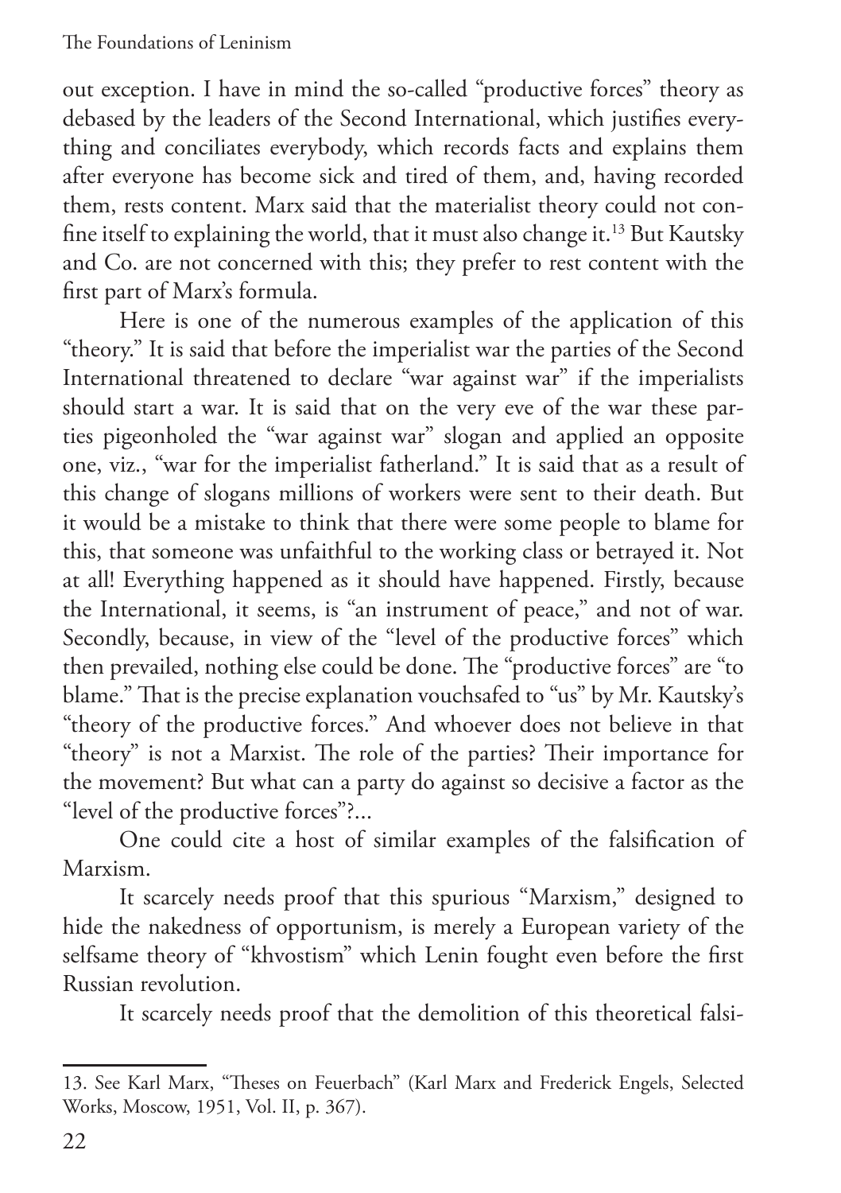out exception. I have in mind the so-called "productive forces" theory as debased by the leaders of the Second International, which justifies everything and conciliates everybody, which records facts and explains them after everyone has become sick and tired of them, and, having recorded them, rests content. Marx said that the materialist theory could not confine itself to explaining the world, that it must also change it.[13] But Kautsky and Co. are not concerned with this; they prefer to rest content with the first part of Marx's formula.

Here is one of the numerous examples of the application of this "theory." It is said that before the imperialist war the parties of the Second International threatened to declare "war against war" if the imperialists should start a war. It is said that on the very eve of the war these parties pigeonholed the "war against war" slogan and applied an opposite one, viz., "war for the imperialist fatherland." It is said that as a result of this change of slogans millions of workers were sent to their death. But it would be a mistake to think that there were some people to blame for this, that someone was unfaithful to the working class or betrayed it. Not at all! Everything happened as it should have happened. Firstly, because the International, it seems, is "an instrument of peace," and not of war. Secondly, because, in view of the "level of the productive forces" which then prevailed, nothing else could be done. The "productive forces" are "to blame." That is the precise explanation vouchsafed to "us" by Mr. Kautsky's "theory of the productive forces." And whoever does not believe in that "theory" is not a Marxist. The role of the parties? Their importance for the movement? But what can a party do against so decisive a factor as the "level of the productive forces"?...

One could cite a host of similar examples of the falsification of Marxism.

It scarcely needs proof that this spurious "Marxism," designed to hide the nakedness of opportunism, is merely a European variety of the selfsame theory of "khvostism" which Lenin fought even before the first Russian revolution.

It scarcely needs proof that the demolition of this theoretical falsi-

13. See Karl Marx, "Theses on Feuerbach" (Karl Marx and Frederick Engels, Selected Works, Moscow, 1951, Vol. II, p. 367).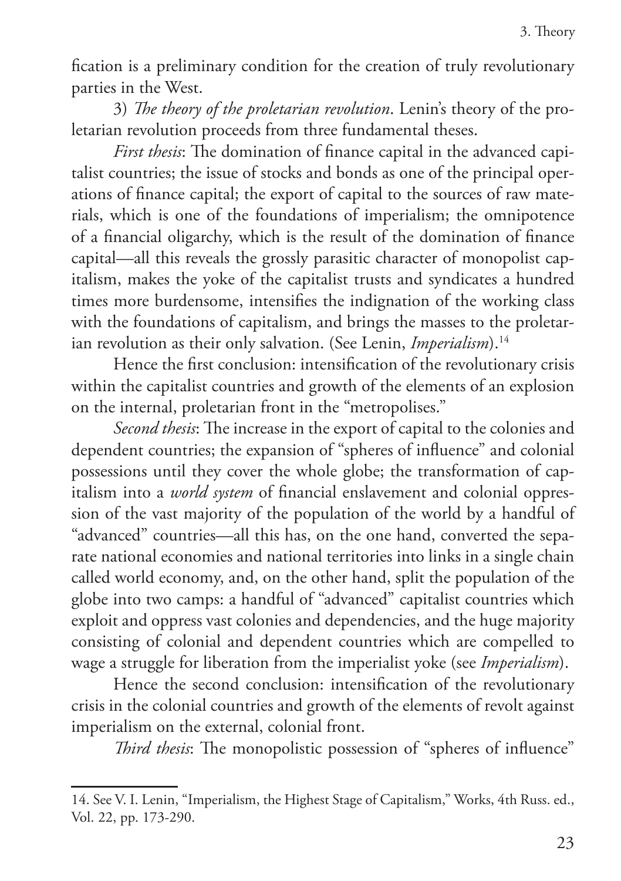fication is a preliminary condition for the creation of truly revolutionary parties in the West.

3) *The theory of the proletarian revolution*. Lenin's theory of the proletarian revolution proceeds from three fundamental theses.

*First thesis*: The domination of finance capital in the advanced capitalist countries; the issue of stocks and bonds as one of the principal operations of finance capital; the export of capital to the sources of raw materials, which is one of the foundations of imperialism; the omnipotence of a financial oligarchy, which is the result of the domination of finance capital—all this reveals the grossly parasitic character of monopolist capitalism, makes the yoke of the capitalist trusts and syndicates a hundred times more burdensome, intensifies the indignation of the working class with the foundations of capitalism, and brings the masses to the proletarian revolution as their only salvation. (See Lenin, *Imperialism*).[14]

Hence the first conclusion: intensification of the revolutionary crisis within the capitalist countries and growth of the elements of an explosion on the internal, proletarian front in the "metropolises."

*Second thesis*: The increase in the export of capital to the colonies and dependent countries; the expansion of "spheres of influence" and colonial possessions until they cover the whole globe; the transformation of capitalism into a *world system* of financial enslavement and colonial oppression of the vast majority of the population of the world by a handful of "advanced" countries—all this has, on the one hand, converted the separate national economies and national territories into links in a single chain called world economy, and, on the other hand, split the population of the globe into two camps: a handful of "advanced" capitalist countries which exploit and oppress vast colonies and dependencies, and the huge majority consisting of colonial and dependent countries which are compelled to wage a struggle for liberation from the imperialist yoke (see *Imperialism*).

Hence the second conclusion: intensification of the revolutionary crisis in the colonial countries and growth of the elements of revolt against imperialism on the external, colonial front.

*Third thesis*: The monopolistic possession of "spheres of influence"

14. See V. I. Lenin, "Imperialism, the Highest Stage of Capitalism," Works, 4th Russ. ed., Vol. 22, pp. 173-290.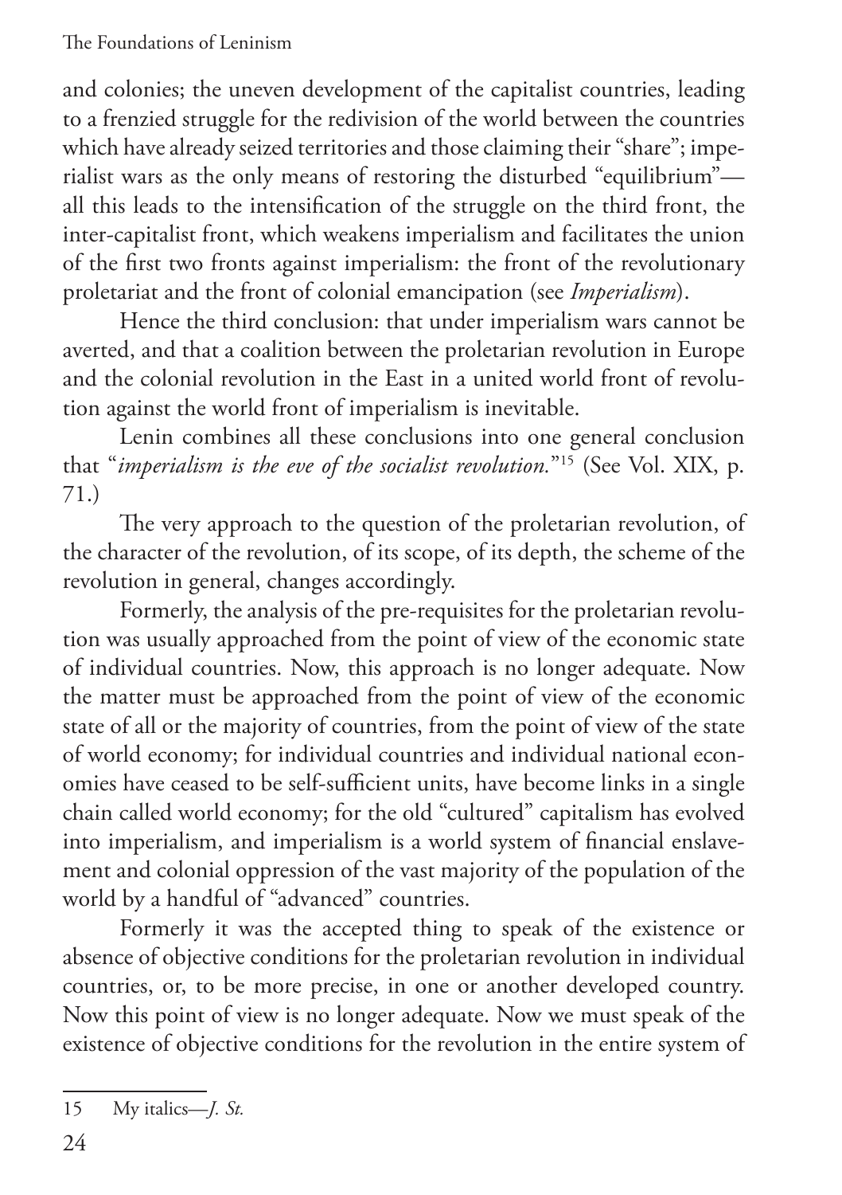and colonies; the uneven development of the capitalist countries, leading to a frenzied struggle for the redivision of the world between the countries which have already seized territories and those claiming their "share"; imperialist wars as the only means of restoring the disturbed "equilibrium"—all this leads to the intensification of the struggle on the third front, the inter-capitalist front, which weakens imperialism and facilitates the union of the first two fronts against imperialism: the front of the revolutionary proletariat and the front of colonial emancipation (see *Imperialism*).

Hence the third conclusion: that under imperialism wars cannot be averted, and that a coalition between the proletarian revolution in Europe and the colonial revolution in the East in a united world front of revolution against the world front of imperialism is inevitable.

Lenin combines all these conclusions into one general conclusion that "*imperialism is the eve of the socialist revolution.*"[15] (See Vol. XIX, p. 71.)

The very approach to the question of the proletarian revolution, of the character of the revolution, of its scope, of its depth, the scheme of the revolution in general, changes accordingly.

Formerly, the analysis of the pre-requisites for the proletarian revolution was usually approached from the point of view of the economic state of individual countries. Now, this approach is no longer adequate. Now the matter must be approached from the point of view of the economic state of all or the majority of countries, from the point of view of the state of world economy; for individual countries and individual national economies have ceased to be self-sufficient units, have become links in a single chain called world economy; for the old "cultured" capitalism has evolved into imperialism, and imperialism is a world system of financial enslavement and colonial oppression of the vast majority of the population of the world by a handful of "advanced" countries.

Formerly it was the accepted thing to speak of the existence or absence of objective conditions for the proletarian revolution in individual countries, or, to be more precise, in one or another developed country. Now this point of view is no longer adequate. Now we must speak of the existence of objective conditions for the revolution in the entire system of

---

15 My italics—*J. St.*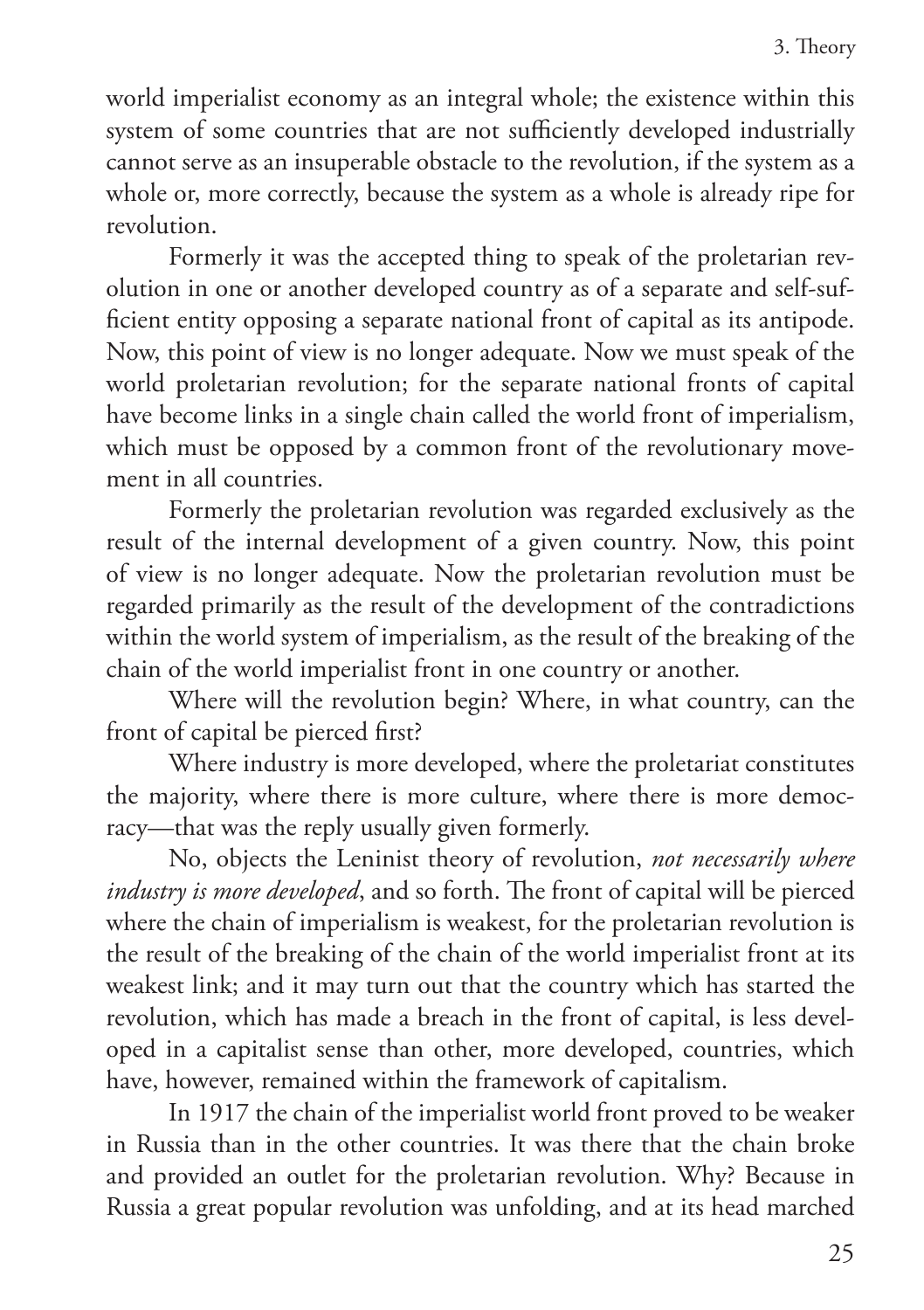world imperialist economy as an integral whole; the existence within this system of some countries that are not sufficiently developed industrially cannot serve as an insuperable obstacle to the revolution, if the system as a whole or, more correctly, because the system as a whole is already ripe for revolution.

Formerly it was the accepted thing to speak of the proletarian revolution in one or another developed country as of a separate and self-sufficient entity opposing a separate national front of capital as its antipode. Now, this point of view is no longer adequate. Now we must speak of the world proletarian revolution; for the separate national fronts of capital have become links in a single chain called the world front of imperialism, which must be opposed by a common front of the revolutionary movement in all countries.

Formerly the proletarian revolution was regarded exclusively as the result of the internal development of a given country. Now, this point of view is no longer adequate. Now the proletarian revolution must be regarded primarily as the result of the development of the contradictions within the world system of imperialism, as the result of the breaking of the chain of the world imperialist front in one country or another.

Where will the revolution begin? Where, in what country, can the front of capital be pierced first?

Where industry is more developed, where the proletariat constitutes the majority, where there is more culture, where there is more democracy—that was the reply usually given formerly.

No, objects the Leninist theory of revolution, *not necessarily where industry is more developed*, and so forth. The front of capital will be pierced where the chain of imperialism is weakest, for the proletarian revolution is the result of the breaking of the chain of the world imperialist front at its weakest link; and it may turn out that the country which has started the revolution, which has made a breach in the front of capital, is less developed in a capitalist sense than other, more developed, countries, which have, however, remained within the framework of capitalism.

In 1917 the chain of the imperialist world front proved to be weaker in Russia than in the other countries. It was there that the chain broke and provided an outlet for the proletarian revolution. Why? Because in Russia a great popular revolution was unfolding, and at its head marched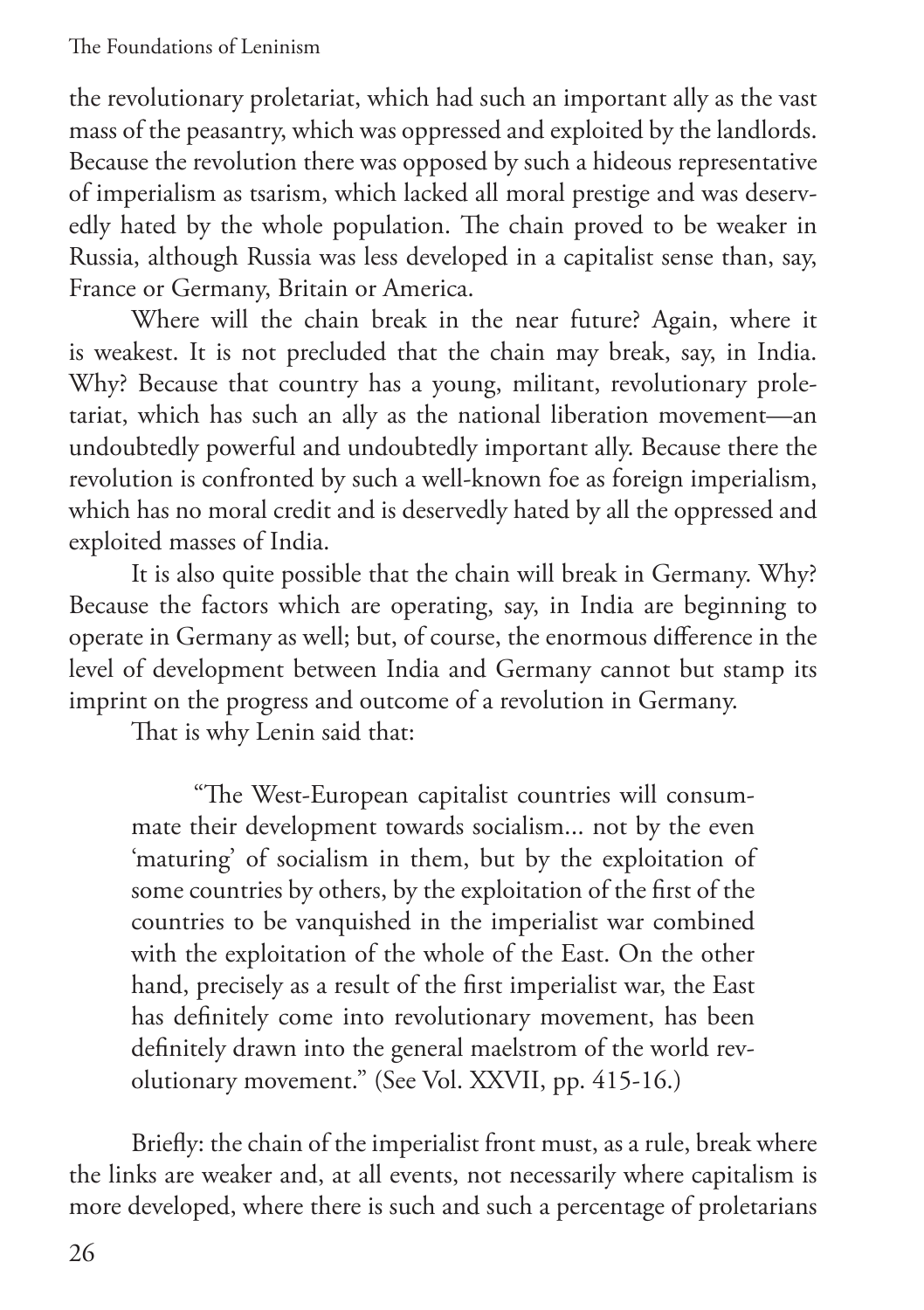the revolutionary proletariat, which had such an important ally as the vast mass of the peasantry, which was oppressed and exploited by the landlords. Because the revolution there was opposed by such a hideous representative of imperialism as tsarism, which lacked all moral prestige and was deservedly hated by the whole population. The chain proved to be weaker in Russia, although Russia was less developed in a capitalist sense than, say, France or Germany, Britain or America.

Where will the chain break in the near future? Again, where it is weakest. It is not precluded that the chain may break, say, in India. Why? Because that country has a young, militant, revolutionary proletariat, which has such an ally as the national liberation movement—an undoubtedly powerful and undoubtedly important ally. Because there the revolution is confronted by such a well-known foe as foreign imperialism, which has no moral credit and is deservedly hated by all the oppressed and exploited masses of India.

It is also quite possible that the chain will break in Germany. Why? Because the factors which are operating, say, in India are beginning to operate in Germany as well; but, of course, the enormous difference in the level of development between India and Germany cannot but stamp its imprint on the progress and outcome of a revolution in Germany.

That is why Lenin said that:

> "The West-European capitalist countries will consummate their development towards socialism... not by the even 'maturing' of socialism in them, but by the exploitation of some countries by others, by the exploitation of the first of the countries to be vanquished in the imperialist war combined with the exploitation of the whole of the East. On the other hand, precisely as a result of the first imperialist war, the East has definitely come into revolutionary movement, has been definitely drawn into the general maelstrom of the world revolutionary movement." (See Vol. XXVII, pp. 415-16.)

Briefly: the chain of the imperialist front must, as a rule, break where the links are weaker and, at all events, not necessarily where capitalism is more developed, where there is such and such a percentage of proletarians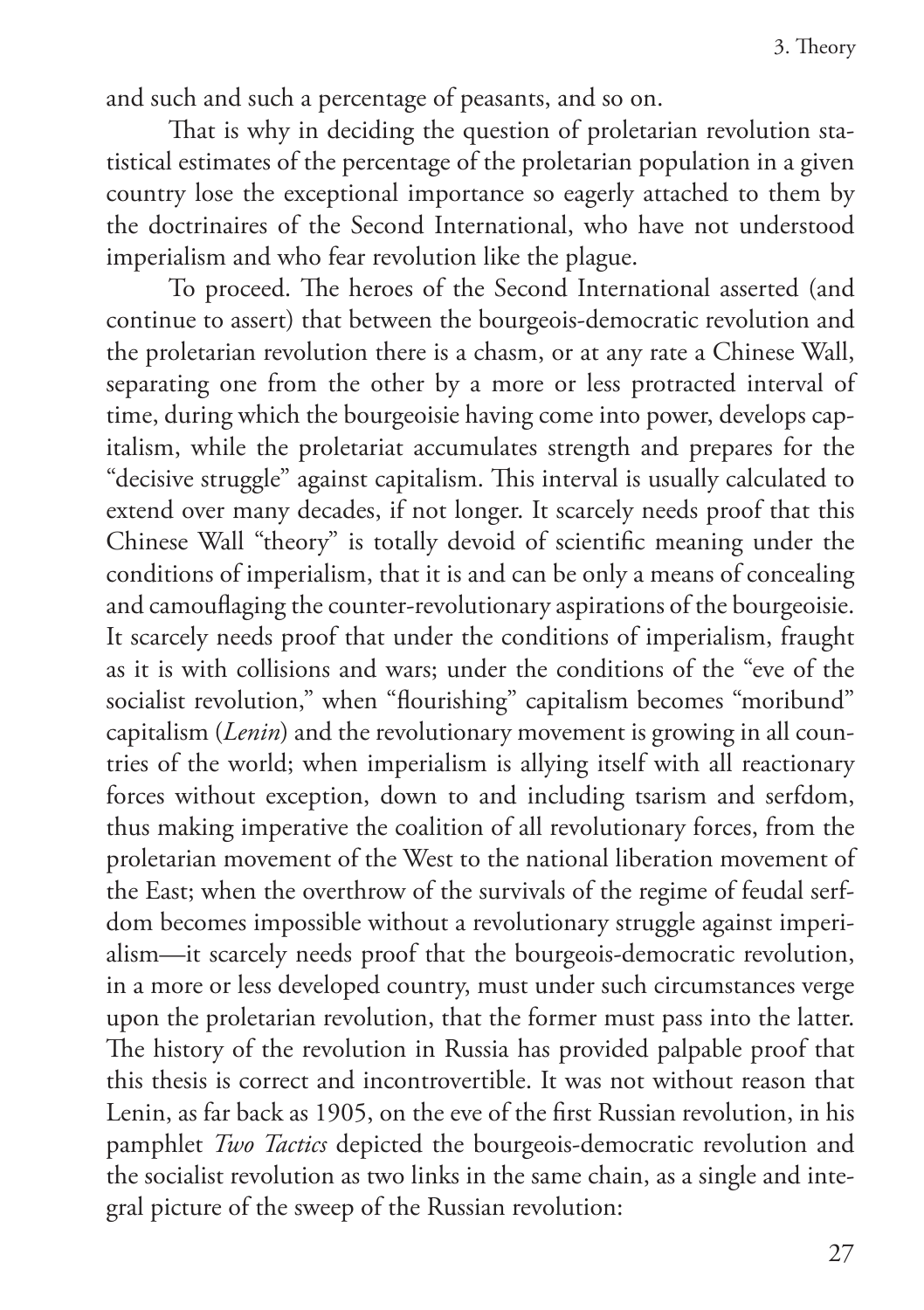and such and such a percentage of peasants, and so on.

That is why in deciding the question of proletarian revolution statistical estimates of the percentage of the proletarian population in a given country lose the exceptional importance so eagerly attached to them by the doctrinaires of the Second International, who have not understood imperialism and who fear revolution like the plague.

To proceed. The heroes of the Second International asserted (and continue to assert) that between the bourgeois-democratic revolution and the proletarian revolution there is a chasm, or at any rate a Chinese Wall, separating one from the other by a more or less protracted interval of time, during which the bourgeoisie having come into power, develops capitalism, while the proletariat accumulates strength and prepares for the "decisive struggle" against capitalism. This interval is usually calculated to extend over many decades, if not longer. It scarcely needs proof that this Chinese Wall "theory" is totally devoid of scientific meaning under the conditions of imperialism, that it is and can be only a means of concealing and camouflaging the counter-revolutionary aspirations of the bourgeoisie. It scarcely needs proof that under the conditions of imperialism, fraught as it is with collisions and wars; under the conditions of the "eve of the socialist revolution," when "flourishing" capitalism becomes "moribund" capitalism (*Lenin*) and the revolutionary movement is growing in all countries of the world; when imperialism is allying itself with all reactionary forces without exception, down to and including tsarism and serfdom, thus making imperative the coalition of all revolutionary forces, from the proletarian movement of the West to the national liberation movement of the East; when the overthrow of the survivals of the regime of feudal serfdom becomes impossible without a revolutionary struggle against imperialism—it scarcely needs proof that the bourgeois-democratic revolution, in a more or less developed country, must under such circumstances verge upon the proletarian revolution, that the former must pass into the latter. The history of the revolution in Russia has provided palpable proof that this thesis is correct and incontrovertible. It was not without reason that Lenin, as far back as 1905, on the eve of the first Russian revolution, in his pamphlet *Two Tactics* depicted the bourgeois-democratic revolution and the socialist revolution as two links in the same chain, as a single and integral picture of the sweep of the Russian revolution: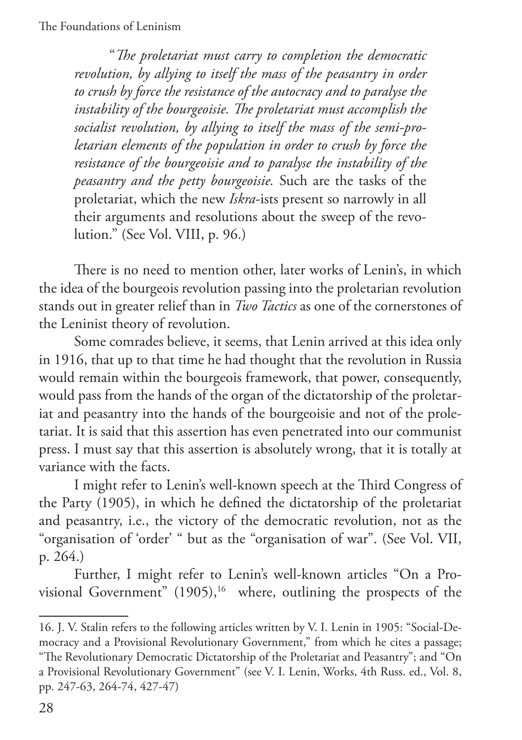> "*The proletariat must carry to completion the democratic revolution, by allying to itself the mass of the peasantry in order to crush by force the resistance of the autocracy and to paralyse the instability of the bourgeoisie. The proletariat must accomplish the socialist revolution, by allying to itself the mass of the semi-proletarian elements of the population in order to crush by force the resistance of the bourgeoisie and to paralyse the instability of the peasantry and the petty bourgeoisie.* Such are the tasks of the proletariat, which the new *Iskra*-ists present so narrowly in all their arguments and resolutions about the sweep of the revolution." (See Vol. VIII, p. 96.)

There is no need to mention other, later works of Lenin's, in which the idea of the bourgeois revolution passing into the proletarian revolution stands out in greater relief than in *Two Tactics* as one of the cornerstones of the Leninist theory of revolution.

Some comrades believe, it seems, that Lenin arrived at this idea only in 1916, that up to that time he had thought that the revolution in Russia would remain within the bourgeois framework, that power, consequently, would pass from the hands of the organ of the dictatorship of the proletariat and peasantry into the hands of the bourgeoisie and not of the proletariat. It is said that this assertion has even penetrated into our communist press. I must say that this assertion is absolutely wrong, that it is totally at variance with the facts.

I might refer to Lenin's well-known speech at the Third Congress of the Party (1905), in which he defined the dictatorship of the proletariat and peasantry, i.e., the victory of the democratic revolution, not as the "organisation of 'order' " but as the "organisation of war". (See Vol. VII, p. 264.)

Further, I might refer to Lenin's well-known articles "On a Provisional Government" (1905),[16] where, outlining the prospects of the

---

16. J. V. Stalin refers to the following articles written by V. I. Lenin in 1905: "Social-Democracy and a Provisional Revolutionary Government," from which he cites a passage; "The Revolutionary Democratic Dictatorship of the Proletariat and Peasantry"; and "On a Provisional Revolutionary Government" (see V. I. Lenin, Works, 4th Russ. ed., Vol. 8, pp. 247-63, 264-74, 427-47)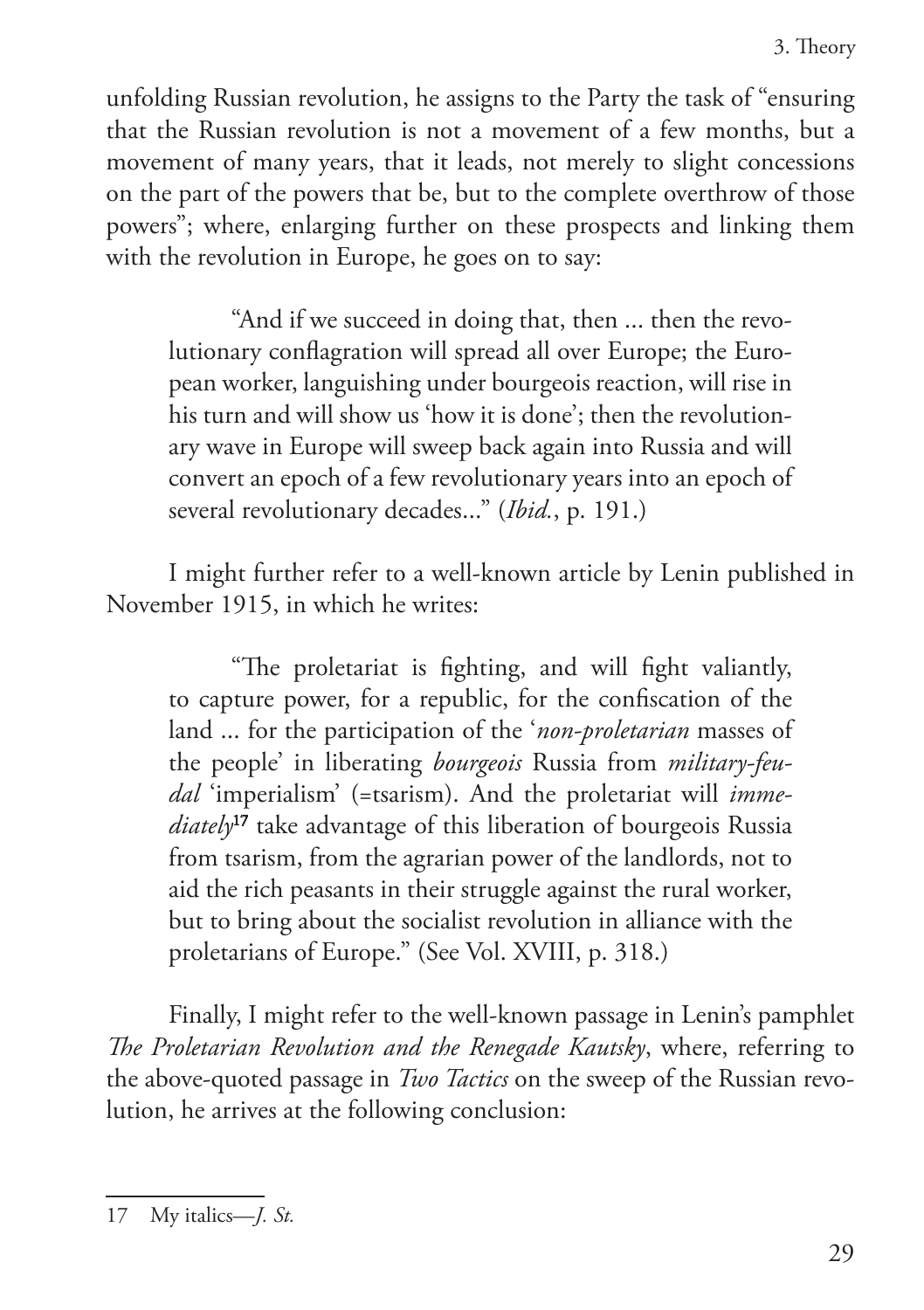unfolding Russian revolution, he assigns to the Party the task of "ensuring that the Russian revolution is not a movement of a few months, but a movement of many years, that it leads, not merely to slight concessions on the part of the powers that be, but to the complete overthrow of those powers"; where, enlarging further on these prospects and linking them with the revolution in Europe, he goes on to say:

> "And if we succeed in doing that, then ... then the revolutionary conflagration will spread all over Europe; the European worker, languishing under bourgeois reaction, will rise in his turn and will show us 'how it is done'; then the revolutionary wave in Europe will sweep back again into Russia and will convert an epoch of a few revolutionary years into an epoch of several revolutionary decades..." (*Ibid.*, p. 191.)

I might further refer to a well-known article by Lenin published in November 1915, in which he writes:

> "The proletariat is fighting, and will fight valiantly, to capture power, for a republic, for the confiscation of the land ... for the participation of the '*non-proletarian* masses of the people' in liberating *bourgeois* Russia from *military-feudal* 'imperialism' (=tsarism). And the proletariat will *immediately*[17] take advantage of this liberation of bourgeois Russia from tsarism, from the agrarian power of the landlords, not to aid the rich peasants in their struggle against the rural worker, but to bring about the socialist revolution in alliance with the proletarians of Europe." (See Vol. XVIII, p. 318.)

Finally, I might refer to the well-known passage in Lenin's pamphlet *The Proletarian Revolution and the Renegade Kautsky*, where, referring to the above-quoted passage in *Two Tactics* on the sweep of the Russian revolution, he arrives at the following conclusion:

---

17 My italics—*J. St.*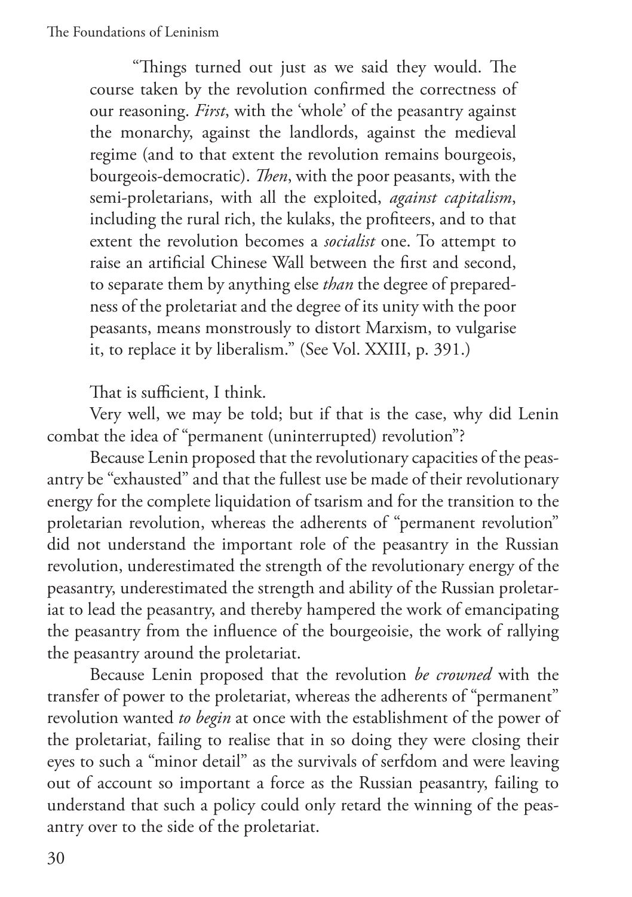> "Things turned out just as we said they would. The course taken by the revolution confirmed the correctness of our reasoning. *First*, with the 'whole' of the peasantry against the monarchy, against the landlords, against the medieval regime (and to that extent the revolution remains bourgeois, bourgeois-democratic). *Then*, with the poor peasants, with the semi-proletarians, with all the exploited, *against capitalism*, including the rural rich, the kulaks, the profiteers, and to that extent the revolution becomes a *socialist* one. To attempt to raise an artificial Chinese Wall between the first and second, to separate them by anything else *than* the degree of preparedness of the proletariat and the degree of its unity with the poor peasants, means monstrously to distort Marxism, to vulgarise it, to replace it by liberalism." (See Vol. XXIII, p. 391.)

That is sufficient, I think.

Very well, we may be told; but if that is the case, why did Lenin combat the idea of "permanent (uninterrupted) revolution"?

Because Lenin proposed that the revolutionary capacities of the peasantry be "exhausted" and that the fullest use be made of their revolutionary energy for the complete liquidation of tsarism and for the transition to the proletarian revolution, whereas the adherents of "permanent revolution" did not understand the important role of the peasantry in the Russian revolution, underestimated the strength of the revolutionary energy of the peasantry, underestimated the strength and ability of the Russian proletariat to lead the peasantry, and thereby hampered the work of emancipating the peasantry from the influence of the bourgeoisie, the work of rallying the peasantry around the proletariat.

Because Lenin proposed that the revolution *be crowned* with the transfer of power to the proletariat, whereas the adherents of "permanent" revolution wanted *to begin* at once with the establishment of the power of the proletariat, failing to realise that in so doing they were closing their eyes to such a "minor detail" as the survivals of serfdom and were leaving out of account so important a force as the Russian peasantry, failing to understand that such a policy could only retard the winning of the peasantry over to the side of the proletariat.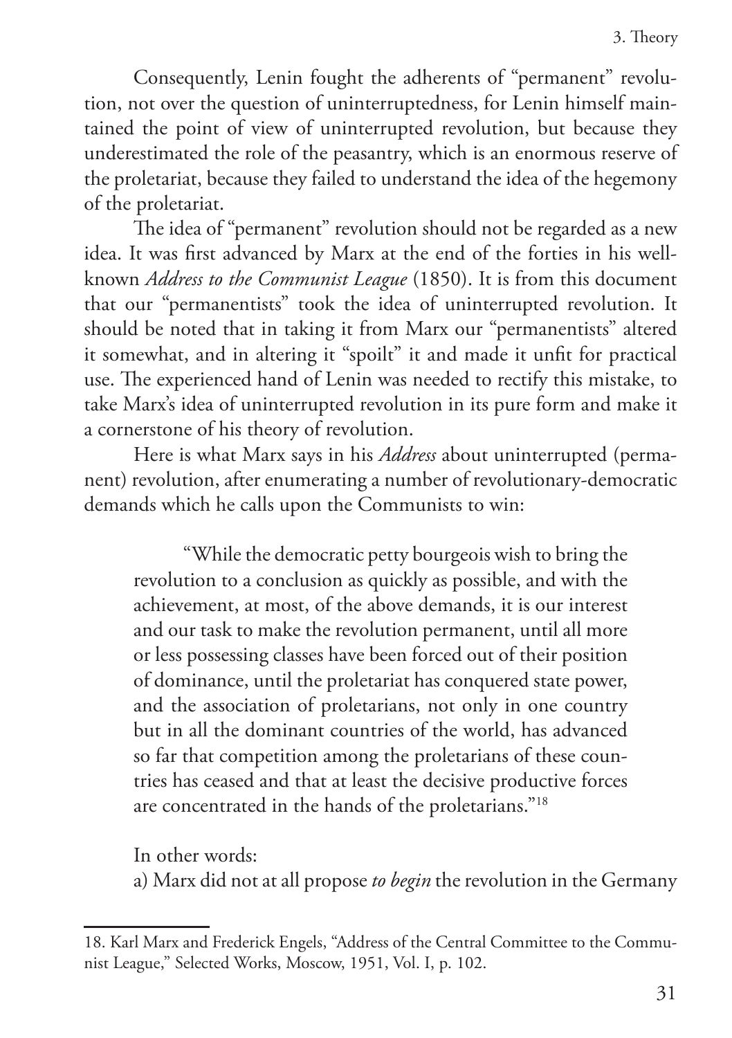Consequently, Lenin fought the adherents of "permanent" revolution, not over the question of uninterruptedness, for Lenin himself maintained the point of view of uninterrupted revolution, but because they underestimated the role of the peasantry, which is an enormous reserve of the proletariat, because they failed to understand the idea of the hegemony of the proletariat.

The idea of "permanent" revolution should not be regarded as a new idea. It was first advanced by Marx at the end of the forties in his well-known *Address to the Communist League* (1850). It is from this document that our "permanentists" took the idea of uninterrupted revolution. It should be noted that in taking it from Marx our "permanentists" altered it somewhat, and in altering it "spoilt" it and made it unfit for practical use. The experienced hand of Lenin was needed to rectify this mistake, to take Marx's idea of uninterrupted revolution in its pure form and make it a cornerstone of his theory of revolution.

Here is what Marx says in his *Address* about uninterrupted (permanent) revolution, after enumerating a number of revolutionary-democratic demands which he calls upon the Communists to win:

> "While the democratic petty bourgeois wish to bring the revolution to a conclusion as quickly as possible, and with the achievement, at most, of the above demands, it is our interest and our task to make the revolution permanent, until all more or less possessing classes have been forced out of their position of dominance, until the proletariat has conquered state power, and the association of proletarians, not only in one country but in all the dominant countries of the world, has advanced so far that competition among the proletarians of these countries has ceased and that at least the decisive productive forces are concentrated in the hands of the proletarians."[18]

In other words:

a) Marx did not at all propose *to begin* the revolution in the Germany

---

18. Karl Marx and Frederick Engels, "Address of the Central Committee to the Communist League," Selected Works, Moscow, 1951, Vol. I, p. 102.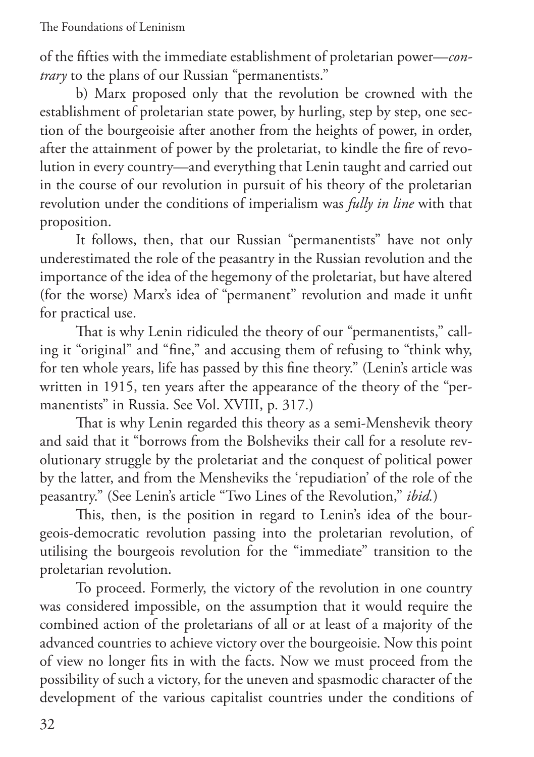of the fifties with the immediate establishment of proletarian power—*contrary* to the plans of our Russian "permanentists."

b) Marx proposed only that the revolution be crowned with the establishment of proletarian state power, by hurling, step by step, one section of the bourgeoisie after another from the heights of power, in order, after the attainment of power by the proletariat, to kindle the fire of revolution in every country—and everything that Lenin taught and carried out in the course of our revolution in pursuit of his theory of the proletarian revolution under the conditions of imperialism was *fully in line* with that proposition.

It follows, then, that our Russian "permanentists" have not only underestimated the role of the peasantry in the Russian revolution and the importance of the idea of the hegemony of the proletariat, but have altered (for the worse) Marx's idea of "permanent" revolution and made it unfit for practical use.

That is why Lenin ridiculed the theory of our "permanentists," calling it "original" and "fine," and accusing them of refusing to "think why, for ten whole years, life has passed by this fine theory." (Lenin's article was written in 1915, ten years after the appearance of the theory of the "permanentists" in Russia. See Vol. XVIII, p. 317.)

That is why Lenin regarded this theory as a semi-Menshevik theory and said that it "borrows from the Bolsheviks their call for a resolute revolutionary struggle by the proletariat and the conquest of political power by the latter, and from the Mensheviks the 'repudiation' of the role of the peasantry." (See Lenin's article "Two Lines of the Revolution," *ibid.*)

This, then, is the position in regard to Lenin's idea of the bourgeois-democratic revolution passing into the proletarian revolution, of utilising the bourgeois revolution for the "immediate" transition to the proletarian revolution.

To proceed. Formerly, the victory of the revolution in one country was considered impossible, on the assumption that it would require the combined action of the proletarians of all or at least of a majority of the advanced countries to achieve victory over the bourgeoisie. Now this point of view no longer fits in with the facts. Now we must proceed from the possibility of such a victory, for the uneven and spasmodic character of the development of the various capitalist countries under the conditions of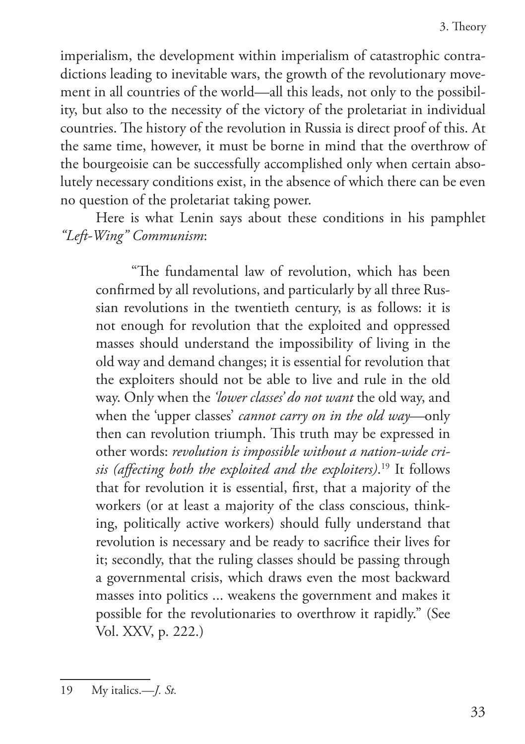imperialism, the development within imperialism of catastrophic contradictions leading to inevitable wars, the growth of the revolutionary movement in all countries of the world—all this leads, not only to the possibility, but also to the necessity of the victory of the proletariat in individual countries. The history of the revolution in Russia is direct proof of this. At the same time, however, it must be borne in mind that the overthrow of the bourgeoisie can be successfully accomplished only when certain absolutely necessary conditions exist, in the absence of which there can be even no question of the proletariat taking power.

Here is what Lenin says about these conditions in his pamphlet *"Left-Wing" Communism*:

> "The fundamental law of revolution, which has been confirmed by all revolutions, and particularly by all three Russian revolutions in the twentieth century, is as follows: it is not enough for revolution that the exploited and oppressed masses should understand the impossibility of living in the old way and demand changes; it is essential for revolution that the exploiters should not be able to live and rule in the old way. Only when the *'lower classes' do not want* the old way, and when the 'upper classes' *cannot carry on in the old way*—only then can revolution triumph. This truth may be expressed in other words: *revolution is impossible without a nation-wide crisis (affecting both the exploited and the exploiters)*.[19] It follows that for revolution it is essential, first, that a majority of the workers (or at least a majority of the class conscious, thinking, politically active workers) should fully understand that revolution is necessary and be ready to sacrifice their lives for it; secondly, that the ruling classes should be passing through a governmental crisis, which draws even the most backward masses into politics ... weakens the government and makes it possible for the revolutionaries to overthrow it rapidly." (See Vol. XXV, p. 222.)

---

19 My italics.—*J. St.*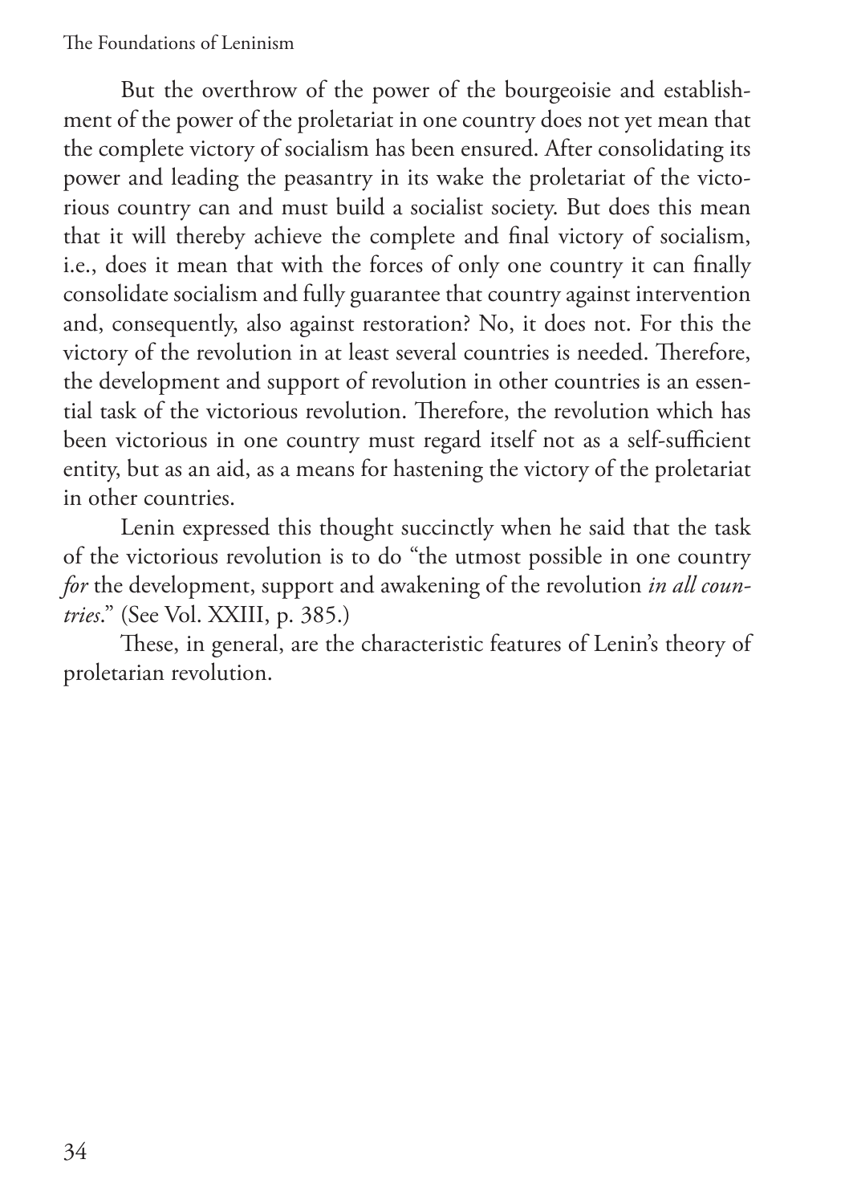But the overthrow of the power of the bourgeoisie and establishment of the power of the proletariat in one country does not yet mean that the complete victory of socialism has been ensured. After consolidating its power and leading the peasantry in its wake the proletariat of the victorious country can and must build a socialist society. But does this mean that it will thereby achieve the complete and final victory of socialism, i.e., does it mean that with the forces of only one country it can finally consolidate socialism and fully guarantee that country against intervention and, consequently, also against restoration? No, it does not. For this the victory of the revolution in at least several countries is needed. Therefore, the development and support of revolution in other countries is an essential task of the victorious revolution. Therefore, the revolution which has been victorious in one country must regard itself not as a self-sufficient entity, but as an aid, as a means for hastening the victory of the proletariat in other countries.

Lenin expressed this thought succinctly when he said that the task of the victorious revolution is to do "the utmost possible in one country *for* the development, support and awakening of the revolution *in all countries*." (See Vol. XXIII, p. 385.)

These, in general, are the characteristic features of Lenin's theory of proletarian revolution.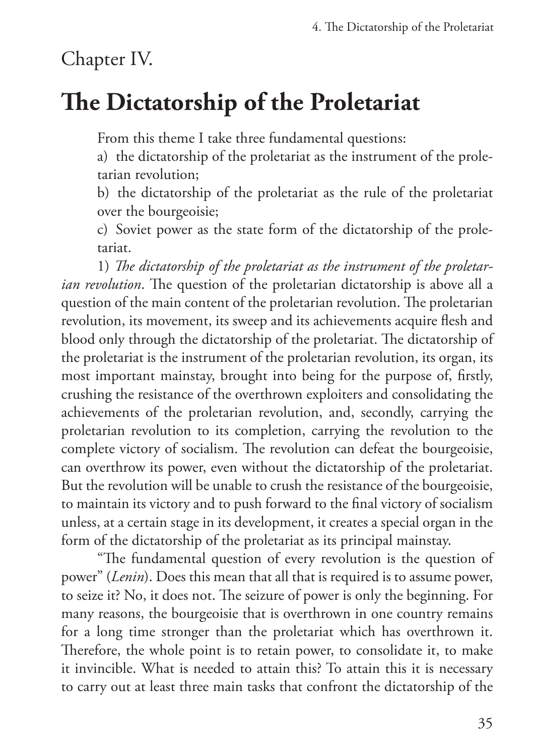Chapter IV.

# The Dictatorship of the Proletariat

From this theme I take three fundamental questions:

a) the dictatorship of the proletariat as the instrument of the proletarian revolution;

b) the dictatorship of the proletariat as the rule of the proletariat over the bourgeoisie;

c) Soviet power as the state form of the dictatorship of the proletariat.

1) *The dictatorship of the proletariat as the instrument of the proletarian revolution*. The question of the proletarian dictatorship is above all a question of the main content of the proletarian revolution. The proletarian revolution, its movement, its sweep and its achievements acquire flesh and blood only through the dictatorship of the proletariat. The dictatorship of the proletariat is the instrument of the proletarian revolution, its organ, its most important mainstay, brought into being for the purpose of, firstly, crushing the resistance of the overthrown exploiters and consolidating the achievements of the proletarian revolution, and, secondly, carrying the proletarian revolution to its completion, carrying the revolution to the complete victory of socialism. The revolution can defeat the bourgeoisie, can overthrow its power, even without the dictatorship of the proletariat. But the revolution will be unable to crush the resistance of the bourgeoisie, to maintain its victory and to push forward to the final victory of socialism unless, at a certain stage in its development, it creates a special organ in the form of the dictatorship of the proletariat as its principal mainstay.

"The fundamental question of every revolution is the question of power" (*Lenin*). Does this mean that all that is required is to assume power, to seize it? No, it does not. The seizure of power is only the beginning. For many reasons, the bourgeoisie that is overthrown in one country remains for a long time stronger than the proletariat which has overthrown it. Therefore, the whole point is to retain power, to consolidate it, to make it invincible. What is needed to attain this? To attain this it is necessary to carry out at least three main tasks that confront the dictatorship of the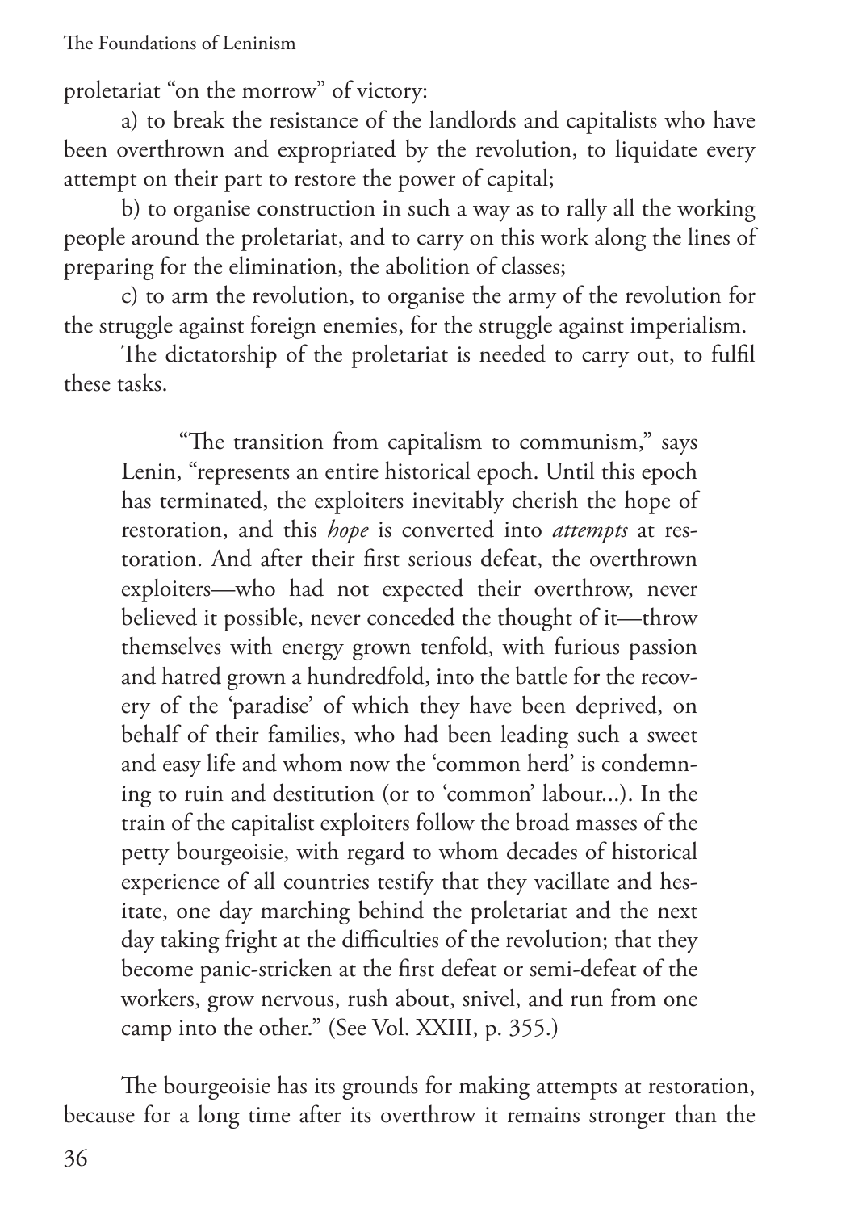proletariat "on the morrow" of victory:

a) to break the resistance of the landlords and capitalists who have been overthrown and expropriated by the revolution, to liquidate every attempt on their part to restore the power of capital;

b) to organise construction in such a way as to rally all the working people around the proletariat, and to carry on this work along the lines of preparing for the elimination, the abolition of classes;

c) to arm the revolution, to organise the army of the revolution for the struggle against foreign enemies, for the struggle against imperialism.

The dictatorship of the proletariat is needed to carry out, to fulfil these tasks.

> "The transition from capitalism to communism," says Lenin, "represents an entire historical epoch. Until this epoch has terminated, the exploiters inevitably cherish the hope of restoration, and this *hope* is converted into *attempts* at restoration. And after their first serious defeat, the overthrown exploiters—who had not expected their overthrow, never believed it possible, never conceded the thought of it—throw themselves with energy grown tenfold, with furious passion and hatred grown a hundredfold, into the battle for the recovery of the 'paradise' of which they have been deprived, on behalf of their families, who had been leading such a sweet and easy life and whom now the 'common herd' is condemning to ruin and destitution (or to 'common' labour...). In the train of the capitalist exploiters follow the broad masses of the petty bourgeoisie, with regard to whom decades of historical experience of all countries testify that they vacillate and hesitate, one day marching behind the proletariat and the next day taking fright at the difficulties of the revolution; that they become panic-stricken at the first defeat or semi-defeat of the workers, grow nervous, rush about, snivel, and run from one camp into the other." (See Vol. XXIII, p. 355.)

The bourgeoisie has its grounds for making attempts at restoration, because for a long time after its overthrow it remains stronger than the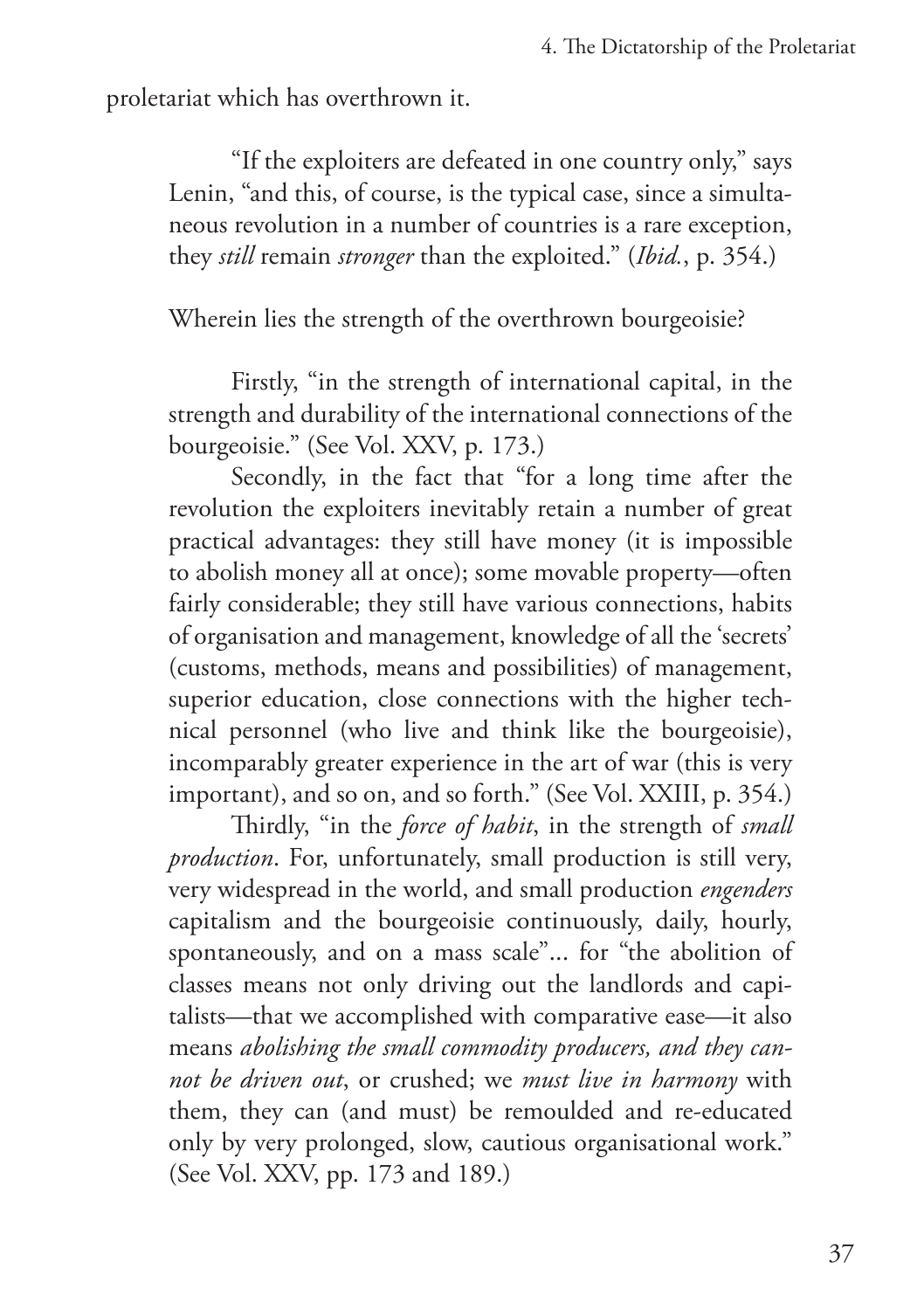proletariat which has overthrown it.

> "If the exploiters are defeated in one country only," says Lenin, "and this, of course, is the typical case, since a simultaneous revolution in a number of countries is a rare exception, they *still* remain *stronger* than the exploited." (*Ibid.*, p. 354.)

Wherein lies the strength of the overthrown bourgeoisie?

> Firstly, "in the strength of international capital, in the strength and durability of the international connections of the bourgeoisie." (See Vol. XXV, p. 173.)
>
> Secondly, in the fact that "for a long time after the revolution the exploiters inevitably retain a number of great practical advantages: they still have money (it is impossible to abolish money all at once); some movable property—often fairly considerable; they still have various connections, habits of organisation and management, knowledge of all the 'secrets' (customs, methods, means and possibilities) of management, superior education, close connections with the higher technical personnel (who live and think like the bourgeoisie), incomparably greater experience in the art of war (this is very important), and so on, and so forth." (See Vol. XXIII, p. 354.)
>
> Thirdly, "in the *force of habit*, in the strength of *small production*. For, unfortunately, small production is still very, very widespread in the world, and small production *engenders* capitalism and the bourgeoisie continuously, daily, hourly, spontaneously, and on a mass scale"... for "the abolition of classes means not only driving out the landlords and capitalists—that we accomplished with comparative ease—it also means *abolishing the small commodity producers, and they cannot be driven out*, or crushed; we *must live in harmony* with them, they can (and must) be remoulded and re-educated only by very prolonged, slow, cautious organisational work." (See Vol. XXV, pp. 173 and 189.)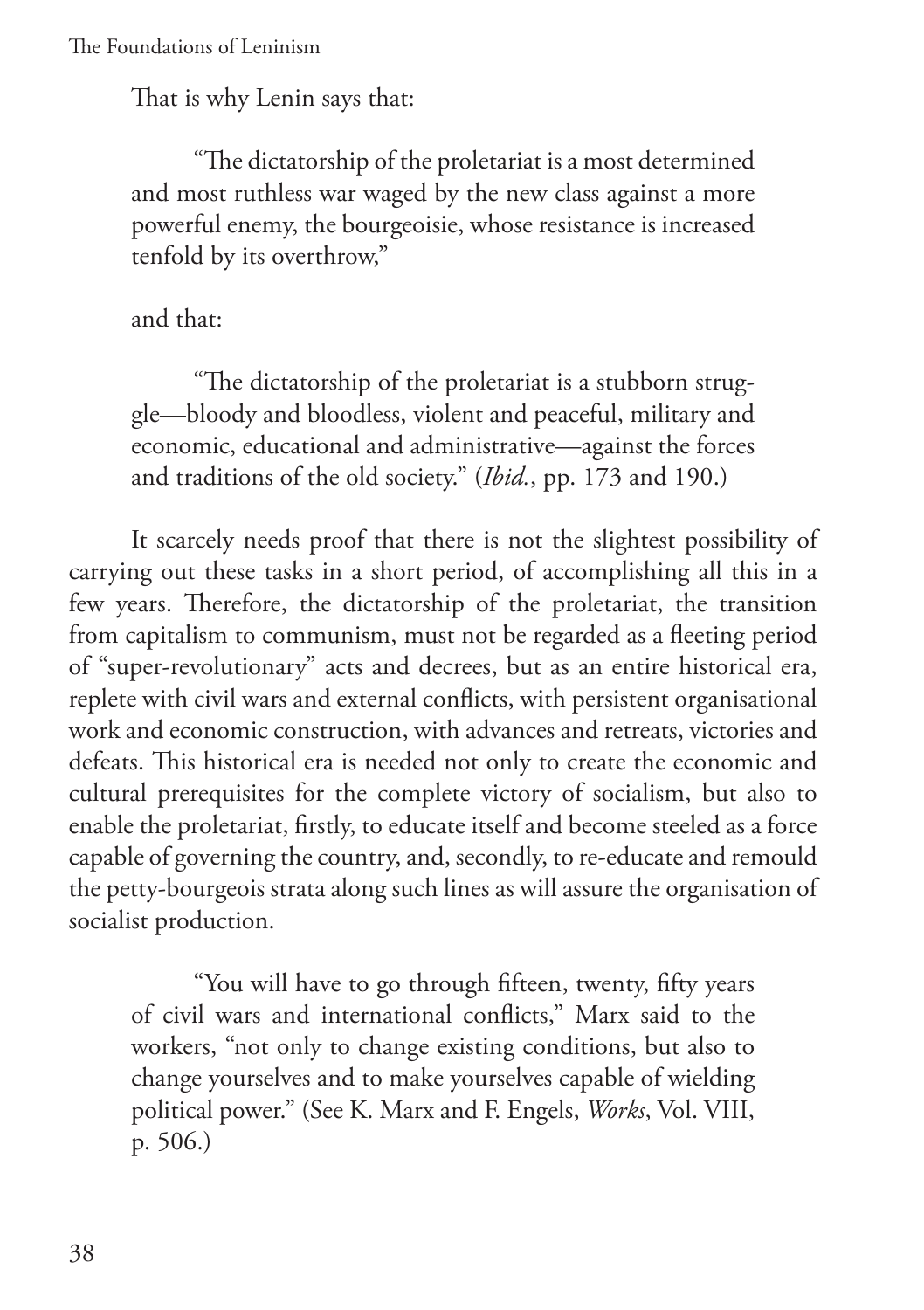That is why Lenin says that:

> "The dictatorship of the proletariat is a most determined and most ruthless war waged by the new class against a more powerful enemy, the bourgeoisie, whose resistance is increased tenfold by its overthrow,"

and that:

> "The dictatorship of the proletariat is a stubborn struggle—bloody and bloodless, violent and peaceful, military and economic, educational and administrative—against the forces and traditions of the old society." (*Ibid.*, pp. 173 and 190.)

It scarcely needs proof that there is not the slightest possibility of carrying out these tasks in a short period, of accomplishing all this in a few years. Therefore, the dictatorship of the proletariat, the transition from capitalism to communism, must not be regarded as a fleeting period of "super-revolutionary" acts and decrees, but as an entire historical era, replete with civil wars and external conflicts, with persistent organisational work and economic construction, with advances and retreats, victories and defeats. This historical era is needed not only to create the economic and cultural prerequisites for the complete victory of socialism, but also to enable the proletariat, firstly, to educate itself and become steeled as a force capable of governing the country, and, secondly, to re-educate and remould the petty-bourgeois strata along such lines as will assure the organisation of socialist production.

> "You will have to go through fifteen, twenty, fifty years of civil wars and international conflicts," Marx said to the workers, "not only to change existing conditions, but also to change yourselves and to make yourselves capable of wielding political power." (See K. Marx and F. Engels, *Works*, Vol. VIII, p. 506.)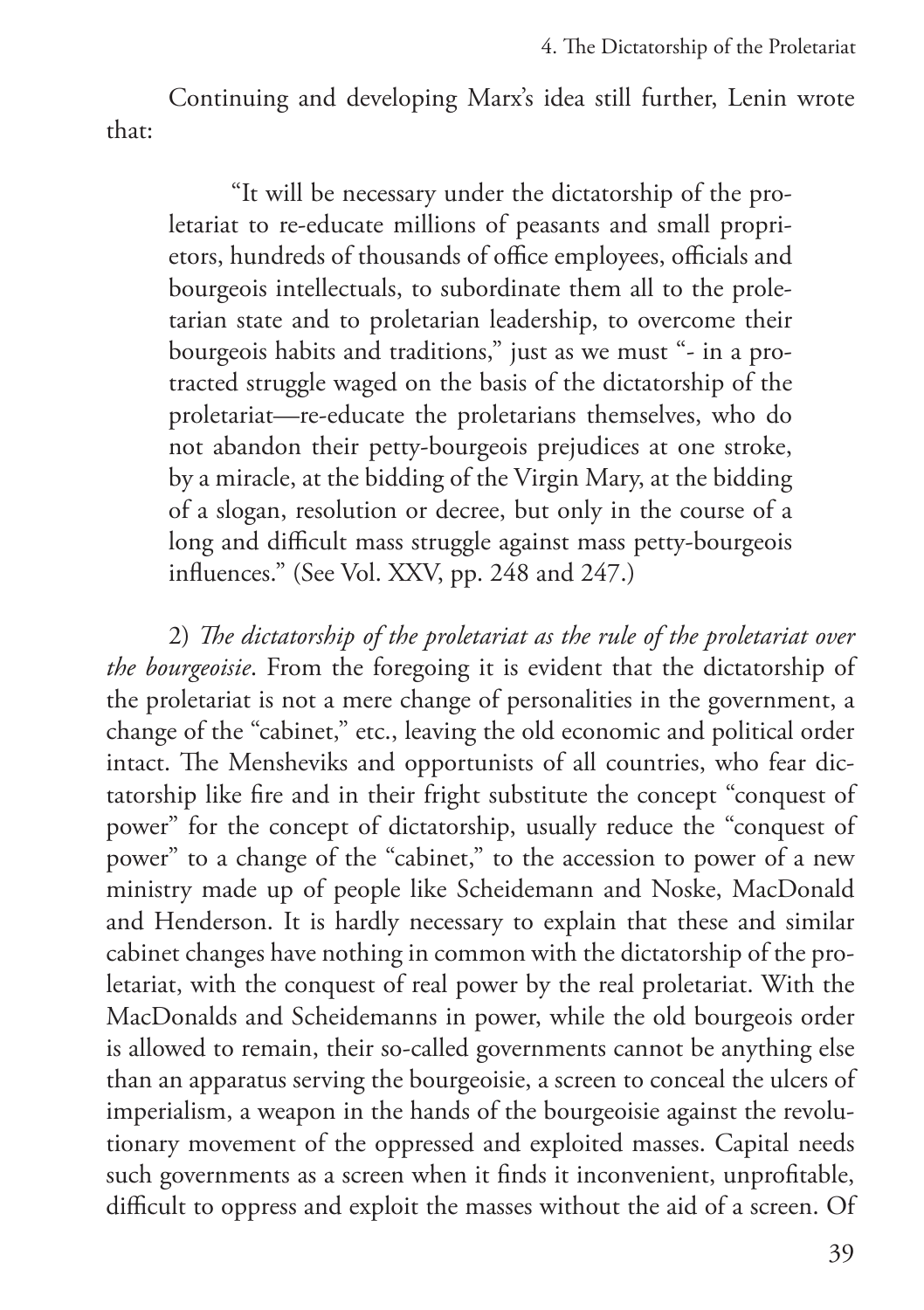Continuing and developing Marx's idea still further, Lenin wrote that:

> "It will be necessary under the dictatorship of the proletariat to re-educate millions of peasants and small proprietors, hundreds of thousands of office employees, officials and bourgeois intellectuals, to subordinate them all to the proletarian state and to proletarian leadership, to overcome their bourgeois habits and traditions," just as we must "- in a protracted struggle waged on the basis of the dictatorship of the proletariat—re-educate the proletarians themselves, who do not abandon their petty-bourgeois prejudices at one stroke, by a miracle, at the bidding of the Virgin Mary, at the bidding of a slogan, resolution or decree, but only in the course of a long and difficult mass struggle against mass petty-bourgeois influences." (See Vol. XXV, pp. 248 and 247.)

2) *The dictatorship of the proletariat as the rule of the proletariat over the bourgeoisie*. From the foregoing it is evident that the dictatorship of the proletariat is not a mere change of personalities in the government, a change of the "cabinet," etc., leaving the old economic and political order intact. The Mensheviks and opportunists of all countries, who fear dictatorship like fire and in their fright substitute the concept "conquest of power" for the concept of dictatorship, usually reduce the "conquest of power" to a change of the "cabinet," to the accession to power of a new ministry made up of people like Scheidemann and Noske, MacDonald and Henderson. It is hardly necessary to explain that these and similar cabinet changes have nothing in common with the dictatorship of the proletariat, with the conquest of real power by the real proletariat. With the MacDonalds and Scheidemanns in power, while the old bourgeois order is allowed to remain, their so-called governments cannot be anything else than an apparatus serving the bourgeoisie, a screen to conceal the ulcers of imperialism, a weapon in the hands of the bourgeoisie against the revolutionary movement of the oppressed and exploited masses. Capital needs such governments as a screen when it finds it inconvenient, unprofitable, difficult to oppress and exploit the masses without the aid of a screen. Of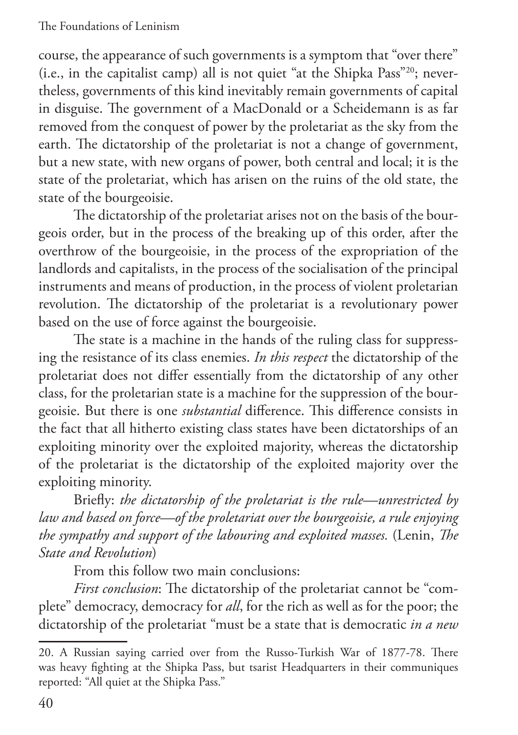course, the appearance of such governments is a symptom that "over there" (i.e., in the capitalist camp) all is not quiet "at the Shipka Pass"[20]; nevertheless, governments of this kind inevitably remain governments of capital in disguise. The government of a MacDonald or a Scheidemann is as far removed from the conquest of power by the proletariat as the sky from the earth. The dictatorship of the proletariat is not a change of government, but a new state, with new organs of power, both central and local; it is the state of the proletariat, which has arisen on the ruins of the old state, the state of the bourgeoisie.

The dictatorship of the proletariat arises not on the basis of the bourgeois order, but in the process of the breaking up of this order, after the overthrow of the bourgeoisie, in the process of the expropriation of the landlords and capitalists, in the process of the socialisation of the principal instruments and means of production, in the process of violent proletarian revolution. The dictatorship of the proletariat is a revolutionary power based on the use of force against the bourgeoisie.

The state is a machine in the hands of the ruling class for suppressing the resistance of its class enemies. *In this respect* the dictatorship of the proletariat does not differ essentially from the dictatorship of any other class, for the proletarian state is a machine for the suppression of the bourgeoisie. But there is one *substantial* difference. This difference consists in the fact that all hitherto existing class states have been dictatorships of an exploiting minority over the exploited majority, whereas the dictatorship of the proletariat is the dictatorship of the exploited majority over the exploiting minority.

Briefly: *the dictatorship of the proletariat is the rule—unrestricted by law and based on force—of the proletariat over the bourgeoisie, a rule enjoying the sympathy and support of the labouring and exploited masses.* (Lenin, *The State and Revolution*)

From this follow two main conclusions:

*First conclusion*: The dictatorship of the proletariat cannot be "complete" democracy, democracy for *all*, for the rich as well as for the poor; the dictatorship of the proletariat "must be a state that is democratic *in a new*

---

20. A Russian saying carried over from the Russo-Turkish War of 1877-78. There was heavy fighting at the Shipka Pass, but tsarist Headquarters in their communiques reported: "All quiet at the Shipka Pass."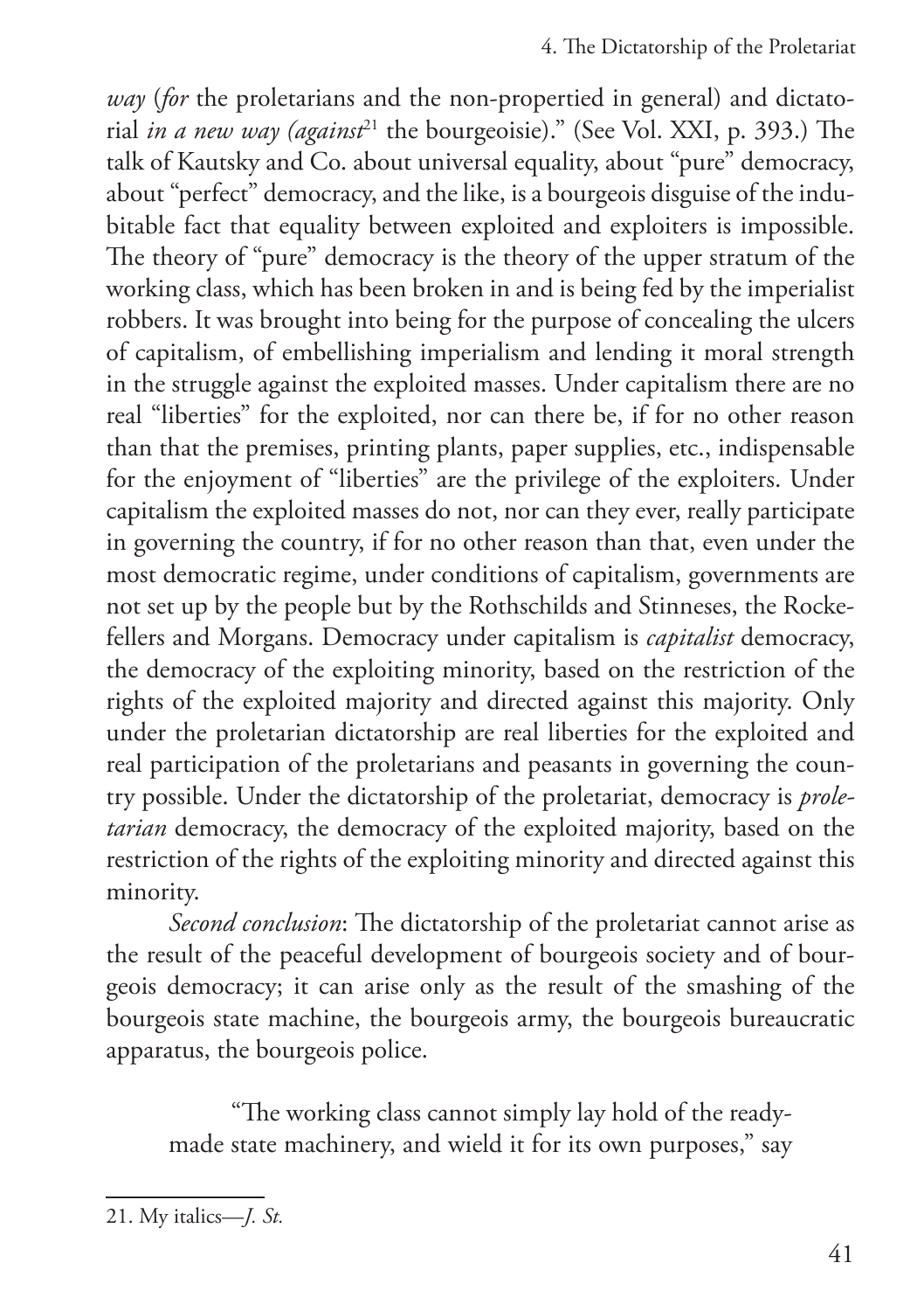*way* (*for* the proletarians and the non-propertied in general) and dictatorial *in a new way (against*[21] the bourgeoisie)." (See Vol. XXI, p. 393.) The talk of Kautsky and Co. about universal equality, about "pure" democracy, about "perfect" democracy, and the like, is a bourgeois disguise of the indubitable fact that equality between exploited and exploiters is impossible. The theory of "pure" democracy is the theory of the upper stratum of the working class, which has been broken in and is being fed by the imperialist robbers. It was brought into being for the purpose of concealing the ulcers of capitalism, of embellishing imperialism and lending it moral strength in the struggle against the exploited masses. Under capitalism there are no real "liberties" for the exploited, nor can there be, if for no other reason than that the premises, printing plants, paper supplies, etc., indispensable for the enjoyment of "liberties" are the privilege of the exploiters. Under capitalism the exploited masses do not, nor can they ever, really participate in governing the country, if for no other reason than that, even under the most democratic regime, under conditions of capitalism, governments are not set up by the people but by the Rothschilds and Stinneses, the Rockefellers and Morgans. Democracy under capitalism is *capitalist* democracy, the democracy of the exploiting minority, based on the restriction of the rights of the exploited majority and directed against this majority. Only under the proletarian dictatorship are real liberties for the exploited and real participation of the proletarians and peasants in governing the country possible. Under the dictatorship of the proletariat, democracy is *proletarian* democracy, the democracy of the exploited majority, based on the restriction of the rights of the exploiting minority and directed against this minority.

*Second conclusion*: The dictatorship of the proletariat cannot arise as the result of the peaceful development of bourgeois society and of bourgeois democracy; it can arise only as the result of the smashing of the bourgeois state machine, the bourgeois army, the bourgeois bureaucratic apparatus, the bourgeois police.

> "The working class cannot simply lay hold of the ready-made state machinery, and wield it for its own purposes," say

---

21. My italics—*J. St.*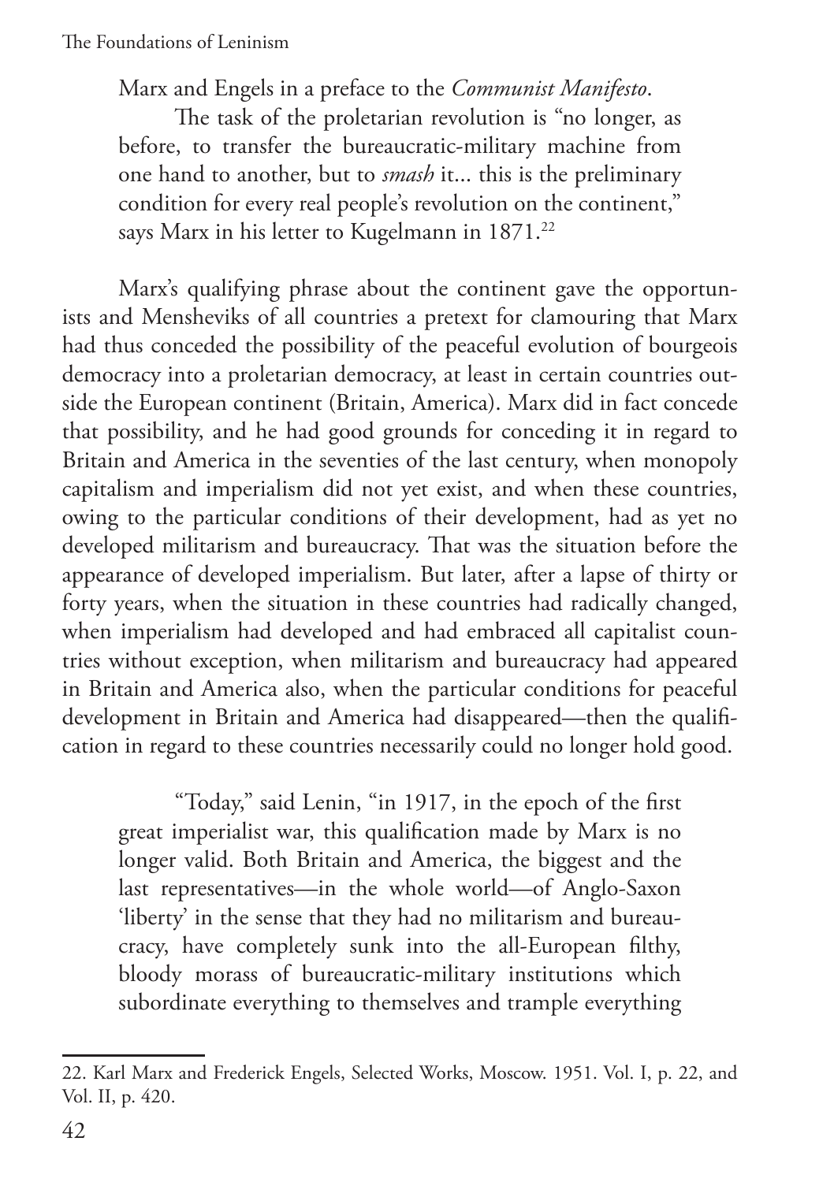Marx and Engels in a preface to the *Communist Manifesto*.

> The task of the proletarian revolution is "no longer, as before, to transfer the bureaucratic-military machine from one hand to another, but to *smash* it... this is the preliminary condition for every real people's revolution on the continent," says Marx in his letter to Kugelmann in 1871.[22]

Marx's qualifying phrase about the continent gave the opportunists and Mensheviks of all countries a pretext for clamouring that Marx had thus conceded the possibility of the peaceful evolution of bourgeois democracy into a proletarian democracy, at least in certain countries outside the European continent (Britain, America). Marx did in fact concede that possibility, and he had good grounds for conceding it in regard to Britain and America in the seventies of the last century, when monopoly capitalism and imperialism did not yet exist, and when these countries, owing to the particular conditions of their development, had as yet no developed militarism and bureaucracy. That was the situation before the appearance of developed imperialism. But later, after a lapse of thirty or forty years, when the situation in these countries had radically changed, when imperialism had developed and had embraced all capitalist countries without exception, when militarism and bureaucracy had appeared in Britain and America also, when the particular conditions for peaceful development in Britain and America had disappeared—then the qualification in regard to these countries necessarily could no longer hold good.

> "Today," said Lenin, "in 1917, in the epoch of the first great imperialist war, this qualification made by Marx is no longer valid. Both Britain and America, the biggest and the last representatives—in the whole world—of Anglo-Saxon 'liberty' in the sense that they had no militarism and bureaucracy, have completely sunk into the all-European filthy, bloody morass of bureaucratic-military institutions which subordinate everything to themselves and trample everything

---

22. Karl Marx and Frederick Engels, Selected Works, Moscow. 1951. Vol. I, p. 22, and Vol. II, p. 420.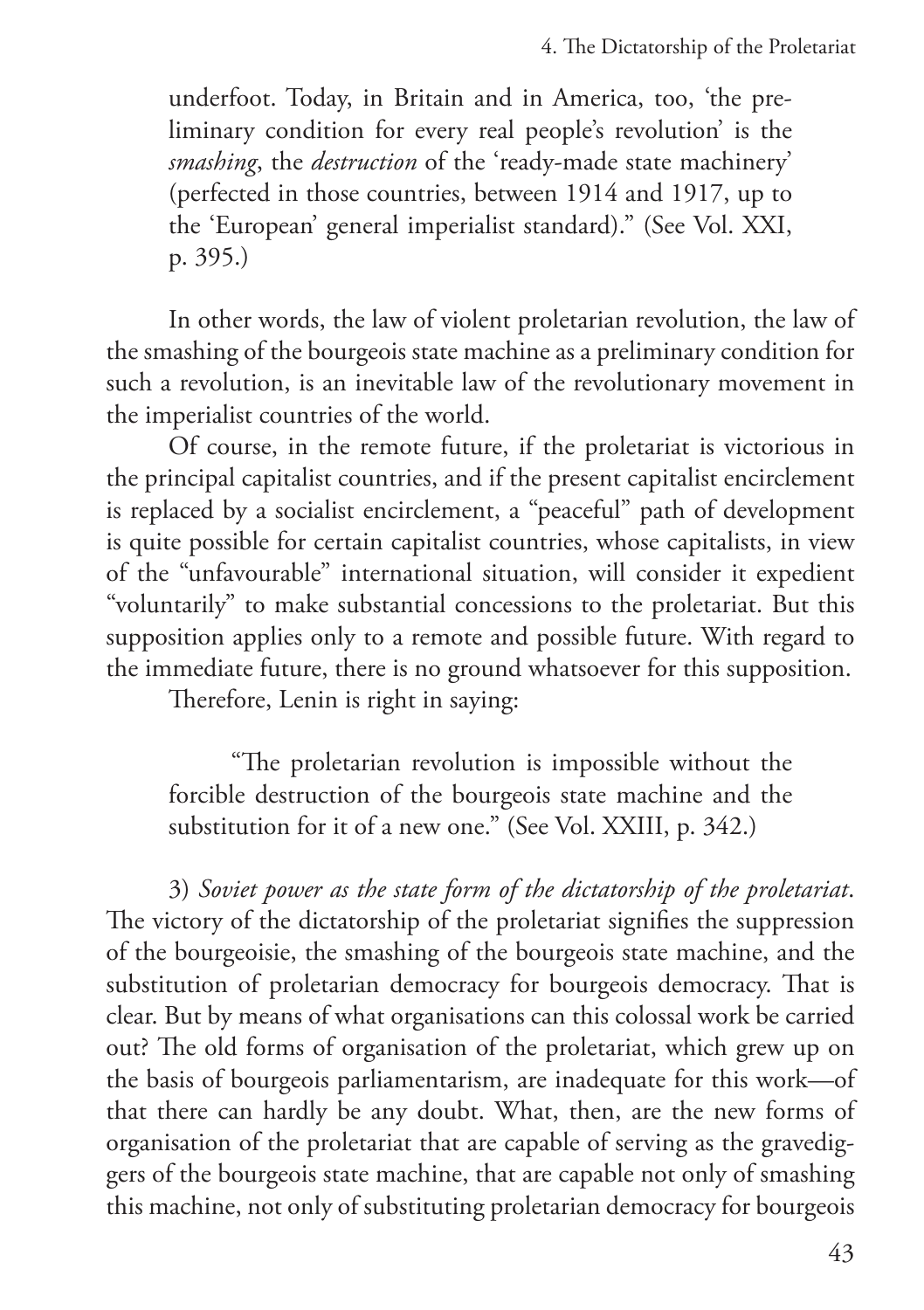underfoot. Today, in Britain and in America, too, 'the preliminary condition for every real people's revolution' is the *smashing*, the *destruction* of the 'ready-made state machinery' (perfected in those countries, between 1914 and 1917, up to the 'European' general imperialist standard)." (See Vol. XXI, p. 395.)

In other words, the law of violent proletarian revolution, the law of the smashing of the bourgeois state machine as a preliminary condition for such a revolution, is an inevitable law of the revolutionary movement in the imperialist countries of the world.

Of course, in the remote future, if the proletariat is victorious in the principal capitalist countries, and if the present capitalist encirclement is replaced by a socialist encirclement, a "peaceful" path of development is quite possible for certain capitalist countries, whose capitalists, in view of the "unfavourable" international situation, will consider it expedient "voluntarily" to make substantial concessions to the proletariat. But this supposition applies only to a remote and possible future. With regard to the immediate future, there is no ground whatsoever for this supposition.

Therefore, Lenin is right in saying:

> "The proletarian revolution is impossible without the forcible destruction of the bourgeois state machine and the substitution for it of a new one." (See Vol. XXIII, p. 342.)

3) *Soviet power as the state form of the dictatorship of the proletariat*. The victory of the dictatorship of the proletariat signifies the suppression of the bourgeoisie, the smashing of the bourgeois state machine, and the substitution of proletarian democracy for bourgeois democracy. That is clear. But by means of what organisations can this colossal work be carried out? The old forms of organisation of the proletariat, which grew up on the basis of bourgeois parliamentarism, are inadequate for this work—of that there can hardly be any doubt. What, then, are the new forms of organisation of the proletariat that are capable of serving as the gravediggers of the bourgeois state machine, that are capable not only of smashing this machine, not only of substituting proletarian democracy for bourgeois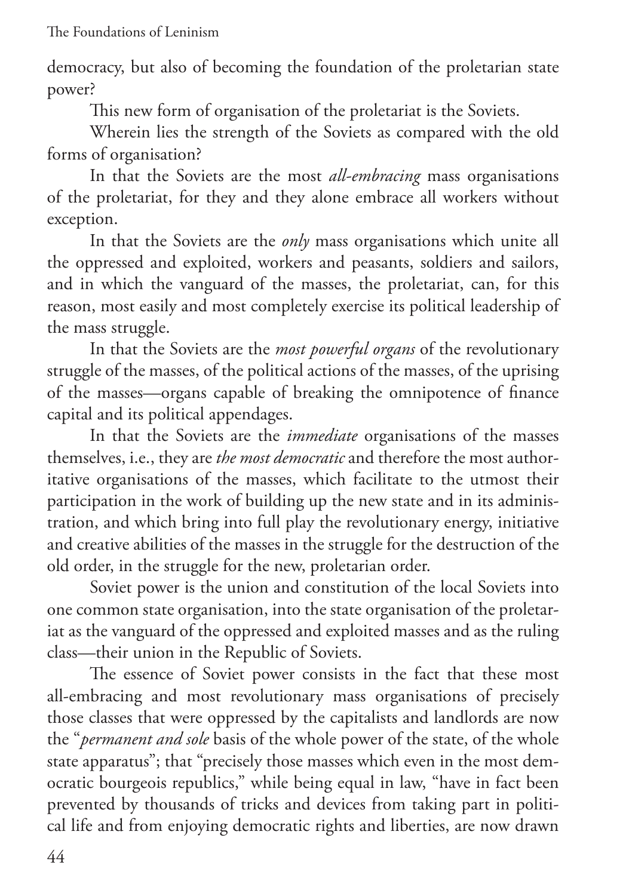democracy, but also of becoming the foundation of the proletarian state power?

This new form of organisation of the proletariat is the Soviets.

Wherein lies the strength of the Soviets as compared with the old forms of organisation?

In that the Soviets are the most *all-embracing* mass organisations of the proletariat, for they and they alone embrace all workers without exception.

In that the Soviets are the *only* mass organisations which unite all the oppressed and exploited, workers and peasants, soldiers and sailors, and in which the vanguard of the masses, the proletariat, can, for this reason, most easily and most completely exercise its political leadership of the mass struggle.

In that the Soviets are the *most powerful organs* of the revolutionary struggle of the masses, of the political actions of the masses, of the uprising of the masses—organs capable of breaking the omnipotence of finance capital and its political appendages.

In that the Soviets are the *immediate* organisations of the masses themselves, i.e., they are *the most democratic* and therefore the most authoritative organisations of the masses, which facilitate to the utmost their participation in the work of building up the new state and in its administration, and which bring into full play the revolutionary energy, initiative and creative abilities of the masses in the struggle for the destruction of the old order, in the struggle for the new, proletarian order.

Soviet power is the union and constitution of the local Soviets into one common state organisation, into the state organisation of the proletariat as the vanguard of the oppressed and exploited masses and as the ruling class—their union in the Republic of Soviets.

The essence of Soviet power consists in the fact that these most all-embracing and most revolutionary mass organisations of precisely those classes that were oppressed by the capitalists and landlords are now the "*permanent and sole* basis of the whole power of the state, of the whole state apparatus"; that "precisely those masses which even in the most democratic bourgeois republics," while being equal in law, "have in fact been prevented by thousands of tricks and devices from taking part in political life and from enjoying democratic rights and liberties, are now drawn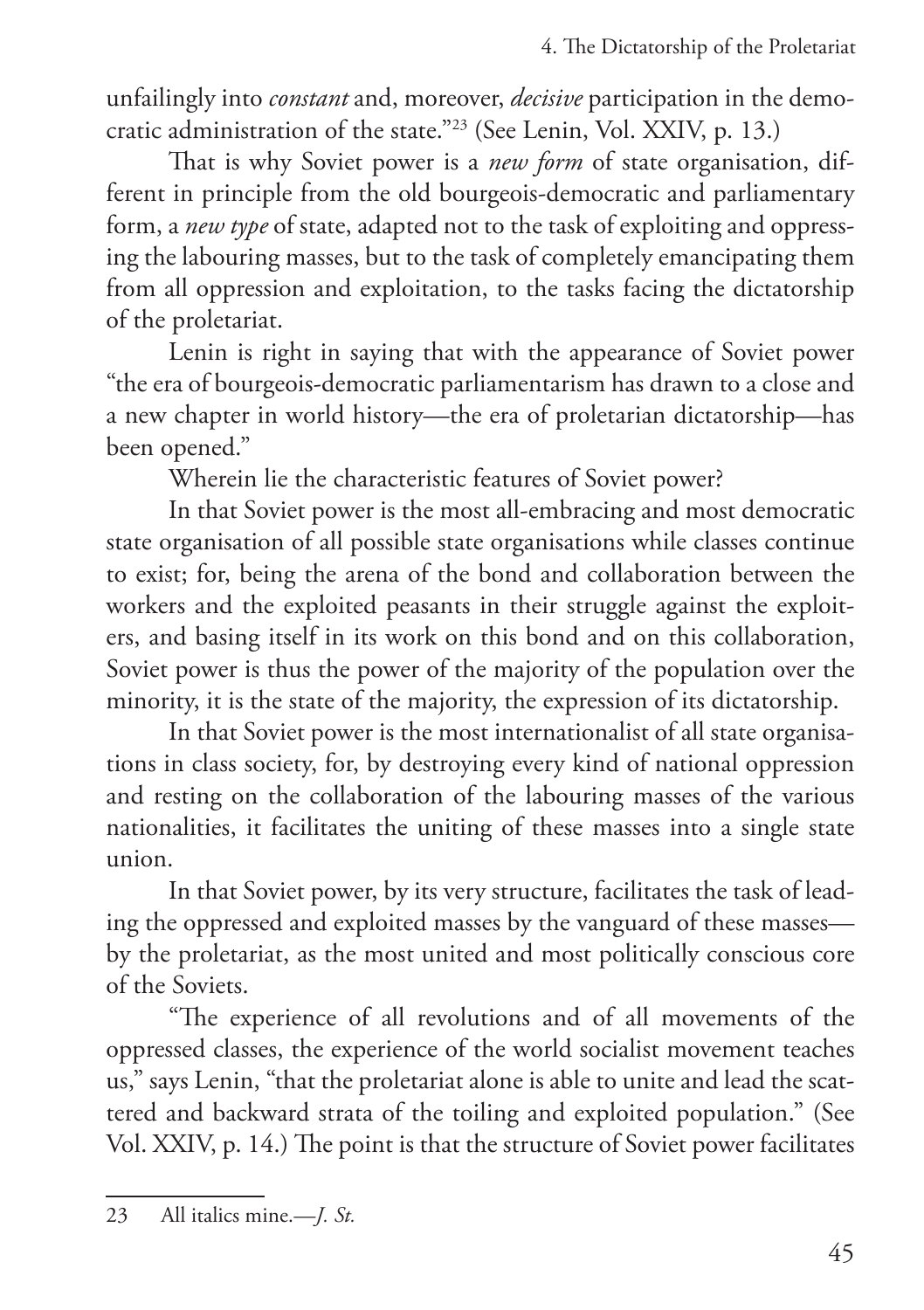unfailingly into *constant* and, moreover, *decisive* participation in the democratic administration of the state."[23] (See Lenin, Vol. XXIV, p. 13.)

That is why Soviet power is a *new form* of state organisation, different in principle from the old bourgeois-democratic and parliamentary form, a *new type* of state, adapted not to the task of exploiting and oppressing the labouring masses, but to the task of completely emancipating them from all oppression and exploitation, to the tasks facing the dictatorship of the proletariat.

Lenin is right in saying that with the appearance of Soviet power "the era of bourgeois-democratic parliamentarism has drawn to a close and a new chapter in world history—the era of proletarian dictatorship—has been opened."

Wherein lie the characteristic features of Soviet power?

In that Soviet power is the most all-embracing and most democratic state organisation of all possible state organisations while classes continue to exist; for, being the arena of the bond and collaboration between the workers and the exploited peasants in their struggle against the exploiters, and basing itself in its work on this bond and on this collaboration, Soviet power is thus the power of the majority of the population over the minority, it is the state of the majority, the expression of its dictatorship.

In that Soviet power is the most internationalist of all state organisations in class society, for, by destroying every kind of national oppression and resting on the collaboration of the labouring masses of the various nationalities, it facilitates the uniting of these masses into a single state union.

In that Soviet power, by its very structure, facilitates the task of leading the oppressed and exploited masses by the vanguard of these masses—by the proletariat, as the most united and most politically conscious core of the Soviets.

"The experience of all revolutions and of all movements of the oppressed classes, the experience of the world socialist movement teaches us," says Lenin, "that the proletariat alone is able to unite and lead the scattered and backward strata of the toiling and exploited population." (See Vol. XXIV, p. 14.) The point is that the structure of Soviet power facilitates

---

23 All italics mine.—*J. St.*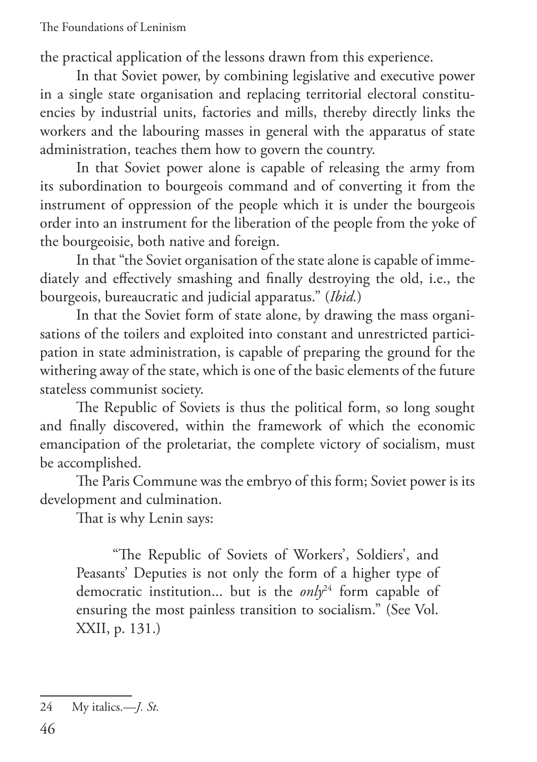the practical application of the lessons drawn from this experience.

In that Soviet power, by combining legislative and executive power in a single state organisation and replacing territorial electoral constituencies by industrial units, factories and mills, thereby directly links the workers and the labouring masses in general with the apparatus of state administration, teaches them how to govern the country.

In that Soviet power alone is capable of releasing the army from its subordination to bourgeois command and of converting it from the instrument of oppression of the people which it is under the bourgeois order into an instrument for the liberation of the people from the yoke of the bourgeoisie, both native and foreign.

In that "the Soviet organisation of the state alone is capable of immediately and effectively smashing and finally destroying the old, i.e., the bourgeois, bureaucratic and judicial apparatus." (*Ibid.*)

In that the Soviet form of state alone, by drawing the mass organisations of the toilers and exploited into constant and unrestricted participation in state administration, is capable of preparing the ground for the withering away of the state, which is one of the basic elements of the future stateless communist society.

The Republic of Soviets is thus the political form, so long sought and finally discovered, within the framework of which the economic emancipation of the proletariat, the complete victory of socialism, must be accomplished.

The Paris Commune was the embryo of this form; Soviet power is its development and culmination.

That is why Lenin says:

> "The Republic of Soviets of Workers', Soldiers', and Peasants' Deputies is not only the form of a higher type of democratic institution... but is the *only*[24] form capable of ensuring the most painless transition to socialism." (See Vol. XXII, p. 131.)

---

24 My italics.—*J. St.*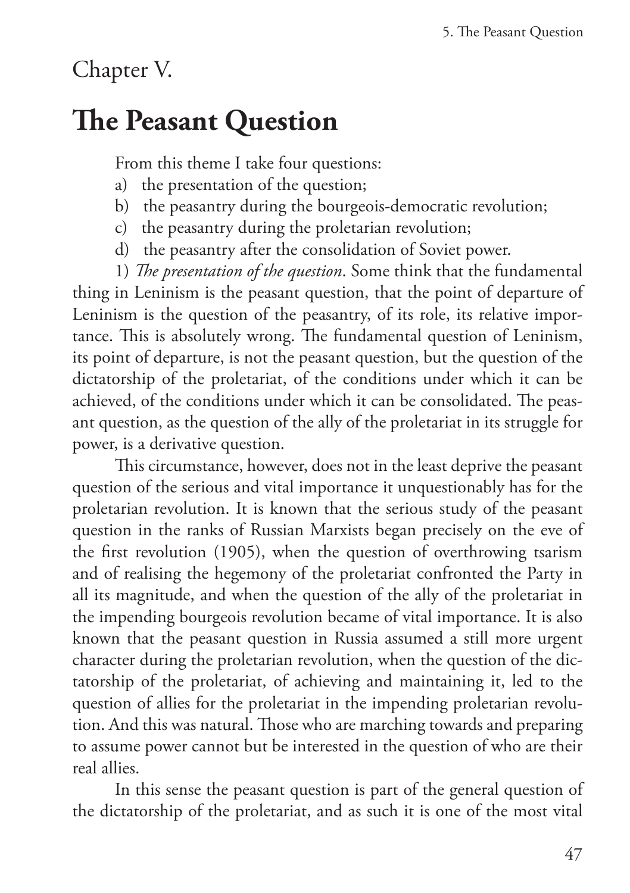Chapter V.

# The Peasant Question

From this theme I take four questions:

a) the presentation of the question;
b) the peasantry during the bourgeois-democratic revolution;
c) the peasantry during the proletarian revolution;
d) the peasantry after the consolidation of Soviet power.

1) *The presentation of the question*. Some think that the fundamental thing in Leninism is the peasant question, that the point of departure of Leninism is the question of the peasantry, of its role, its relative importance. This is absolutely wrong. The fundamental question of Leninism, its point of departure, is not the peasant question, but the question of the dictatorship of the proletariat, of the conditions under which it can be achieved, of the conditions under which it can be consolidated. The peasant question, as the question of the ally of the proletariat in its struggle for power, is a derivative question.

This circumstance, however, does not in the least deprive the peasant question of the serious and vital importance it unquestionably has for the proletarian revolution. It is known that the serious study of the peasant question in the ranks of Russian Marxists began precisely on the eve of the first revolution (1905), when the question of overthrowing tsarism and of realising the hegemony of the proletariat confronted the Party in all its magnitude, and when the question of the ally of the proletariat in the impending bourgeois revolution became of vital importance. It is also known that the peasant question in Russia assumed a still more urgent character during the proletarian revolution, when the question of the dictatorship of the proletariat, of achieving and maintaining it, led to the question of allies for the proletariat in the impending proletarian revolution. And this was natural. Those who are marching towards and preparing to assume power cannot but be interested in the question of who are their real allies.

In this sense the peasant question is part of the general question of the dictatorship of the proletariat, and as such it is one of the most vital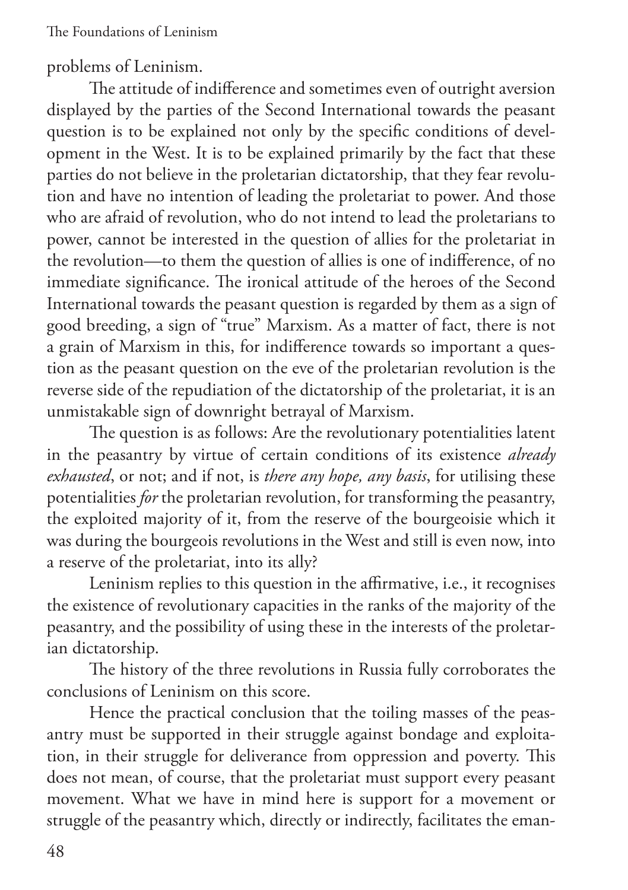problems of Leninism.

The attitude of indifference and sometimes even of outright aversion displayed by the parties of the Second International towards the peasant question is to be explained not only by the specific conditions of development in the West. It is to be explained primarily by the fact that these parties do not believe in the proletarian dictatorship, that they fear revolution and have no intention of leading the proletariat to power. And those who are afraid of revolution, who do not intend to lead the proletarians to power, cannot be interested in the question of allies for the proletariat in the revolution—to them the question of allies is one of indifference, of no immediate significance. The ironical attitude of the heroes of the Second International towards the peasant question is regarded by them as a sign of good breeding, a sign of "true" Marxism. As a matter of fact, there is not a grain of Marxism in this, for indifference towards so important a question as the peasant question on the eve of the proletarian revolution is the reverse side of the repudiation of the dictatorship of the proletariat, it is an unmistakable sign of downright betrayal of Marxism.

The question is as follows: Are the revolutionary potentialities latent in the peasantry by virtue of certain conditions of its existence *already exhausted*, or not; and if not, is *there any hope, any basis*, for utilising these potentialities *for* the proletarian revolution, for transforming the peasantry, the exploited majority of it, from the reserve of the bourgeoisie which it was during the bourgeois revolutions in the West and still is even now, into a reserve of the proletariat, into its ally?

Leninism replies to this question in the affirmative, i.e., it recognises the existence of revolutionary capacities in the ranks of the majority of the peasantry, and the possibility of using these in the interests of the proletarian dictatorship.

The history of the three revolutions in Russia fully corroborates the conclusions of Leninism on this score.

Hence the practical conclusion that the toiling masses of the peasantry must be supported in their struggle against bondage and exploitation, in their struggle for deliverance from oppression and poverty. This does not mean, of course, that the proletariat must support every peasant movement. What we have in mind here is support for a movement or struggle of the peasantry which, directly or indirectly, facilitates the eman-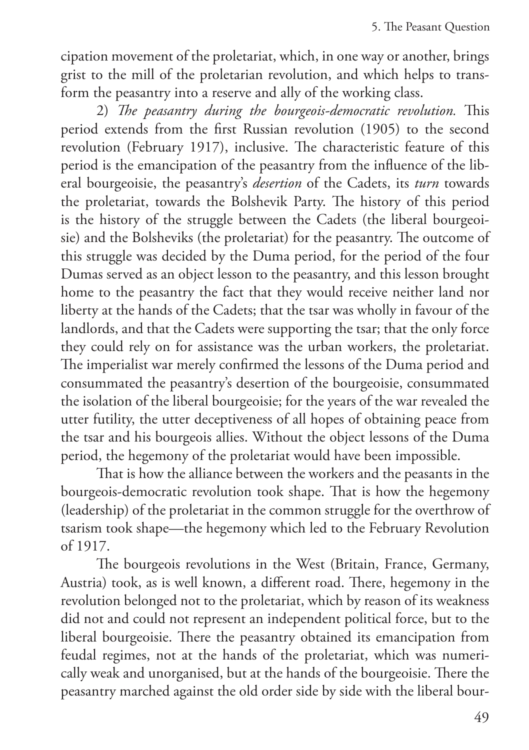cipation movement of the proletariat, which, in one way or another, brings grist to the mill of the proletarian revolution, and which helps to transform the peasantry into a reserve and ally of the working class.

2) *The peasantry during the bourgeois-democratic revolution.* This period extends from the first Russian revolution (1905) to the second revolution (February 1917), inclusive. The characteristic feature of this period is the emancipation of the peasantry from the influence of the liberal bourgeoisie, the peasantry's *desertion* of the Cadets, its *turn* towards the proletariat, towards the Bolshevik Party. The history of this period is the history of the struggle between the Cadets (the liberal bourgeoisie) and the Bolsheviks (the proletariat) for the peasantry. The outcome of this struggle was decided by the Duma period, for the period of the four Dumas served as an object lesson to the peasantry, and this lesson brought home to the peasantry the fact that they would receive neither land nor liberty at the hands of the Cadets; that the tsar was wholly in favour of the landlords, and that the Cadets were supporting the tsar; that the only force they could rely on for assistance was the urban workers, the proletariat. The imperialist war merely confirmed the lessons of the Duma period and consummated the peasantry's desertion of the bourgeoisie, consummated the isolation of the liberal bourgeoisie; for the years of the war revealed the utter futility, the utter deceptiveness of all hopes of obtaining peace from the tsar and his bourgeois allies. Without the object lessons of the Duma period, the hegemony of the proletariat would have been impossible.

That is how the alliance between the workers and the peasants in the bourgeois-democratic revolution took shape. That is how the hegemony (leadership) of the proletariat in the common struggle for the overthrow of tsarism took shape—the hegemony which led to the February Revolution of 1917.

The bourgeois revolutions in the West (Britain, France, Germany, Austria) took, as is well known, a different road. There, hegemony in the revolution belonged not to the proletariat, which by reason of its weakness did not and could not represent an independent political force, but to the liberal bourgeoisie. There the peasantry obtained its emancipation from feudal regimes, not at the hands of the proletariat, which was numerically weak and unorganised, but at the hands of the bourgeoisie. There the peasantry marched against the old order side by side with the liberal bour-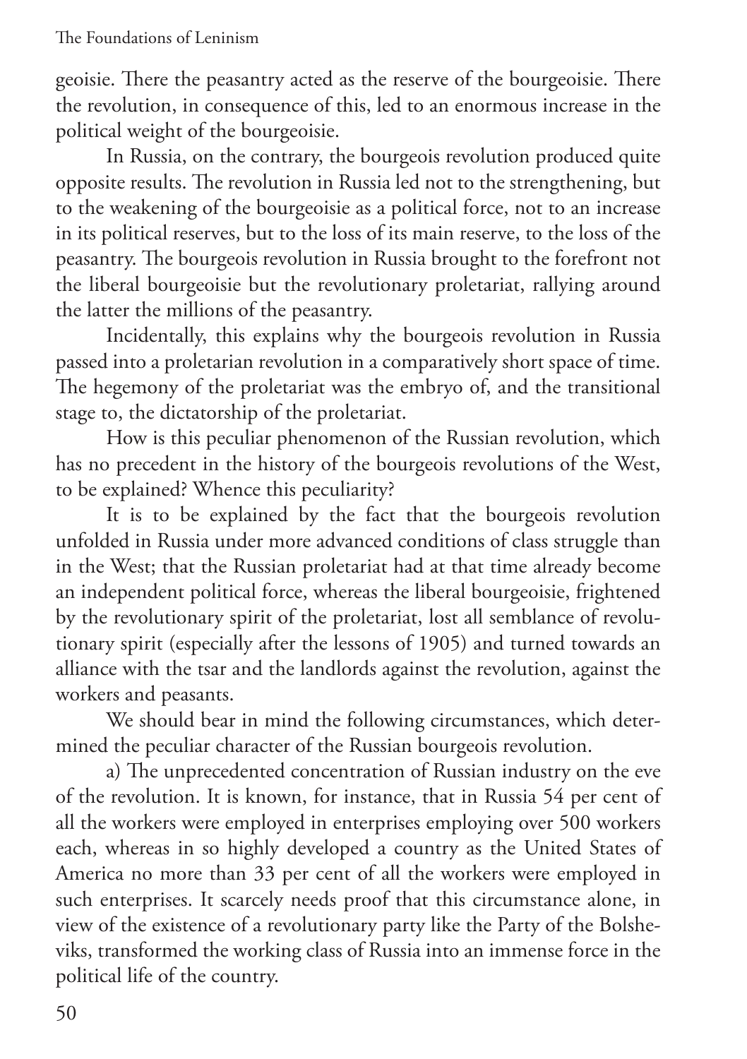geoisie. There the peasantry acted as the reserve of the bourgeoisie. There the revolution, in consequence of this, led to an enormous increase in the political weight of the bourgeoisie.

In Russia, on the contrary, the bourgeois revolution produced quite opposite results. The revolution in Russia led not to the strengthening, but to the weakening of the bourgeoisie as a political force, not to an increase in its political reserves, but to the loss of its main reserve, to the loss of the peasantry. The bourgeois revolution in Russia brought to the forefront not the liberal bourgeoisie but the revolutionary proletariat, rallying around the latter the millions of the peasantry.

Incidentally, this explains why the bourgeois revolution in Russia passed into a proletarian revolution in a comparatively short space of time. The hegemony of the proletariat was the embryo of, and the transitional stage to, the dictatorship of the proletariat.

How is this peculiar phenomenon of the Russian revolution, which has no precedent in the history of the bourgeois revolutions of the West, to be explained? Whence this peculiarity?

It is to be explained by the fact that the bourgeois revolution unfolded in Russia under more advanced conditions of class struggle than in the West; that the Russian proletariat had at that time already become an independent political force, whereas the liberal bourgeoisie, frightened by the revolutionary spirit of the proletariat, lost all semblance of revolutionary spirit (especially after the lessons of 1905) and turned towards an alliance with the tsar and the landlords against the revolution, against the workers and peasants.

We should bear in mind the following circumstances, which determined the peculiar character of the Russian bourgeois revolution.

a) The unprecedented concentration of Russian industry on the eve of the revolution. It is known, for instance, that in Russia 54 per cent of all the workers were employed in enterprises employing over 500 workers each, whereas in so highly developed a country as the United States of America no more than 33 per cent of all the workers were employed in such enterprises. It scarcely needs proof that this circumstance alone, in view of the existence of a revolutionary party like the Party of the Bolsheviks, transformed the working class of Russia into an immense force in the political life of the country.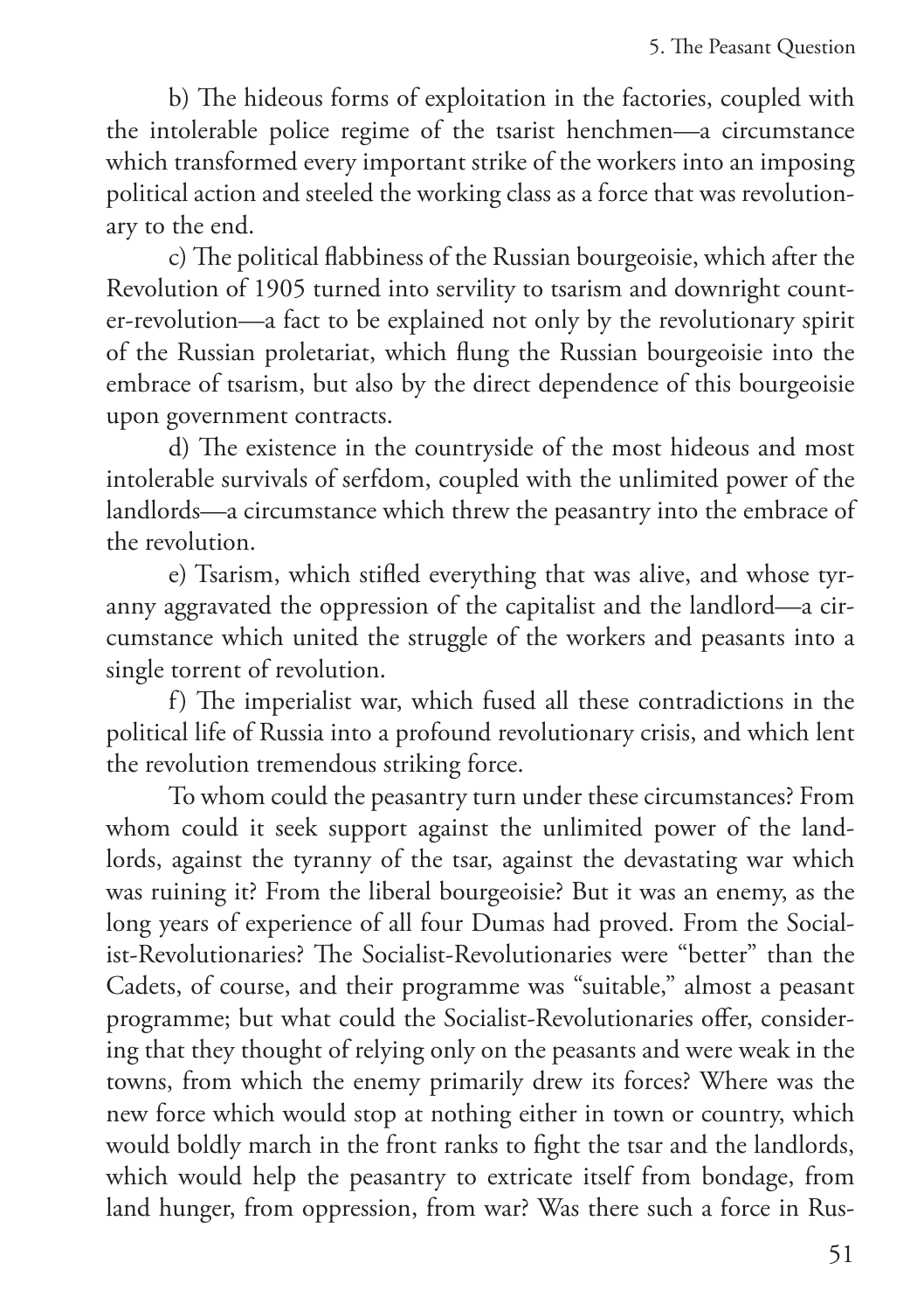b) The hideous forms of exploitation in the factories, coupled with the intolerable police regime of the tsarist henchmen—a circumstance which transformed every important strike of the workers into an imposing political action and steeled the working class as a force that was revolutionary to the end.

c) The political flabbiness of the Russian bourgeoisie, which after the Revolution of 1905 turned into servility to tsarism and downright counter-revolution—a fact to be explained not only by the revolutionary spirit of the Russian proletariat, which flung the Russian bourgeoisie into the embrace of tsarism, but also by the direct dependence of this bourgeoisie upon government contracts.

d) The existence in the countryside of the most hideous and most intolerable survivals of serfdom, coupled with the unlimited power of the landlords—a circumstance which threw the peasantry into the embrace of the revolution.

e) Tsarism, which stifled everything that was alive, and whose tyranny aggravated the oppression of the capitalist and the landlord—a circumstance which united the struggle of the workers and peasants into a single torrent of revolution.

f) The imperialist war, which fused all these contradictions in the political life of Russia into a profound revolutionary crisis, and which lent the revolution tremendous striking force.

To whom could the peasantry turn under these circumstances? From whom could it seek support against the unlimited power of the landlords, against the tyranny of the tsar, against the devastating war which was ruining it? From the liberal bourgeoisie? But it was an enemy, as the long years of experience of all four Dumas had proved. From the Socialist-Revolutionaries? The Socialist-Revolutionaries were "better" than the Cadets, of course, and their programme was "suitable," almost a peasant programme; but what could the Socialist-Revolutionaries offer, considering that they thought of relying only on the peasants and were weak in the towns, from which the enemy primarily drew its forces? Where was the new force which would stop at nothing either in town or country, which would boldly march in the front ranks to fight the tsar and the landlords, which would help the peasantry to extricate itself from bondage, from land hunger, from oppression, from war? Was there such a force in Rus-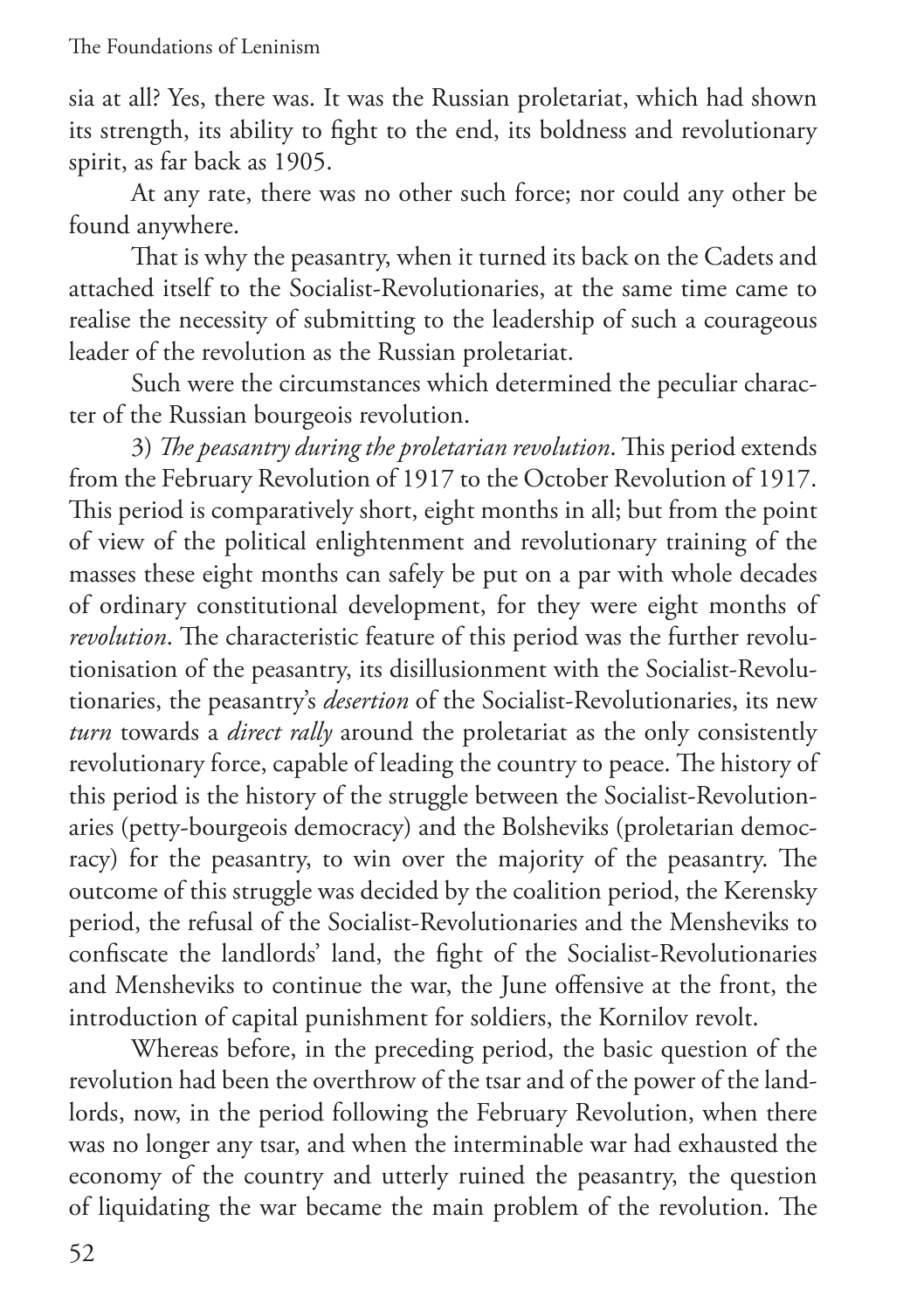sia at all? Yes, there was. It was the Russian proletariat, which had shown its strength, its ability to fight to the end, its boldness and revolutionary spirit, as far back as 1905.

At any rate, there was no other such force; nor could any other be found anywhere.

That is why the peasantry, when it turned its back on the Cadets and attached itself to the Socialist-Revolutionaries, at the same time came to realise the necessity of submitting to the leadership of such a courageous leader of the revolution as the Russian proletariat.

Such were the circumstances which determined the peculiar character of the Russian bourgeois revolution.

3) *The peasantry during the proletarian revolution*. This period extends from the February Revolution of 1917 to the October Revolution of 1917. This period is comparatively short, eight months in all; but from the point of view of the political enlightenment and revolutionary training of the masses these eight months can safely be put on a par with whole decades of ordinary constitutional development, for they were eight months of *revolution*. The characteristic feature of this period was the further revolutionisation of the peasantry, its disillusionment with the Socialist-Revolutionaries, the peasantry's *desertion* of the Socialist-Revolutionaries, its new *turn* towards a *direct rally* around the proletariat as the only consistently revolutionary force, capable of leading the country to peace. The history of this period is the history of the struggle between the Socialist-Revolutionaries (petty-bourgeois democracy) and the Bolsheviks (proletarian democracy) for the peasantry, to win over the majority of the peasantry. The outcome of this struggle was decided by the coalition period, the Kerensky period, the refusal of the Socialist-Revolutionaries and the Mensheviks to confiscate the landlords' land, the fight of the Socialist-Revolutionaries and Mensheviks to continue the war, the June offensive at the front, the introduction of capital punishment for soldiers, the Kornilov revolt.

Whereas before, in the preceding period, the basic question of the revolution had been the overthrow of the tsar and of the power of the landlords, now, in the period following the February Revolution, when there was no longer any tsar, and when the interminable war had exhausted the economy of the country and utterly ruined the peasantry, the question of liquidating the war became the main problem of the revolution. The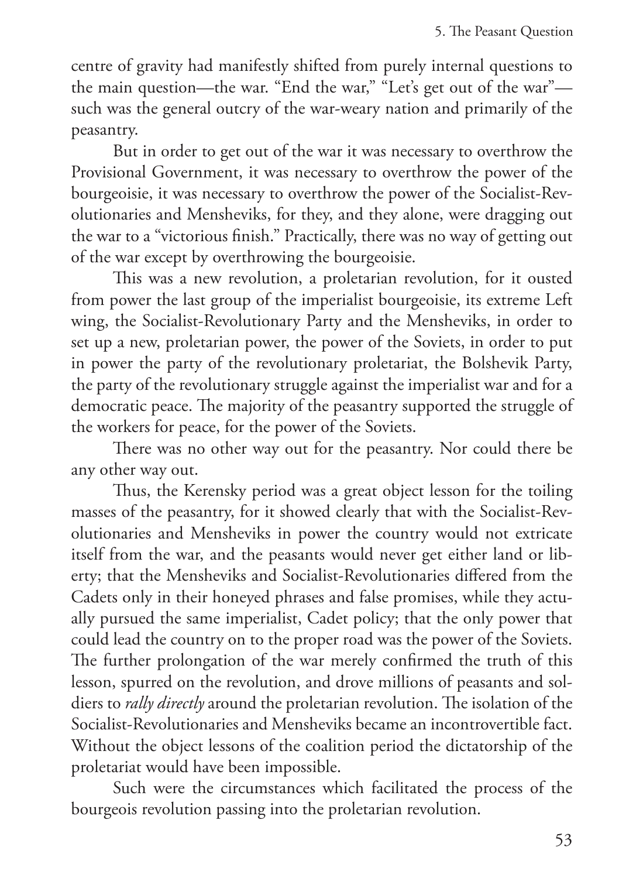centre of gravity had manifestly shifted from purely internal questions to the main question—the war. "End the war," "Let's get out of the war"—such was the general outcry of the war-weary nation and primarily of the peasantry.

But in order to get out of the war it was necessary to overthrow the Provisional Government, it was necessary to overthrow the power of the bourgeoisie, it was necessary to overthrow the power of the Socialist-Revolutionaries and Mensheviks, for they, and they alone, were dragging out the war to a "victorious finish." Practically, there was no way of getting out of the war except by overthrowing the bourgeoisie.

This was a new revolution, a proletarian revolution, for it ousted from power the last group of the imperialist bourgeoisie, its extreme Left wing, the Socialist-Revolutionary Party and the Mensheviks, in order to set up a new, proletarian power, the power of the Soviets, in order to put in power the party of the revolutionary proletariat, the Bolshevik Party, the party of the revolutionary struggle against the imperialist war and for a democratic peace. The majority of the peasantry supported the struggle of the workers for peace, for the power of the Soviets.

There was no other way out for the peasantry. Nor could there be any other way out.

Thus, the Kerensky period was a great object lesson for the toiling masses of the peasantry, for it showed clearly that with the Socialist-Revolutionaries and Mensheviks in power the country would not extricate itself from the war, and the peasants would never get either land or liberty; that the Mensheviks and Socialist-Revolutionaries differed from the Cadets only in their honeyed phrases and false promises, while they actually pursued the same imperialist, Cadet policy; that the only power that could lead the country on to the proper road was the power of the Soviets. The further prolongation of the war merely confirmed the truth of this lesson, spurred on the revolution, and drove millions of peasants and soldiers to *rally directly* around the proletarian revolution. The isolation of the Socialist-Revolutionaries and Mensheviks became an incontrovertible fact. Without the object lessons of the coalition period the dictatorship of the proletariat would have been impossible.

Such were the circumstances which facilitated the process of the bourgeois revolution passing into the proletarian revolution.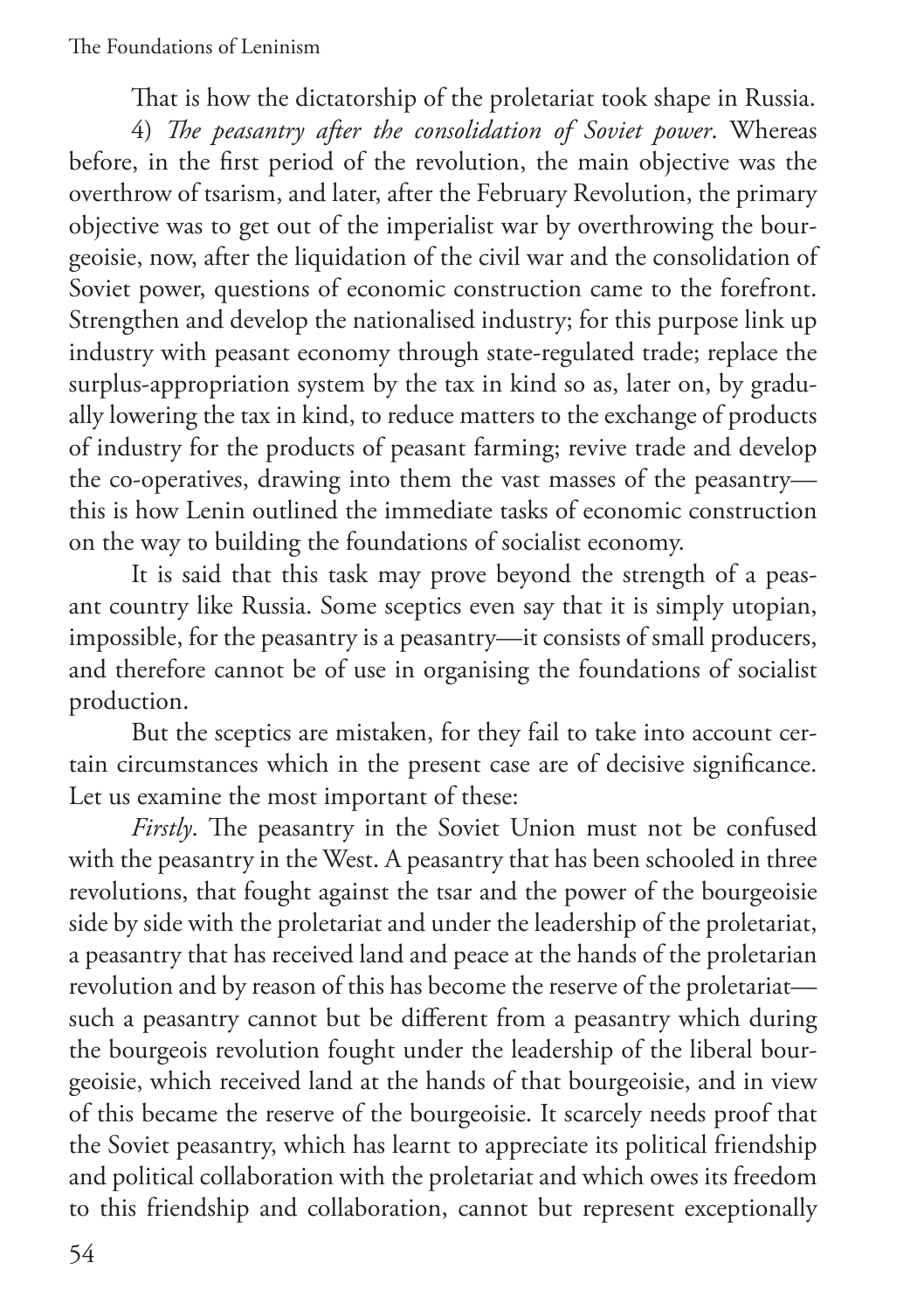That is how the dictatorship of the proletariat took shape in Russia.

4) *The peasantry after the consolidation of Soviet power*. Whereas before, in the first period of the revolution, the main objective was the overthrow of tsarism, and later, after the February Revolution, the primary objective was to get out of the imperialist war by overthrowing the bourgeoisie, now, after the liquidation of the civil war and the consolidation of Soviet power, questions of economic construction came to the forefront. Strengthen and develop the nationalised industry; for this purpose link up industry with peasant economy through state-regulated trade; replace the surplus-appropriation system by the tax in kind so as, later on, by gradually lowering the tax in kind, to reduce matters to the exchange of products of industry for the products of peasant farming; revive trade and develop the co-operatives, drawing into them the vast masses of the peasantry—this is how Lenin outlined the immediate tasks of economic construction on the way to building the foundations of socialist economy.

It is said that this task may prove beyond the strength of a peasant country like Russia. Some sceptics even say that it is simply utopian, impossible, for the peasantry is a peasantry—it consists of small producers, and therefore cannot be of use in organising the foundations of socialist production.

But the sceptics are mistaken, for they fail to take into account certain circumstances which in the present case are of decisive significance. Let us examine the most important of these:

*Firstly*. The peasantry in the Soviet Union must not be confused with the peasantry in the West. A peasantry that has been schooled in three revolutions, that fought against the tsar and the power of the bourgeoisie side by side with the proletariat and under the leadership of the proletariat, a peasantry that has received land and peace at the hands of the proletarian revolution and by reason of this has become the reserve of the proletariat—such a peasantry cannot but be different from a peasantry which during the bourgeois revolution fought under the leadership of the liberal bourgeoisie, which received land at the hands of that bourgeoisie, and in view of this became the reserve of the bourgeoisie. It scarcely needs proof that the Soviet peasantry, which has learnt to appreciate its political friendship and political collaboration with the proletariat and which owes its freedom to this friendship and collaboration, cannot but represent exceptionally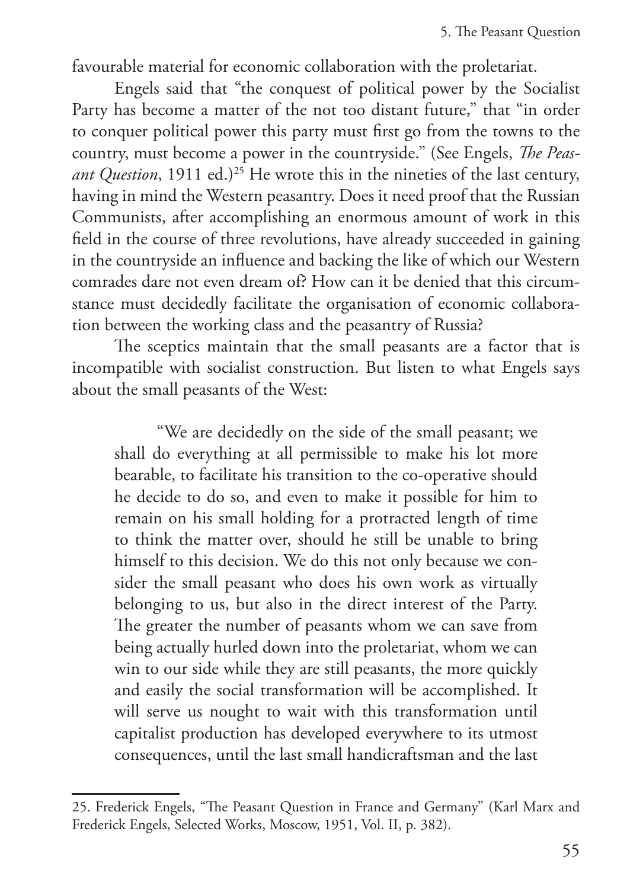favourable material for economic collaboration with the proletariat.

Engels said that "the conquest of political power by the Socialist Party has become a matter of the not too distant future," that "in order to conquer political power this party must first go from the towns to the country, must become a power in the countryside." (See Engels, *The Peasant Question*, 1911 ed.)[25] He wrote this in the nineties of the last century, having in mind the Western peasantry. Does it need proof that the Russian Communists, after accomplishing an enormous amount of work in this field in the course of three revolutions, have already succeeded in gaining in the countryside an influence and backing the like of which our Western comrades dare not even dream of? How can it be denied that this circumstance must decidedly facilitate the organisation of economic collaboration between the working class and the peasantry of Russia?

The sceptics maintain that the small peasants are a factor that is incompatible with socialist construction. But listen to what Engels says about the small peasants of the West:

> "We are decidedly on the side of the small peasant; we shall do everything at all permissible to make his lot more bearable, to facilitate his transition to the co-operative should he decide to do so, and even to make it possible for him to remain on his small holding for a protracted length of time to think the matter over, should he still be unable to bring himself to this decision. We do this not only because we consider the small peasant who does his own work as virtually belonging to us, but also in the direct interest of the Party. The greater the number of peasants whom we can save from being actually hurled down into the proletariat, whom we can win to our side while they are still peasants, the more quickly and easily the social transformation will be accomplished. It will serve us nought to wait with this transformation until capitalist production has developed everywhere to its utmost consequences, until the last small handicraftsman and the last

25. Frederick Engels, "The Peasant Question in France and Germany" (Karl Marx and Frederick Engels, Selected Works, Moscow, 1951, Vol. II, p. 382).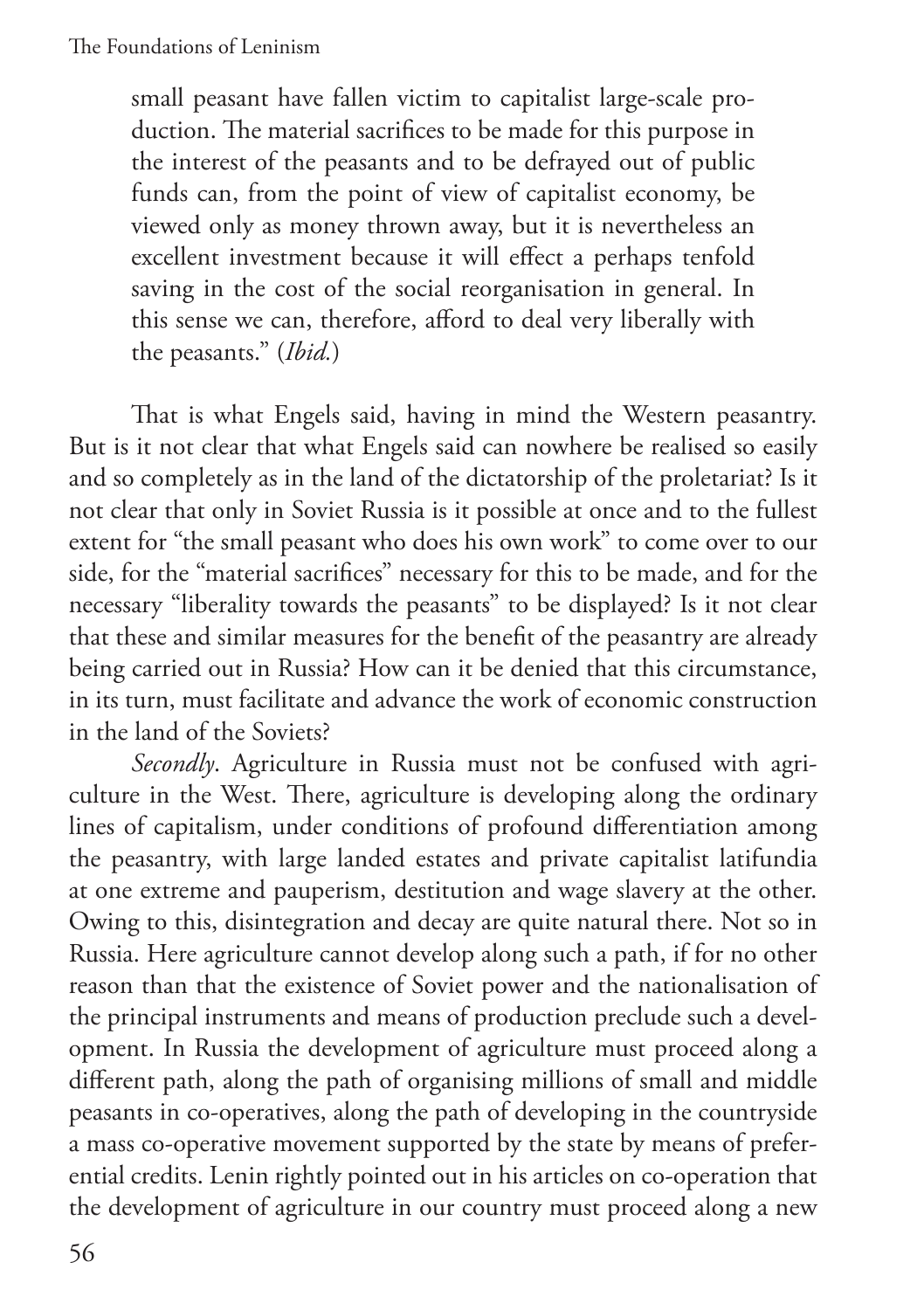> small peasant have fallen victim to capitalist large-scale production. The material sacrifices to be made for this purpose in the interest of the peasants and to be defrayed out of public funds can, from the point of view of capitalist economy, be viewed only as money thrown away, but it is nevertheless an excellent investment because it will effect a perhaps tenfold saving in the cost of the social reorganisation in general. In this sense we can, therefore, afford to deal very liberally with the peasants." (*Ibid.*)

That is what Engels said, having in mind the Western peasantry. But is it not clear that what Engels said can nowhere be realised so easily and so completely as in the land of the dictatorship of the proletariat? Is it not clear that only in Soviet Russia is it possible at once and to the fullest extent for "the small peasant who does his own work" to come over to our side, for the "material sacrifices" necessary for this to be made, and for the necessary "liberality towards the peasants" to be displayed? Is it not clear that these and similar measures for the benefit of the peasantry are already being carried out in Russia? How can it be denied that this circumstance, in its turn, must facilitate and advance the work of economic construction in the land of the Soviets?

*Secondly*. Agriculture in Russia must not be confused with agriculture in the West. There, agriculture is developing along the ordinary lines of capitalism, under conditions of profound differentiation among the peasantry, with large landed estates and private capitalist latifundia at one extreme and pauperism, destitution and wage slavery at the other. Owing to this, disintegration and decay are quite natural there. Not so in Russia. Here agriculture cannot develop along such a path, if for no other reason than that the existence of Soviet power and the nationalisation of the principal instruments and means of production preclude such a development. In Russia the development of agriculture must proceed along a different path, along the path of organising millions of small and middle peasants in co-operatives, along the path of developing in the countryside a mass co-operative movement supported by the state by means of preferential credits. Lenin rightly pointed out in his articles on co-operation that the development of agriculture in our country must proceed along a new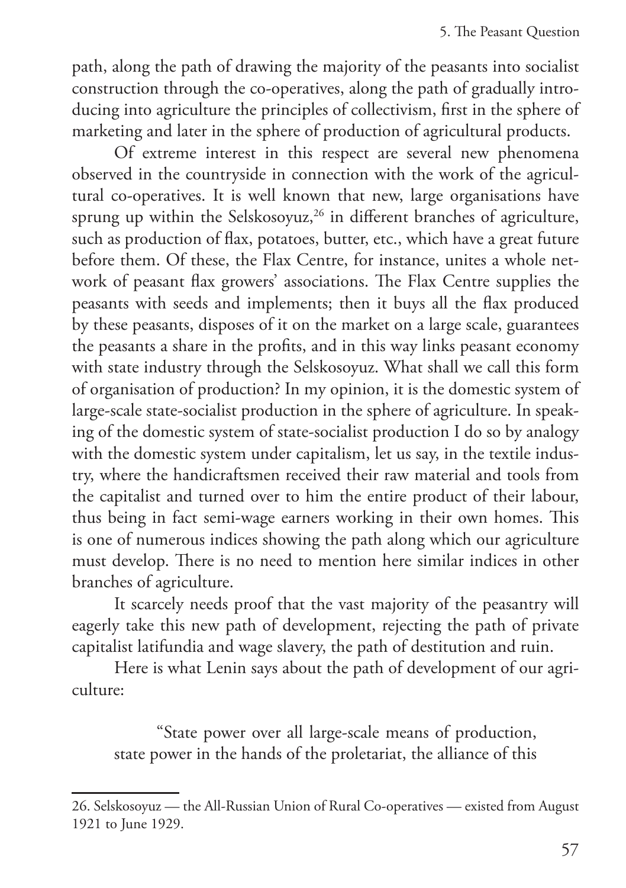path, along the path of drawing the majority of the peasants into socialist construction through the co-operatives, along the path of gradually introducing into agriculture the principles of collectivism, first in the sphere of marketing and later in the sphere of production of agricultural products.

Of extreme interest in this respect are several new phenomena observed in the countryside in connection with the work of the agricultural co-operatives. It is well known that new, large organisations have sprung up within the Selskosoyuz,[26] in different branches of agriculture, such as production of flax, potatoes, butter, etc., which have a great future before them. Of these, the Flax Centre, for instance, unites a whole network of peasant flax growers' associations. The Flax Centre supplies the peasants with seeds and implements; then it buys all the flax produced by these peasants, disposes of it on the market on a large scale, guarantees the peasants a share in the profits, and in this way links peasant economy with state industry through the Selskosoyuz. What shall we call this form of organisation of production? In my opinion, it is the domestic system of large-scale state-socialist production in the sphere of agriculture. In speaking of the domestic system of state-socialist production I do so by analogy with the domestic system under capitalism, let us say, in the textile industry, where the handicraftsmen received their raw material and tools from the capitalist and turned over to him the entire product of their labour, thus being in fact semi-wage earners working in their own homes. This is one of numerous indices showing the path along which our agriculture must develop. There is no need to mention here similar indices in other branches of agriculture.

It scarcely needs proof that the vast majority of the peasantry will eagerly take this new path of development, rejecting the path of private capitalist latifundia and wage slavery, the path of destitution and ruin.

Here is what Lenin says about the path of development of our agriculture:

> "State power over all large-scale means of production, state power in the hands of the proletariat, the alliance of this

26. Selskosoyuz — the All-Russian Union of Rural Co-operatives — existed from August 1921 to June 1929.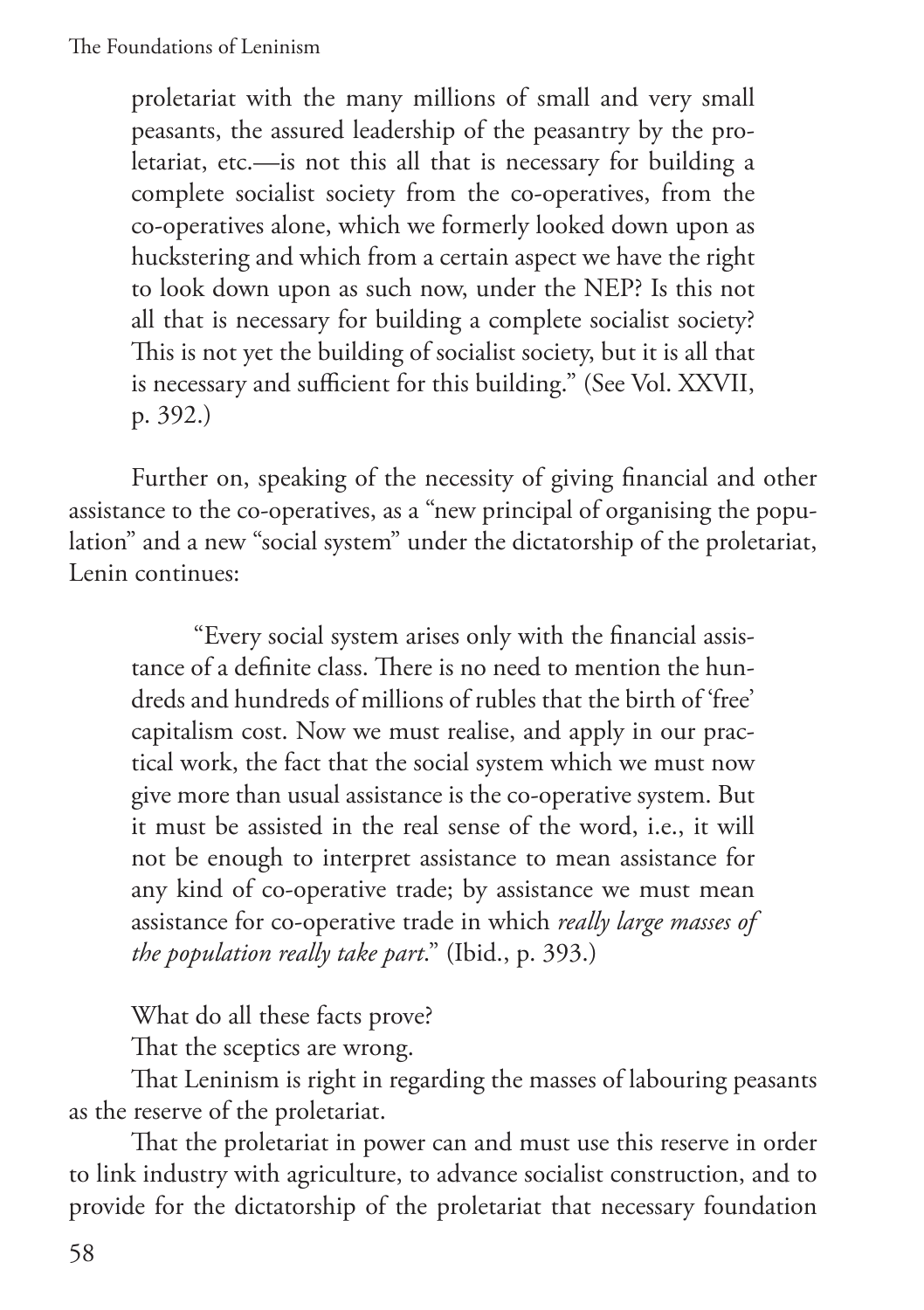> proletariat with the many millions of small and very small peasants, the assured leadership of the peasantry by the proletariat, etc.—is not this all that is necessary for building a complete socialist society from the co-operatives, from the co-operatives alone, which we formerly looked down upon as huckstering and which from a certain aspect we have the right to look down upon as such now, under the NEP? Is this not all that is necessary for building a complete socialist society? This is not yet the building of socialist society, but it is all that is necessary and sufficient for this building." (See Vol. XXVII, p. 392.)

Further on, speaking of the necessity of giving financial and other assistance to the co-operatives, as a "new principal of organising the population" and a new "social system" under the dictatorship of the proletariat, Lenin continues:

> "Every social system arises only with the financial assistance of a definite class. There is no need to mention the hundreds and hundreds of millions of rubles that the birth of 'free' capitalism cost. Now we must realise, and apply in our practical work, the fact that the social system which we must now give more than usual assistance is the co-operative system. But it must be assisted in the real sense of the word, i.e., it will not be enough to interpret assistance to mean assistance for any kind of co-operative trade; by assistance we must mean assistance for co-operative trade in which *really large masses of the population really take part*." (Ibid., p. 393.)

What do all these facts prove?

That the sceptics are wrong.

That Leninism is right in regarding the masses of labouring peasants as the reserve of the proletariat.

That the proletariat in power can and must use this reserve in order to link industry with agriculture, to advance socialist construction, and to provide for the dictatorship of the proletariat that necessary foundation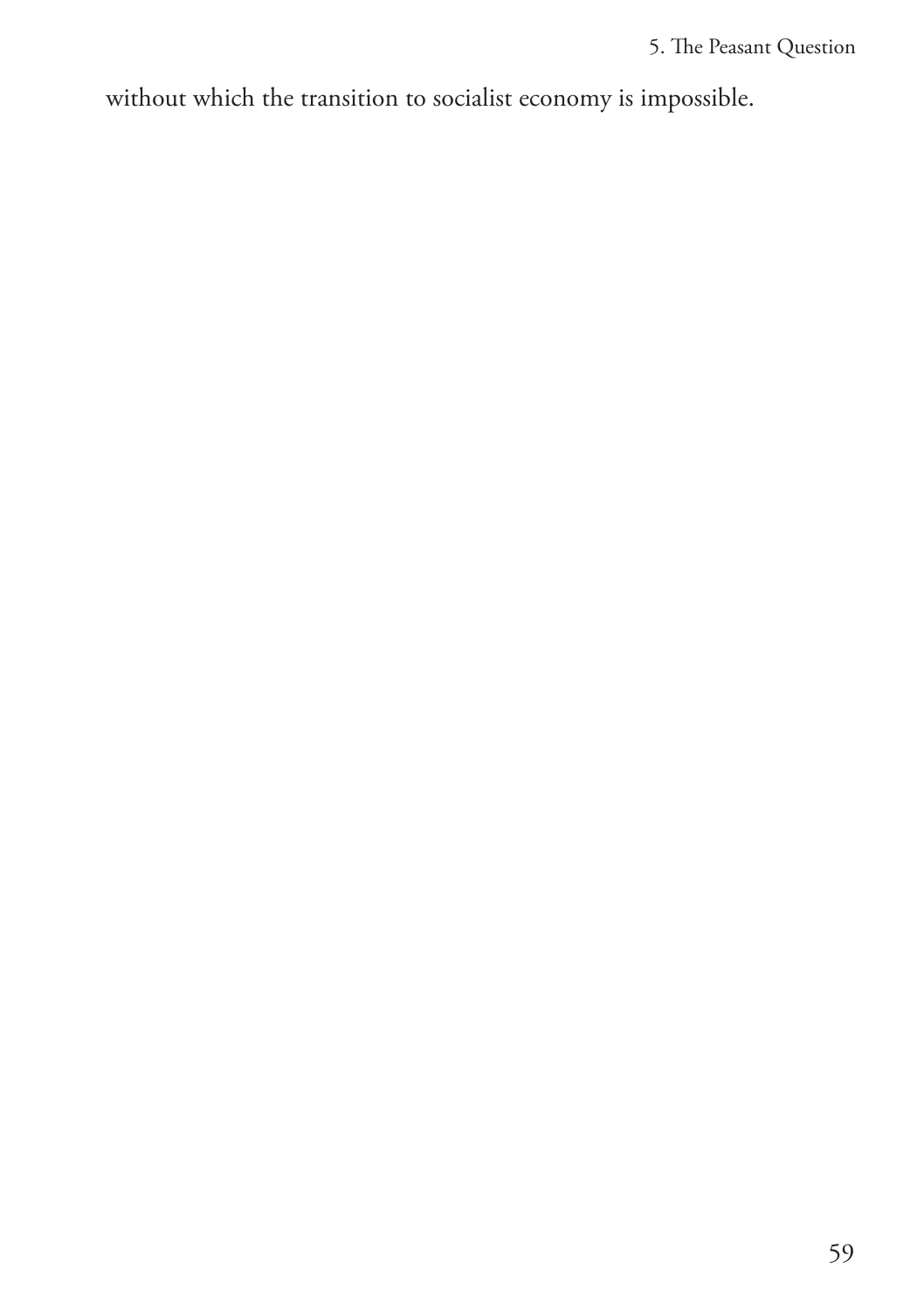without which the transition to socialist economy is impossible.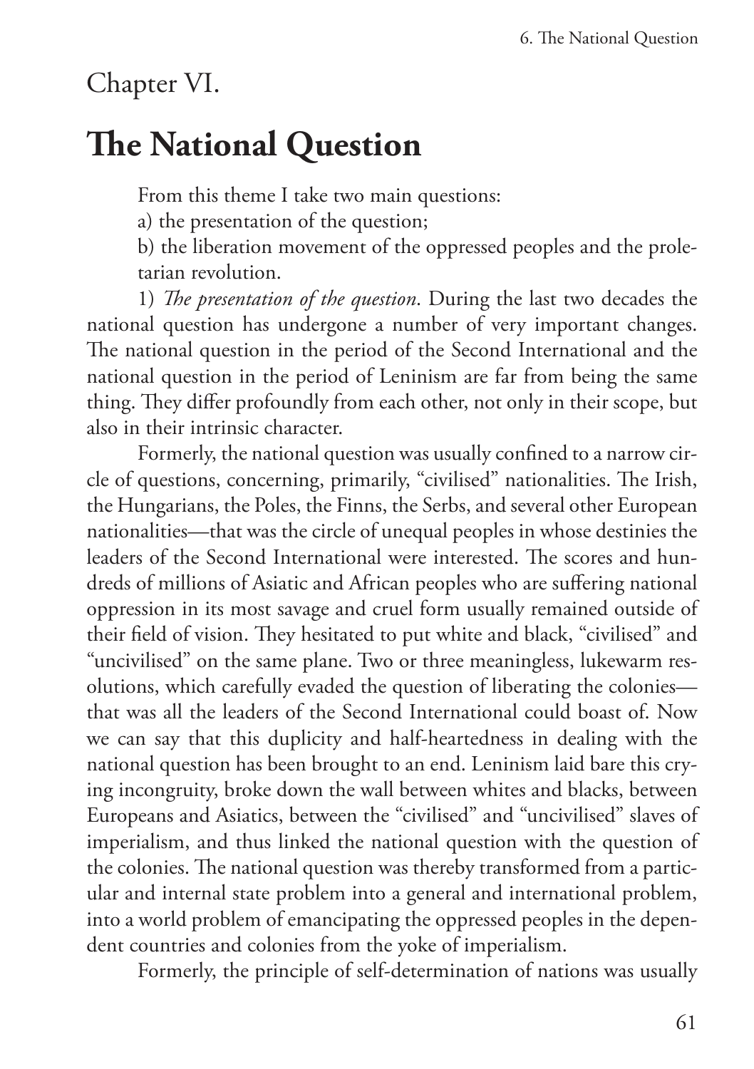Chapter VI.

# The National Question

From this theme I take two main questions:

a) the presentation of the question;

b) the liberation movement of the oppressed peoples and the proletarian revolution.

1) *The presentation of the question*. During the last two decades the national question has undergone a number of very important changes. The national question in the period of the Second International and the national question in the period of Leninism are far from being the same thing. They differ profoundly from each other, not only in their scope, but also in their intrinsic character.

Formerly, the national question was usually confined to a narrow circle of questions, concerning, primarily, "civilised" nationalities. The Irish, the Hungarians, the Poles, the Finns, the Serbs, and several other European nationalities—that was the circle of unequal peoples in whose destinies the leaders of the Second International were interested. The scores and hundreds of millions of Asiatic and African peoples who are suffering national oppression in its most savage and cruel form usually remained outside of their field of vision. They hesitated to put white and black, "civilised" and "uncivilised" on the same plane. Two or three meaningless, lukewarm resolutions, which carefully evaded the question of liberating the colonies—that was all the leaders of the Second International could boast of. Now we can say that this duplicity and half-heartedness in dealing with the national question has been brought to an end. Leninism laid bare this crying incongruity, broke down the wall between whites and blacks, between Europeans and Asiatics, between the "civilised" and "uncivilised" slaves of imperialism, and thus linked the national question with the question of the colonies. The national question was thereby transformed from a particular and internal state problem into a general and international problem, into a world problem of emancipating the oppressed peoples in the dependent countries and colonies from the yoke of imperialism.

Formerly, the principle of self-determination of nations was usually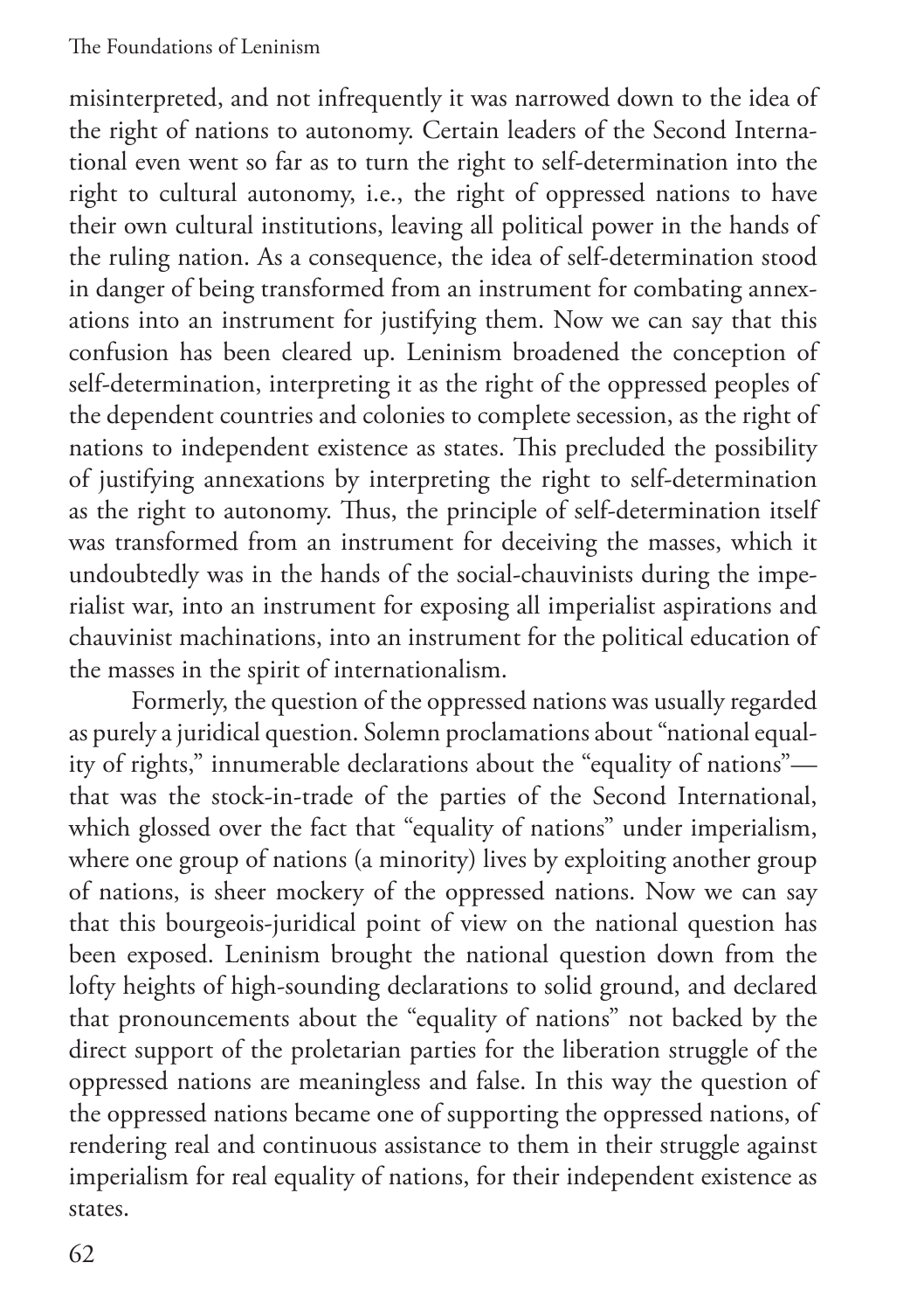misinterpreted, and not infrequently it was narrowed down to the idea of the right of nations to autonomy. Certain leaders of the Second International even went so far as to turn the right to self-determination into the right to cultural autonomy, i.e., the right of oppressed nations to have their own cultural institutions, leaving all political power in the hands of the ruling nation. As a consequence, the idea of self-determination stood in danger of being transformed from an instrument for combating annexations into an instrument for justifying them. Now we can say that this confusion has been cleared up. Leninism broadened the conception of self-determination, interpreting it as the right of the oppressed peoples of the dependent countries and colonies to complete secession, as the right of nations to independent existence as states. This precluded the possibility of justifying annexations by interpreting the right to self-determination as the right to autonomy. Thus, the principle of self-determination itself was transformed from an instrument for deceiving the masses, which it undoubtedly was in the hands of the social-chauvinists during the imperialist war, into an instrument for exposing all imperialist aspirations and chauvinist machinations, into an instrument for the political education of the masses in the spirit of internationalism.

Formerly, the question of the oppressed nations was usually regarded as purely a juridical question. Solemn proclamations about "national equality of rights," innumerable declarations about the "equality of nations"—that was the stock-in-trade of the parties of the Second International, which glossed over the fact that "equality of nations" under imperialism, where one group of nations (a minority) lives by exploiting another group of nations, is sheer mockery of the oppressed nations. Now we can say that this bourgeois-juridical point of view on the national question has been exposed. Leninism brought the national question down from the lofty heights of high-sounding declarations to solid ground, and declared that pronouncements about the "equality of nations" not backed by the direct support of the proletarian parties for the liberation struggle of the oppressed nations are meaningless and false. In this way the question of the oppressed nations became one of supporting the oppressed nations, of rendering real and continuous assistance to them in their struggle against imperialism for real equality of nations, for their independent existence as states.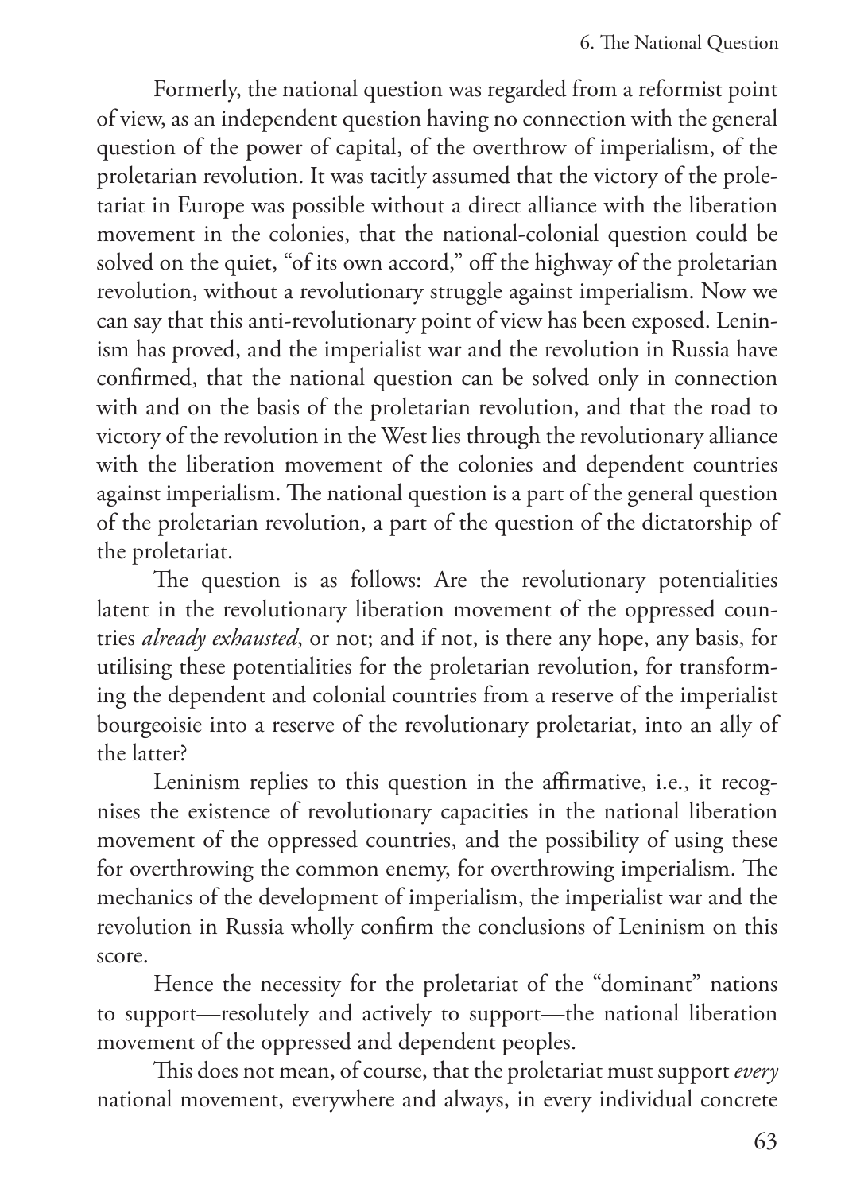Formerly, the national question was regarded from a reformist point of view, as an independent question having no connection with the general question of the power of capital, of the overthrow of imperialism, of the proletarian revolution. It was tacitly assumed that the victory of the proletariat in Europe was possible without a direct alliance with the liberation movement in the colonies, that the national-colonial question could be solved on the quiet, "of its own accord," off the highway of the proletarian revolution, without a revolutionary struggle against imperialism. Now we can say that this anti-revolutionary point of view has been exposed. Leninism has proved, and the imperialist war and the revolution in Russia have confirmed, that the national question can be solved only in connection with and on the basis of the proletarian revolution, and that the road to victory of the revolution in the West lies through the revolutionary alliance with the liberation movement of the colonies and dependent countries against imperialism. The national question is a part of the general question of the proletarian revolution, a part of the question of the dictatorship of the proletariat.

The question is as follows: Are the revolutionary potentialities latent in the revolutionary liberation movement of the oppressed countries *already exhausted*, or not; and if not, is there any hope, any basis, for utilising these potentialities for the proletarian revolution, for transforming the dependent and colonial countries from a reserve of the imperialist bourgeoisie into a reserve of the revolutionary proletariat, into an ally of the latter?

Leninism replies to this question in the affirmative, i.e., it recognises the existence of revolutionary capacities in the national liberation movement of the oppressed countries, and the possibility of using these for overthrowing the common enemy, for overthrowing imperialism. The mechanics of the development of imperialism, the imperialist war and the revolution in Russia wholly confirm the conclusions of Leninism on this score.

Hence the necessity for the proletariat of the "dominant" nations to support—resolutely and actively to support—the national liberation movement of the oppressed and dependent peoples.

This does not mean, of course, that the proletariat must support *every* national movement, everywhere and always, in every individual concrete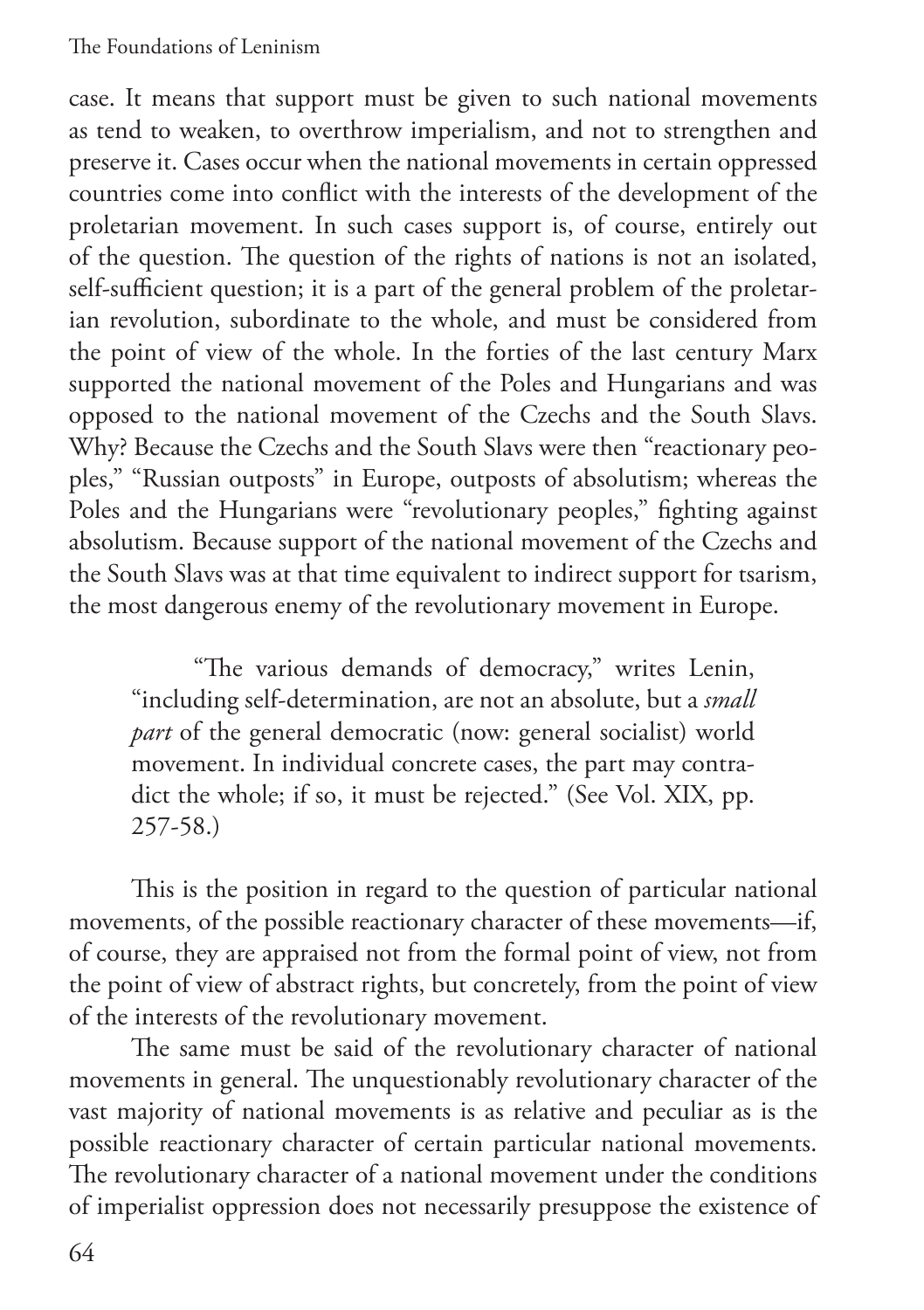case. It means that support must be given to such national movements as tend to weaken, to overthrow imperialism, and not to strengthen and preserve it. Cases occur when the national movements in certain oppressed countries come into conflict with the interests of the development of the proletarian movement. In such cases support is, of course, entirely out of the question. The question of the rights of nations is not an isolated, self-sufficient question; it is a part of the general problem of the proletarian revolution, subordinate to the whole, and must be considered from the point of view of the whole. In the forties of the last century Marx supported the national movement of the Poles and Hungarians and was opposed to the national movement of the Czechs and the South Slavs. Why? Because the Czechs and the South Slavs were then "reactionary peoples," "Russian outposts" in Europe, outposts of absolutism; whereas the Poles and the Hungarians were "revolutionary peoples," fighting against absolutism. Because support of the national movement of the Czechs and the South Slavs was at that time equivalent to indirect support for tsarism, the most dangerous enemy of the revolutionary movement in Europe.

> "The various demands of democracy," writes Lenin, "including self-determination, are not an absolute, but a *small part* of the general democratic (now: general socialist) world movement. In individual concrete cases, the part may contradict the whole; if so, it must be rejected." (See Vol. XIX, pp. 257-58.)

This is the position in regard to the question of particular national movements, of the possible reactionary character of these movements—if, of course, they are appraised not from the formal point of view, not from the point of view of abstract rights, but concretely, from the point of view of the interests of the revolutionary movement.

The same must be said of the revolutionary character of national movements in general. The unquestionably revolutionary character of the vast majority of national movements is as relative and peculiar as is the possible reactionary character of certain particular national movements. The revolutionary character of a national movement under the conditions of imperialist oppression does not necessarily presuppose the existence of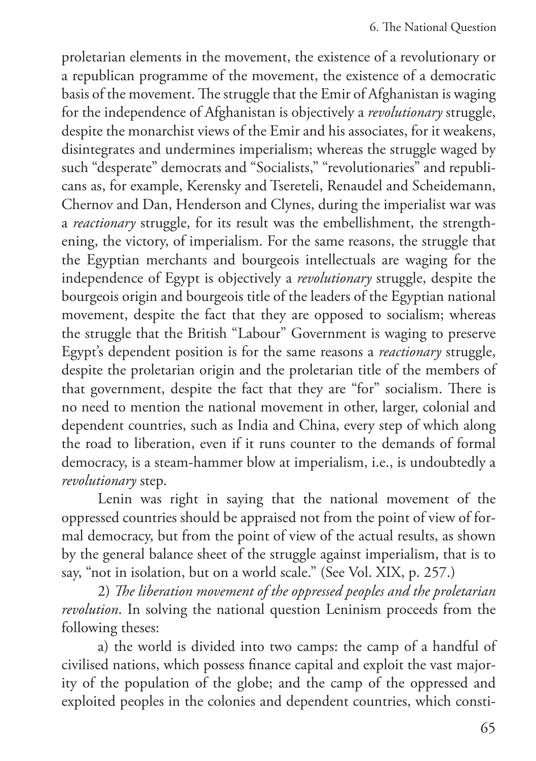proletarian elements in the movement, the existence of a revolutionary or a republican programme of the movement, the existence of a democratic basis of the movement. The struggle that the Emir of Afghanistan is waging for the independence of Afghanistan is objectively a *revolutionary* struggle, despite the monarchist views of the Emir and his associates, for it weakens, disintegrates and undermines imperialism; whereas the struggle waged by such "desperate" democrats and "Socialists," "revolutionaries" and republicans as, for example, Kerensky and Tsereteli, Renaudel and Scheidemann, Chernov and Dan, Henderson and Clynes, during the imperialist war was a *reactionary* struggle, for its result was the embellishment, the strengthening, the victory, of imperialism. For the same reasons, the struggle that the Egyptian merchants and bourgeois intellectuals are waging for the independence of Egypt is objectively a *revolutionary* struggle, despite the bourgeois origin and bourgeois title of the leaders of the Egyptian national movement, despite the fact that they are opposed to socialism; whereas the struggle that the British "Labour" Government is waging to preserve Egypt's dependent position is for the same reasons a *reactionary* struggle, despite the proletarian origin and the proletarian title of the members of that government, despite the fact that they are "for" socialism. There is no need to mention the national movement in other, larger, colonial and dependent countries, such as India and China, every step of which along the road to liberation, even if it runs counter to the demands of formal democracy, is a steam-hammer blow at imperialism, i.e., is undoubtedly a *revolutionary* step.

Lenin was right in saying that the national movement of the oppressed countries should be appraised not from the point of view of formal democracy, but from the point of view of the actual results, as shown by the general balance sheet of the struggle against imperialism, that is to say, "not in isolation, but on a world scale." (See Vol. XIX, p. 257.)

2) *The liberation movement of the oppressed peoples and the proletarian revolution*. In solving the national question Leninism proceeds from the following theses:

a) the world is divided into two camps: the camp of a handful of civilised nations, which possess finance capital and exploit the vast majority of the population of the globe; and the camp of the oppressed and exploited peoples in the colonies and dependent countries, which consti-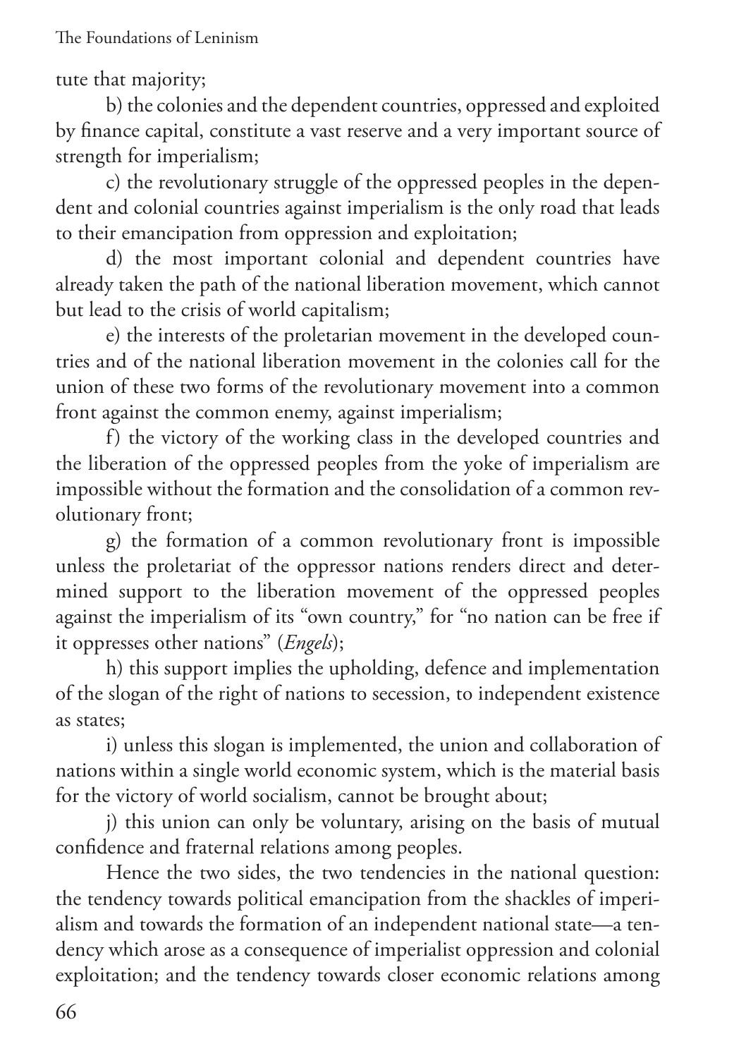tute that majority;

b) the colonies and the dependent countries, oppressed and exploited by finance capital, constitute a vast reserve and a very important source of strength for imperialism;

c) the revolutionary struggle of the oppressed peoples in the dependent and colonial countries against imperialism is the only road that leads to their emancipation from oppression and exploitation;

d) the most important colonial and dependent countries have already taken the path of the national liberation movement, which cannot but lead to the crisis of world capitalism;

e) the interests of the proletarian movement in the developed countries and of the national liberation movement in the colonies call for the union of these two forms of the revolutionary movement into a common front against the common enemy, against imperialism;

f) the victory of the working class in the developed countries and the liberation of the oppressed peoples from the yoke of imperialism are impossible without the formation and the consolidation of a common revolutionary front;

g) the formation of a common revolutionary front is impossible unless the proletariat of the oppressor nations renders direct and determined support to the liberation movement of the oppressed peoples against the imperialism of its "own country," for "no nation can be free if it oppresses other nations" (*Engels*);

h) this support implies the upholding, defence and implementation of the slogan of the right of nations to secession, to independent existence as states;

i) unless this slogan is implemented, the union and collaboration of nations within a single world economic system, which is the material basis for the victory of world socialism, cannot be brought about;

j) this union can only be voluntary, arising on the basis of mutual confidence and fraternal relations among peoples.

Hence the two sides, the two tendencies in the national question: the tendency towards political emancipation from the shackles of imperialism and towards the formation of an independent national state—a tendency which arose as a consequence of imperialist oppression and colonial exploitation; and the tendency towards closer economic relations among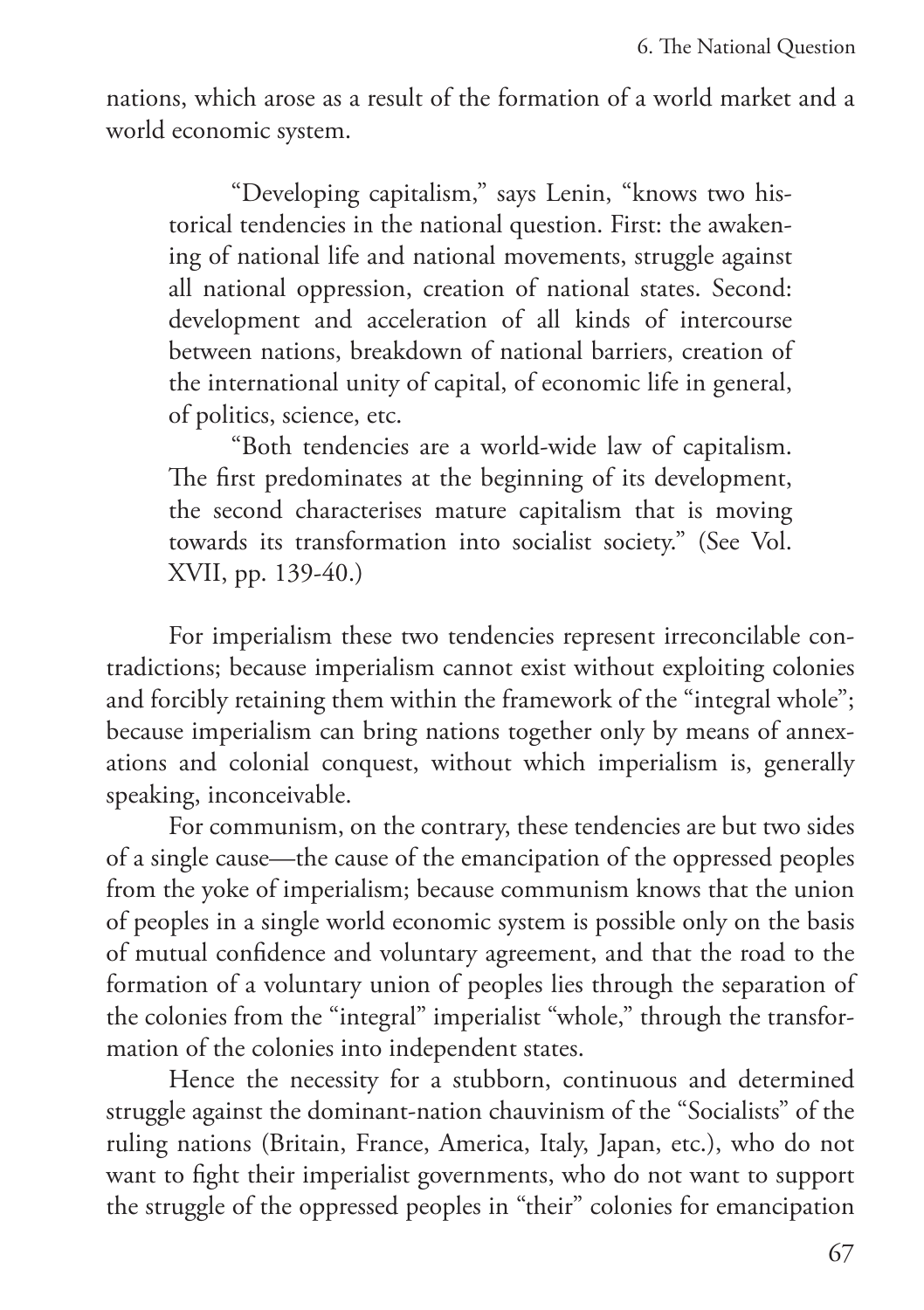nations, which arose as a result of the formation of a world market and a world economic system.

> "Developing capitalism," says Lenin, "knows two historical tendencies in the national question. First: the awakening of national life and national movements, struggle against all national oppression, creation of national states. Second: development and acceleration of all kinds of intercourse between nations, breakdown of national barriers, creation of the international unity of capital, of economic life in general, of politics, science, etc.
>
> "Both tendencies are a world-wide law of capitalism. The first predominates at the beginning of its development, the second characterises mature capitalism that is moving towards its transformation into socialist society." (See Vol. XVII, pp. 139-40.)

For imperialism these two tendencies represent irreconcilable contradictions; because imperialism cannot exist without exploiting colonies and forcibly retaining them within the framework of the "integral whole"; because imperialism can bring nations together only by means of annexations and colonial conquest, without which imperialism is, generally speaking, inconceivable.

For communism, on the contrary, these tendencies are but two sides of a single cause—the cause of the emancipation of the oppressed peoples from the yoke of imperialism; because communism knows that the union of peoples in a single world economic system is possible only on the basis of mutual confidence and voluntary agreement, and that the road to the formation of a voluntary union of peoples lies through the separation of the colonies from the "integral" imperialist "whole," through the transformation of the colonies into independent states.

Hence the necessity for a stubborn, continuous and determined struggle against the dominant-nation chauvinism of the "Socialists" of the ruling nations (Britain, France, America, Italy, Japan, etc.), who do not want to fight their imperialist governments, who do not want to support the struggle of the oppressed peoples in "their" colonies for emancipation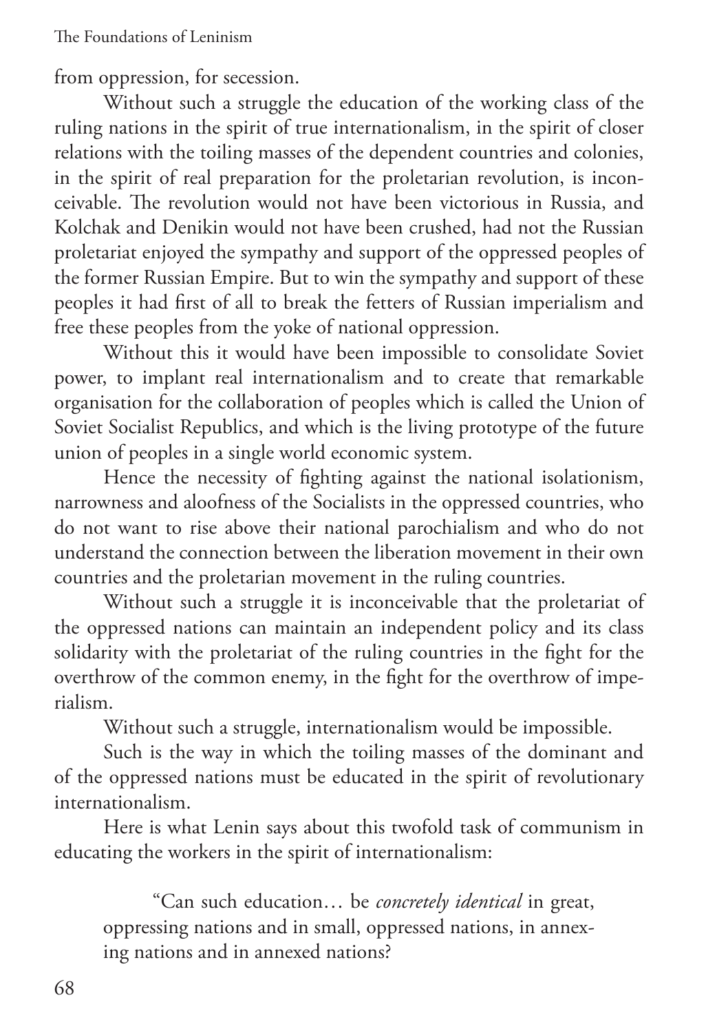from oppression, for secession.

Without such a struggle the education of the working class of the ruling nations in the spirit of true internationalism, in the spirit of closer relations with the toiling masses of the dependent countries and colonies, in the spirit of real preparation for the proletarian revolution, is inconceivable. The revolution would not have been victorious in Russia, and Kolchak and Denikin would not have been crushed, had not the Russian proletariat enjoyed the sympathy and support of the oppressed peoples of the former Russian Empire. But to win the sympathy and support of these peoples it had first of all to break the fetters of Russian imperialism and free these peoples from the yoke of national oppression.

Without this it would have been impossible to consolidate Soviet power, to implant real internationalism and to create that remarkable organisation for the collaboration of peoples which is called the Union of Soviet Socialist Republics, and which is the living prototype of the future union of peoples in a single world economic system.

Hence the necessity of fighting against the national isolationism, narrowness and aloofness of the Socialists in the oppressed countries, who do not want to rise above their national parochialism and who do not understand the connection between the liberation movement in their own countries and the proletarian movement in the ruling countries.

Without such a struggle it is inconceivable that the proletariat of the oppressed nations can maintain an independent policy and its class solidarity with the proletariat of the ruling countries in the fight for the overthrow of the common enemy, in the fight for the overthrow of imperialism.

Without such a struggle, internationalism would be impossible.

Such is the way in which the toiling masses of the dominant and of the oppressed nations must be educated in the spirit of revolutionary internationalism.

Here is what Lenin says about this twofold task of communism in educating the workers in the spirit of internationalism:

> "Can such education… be *concretely identical* in great, oppressing nations and in small, oppressed nations, in annexing nations and in annexed nations?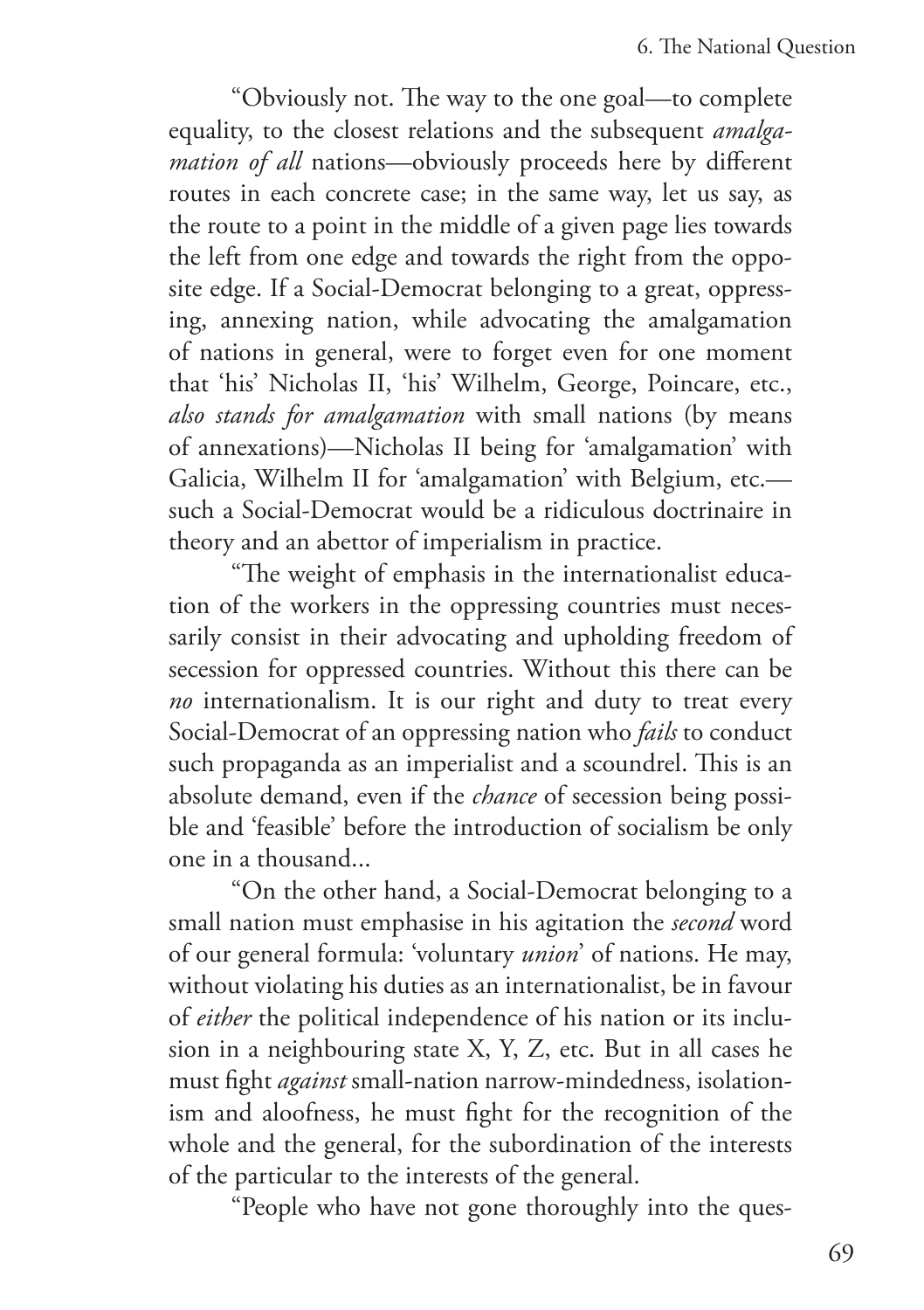"Obviously not. The way to the one goal—to complete equality, to the closest relations and the subsequent *amalgamation of all* nations—obviously proceeds here by different routes in each concrete case; in the same way, let us say, as the route to a point in the middle of a given page lies towards the left from one edge and towards the right from the opposite edge. If a Social-Democrat belonging to a great, oppressing, annexing nation, while advocating the amalgamation of nations in general, were to forget even for one moment that 'his' Nicholas II, 'his' Wilhelm, George, Poincare, etc., *also stands for amalgamation* with small nations (by means of annexations)—Nicholas II being for 'amalgamation' with Galicia, Wilhelm II for 'amalgamation' with Belgium, etc.—such a Social-Democrat would be a ridiculous doctrinaire in theory and an abettor of imperialism in practice.

"The weight of emphasis in the internationalist education of the workers in the oppressing countries must necessarily consist in their advocating and upholding freedom of secession for oppressed countries. Without this there can be *no* internationalism. It is our right and duty to treat every Social-Democrat of an oppressing nation who *fails* to conduct such propaganda as an imperialist and a scoundrel. This is an absolute demand, even if the *chance* of secession being possible and 'feasible' before the introduction of socialism be only one in a thousand...

"On the other hand, a Social-Democrat belonging to a small nation must emphasise in his agitation the *second* word of our general formula: 'voluntary *union*' of nations. He may, without violating his duties as an internationalist, be in favour of *either* the political independence of his nation or its inclusion in a neighbouring state X, Y, Z, etc. But in all cases he must fight *against* small-nation narrow-mindedness, isolationism and aloofness, he must fight for the recognition of the whole and the general, for the subordination of the interests of the particular to the interests of the general.

"People who have not gone thoroughly into the ques-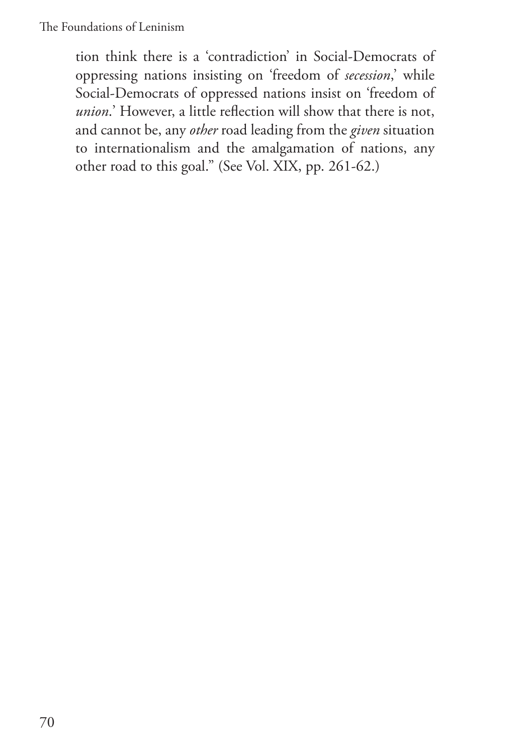tion think there is a 'contradiction' in Social-Democrats of oppressing nations insisting on 'freedom of *secession*,' while Social-Democrats of oppressed nations insist on 'freedom of *union*.' However, a little reflection will show that there is not, and cannot be, any *other* road leading from the *given* situation to internationalism and the amalgamation of nations, any other road to this goal." (See Vol. XIX, pp. 261-62.)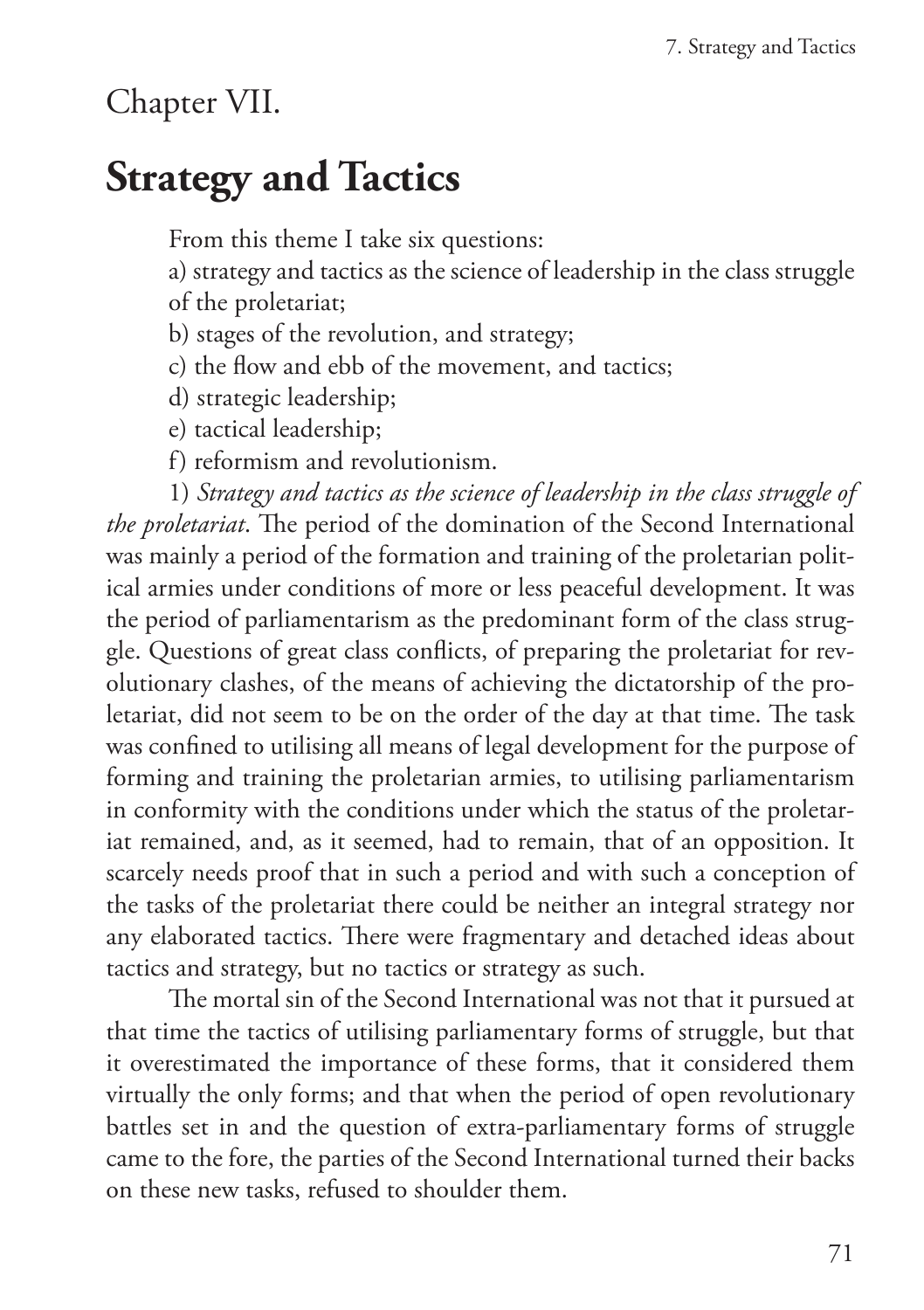Chapter VII.

# Strategy and Tactics

From this theme I take six questions:

a) strategy and tactics as the science of leadership in the class struggle of the proletariat;

b) stages of the revolution, and strategy;

c) the flow and ebb of the movement, and tactics;

d) strategic leadership;

e) tactical leadership;

f) reformism and revolutionism.

1) *Strategy and tactics as the science of leadership in the class struggle of the proletariat*. The period of the domination of the Second International was mainly a period of the formation and training of the proletarian political armies under conditions of more or less peaceful development. It was the period of parliamentarism as the predominant form of the class struggle. Questions of great class conflicts, of preparing the proletariat for revolutionary clashes, of the means of achieving the dictatorship of the proletariat, did not seem to be on the order of the day at that time. The task was confined to utilising all means of legal development for the purpose of forming and training the proletarian armies, to utilising parliamentarism in conformity with the conditions under which the status of the proletariat remained, and, as it seemed, had to remain, that of an opposition. It scarcely needs proof that in such a period and with such a conception of the tasks of the proletariat there could be neither an integral strategy nor any elaborated tactics. There were fragmentary and detached ideas about tactics and strategy, but no tactics or strategy as such.

The mortal sin of the Second International was not that it pursued at that time the tactics of utilising parliamentary forms of struggle, but that it overestimated the importance of these forms, that it considered them virtually the only forms; and that when the period of open revolutionary battles set in and the question of extra-parliamentary forms of struggle came to the fore, the parties of the Second International turned their backs on these new tasks, refused to shoulder them.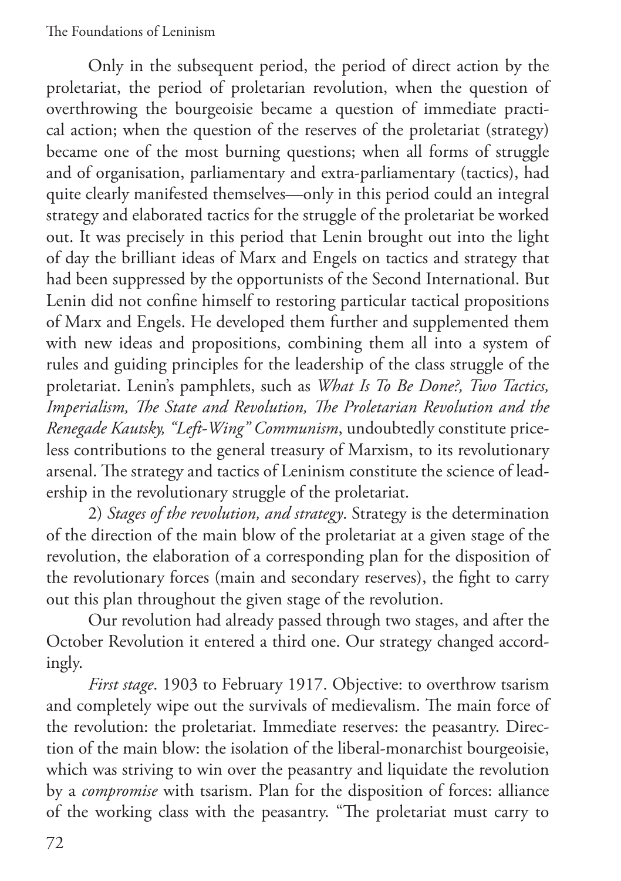Only in the subsequent period, the period of direct action by the proletariat, the period of proletarian revolution, when the question of overthrowing the bourgeoisie became a question of immediate practical action; when the question of the reserves of the proletariat (strategy) became one of the most burning questions; when all forms of struggle and of organisation, parliamentary and extra-parliamentary (tactics), had quite clearly manifested themselves—only in this period could an integral strategy and elaborated tactics for the struggle of the proletariat be worked out. It was precisely in this period that Lenin brought out into the light of day the brilliant ideas of Marx and Engels on tactics and strategy that had been suppressed by the opportunists of the Second International. But Lenin did not confine himself to restoring particular tactical propositions of Marx and Engels. He developed them further and supplemented them with new ideas and propositions, combining them all into a system of rules and guiding principles for the leadership of the class struggle of the proletariat. Lenin's pamphlets, such as *What Is To Be Done?, Two Tactics, Imperialism, The State and Revolution, The Proletarian Revolution and the Renegade Kautsky, "Left-Wing" Communism*, undoubtedly constitute priceless contributions to the general treasury of Marxism, to its revolutionary arsenal. The strategy and tactics of Leninism constitute the science of leadership in the revolutionary struggle of the proletariat.

2) *Stages of the revolution, and strategy*. Strategy is the determination of the direction of the main blow of the proletariat at a given stage of the revolution, the elaboration of a corresponding plan for the disposition of the revolutionary forces (main and secondary reserves), the fight to carry out this plan throughout the given stage of the revolution.

Our revolution had already passed through two stages, and after the October Revolution it entered a third one. Our strategy changed accordingly.

*First stage*. 1903 to February 1917. Objective: to overthrow tsarism and completely wipe out the survivals of medievalism. The main force of the revolution: the proletariat. Immediate reserves: the peasantry. Direction of the main blow: the isolation of the liberal-monarchist bourgeoisie, which was striving to win over the peasantry and liquidate the revolution by a *compromise* with tsarism. Plan for the disposition of forces: alliance of the working class with the peasantry. "The proletariat must carry to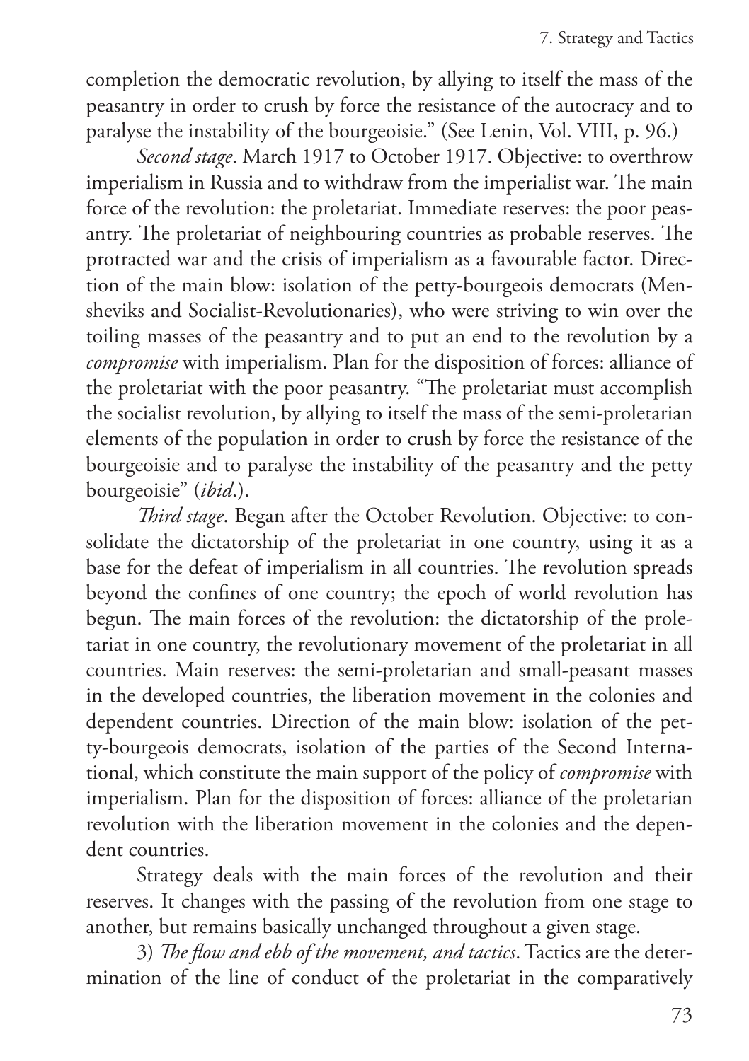completion the democratic revolution, by allying to itself the mass of the peasantry in order to crush by force the resistance of the autocracy and to paralyse the instability of the bourgeoisie." (See Lenin, Vol. VIII, p. 96.)

*Second stage*. March 1917 to October 1917. Objective: to overthrow imperialism in Russia and to withdraw from the imperialist war. The main force of the revolution: the proletariat. Immediate reserves: the poor peasantry. The proletariat of neighbouring countries as probable reserves. The protracted war and the crisis of imperialism as a favourable factor. Direction of the main blow: isolation of the petty-bourgeois democrats (Mensheviks and Socialist-Revolutionaries), who were striving to win over the toiling masses of the peasantry and to put an end to the revolution by a *compromise* with imperialism. Plan for the disposition of forces: alliance of the proletariat with the poor peasantry. "The proletariat must accomplish the socialist revolution, by allying to itself the mass of the semi-proletarian elements of the population in order to crush by force the resistance of the bourgeoisie and to paralyse the instability of the peasantry and the petty bourgeoisie" (*ibid*.).

*Third stage*. Began after the October Revolution. Objective: to consolidate the dictatorship of the proletariat in one country, using it as a base for the defeat of imperialism in all countries. The revolution spreads beyond the confines of one country; the epoch of world revolution has begun. The main forces of the revolution: the dictatorship of the proletariat in one country, the revolutionary movement of the proletariat in all countries. Main reserves: the semi-proletarian and small-peasant masses in the developed countries, the liberation movement in the colonies and dependent countries. Direction of the main blow: isolation of the petty-bourgeois democrats, isolation of the parties of the Second International, which constitute the main support of the policy of *compromise* with imperialism. Plan for the disposition of forces: alliance of the proletarian revolution with the liberation movement in the colonies and the dependent countries.

Strategy deals with the main forces of the revolution and their reserves. It changes with the passing of the revolution from one stage to another, but remains basically unchanged throughout a given stage.

3) *The flow and ebb of the movement, and tactics*. Tactics are the determination of the line of conduct of the proletariat in the comparatively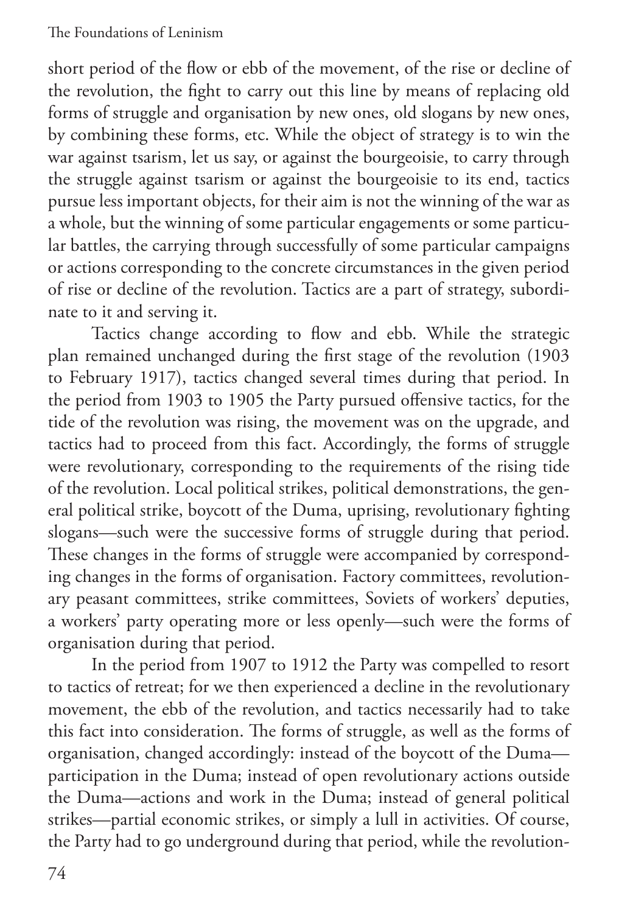short period of the flow or ebb of the movement, of the rise or decline of the revolution, the fight to carry out this line by means of replacing old forms of struggle and organisation by new ones, old slogans by new ones, by combining these forms, etc. While the object of strategy is to win the war against tsarism, let us say, or against the bourgeoisie, to carry through the struggle against tsarism or against the bourgeoisie to its end, tactics pursue less important objects, for their aim is not the winning of the war as a whole, but the winning of some particular engagements or some particular battles, the carrying through successfully of some particular campaigns or actions corresponding to the concrete circumstances in the given period of rise or decline of the revolution. Tactics are a part of strategy, subordinate to it and serving it.

Tactics change according to flow and ebb. While the strategic plan remained unchanged during the first stage of the revolution (1903 to February 1917), tactics changed several times during that period. In the period from 1903 to 1905 the Party pursued offensive tactics, for the tide of the revolution was rising, the movement was on the upgrade, and tactics had to proceed from this fact. Accordingly, the forms of struggle were revolutionary, corresponding to the requirements of the rising tide of the revolution. Local political strikes, political demonstrations, the general political strike, boycott of the Duma, uprising, revolutionary fighting slogans—such were the successive forms of struggle during that period. These changes in the forms of struggle were accompanied by corresponding changes in the forms of organisation. Factory committees, revolutionary peasant committees, strike committees, Soviets of workers' deputies, a workers' party operating more or less openly—such were the forms of organisation during that period.

In the period from 1907 to 1912 the Party was compelled to resort to tactics of retreat; for we then experienced a decline in the revolutionary movement, the ebb of the revolution, and tactics necessarily had to take this fact into consideration. The forms of struggle, as well as the forms of organisation, changed accordingly: instead of the boycott of the Duma—participation in the Duma; instead of open revolutionary actions outside the Duma—actions and work in the Duma; instead of general political strikes—partial economic strikes, or simply a lull in activities. Of course, the Party had to go underground during that period, while the revolution-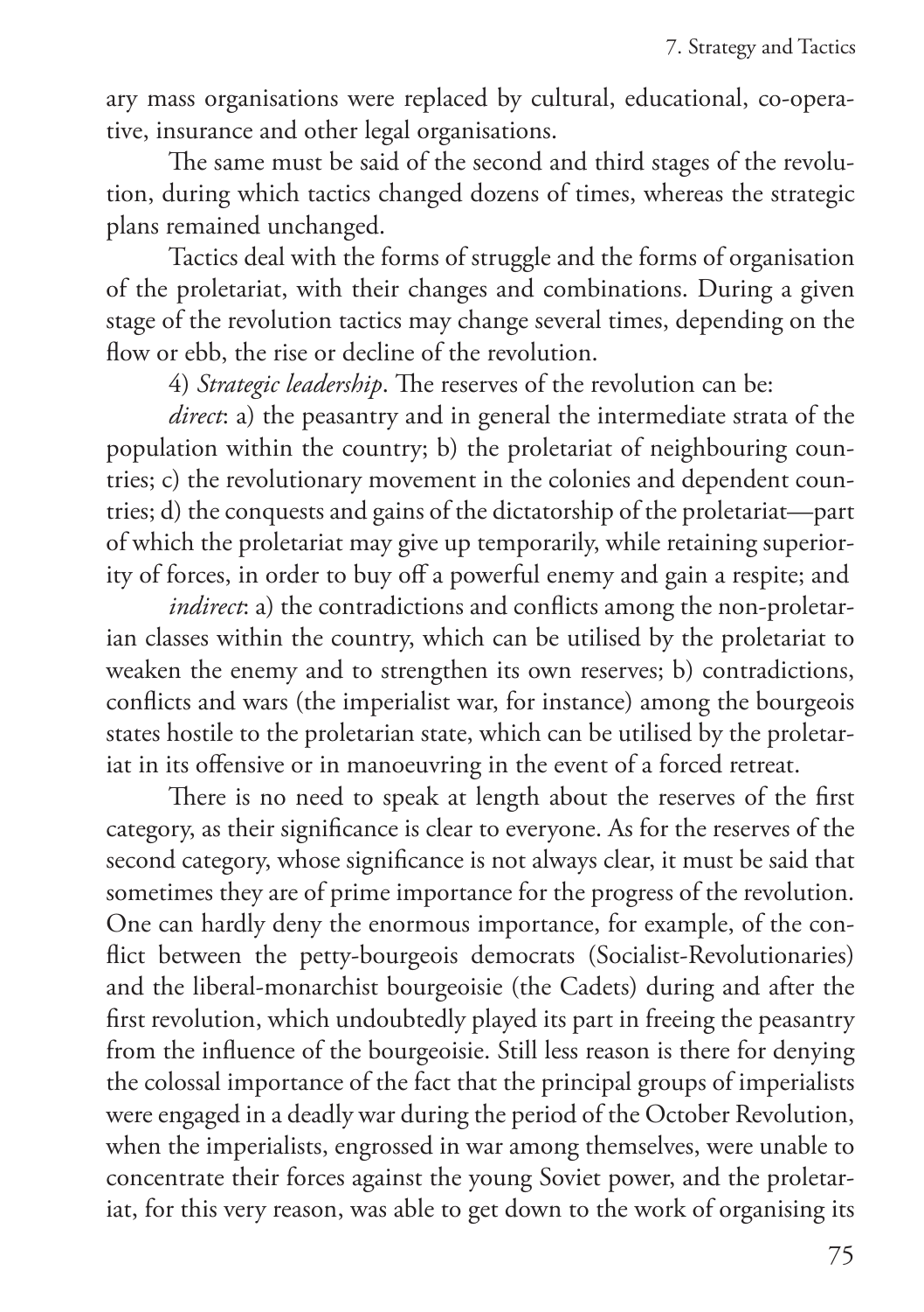ary mass organisations were replaced by cultural, educational, co-operative, insurance and other legal organisations.

The same must be said of the second and third stages of the revolution, during which tactics changed dozens of times, whereas the strategic plans remained unchanged.

Tactics deal with the forms of struggle and the forms of organisation of the proletariat, with their changes and combinations. During a given stage of the revolution tactics may change several times, depending on the flow or ebb, the rise or decline of the revolution.

4) *Strategic leadership*. The reserves of the revolution can be:

*direct*: a) the peasantry and in general the intermediate strata of the population within the country; b) the proletariat of neighbouring countries; c) the revolutionary movement in the colonies and dependent countries; d) the conquests and gains of the dictatorship of the proletariat—part of which the proletariat may give up temporarily, while retaining superiority of forces, in order to buy off a powerful enemy and gain a respite; and

*indirect*: a) the contradictions and conflicts among the non-proletarian classes within the country, which can be utilised by the proletariat to weaken the enemy and to strengthen its own reserves; b) contradictions, conflicts and wars (the imperialist war, for instance) among the bourgeois states hostile to the proletarian state, which can be utilised by the proletariat in its offensive or in manoeuvring in the event of a forced retreat.

There is no need to speak at length about the reserves of the first category, as their significance is clear to everyone. As for the reserves of the second category, whose significance is not always clear, it must be said that sometimes they are of prime importance for the progress of the revolution. One can hardly deny the enormous importance, for example, of the conflict between the petty-bourgeois democrats (Socialist-Revolutionaries) and the liberal-monarchist bourgeoisie (the Cadets) during and after the first revolution, which undoubtedly played its part in freeing the peasantry from the influence of the bourgeoisie. Still less reason is there for denying the colossal importance of the fact that the principal groups of imperialists were engaged in a deadly war during the period of the October Revolution, when the imperialists, engrossed in war among themselves, were unable to concentrate their forces against the young Soviet power, and the proletariat, for this very reason, was able to get down to the work of organising its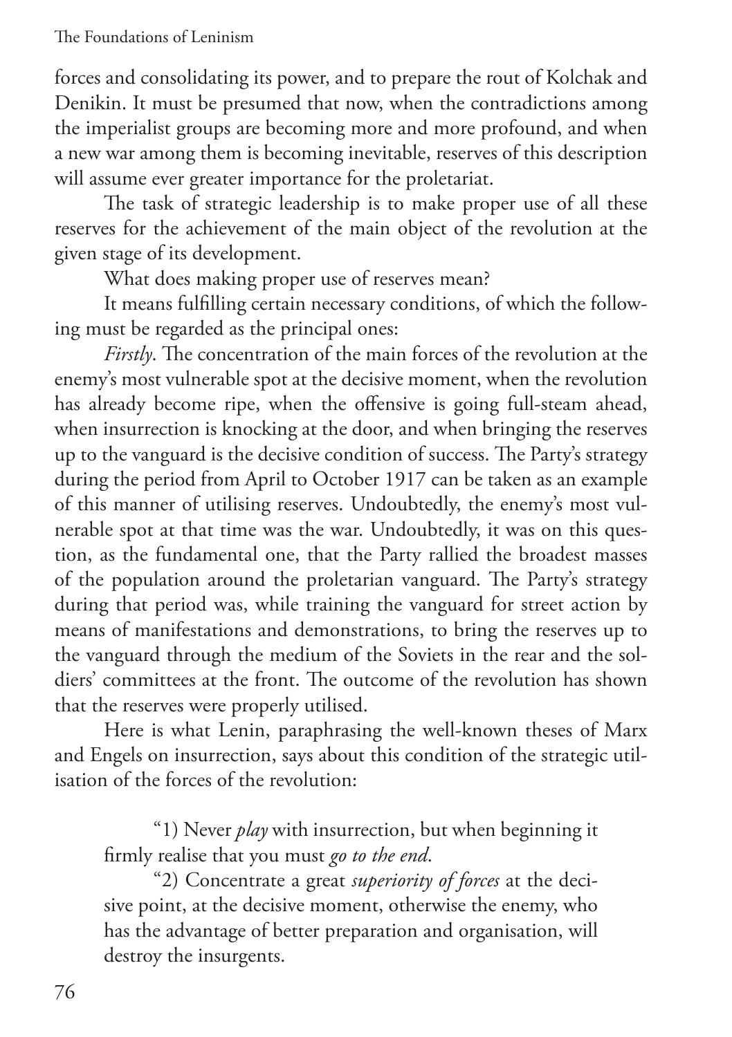forces and consolidating its power, and to prepare the rout of Kolchak and Denikin. It must be presumed that now, when the contradictions among the imperialist groups are becoming more and more profound, and when a new war among them is becoming inevitable, reserves of this description will assume ever greater importance for the proletariat.

The task of strategic leadership is to make proper use of all these reserves for the achievement of the main object of the revolution at the given stage of its development.

What does making proper use of reserves mean?

It means fulfilling certain necessary conditions, of which the following must be regarded as the principal ones:

*Firstly*. The concentration of the main forces of the revolution at the enemy's most vulnerable spot at the decisive moment, when the revolution has already become ripe, when the offensive is going full-steam ahead, when insurrection is knocking at the door, and when bringing the reserves up to the vanguard is the decisive condition of success. The Party's strategy during the period from April to October 1917 can be taken as an example of this manner of utilising reserves. Undoubtedly, the enemy's most vulnerable spot at that time was the war. Undoubtedly, it was on this question, as the fundamental one, that the Party rallied the broadest masses of the population around the proletarian vanguard. The Party's strategy during that period was, while training the vanguard for street action by means of manifestations and demonstrations, to bring the reserves up to the vanguard through the medium of the Soviets in the rear and the soldiers' committees at the front. The outcome of the revolution has shown that the reserves were properly utilised.

Here is what Lenin, paraphrasing the well-known theses of Marx and Engels on insurrection, says about this condition of the strategic utilisation of the forces of the revolution:

> "1) Never *play* with insurrection, but when beginning it firmly realise that you must *go to the end*.
>
> "2) Concentrate a great *superiority of forces* at the decisive point, at the decisive moment, otherwise the enemy, who has the advantage of better preparation and organisation, will destroy the insurgents.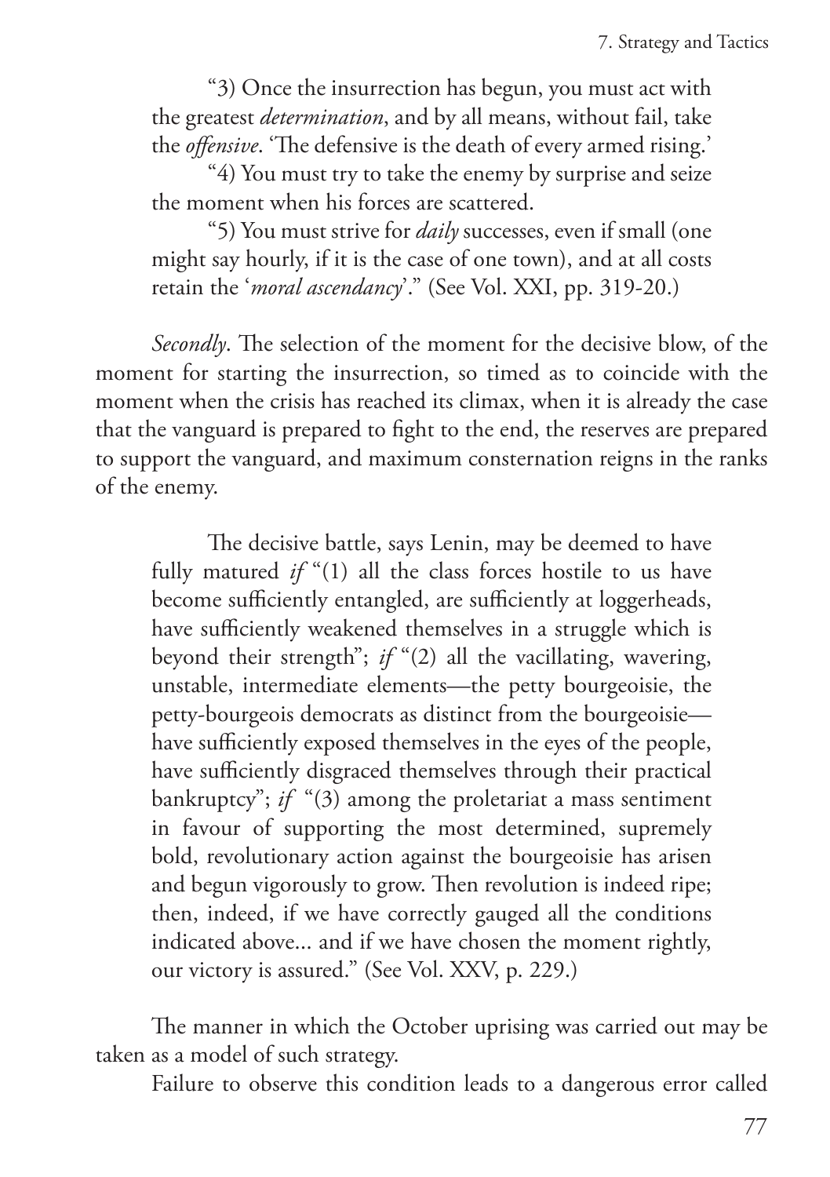> "3) Once the insurrection has begun, you must act with the greatest *determination*, and by all means, without fail, take the *offensive*. 'The defensive is the death of every armed rising.'
>
> "4) You must try to take the enemy by surprise and seize the moment when his forces are scattered.
>
> "5) You must strive for *daily* successes, even if small (one might say hourly, if it is the case of one town), and at all costs retain the '*moral ascendancy*'." (See Vol. XXI, pp. 319-20.)

*Secondly*. The selection of the moment for the decisive blow, of the moment for starting the insurrection, so timed as to coincide with the moment when the crisis has reached its climax, when it is already the case that the vanguard is prepared to fight to the end, the reserves are prepared to support the vanguard, and maximum consternation reigns in the ranks of the enemy.

> The decisive battle, says Lenin, may be deemed to have fully matured *if* "(1) all the class forces hostile to us have become sufficiently entangled, are sufficiently at loggerheads, have sufficiently weakened themselves in a struggle which is beyond their strength"; *if* "(2) all the vacillating, wavering, unstable, intermediate elements—the petty bourgeoisie, the petty-bourgeois democrats as distinct from the bourgeoisie—have sufficiently exposed themselves in the eyes of the people, have sufficiently disgraced themselves through their practical bankruptcy"; *if* "(3) among the proletariat a mass sentiment in favour of supporting the most determined, supremely bold, revolutionary action against the bourgeoisie has arisen and begun vigorously to grow. Then revolution is indeed ripe; then, indeed, if we have correctly gauged all the conditions indicated above... and if we have chosen the moment rightly, our victory is assured." (See Vol. XXV, p. 229.)

The manner in which the October uprising was carried out may be taken as a model of such strategy.

Failure to observe this condition leads to a dangerous error called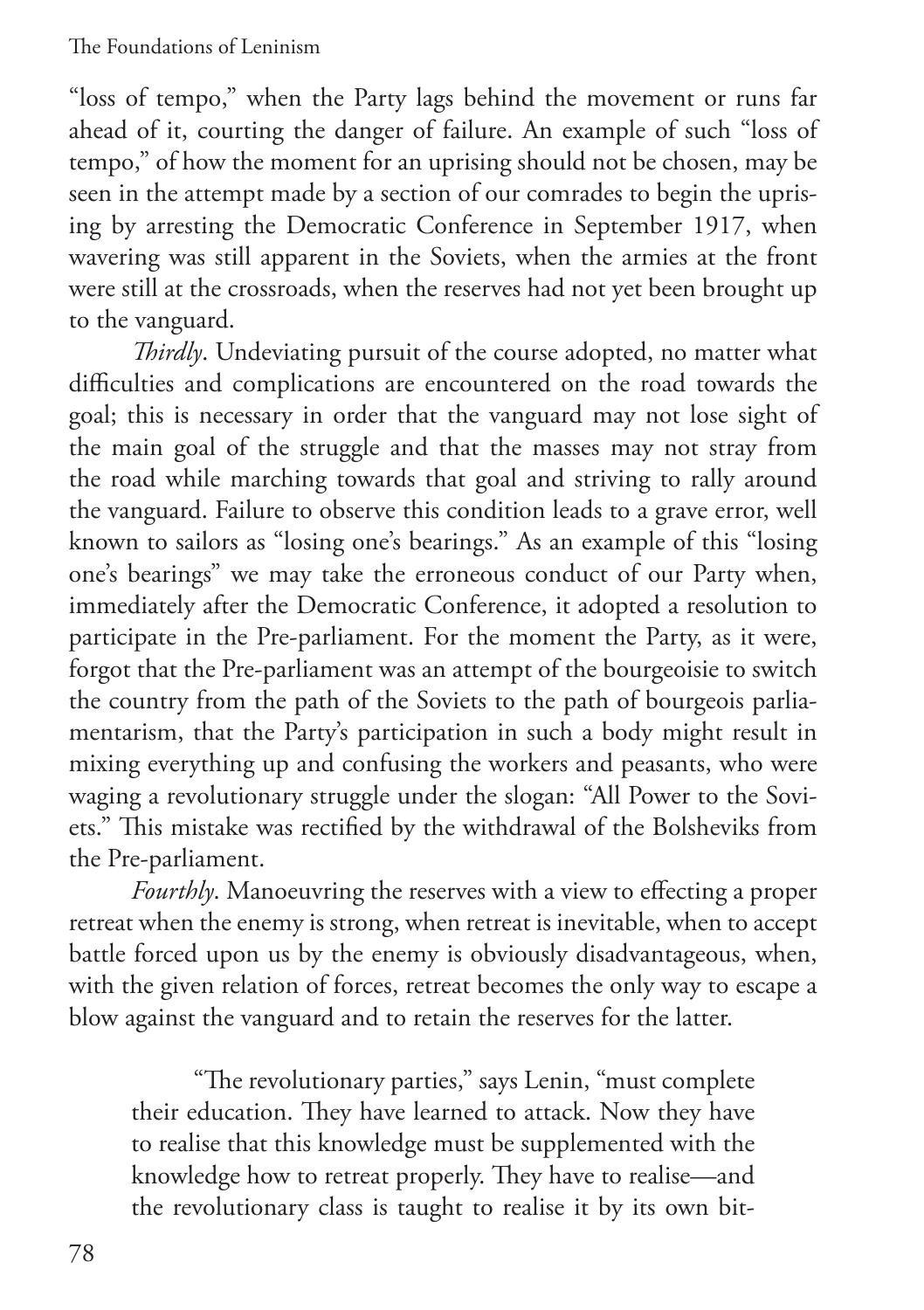"loss of tempo," when the Party lags behind the movement or runs far ahead of it, courting the danger of failure. An example of such "loss of tempo," of how the moment for an uprising should not be chosen, may be seen in the attempt made by a section of our comrades to begin the uprising by arresting the Democratic Conference in September 1917, when wavering was still apparent in the Soviets, when the armies at the front were still at the crossroads, when the reserves had not yet been brought up to the vanguard.

*Thirdly*. Undeviating pursuit of the course adopted, no matter what difficulties and complications are encountered on the road towards the goal; this is necessary in order that the vanguard may not lose sight of the main goal of the struggle and that the masses may not stray from the road while marching towards that goal and striving to rally around the vanguard. Failure to observe this condition leads to a grave error, well known to sailors as "losing one's bearings." As an example of this "losing one's bearings" we may take the erroneous conduct of our Party when, immediately after the Democratic Conference, it adopted a resolution to participate in the Pre-parliament. For the moment the Party, as it were, forgot that the Pre-parliament was an attempt of the bourgeoisie to switch the country from the path of the Soviets to the path of bourgeois parliamentarism, that the Party's participation in such a body might result in mixing everything up and confusing the workers and peasants, who were waging a revolutionary struggle under the slogan: "All Power to the Soviets." This mistake was rectified by the withdrawal of the Bolsheviks from the Pre-parliament.

*Fourthly*. Manoeuvring the reserves with a view to effecting a proper retreat when the enemy is strong, when retreat is inevitable, when to accept battle forced upon us by the enemy is obviously disadvantageous, when, with the given relation of forces, retreat becomes the only way to escape a blow against the vanguard and to retain the reserves for the latter.

> "The revolutionary parties," says Lenin, "must complete their education. They have learned to attack. Now they have to realise that this knowledge must be supplemented with the knowledge how to retreat properly. They have to realise—and the revolutionary class is taught to realise it by its own bit-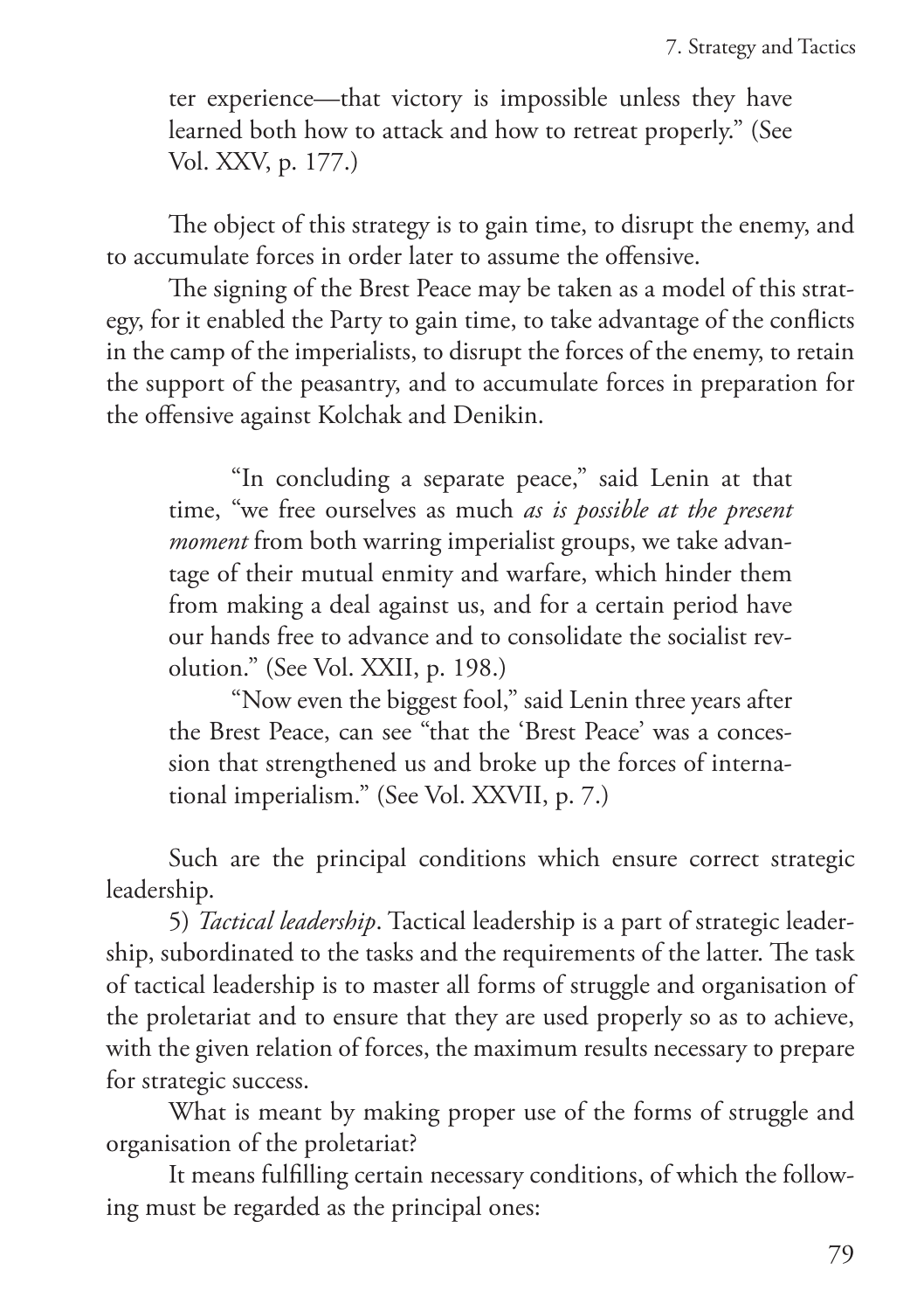> ter experience—that victory is impossible unless they have learned both how to attack and how to retreat properly." (See Vol. XXV, p. 177.)

The object of this strategy is to gain time, to disrupt the enemy, and to accumulate forces in order later to assume the offensive.

The signing of the Brest Peace may be taken as a model of this strategy, for it enabled the Party to gain time, to take advantage of the conflicts in the camp of the imperialists, to disrupt the forces of the enemy, to retain the support of the peasantry, and to accumulate forces in preparation for the offensive against Kolchak and Denikin.

> "In concluding a separate peace," said Lenin at that time, "we free ourselves as much *as is possible at the present moment* from both warring imperialist groups, we take advantage of their mutual enmity and warfare, which hinder them from making a deal against us, and for a certain period have our hands free to advance and to consolidate the socialist revolution." (See Vol. XXII, p. 198.)
>
> "Now even the biggest fool," said Lenin three years after the Brest Peace, can see "that the 'Brest Peace' was a concession that strengthened us and broke up the forces of international imperialism." (See Vol. XXVII, p. 7.)

Such are the principal conditions which ensure correct strategic leadership.

5) *Tactical leadership*. Tactical leadership is a part of strategic leadership, subordinated to the tasks and the requirements of the latter. The task of tactical leadership is to master all forms of struggle and organisation of the proletariat and to ensure that they are used properly so as to achieve, with the given relation of forces, the maximum results necessary to prepare for strategic success.

What is meant by making proper use of the forms of struggle and organisation of the proletariat?

It means fulfilling certain necessary conditions, of which the following must be regarded as the principal ones: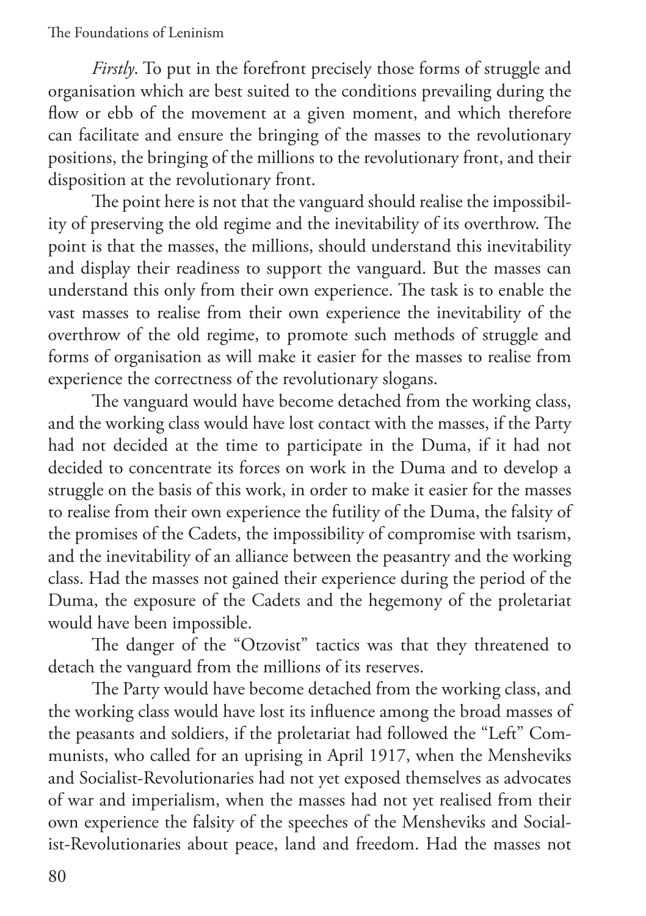*Firstly*. To put in the forefront precisely those forms of struggle and organisation which are best suited to the conditions prevailing during the flow or ebb of the movement at a given moment, and which therefore can facilitate and ensure the bringing of the masses to the revolutionary positions, the bringing of the millions to the revolutionary front, and their disposition at the revolutionary front.

The point here is not that the vanguard should realise the impossibility of preserving the old regime and the inevitability of its overthrow. The point is that the masses, the millions, should understand this inevitability and display their readiness to support the vanguard. But the masses can understand this only from their own experience. The task is to enable the vast masses to realise from their own experience the inevitability of the overthrow of the old regime, to promote such methods of struggle and forms of organisation as will make it easier for the masses to realise from experience the correctness of the revolutionary slogans.

The vanguard would have become detached from the working class, and the working class would have lost contact with the masses, if the Party had not decided at the time to participate in the Duma, if it had not decided to concentrate its forces on work in the Duma and to develop a struggle on the basis of this work, in order to make it easier for the masses to realise from their own experience the futility of the Duma, the falsity of the promises of the Cadets, the impossibility of compromise with tsarism, and the inevitability of an alliance between the peasantry and the working class. Had the masses not gained their experience during the period of the Duma, the exposure of the Cadets and the hegemony of the proletariat would have been impossible.

The danger of the "Otzovist" tactics was that they threatened to detach the vanguard from the millions of its reserves.

The Party would have become detached from the working class, and the working class would have lost its influence among the broad masses of the peasants and soldiers, if the proletariat had followed the "Left" Communists, who called for an uprising in April 1917, when the Mensheviks and Socialist-Revolutionaries had not yet exposed themselves as advocates of war and imperialism, when the masses had not yet realised from their own experience the falsity of the speeches of the Mensheviks and Socialist-Revolutionaries about peace, land and freedom. Had the masses not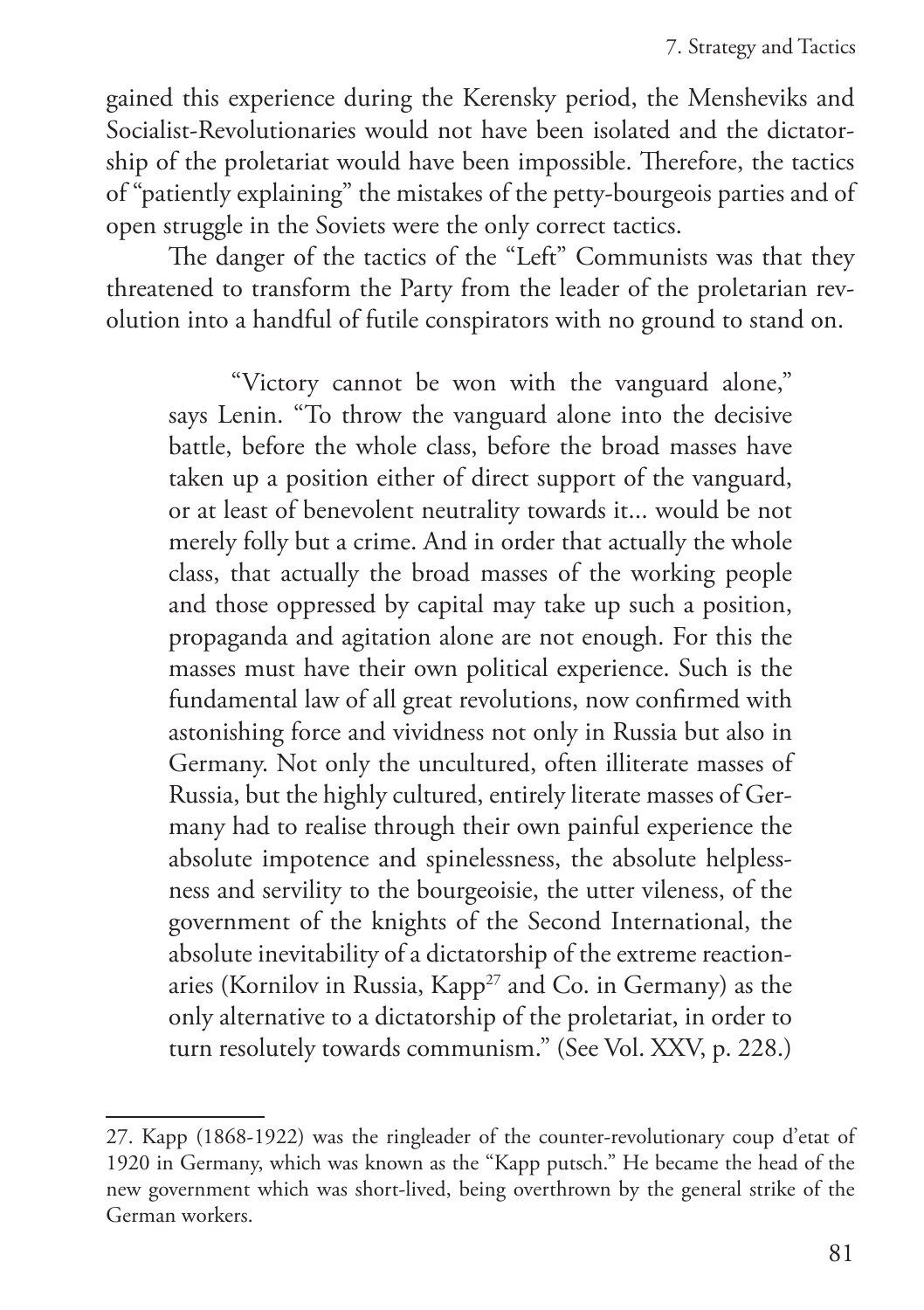gained this experience during the Kerensky period, the Mensheviks and Socialist-Revolutionaries would not have been isolated and the dictatorship of the proletariat would have been impossible. Therefore, the tactics of "patiently explaining" the mistakes of the petty-bourgeois parties and of open struggle in the Soviets were the only correct tactics.

The danger of the tactics of the "Left" Communists was that they threatened to transform the Party from the leader of the proletarian revolution into a handful of futile conspirators with no ground to stand on.

> "Victory cannot be won with the vanguard alone," says Lenin. "To throw the vanguard alone into the decisive battle, before the whole class, before the broad masses have taken up a position either of direct support of the vanguard, or at least of benevolent neutrality towards it... would be not merely folly but a crime. And in order that actually the whole class, that actually the broad masses of the working people and those oppressed by capital may take up such a position, propaganda and agitation alone are not enough. For this the masses must have their own political experience. Such is the fundamental law of all great revolutions, now confirmed with astonishing force and vividness not only in Russia but also in Germany. Not only the uncultured, often illiterate masses of Russia, but the highly cultured, entirely literate masses of Germany had to realise through their own painful experience the absolute impotence and spinelessness, the absolute helplessness and servility to the bourgeoisie, the utter vileness, of the government of the knights of the Second International, the absolute inevitability of a dictatorship of the extreme reactionaries (Kornilov in Russia, Kapp[27] and Co. in Germany) as the only alternative to a dictatorship of the proletariat, in order to turn resolutely towards communism." (See Vol. XXV, p. 228.)

---

27. Kapp (1868-1922) was the ringleader of the counter-revolutionary coup d'etat of 1920 in Germany, which was known as the "Kapp putsch." He became the head of the new government which was short-lived, being overthrown by the general strike of the German workers.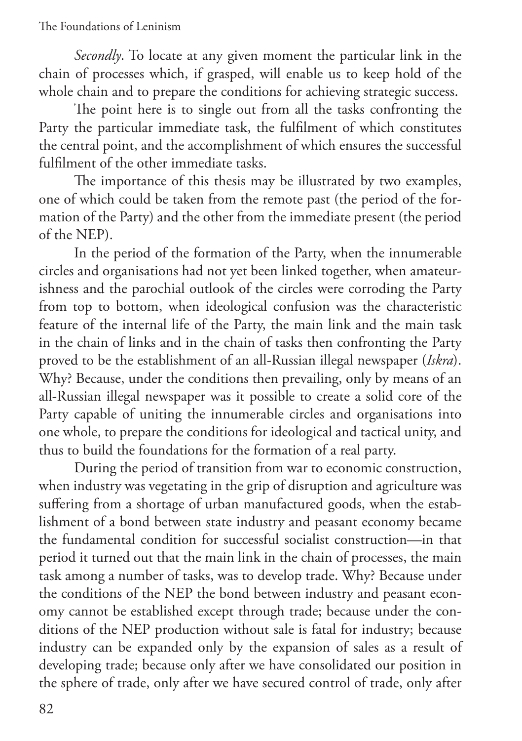*Secondly*. To locate at any given moment the particular link in the chain of processes which, if grasped, will enable us to keep hold of the whole chain and to prepare the conditions for achieving strategic success.

The point here is to single out from all the tasks confronting the Party the particular immediate task, the fulfilment of which constitutes the central point, and the accomplishment of which ensures the successful fulfilment of the other immediate tasks.

The importance of this thesis may be illustrated by two examples, one of which could be taken from the remote past (the period of the formation of the Party) and the other from the immediate present (the period of the NEP).

In the period of the formation of the Party, when the innumerable circles and organisations had not yet been linked together, when amateurishness and the parochial outlook of the circles were corroding the Party from top to bottom, when ideological confusion was the characteristic feature of the internal life of the Party, the main link and the main task in the chain of links and in the chain of tasks then confronting the Party proved to be the establishment of an all-Russian illegal newspaper (*Iskra*). Why? Because, under the conditions then prevailing, only by means of an all-Russian illegal newspaper was it possible to create a solid core of the Party capable of uniting the innumerable circles and organisations into one whole, to prepare the conditions for ideological and tactical unity, and thus to build the foundations for the formation of a real party.

During the period of transition from war to economic construction, when industry was vegetating in the grip of disruption and agriculture was suffering from a shortage of urban manufactured goods, when the establishment of a bond between state industry and peasant economy became the fundamental condition for successful socialist construction—in that period it turned out that the main link in the chain of processes, the main task among a number of tasks, was to develop trade. Why? Because under the conditions of the NEP the bond between industry and peasant economy cannot be established except through trade; because under the conditions of the NEP production without sale is fatal for industry; because industry can be expanded only by the expansion of sales as a result of developing trade; because only after we have consolidated our position in the sphere of trade, only after we have secured control of trade, only after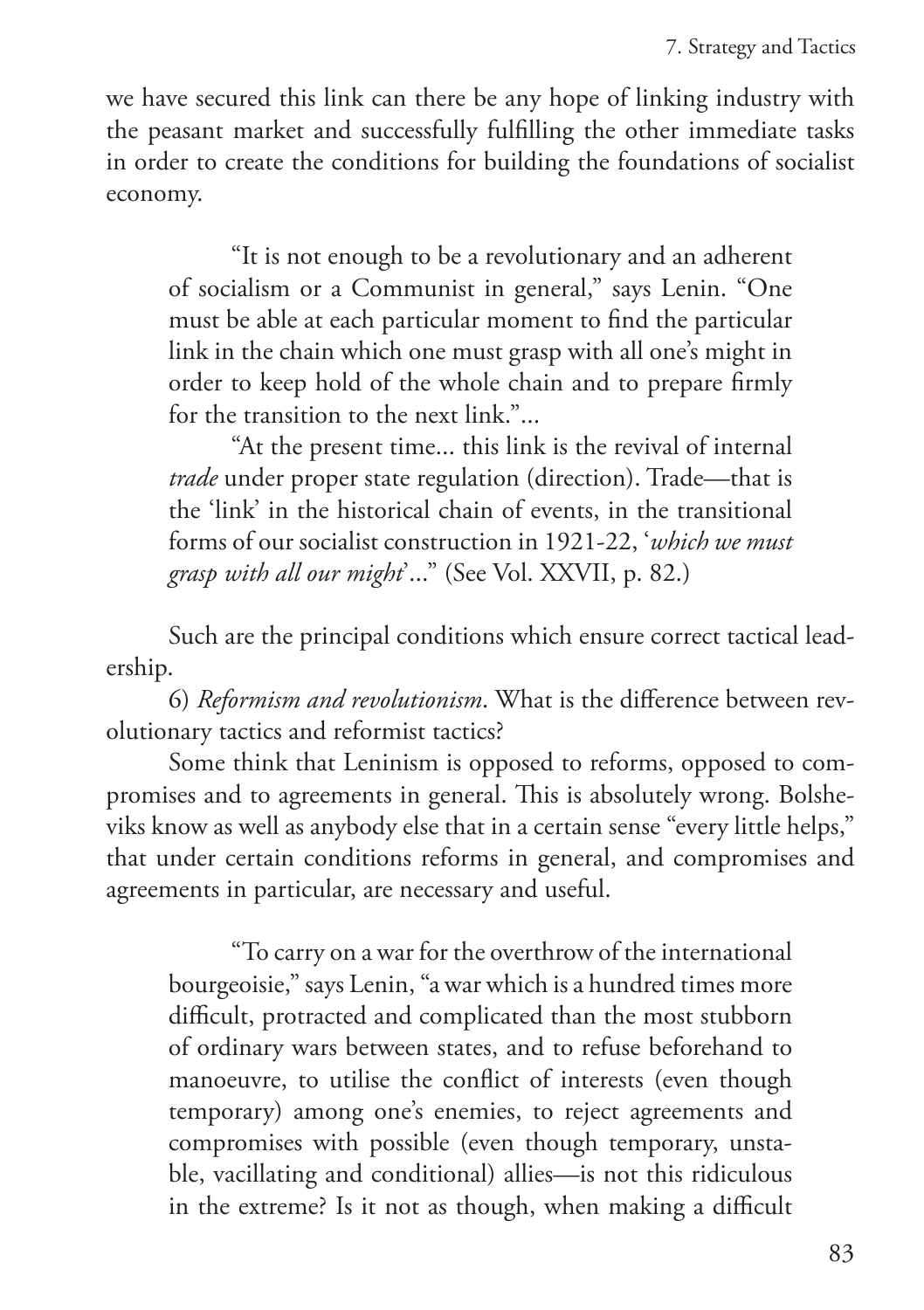we have secured this link can there be any hope of linking industry with the peasant market and successfully fulfilling the other immediate tasks in order to create the conditions for building the foundations of socialist economy.

> "It is not enough to be a revolutionary and an adherent of socialism or a Communist in general," says Lenin. "One must be able at each particular moment to find the particular link in the chain which one must grasp with all one's might in order to keep hold of the whole chain and to prepare firmly for the transition to the next link."...
>
> "At the present time... this link is the revival of internal *trade* under proper state regulation (direction). Trade—that is the 'link' in the historical chain of events, in the transitional forms of our socialist construction in 1921-22, '*which we must grasp with all our might*'..." (See Vol. XXVII, p. 82.)

Such are the principal conditions which ensure correct tactical leadership.

6) *Reformism and revolutionism*. What is the difference between revolutionary tactics and reformist tactics?

Some think that Leninism is opposed to reforms, opposed to compromises and to agreements in general. This is absolutely wrong. Bolsheviks know as well as anybody else that in a certain sense "every little helps," that under certain conditions reforms in general, and compromises and agreements in particular, are necessary and useful.

> "To carry on a war for the overthrow of the international bourgeoisie," says Lenin, "a war which is a hundred times more difficult, protracted and complicated than the most stubborn of ordinary wars between states, and to refuse beforehand to manoeuvre, to utilise the conflict of interests (even though temporary) among one's enemies, to reject agreements and compromises with possible (even though temporary, unstable, vacillating and conditional) allies—is not this ridiculous in the extreme? Is it not as though, when making a difficult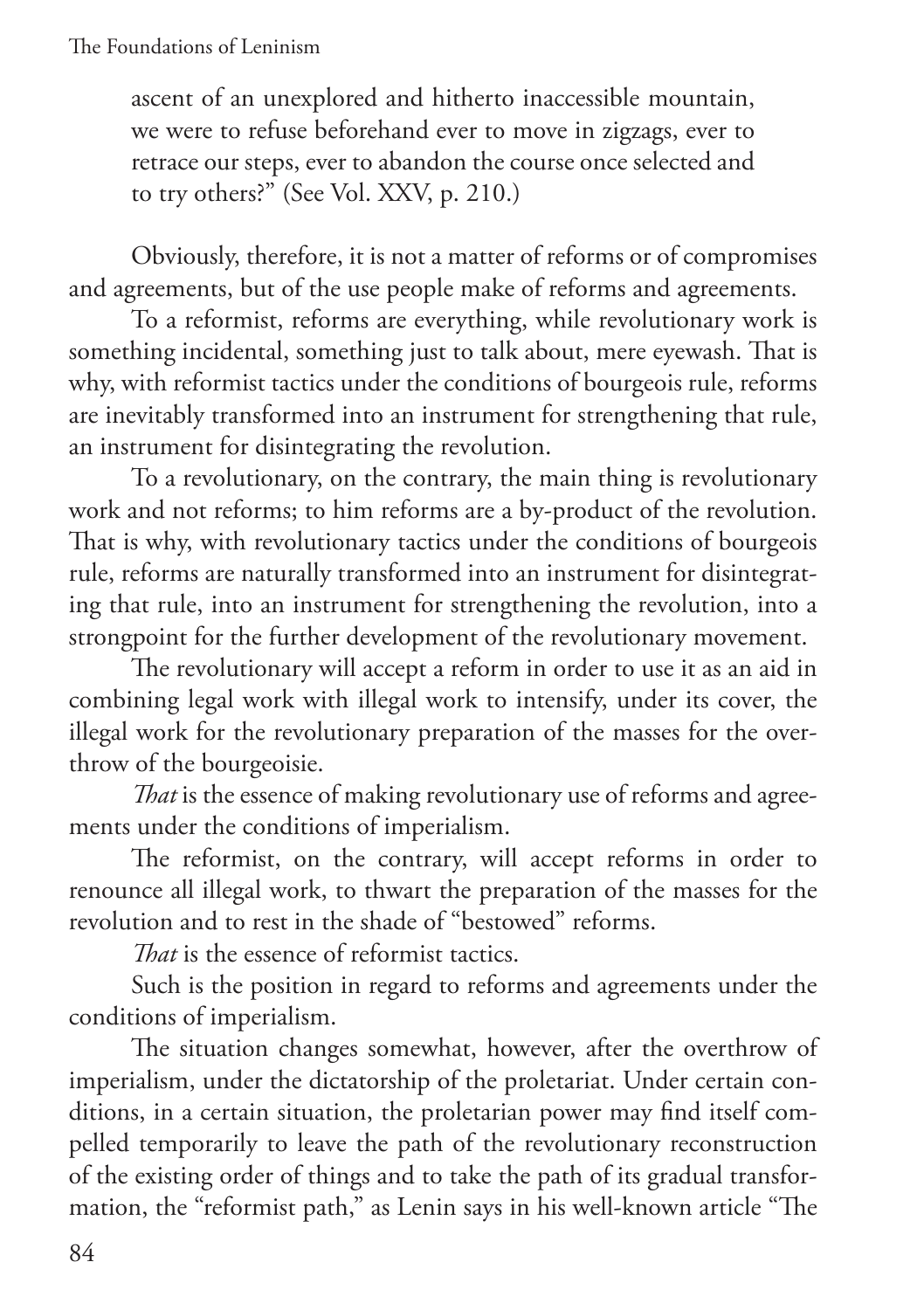ascent of an unexplored and hitherto inaccessible mountain, we were to refuse beforehand ever to move in zigzags, ever to retrace our steps, ever to abandon the course once selected and to try others?" (See Vol. XXV, p. 210.)

Obviously, therefore, it is not a matter of reforms or of compromises and agreements, but of the use people make of reforms and agreements.

To a reformist, reforms are everything, while revolutionary work is something incidental, something just to talk about, mere eyewash. That is why, with reformist tactics under the conditions of bourgeois rule, reforms are inevitably transformed into an instrument for strengthening that rule, an instrument for disintegrating the revolution.

To a revolutionary, on the contrary, the main thing is revolutionary work and not reforms; to him reforms are a by-product of the revolution. That is why, with revolutionary tactics under the conditions of bourgeois rule, reforms are naturally transformed into an instrument for disintegrating that rule, into an instrument for strengthening the revolution, into a strongpoint for the further development of the revolutionary movement.

The revolutionary will accept a reform in order to use it as an aid in combining legal work with illegal work to intensify, under its cover, the illegal work for the revolutionary preparation of the masses for the overthrow of the bourgeoisie.

*That* is the essence of making revolutionary use of reforms and agreements under the conditions of imperialism.

The reformist, on the contrary, will accept reforms in order to renounce all illegal work, to thwart the preparation of the masses for the revolution and to rest in the shade of "bestowed" reforms.

*That* is the essence of reformist tactics.

Such is the position in regard to reforms and agreements under the conditions of imperialism.

The situation changes somewhat, however, after the overthrow of imperialism, under the dictatorship of the proletariat. Under certain conditions, in a certain situation, the proletarian power may find itself compelled temporarily to leave the path of the revolutionary reconstruction of the existing order of things and to take the path of its gradual transformation, the "reformist path," as Lenin says in his well-known article "The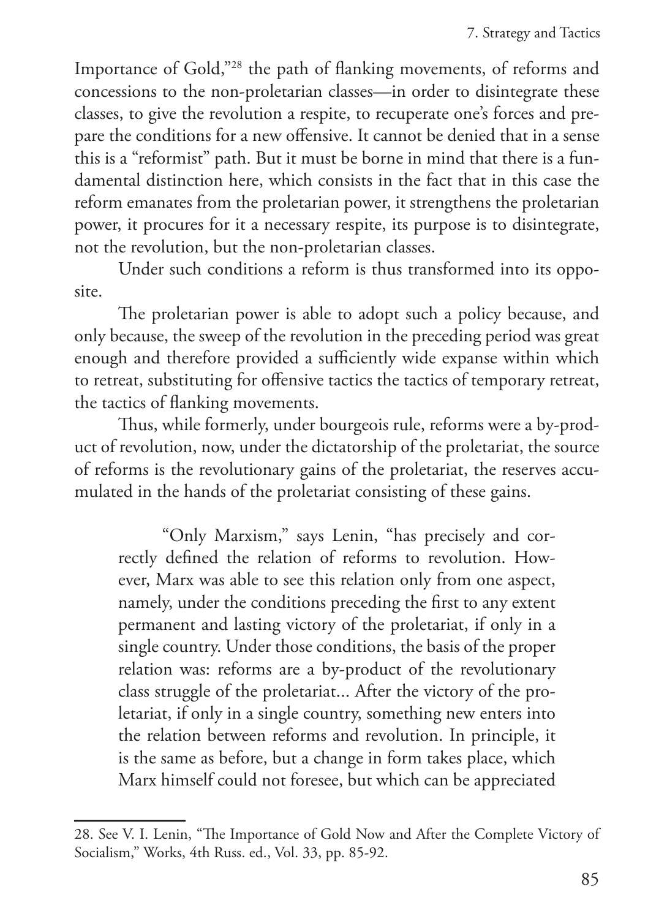Importance of Gold,"[28] the path of flanking movements, of reforms and concessions to the non-proletarian classes—in order to disintegrate these classes, to give the revolution a respite, to recuperate one's forces and prepare the conditions for a new offensive. It cannot be denied that in a sense this is a "reformist" path. But it must be borne in mind that there is a fundamental distinction here, which consists in the fact that in this case the reform emanates from the proletarian power, it strengthens the proletarian power, it procures for it a necessary respite, its purpose is to disintegrate, not the revolution, but the non-proletarian classes.

Under such conditions a reform is thus transformed into its opposite.

The proletarian power is able to adopt such a policy because, and only because, the sweep of the revolution in the preceding period was great enough and therefore provided a sufficiently wide expanse within which to retreat, substituting for offensive tactics the tactics of temporary retreat, the tactics of flanking movements.

Thus, while formerly, under bourgeois rule, reforms were a by-product of revolution, now, under the dictatorship of the proletariat, the source of reforms is the revolutionary gains of the proletariat, the reserves accumulated in the hands of the proletariat consisting of these gains.

> "Only Marxism," says Lenin, "has precisely and correctly defined the relation of reforms to revolution. However, Marx was able to see this relation only from one aspect, namely, under the conditions preceding the first to any extent permanent and lasting victory of the proletariat, if only in a single country. Under those conditions, the basis of the proper relation was: reforms are a by-product of the revolutionary class struggle of the proletariat... After the victory of the proletariat, if only in a single country, something new enters into the relation between reforms and revolution. In principle, it is the same as before, but a change in form takes place, which Marx himself could not foresee, but which can be appreciated

28. See V. I. Lenin, "The Importance of Gold Now and After the Complete Victory of Socialism," Works, 4th Russ. ed., Vol. 33, pp. 85-92.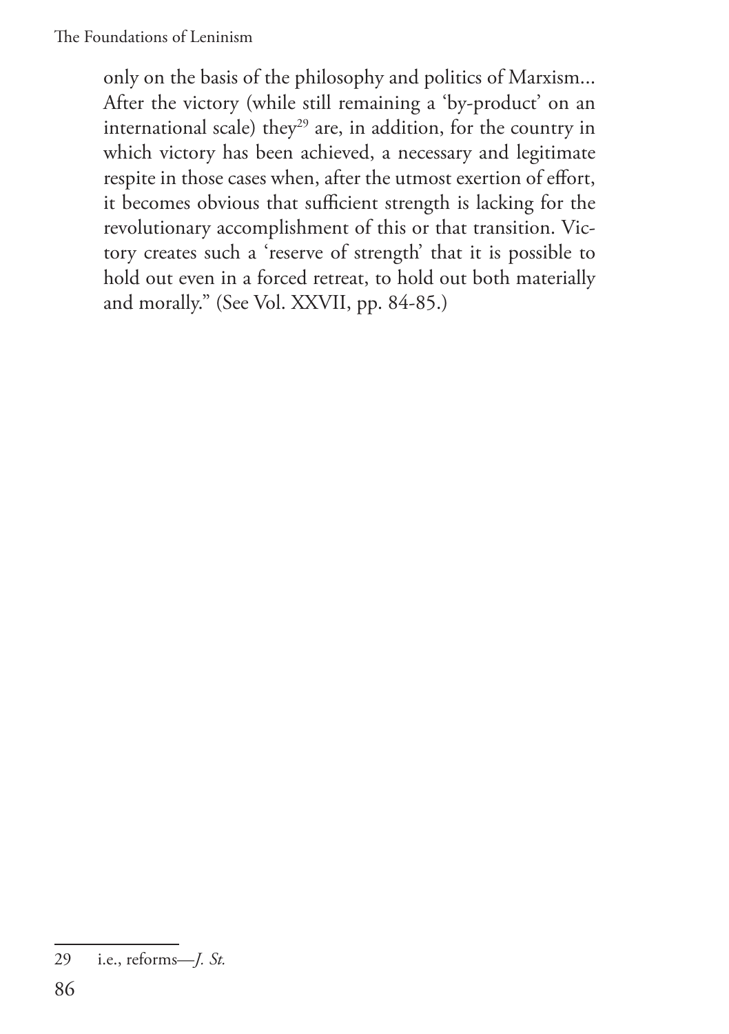only on the basis of the philosophy and politics of Marxism... After the victory (while still remaining a 'by-product' on an international scale) they[29] are, in addition, for the country in which victory has been achieved, a necessary and legitimate respite in those cases when, after the utmost exertion of effort, it becomes obvious that sufficient strength is lacking for the revolutionary accomplishment of this or that transition. Victory creates such a 'reserve of strength' that it is possible to hold out even in a forced retreat, to hold out both materially and morally." (See Vol. XXVII, pp. 84-85.)

---

29 i.e., reforms—*J. St.*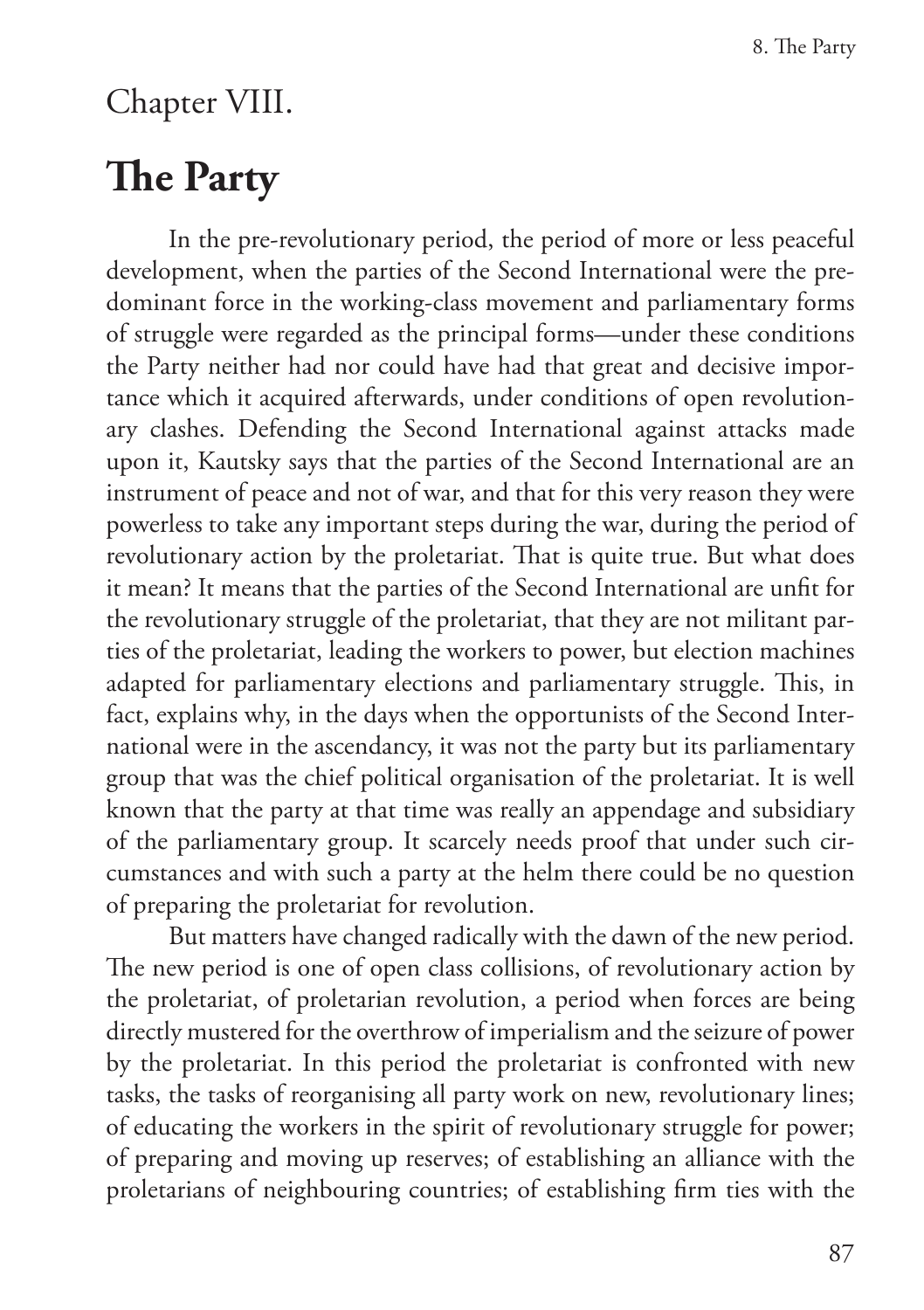Chapter VIII.

# The Party

In the pre-revolutionary period, the period of more or less peaceful development, when the parties of the Second International were the predominant force in the working-class movement and parliamentary forms of struggle were regarded as the principal forms—under these conditions the Party neither had nor could have had that great and decisive importance which it acquired afterwards, under conditions of open revolutionary clashes. Defending the Second International against attacks made upon it, Kautsky says that the parties of the Second International are an instrument of peace and not of war, and that for this very reason they were powerless to take any important steps during the war, during the period of revolutionary action by the proletariat. That is quite true. But what does it mean? It means that the parties of the Second International are unfit for the revolutionary struggle of the proletariat, that they are not militant parties of the proletariat, leading the workers to power, but election machines adapted for parliamentary elections and parliamentary struggle. This, in fact, explains why, in the days when the opportunists of the Second International were in the ascendancy, it was not the party but its parliamentary group that was the chief political organisation of the proletariat. It is well known that the party at that time was really an appendage and subsidiary of the parliamentary group. It scarcely needs proof that under such circumstances and with such a party at the helm there could be no question of preparing the proletariat for revolution.

But matters have changed radically with the dawn of the new period. The new period is one of open class collisions, of revolutionary action by the proletariat, of proletarian revolution, a period when forces are being directly mustered for the overthrow of imperialism and the seizure of power by the proletariat. In this period the proletariat is confronted with new tasks, the tasks of reorganising all party work on new, revolutionary lines; of educating the workers in the spirit of revolutionary struggle for power; of preparing and moving up reserves; of establishing an alliance with the proletarians of neighbouring countries; of establishing firm ties with the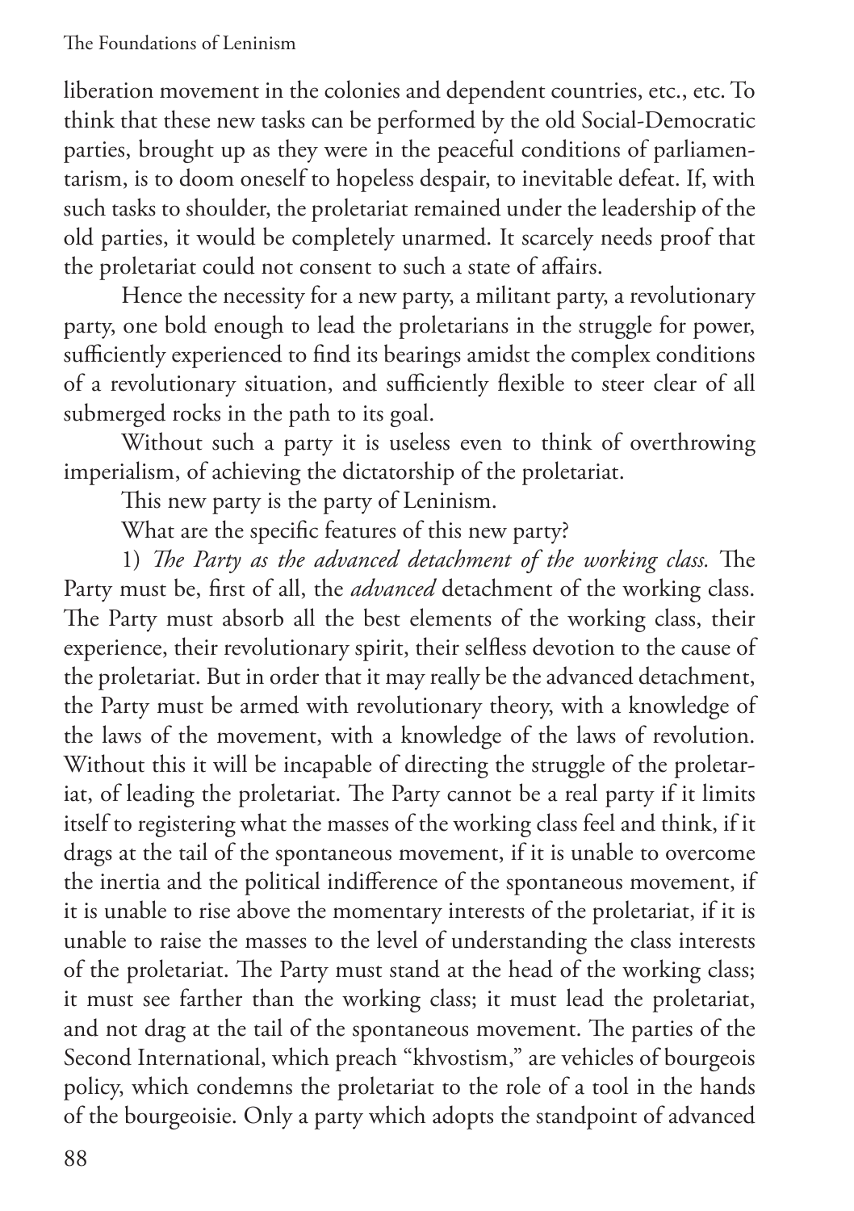liberation movement in the colonies and dependent countries, etc., etc. To think that these new tasks can be performed by the old Social-Democratic parties, brought up as they were in the peaceful conditions of parliamentarism, is to doom oneself to hopeless despair, to inevitable defeat. If, with such tasks to shoulder, the proletariat remained under the leadership of the old parties, it would be completely unarmed. It scarcely needs proof that the proletariat could not consent to such a state of affairs.

Hence the necessity for a new party, a militant party, a revolutionary party, one bold enough to lead the proletarians in the struggle for power, sufficiently experienced to find its bearings amidst the complex conditions of a revolutionary situation, and sufficiently flexible to steer clear of all submerged rocks in the path to its goal.

Without such a party it is useless even to think of overthrowing imperialism, of achieving the dictatorship of the proletariat.

This new party is the party of Leninism.

What are the specific features of this new party?

1) *The Party as the advanced detachment of the working class.* The Party must be, first of all, the *advanced* detachment of the working class. The Party must absorb all the best elements of the working class, their experience, their revolutionary spirit, their selfless devotion to the cause of the proletariat. But in order that it may really be the advanced detachment, the Party must be armed with revolutionary theory, with a knowledge of the laws of the movement, with a knowledge of the laws of revolution. Without this it will be incapable of directing the struggle of the proletariat, of leading the proletariat. The Party cannot be a real party if it limits itself to registering what the masses of the working class feel and think, if it drags at the tail of the spontaneous movement, if it is unable to overcome the inertia and the political indifference of the spontaneous movement, if it is unable to rise above the momentary interests of the proletariat, if it is unable to raise the masses to the level of understanding the class interests of the proletariat. The Party must stand at the head of the working class; it must see farther than the working class; it must lead the proletariat, and not drag at the tail of the spontaneous movement. The parties of the Second International, which preach "khvostism," are vehicles of bourgeois policy, which condemns the proletariat to the role of a tool in the hands of the bourgeoisie. Only a party which adopts the standpoint of advanced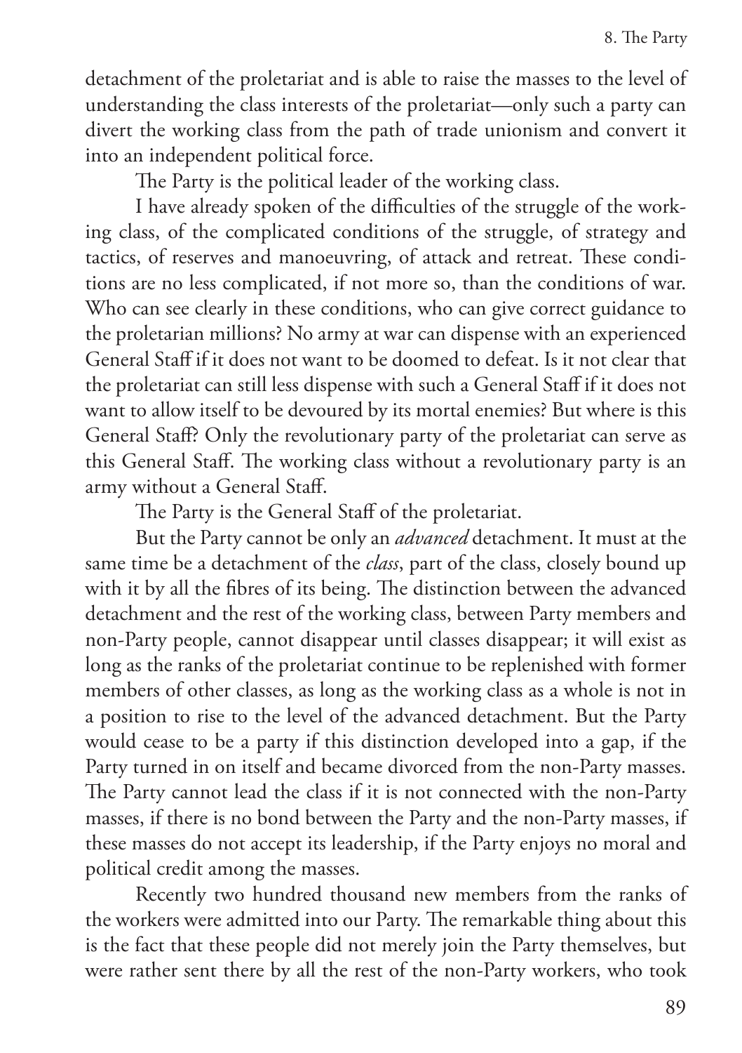detachment of the proletariat and is able to raise the masses to the level of understanding the class interests of the proletariat—only such a party can divert the working class from the path of trade unionism and convert it into an independent political force.

The Party is the political leader of the working class.

I have already spoken of the difficulties of the struggle of the working class, of the complicated conditions of the struggle, of strategy and tactics, of reserves and manoeuvring, of attack and retreat. These conditions are no less complicated, if not more so, than the conditions of war. Who can see clearly in these conditions, who can give correct guidance to the proletarian millions? No army at war can dispense with an experienced General Staff if it does not want to be doomed to defeat. Is it not clear that the proletariat can still less dispense with such a General Staff if it does not want to allow itself to be devoured by its mortal enemies? But where is this General Staff? Only the revolutionary party of the proletariat can serve as this General Staff. The working class without a revolutionary party is an army without a General Staff.

The Party is the General Staff of the proletariat.

But the Party cannot be only an *advanced* detachment. It must at the same time be a detachment of the *class*, part of the class, closely bound up with it by all the fibres of its being. The distinction between the advanced detachment and the rest of the working class, between Party members and non-Party people, cannot disappear until classes disappear; it will exist as long as the ranks of the proletariat continue to be replenished with former members of other classes, as long as the working class as a whole is not in a position to rise to the level of the advanced detachment. But the Party would cease to be a party if this distinction developed into a gap, if the Party turned in on itself and became divorced from the non-Party masses. The Party cannot lead the class if it is not connected with the non-Party masses, if there is no bond between the Party and the non-Party masses, if these masses do not accept its leadership, if the Party enjoys no moral and political credit among the masses.

Recently two hundred thousand new members from the ranks of the workers were admitted into our Party. The remarkable thing about this is the fact that these people did not merely join the Party themselves, but were rather sent there by all the rest of the non-Party workers, who took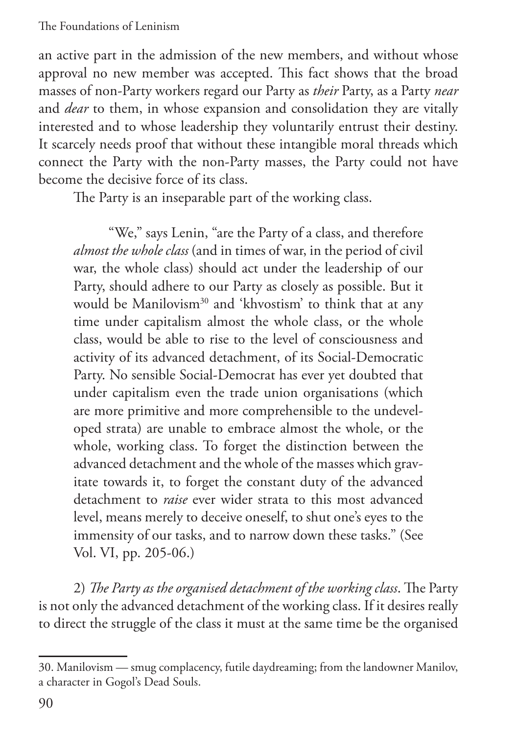an active part in the admission of the new members, and without whose approval no new member was accepted. This fact shows that the broad masses of non-Party workers regard our Party as *their* Party, as a Party *near* and *dear* to them, in whose expansion and consolidation they are vitally interested and to whose leadership they voluntarily entrust their destiny. It scarcely needs proof that without these intangible moral threads which connect the Party with the non-Party masses, the Party could not have become the decisive force of its class.

The Party is an inseparable part of the working class.

> "We," says Lenin, "are the Party of a class, and therefore *almost the whole class* (and in times of war, in the period of civil war, the whole class) should act under the leadership of our Party, should adhere to our Party as closely as possible. But it would be Manilovism[30] and 'khvostism' to think that at any time under capitalism almost the whole class, or the whole class, would be able to rise to the level of consciousness and activity of its advanced detachment, of its Social-Democratic Party. No sensible Social-Democrat has ever yet doubted that under capitalism even the trade union organisations (which are more primitive and more comprehensible to the undeveloped strata) are unable to embrace almost the whole, or the whole, working class. To forget the distinction between the advanced detachment and the whole of the masses which gravitate towards it, to forget the constant duty of the advanced detachment to *raise* ever wider strata to this most advanced level, means merely to deceive oneself, to shut one's eyes to the immensity of our tasks, and to narrow down these tasks." (See Vol. VI, pp. 205-06.)

2) *The Party as the organised detachment of the working class*. The Party is not only the advanced detachment of the working class. If it desires really to direct the struggle of the class it must at the same time be the organised

---

30. Manilovism — smug complacency, futile daydreaming; from the landowner Manilov, a character in Gogol's Dead Souls.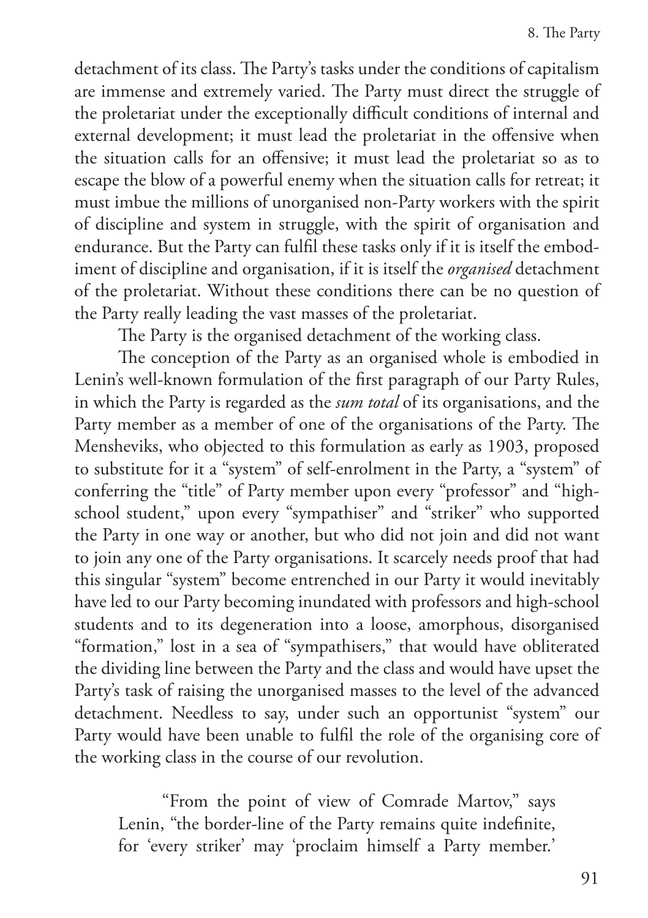detachment of its class. The Party's tasks under the conditions of capitalism are immense and extremely varied. The Party must direct the struggle of the proletariat under the exceptionally difficult conditions of internal and external development; it must lead the proletariat in the offensive when the situation calls for an offensive; it must lead the proletariat so as to escape the blow of a powerful enemy when the situation calls for retreat; it must imbue the millions of unorganised non-Party workers with the spirit of discipline and system in struggle, with the spirit of organisation and endurance. But the Party can fulfil these tasks only if it is itself the embodiment of discipline and organisation, if it is itself the *organised* detachment of the proletariat. Without these conditions there can be no question of the Party really leading the vast masses of the proletariat.

The Party is the organised detachment of the working class.

The conception of the Party as an organised whole is embodied in Lenin's well-known formulation of the first paragraph of our Party Rules, in which the Party is regarded as the *sum total* of its organisations, and the Party member as a member of one of the organisations of the Party. The Mensheviks, who objected to this formulation as early as 1903, proposed to substitute for it a "system" of self-enrolment in the Party, a "system" of conferring the "title" of Party member upon every "professor" and "high-school student," upon every "sympathiser" and "striker" who supported the Party in one way or another, but who did not join and did not want to join any one of the Party organisations. It scarcely needs proof that had this singular "system" become entrenched in our Party it would inevitably have led to our Party becoming inundated with professors and high-school students and to its degeneration into a loose, amorphous, disorganised "formation," lost in a sea of "sympathisers," that would have obliterated the dividing line between the Party and the class and would have upset the Party's task of raising the unorganised masses to the level of the advanced detachment. Needless to say, under such an opportunist "system" our Party would have been unable to fulfil the role of the organising core of the working class in the course of our revolution.

> "From the point of view of Comrade Martov," says Lenin, "the border-line of the Party remains quite indefinite, for 'every striker' may 'proclaim himself a Party member.'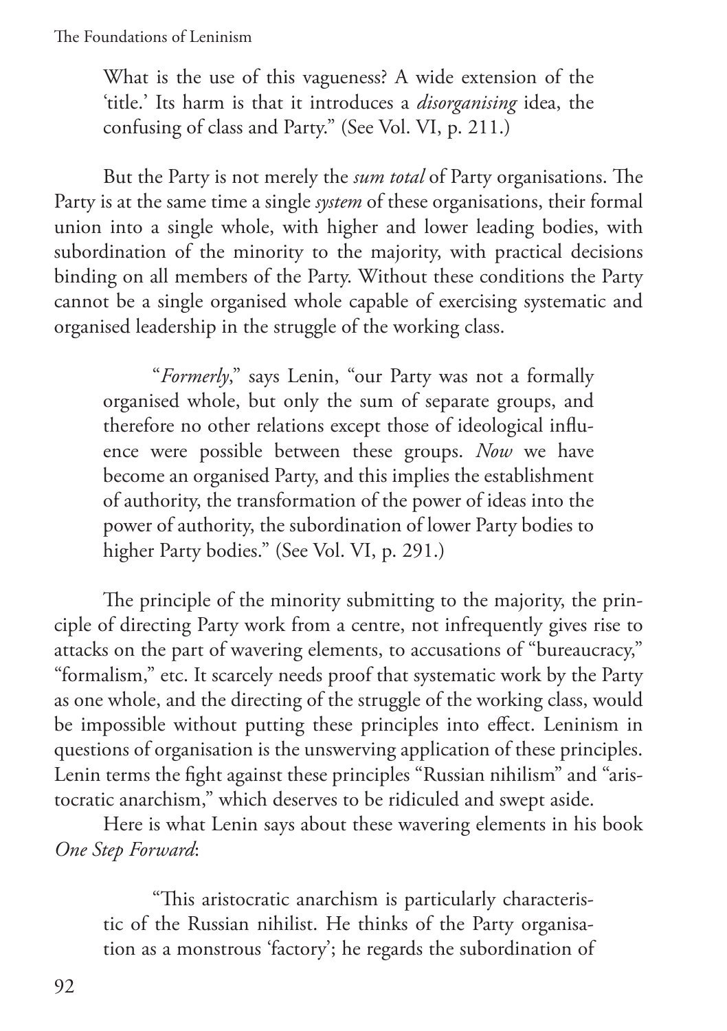> What is the use of this vagueness? A wide extension of the 'title.' Its harm is that it introduces a *disorganising* idea, the confusing of class and Party." (See Vol. VI, p. 211.)

But the Party is not merely the *sum total* of Party organisations. The Party is at the same time a single *system* of these organisations, their formal union into a single whole, with higher and lower leading bodies, with subordination of the minority to the majority, with practical decisions binding on all members of the Party. Without these conditions the Party cannot be a single organised whole capable of exercising systematic and organised leadership in the struggle of the working class.

> "*Formerly*," says Lenin, "our Party was not a formally organised whole, but only the sum of separate groups, and therefore no other relations except those of ideological influence were possible between these groups. *Now* we have become an organised Party, and this implies the establishment of authority, the transformation of the power of ideas into the power of authority, the subordination of lower Party bodies to higher Party bodies." (See Vol. VI, p. 291.)

The principle of the minority submitting to the majority, the principle of directing Party work from a centre, not infrequently gives rise to attacks on the part of wavering elements, to accusations of "bureaucracy," "formalism," etc. It scarcely needs proof that systematic work by the Party as one whole, and the directing of the struggle of the working class, would be impossible without putting these principles into effect. Leninism in questions of organisation is the unswerving application of these principles. Lenin terms the fight against these principles "Russian nihilism" and "aristocratic anarchism," which deserves to be ridiculed and swept aside.

Here is what Lenin says about these wavering elements in his book *One Step Forward*:

> "This aristocratic anarchism is particularly characteristic of the Russian nihilist. He thinks of the Party organisation as a monstrous 'factory'; he regards the subordination of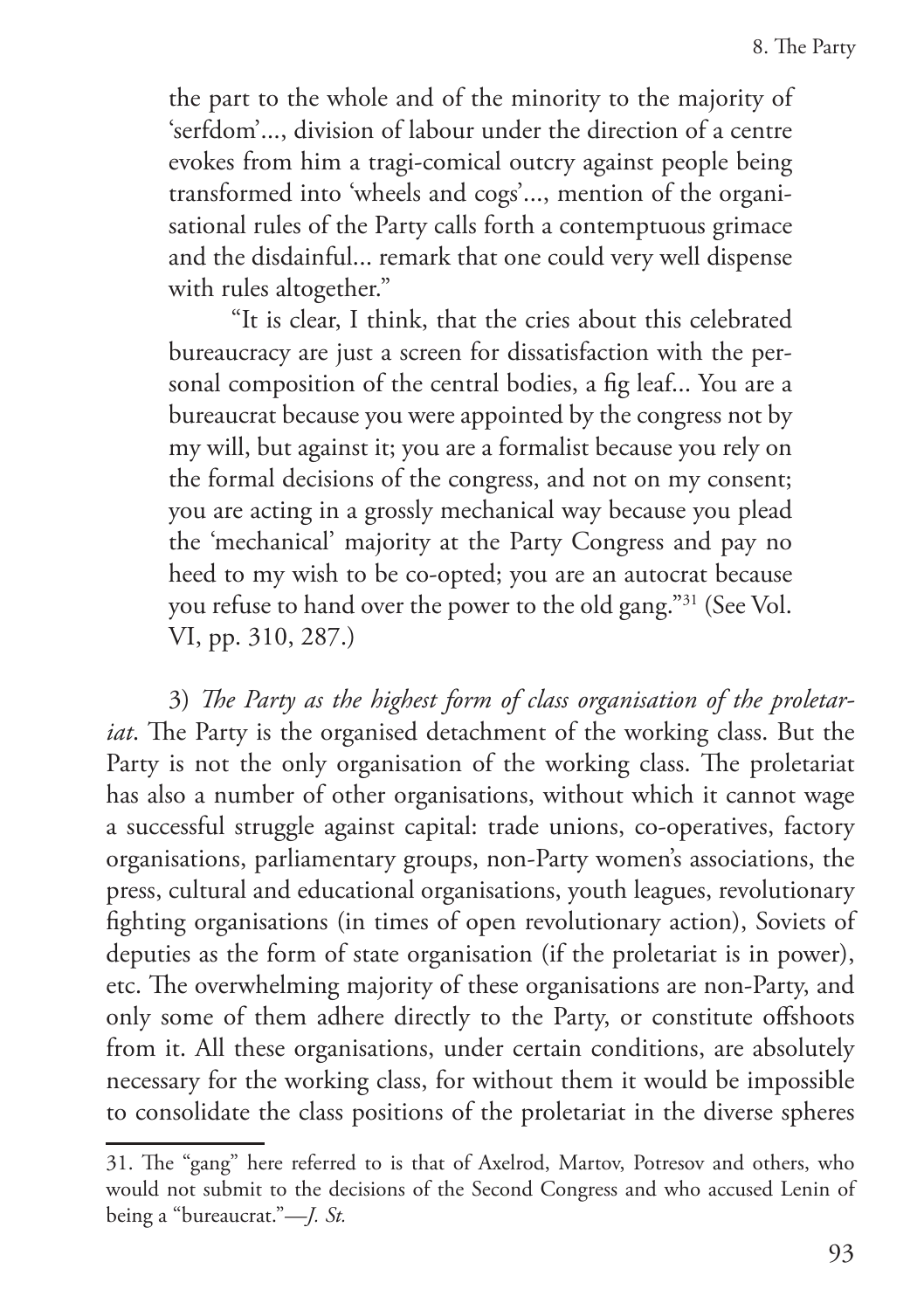the part to the whole and of the minority to the majority of 'serfdom'..., division of labour under the direction of a centre evokes from him a tragi-comical outcry against people being transformed into 'wheels and cogs'..., mention of the organisational rules of the Party calls forth a contemptuous grimace and the disdainful... remark that one could very well dispense with rules altogether."

"It is clear, I think, that the cries about this celebrated bureaucracy are just a screen for dissatisfaction with the personal composition of the central bodies, a fig leaf... You are a bureaucrat because you were appointed by the congress not by my will, but against it; you are a formalist because you rely on the formal decisions of the congress, and not on my consent; you are acting in a grossly mechanical way because you plead the 'mechanical' majority at the Party Congress and pay no heed to my wish to be co-opted; you are an autocrat because you refuse to hand over the power to the old gang."[31] (See Vol. VI, pp. 310, 287.)

3) *The Party as the highest form of class organisation of the proletariat*. The Party is the organised detachment of the working class. But the Party is not the only organisation of the working class. The proletariat has also a number of other organisations, without which it cannot wage a successful struggle against capital: trade unions, co-operatives, factory organisations, parliamentary groups, non-Party women's associations, the press, cultural and educational organisations, youth leagues, revolutionary fighting organisations (in times of open revolutionary action), Soviets of deputies as the form of state organisation (if the proletariat is in power), etc. The overwhelming majority of these organisations are non-Party, and only some of them adhere directly to the Party, or constitute offshoots from it. All these organisations, under certain conditions, are absolutely necessary for the working class, for without them it would be impossible to consolidate the class positions of the proletariat in the diverse spheres

31. The "gang" here referred to is that of Axelrod, Martov, Potresov and others, who would not submit to the decisions of the Second Congress and who accused Lenin of being a "bureaucrat."—*J. St.*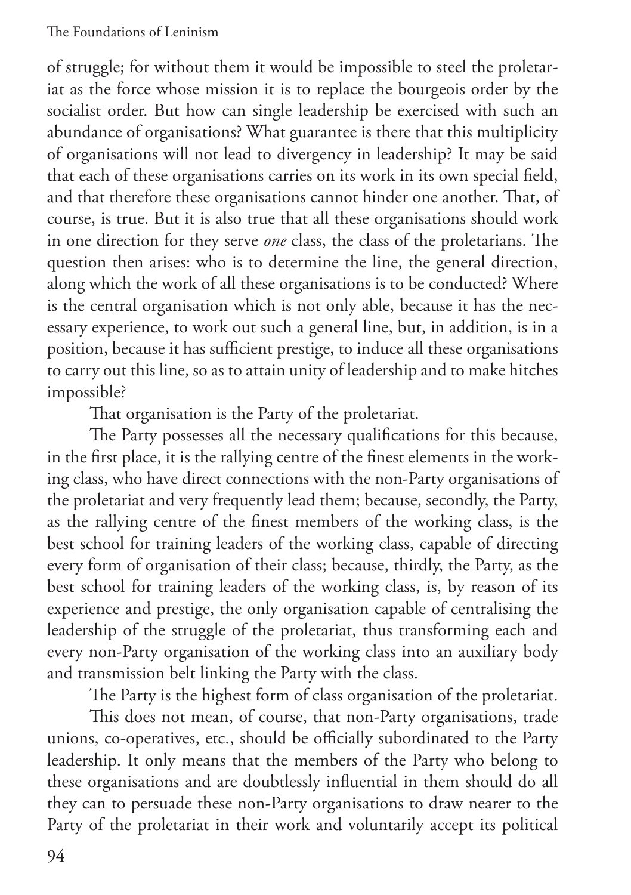of struggle; for without them it would be impossible to steel the proletariat as the force whose mission it is to replace the bourgeois order by the socialist order. But how can single leadership be exercised with such an abundance of organisations? What guarantee is there that this multiplicity of organisations will not lead to divergency in leadership? It may be said that each of these organisations carries on its work in its own special field, and that therefore these organisations cannot hinder one another. That, of course, is true. But it is also true that all these organisations should work in one direction for they serve *one* class, the class of the proletarians. The question then arises: who is to determine the line, the general direction, along which the work of all these organisations is to be conducted? Where is the central organisation which is not only able, because it has the necessary experience, to work out such a general line, but, in addition, is in a position, because it has sufficient prestige, to induce all these organisations to carry out this line, so as to attain unity of leadership and to make hitches impossible?

That organisation is the Party of the proletariat.

The Party possesses all the necessary qualifications for this because, in the first place, it is the rallying centre of the finest elements in the working class, who have direct connections with the non-Party organisations of the proletariat and very frequently lead them; because, secondly, the Party, as the rallying centre of the finest members of the working class, is the best school for training leaders of the working class, capable of directing every form of organisation of their class; because, thirdly, the Party, as the best school for training leaders of the working class, is, by reason of its experience and prestige, the only organisation capable of centralising the leadership of the struggle of the proletariat, thus transforming each and every non-Party organisation of the working class into an auxiliary body and transmission belt linking the Party with the class.

The Party is the highest form of class organisation of the proletariat.

This does not mean, of course, that non-Party organisations, trade unions, co-operatives, etc., should be officially subordinated to the Party leadership. It only means that the members of the Party who belong to these organisations and are doubtlessly influential in them should do all they can to persuade these non-Party organisations to draw nearer to the Party of the proletariat in their work and voluntarily accept its political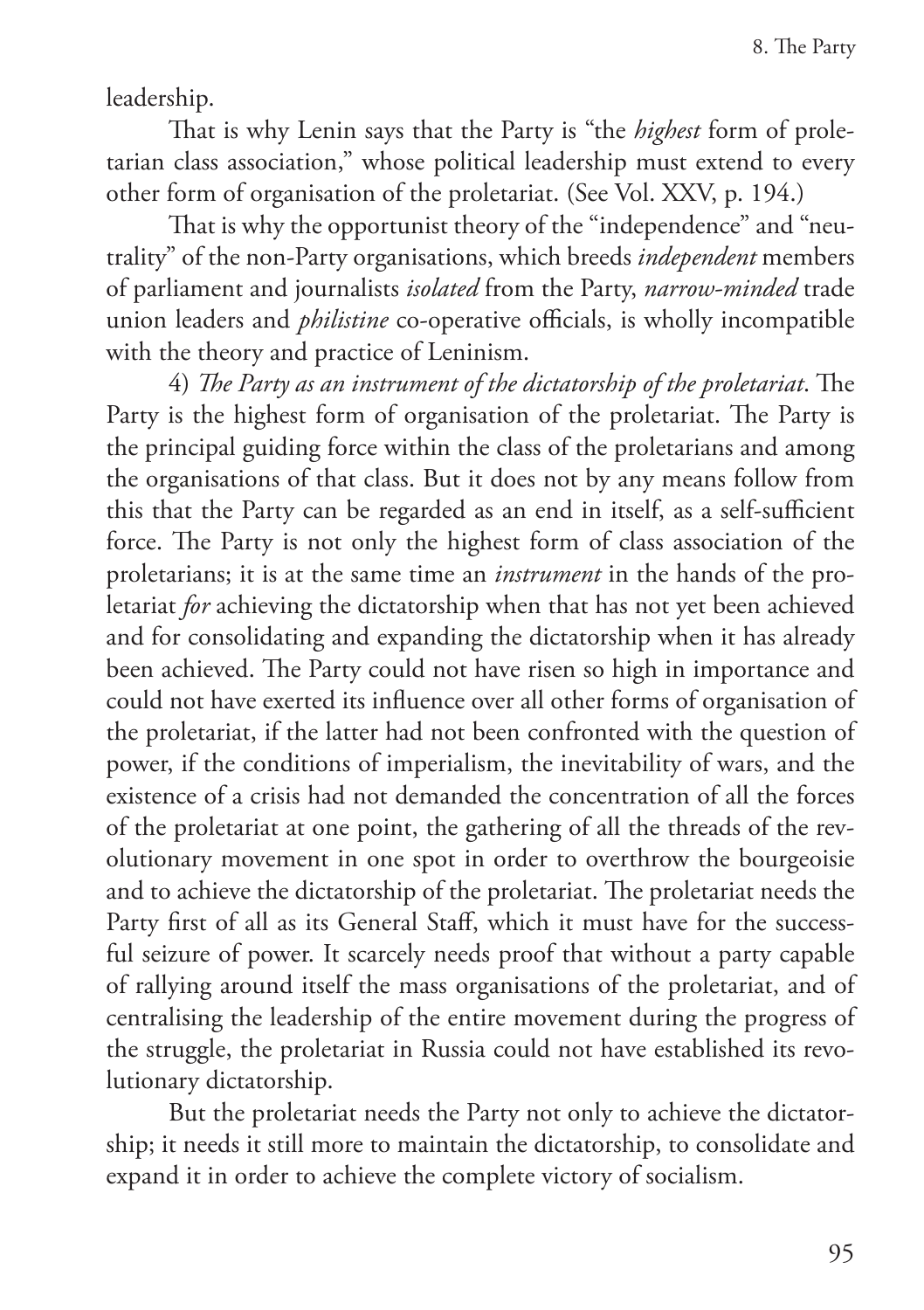leadership.

That is why Lenin says that the Party is "the *highest* form of proletarian class association," whose political leadership must extend to every other form of organisation of the proletariat. (See Vol. XXV, p. 194.)

That is why the opportunist theory of the "independence" and "neutrality" of the non-Party organisations, which breeds *independent* members of parliament and journalists *isolated* from the Party, *narrow-minded* trade union leaders and *philistine* co-operative officials, is wholly incompatible with the theory and practice of Leninism.

4) *The Party as an instrument of the dictatorship of the proletariat*. The Party is the highest form of organisation of the proletariat. The Party is the principal guiding force within the class of the proletarians and among the organisations of that class. But it does not by any means follow from this that the Party can be regarded as an end in itself, as a self-sufficient force. The Party is not only the highest form of class association of the proletarians; it is at the same time an *instrument* in the hands of the proletariat *for* achieving the dictatorship when that has not yet been achieved and for consolidating and expanding the dictatorship when it has already been achieved. The Party could not have risen so high in importance and could not have exerted its influence over all other forms of organisation of the proletariat, if the latter had not been confronted with the question of power, if the conditions of imperialism, the inevitability of wars, and the existence of a crisis had not demanded the concentration of all the forces of the proletariat at one point, the gathering of all the threads of the revolutionary movement in one spot in order to overthrow the bourgeoisie and to achieve the dictatorship of the proletariat. The proletariat needs the Party first of all as its General Staff, which it must have for the successful seizure of power. It scarcely needs proof that without a party capable of rallying around itself the mass organisations of the proletariat, and of centralising the leadership of the entire movement during the progress of the struggle, the proletariat in Russia could not have established its revolutionary dictatorship.

But the proletariat needs the Party not only to achieve the dictatorship; it needs it still more to maintain the dictatorship, to consolidate and expand it in order to achieve the complete victory of socialism.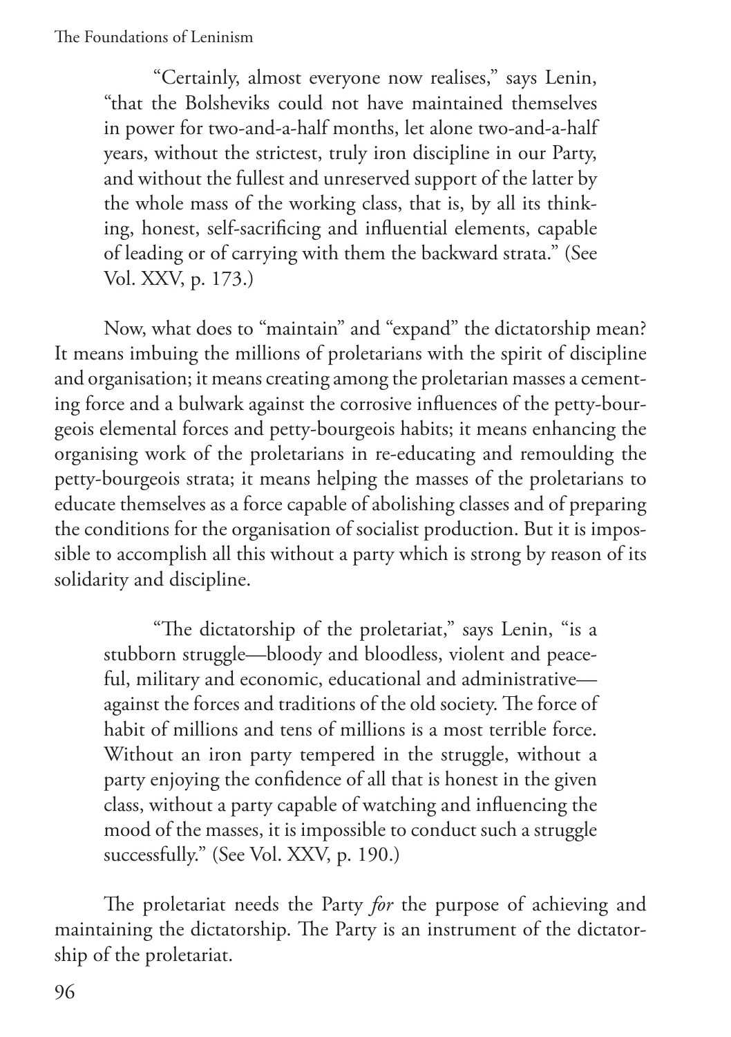> "Certainly, almost everyone now realises," says Lenin, "that the Bolsheviks could not have maintained themselves in power for two-and-a-half months, let alone two-and-a-half years, without the strictest, truly iron discipline in our Party, and without the fullest and unreserved support of the latter by the whole mass of the working class, that is, by all its thinking, honest, self-sacrificing and influential elements, capable of leading or of carrying with them the backward strata." (See Vol. XXV, p. 173.)

Now, what does to "maintain" and "expand" the dictatorship mean? It means imbuing the millions of proletarians with the spirit of discipline and organisation; it means creating among the proletarian masses a cementing force and a bulwark against the corrosive influences of the petty-bourgeois elemental forces and petty-bourgeois habits; it means enhancing the organising work of the proletarians in re-educating and remoulding the petty-bourgeois strata; it means helping the masses of the proletarians to educate themselves as a force capable of abolishing classes and of preparing the conditions for the organisation of socialist production. But it is impossible to accomplish all this without a party which is strong by reason of its solidarity and discipline.

> "The dictatorship of the proletariat," says Lenin, "is a stubborn struggle—bloody and bloodless, violent and peaceful, military and economic, educational and administrative—against the forces and traditions of the old society. The force of habit of millions and tens of millions is a most terrible force. Without an iron party tempered in the struggle, without a party enjoying the confidence of all that is honest in the given class, without a party capable of watching and influencing the mood of the masses, it is impossible to conduct such a struggle successfully." (See Vol. XXV, p. 190.)

The proletariat needs the Party *for* the purpose of achieving and maintaining the dictatorship. The Party is an instrument of the dictatorship of the proletariat.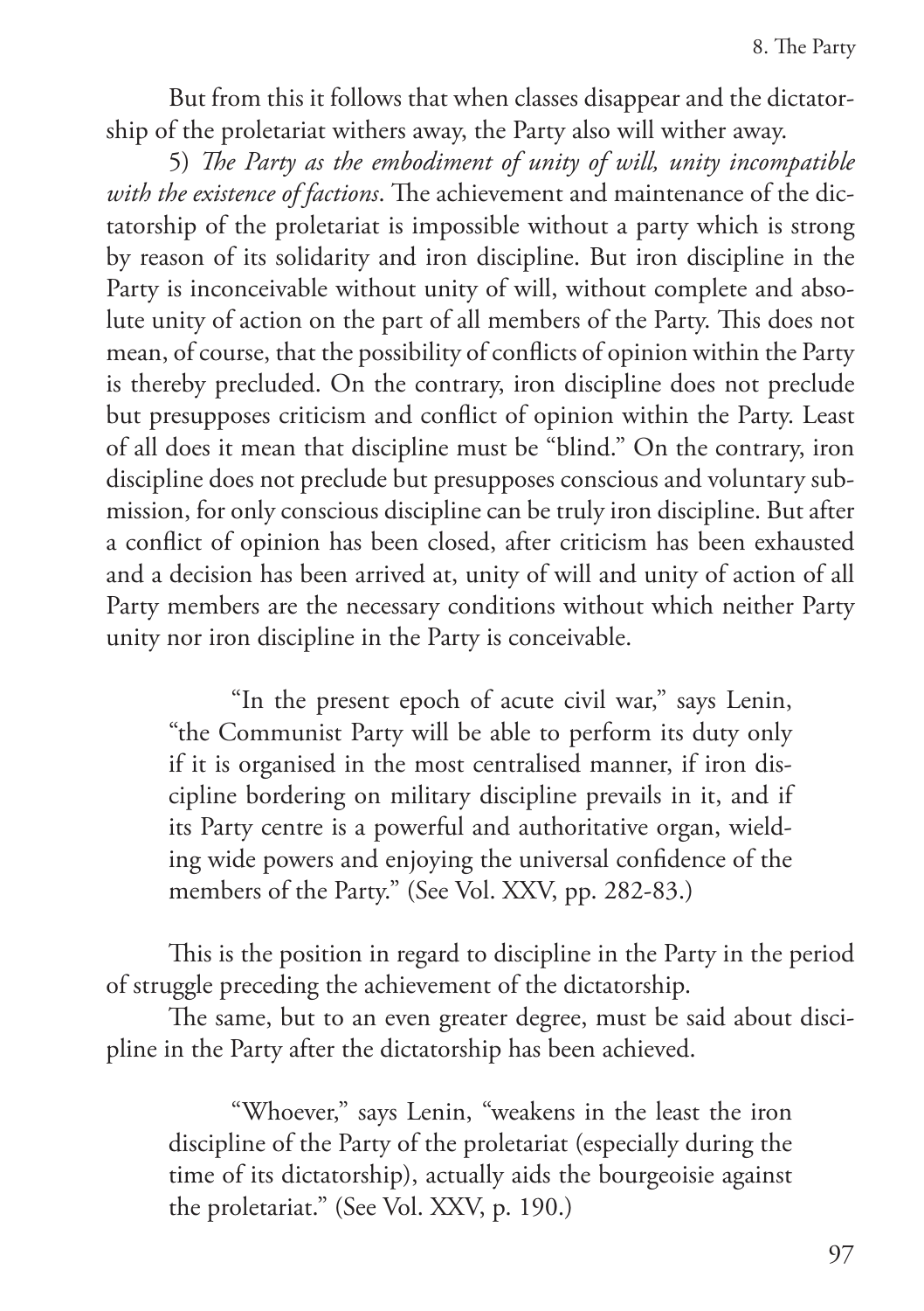But from this it follows that when classes disappear and the dictatorship of the proletariat withers away, the Party also will wither away.

5) *The Party as the embodiment of unity of will, unity incompatible with the existence of factions*. The achievement and maintenance of the dictatorship of the proletariat is impossible without a party which is strong by reason of its solidarity and iron discipline. But iron discipline in the Party is inconceivable without unity of will, without complete and absolute unity of action on the part of all members of the Party. This does not mean, of course, that the possibility of conflicts of opinion within the Party is thereby precluded. On the contrary, iron discipline does not preclude but presupposes criticism and conflict of opinion within the Party. Least of all does it mean that discipline must be "blind." On the contrary, iron discipline does not preclude but presupposes conscious and voluntary submission, for only conscious discipline can be truly iron discipline. But after a conflict of opinion has been closed, after criticism has been exhausted and a decision has been arrived at, unity of will and unity of action of all Party members are the necessary conditions without which neither Party unity nor iron discipline in the Party is conceivable.

> "In the present epoch of acute civil war," says Lenin, "the Communist Party will be able to perform its duty only if it is organised in the most centralised manner, if iron discipline bordering on military discipline prevails in it, and if its Party centre is a powerful and authoritative organ, wielding wide powers and enjoying the universal confidence of the members of the Party." (See Vol. XXV, pp. 282-83.)

This is the position in regard to discipline in the Party in the period of struggle preceding the achievement of the dictatorship.

The same, but to an even greater degree, must be said about discipline in the Party after the dictatorship has been achieved.

> "Whoever," says Lenin, "weakens in the least the iron discipline of the Party of the proletariat (especially during the time of its dictatorship), actually aids the bourgeoisie against the proletariat." (See Vol. XXV, p. 190.)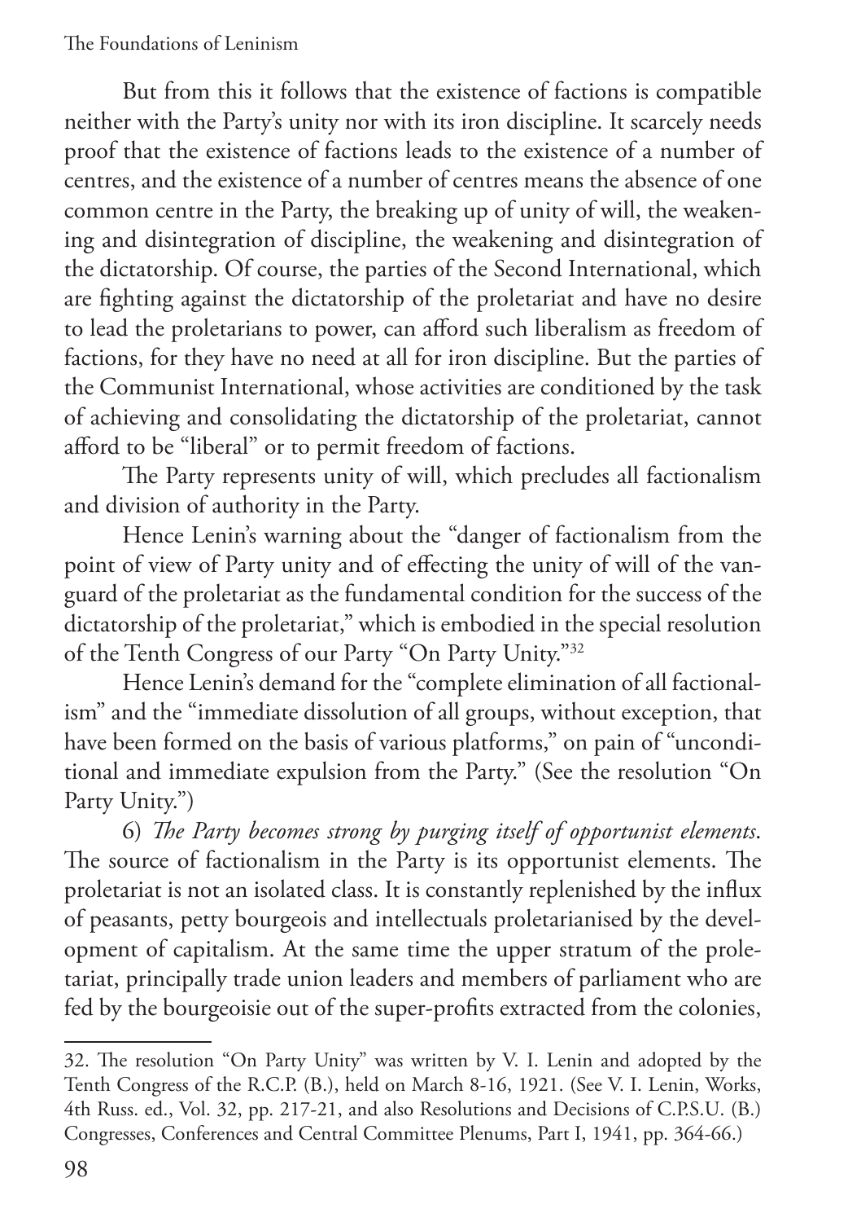But from this it follows that the existence of factions is compatible neither with the Party's unity nor with its iron discipline. It scarcely needs proof that the existence of factions leads to the existence of a number of centres, and the existence of a number of centres means the absence of one common centre in the Party, the breaking up of unity of will, the weakening and disintegration of discipline, the weakening and disintegration of the dictatorship. Of course, the parties of the Second International, which are fighting against the dictatorship of the proletariat and have no desire to lead the proletarians to power, can afford such liberalism as freedom of factions, for they have no need at all for iron discipline. But the parties of the Communist International, whose activities are conditioned by the task of achieving and consolidating the dictatorship of the proletariat, cannot afford to be "liberal" or to permit freedom of factions.

The Party represents unity of will, which precludes all factionalism and division of authority in the Party.

Hence Lenin's warning about the "danger of factionalism from the point of view of Party unity and of effecting the unity of will of the vanguard of the proletariat as the fundamental condition for the success of the dictatorship of the proletariat," which is embodied in the special resolution of the Tenth Congress of our Party "On Party Unity."[32]

Hence Lenin's demand for the "complete elimination of all factionalism" and the "immediate dissolution of all groups, without exception, that have been formed on the basis of various platforms," on pain of "unconditional and immediate expulsion from the Party." (See the resolution "On Party Unity.")

6) *The Party becomes strong by purging itself of opportunist elements*. The source of factionalism in the Party is its opportunist elements. The proletariat is not an isolated class. It is constantly replenished by the influx of peasants, petty bourgeois and intellectuals proletarianised by the development of capitalism. At the same time the upper stratum of the proletariat, principally trade union leaders and members of parliament who are fed by the bourgeoisie out of the super-profits extracted from the colonies,

---

32. The resolution "On Party Unity" was written by V. I. Lenin and adopted by the Tenth Congress of the R.C.P. (B.), held on March 8-16, 1921. (See V. I. Lenin, Works, 4th Russ. ed., Vol. 32, pp. 217-21, and also Resolutions and Decisions of C.P.S.U. (B.) Congresses, Conferences and Central Committee Plenums, Part I, 1941, pp. 364-66.)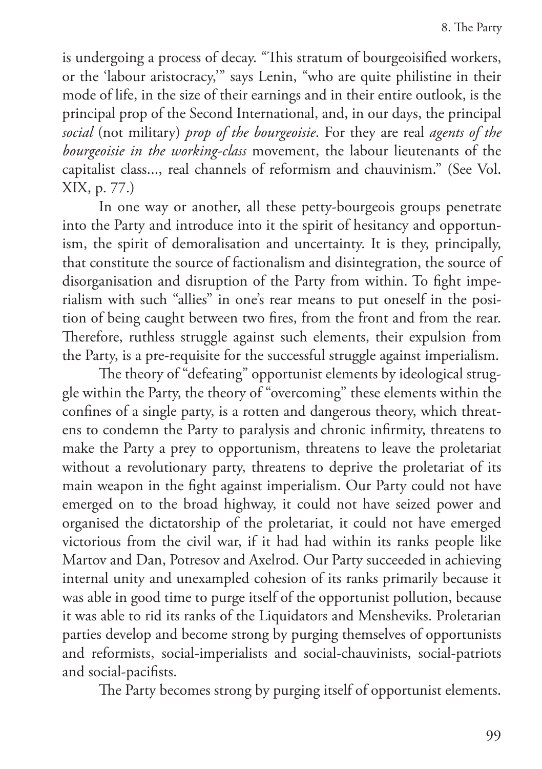is undergoing a process of decay. "This stratum of bourgeoisified workers, or the 'labour aristocracy,'" says Lenin, "who are quite philistine in their mode of life, in the size of their earnings and in their entire outlook, is the principal prop of the Second International, and, in our days, the principal *social* (not military) *prop of the bourgeoisie*. For they are real *agents of the bourgeoisie in the working-class* movement, the labour lieutenants of the capitalist class..., real channels of reformism and chauvinism." (See Vol. XIX, p. 77.)

In one way or another, all these petty-bourgeois groups penetrate into the Party and introduce into it the spirit of hesitancy and opportunism, the spirit of demoralisation and uncertainty. It is they, principally, that constitute the source of factionalism and disintegration, the source of disorganisation and disruption of the Party from within. To fight imperialism with such "allies" in one's rear means to put oneself in the position of being caught between two fires, from the front and from the rear. Therefore, ruthless struggle against such elements, their expulsion from the Party, is a pre-requisite for the successful struggle against imperialism.

The theory of "defeating" opportunist elements by ideological struggle within the Party, the theory of "overcoming" these elements within the confines of a single party, is a rotten and dangerous theory, which threatens to condemn the Party to paralysis and chronic infirmity, threatens to make the Party a prey to opportunism, threatens to leave the proletariat without a revolutionary party, threatens to deprive the proletariat of its main weapon in the fight against imperialism. Our Party could not have emerged on to the broad highway, it could not have seized power and organised the dictatorship of the proletariat, it could not have emerged victorious from the civil war, if it had had within its ranks people like Martov and Dan, Potresov and Axelrod. Our Party succeeded in achieving internal unity and unexampled cohesion of its ranks primarily because it was able in good time to purge itself of the opportunist pollution, because it was able to rid its ranks of the Liquidators and Mensheviks. Proletarian parties develop and become strong by purging themselves of opportunists and reformists, social-imperialists and social-chauvinists, social-patriots and social-pacifists.

The Party becomes strong by purging itself of opportunist elements.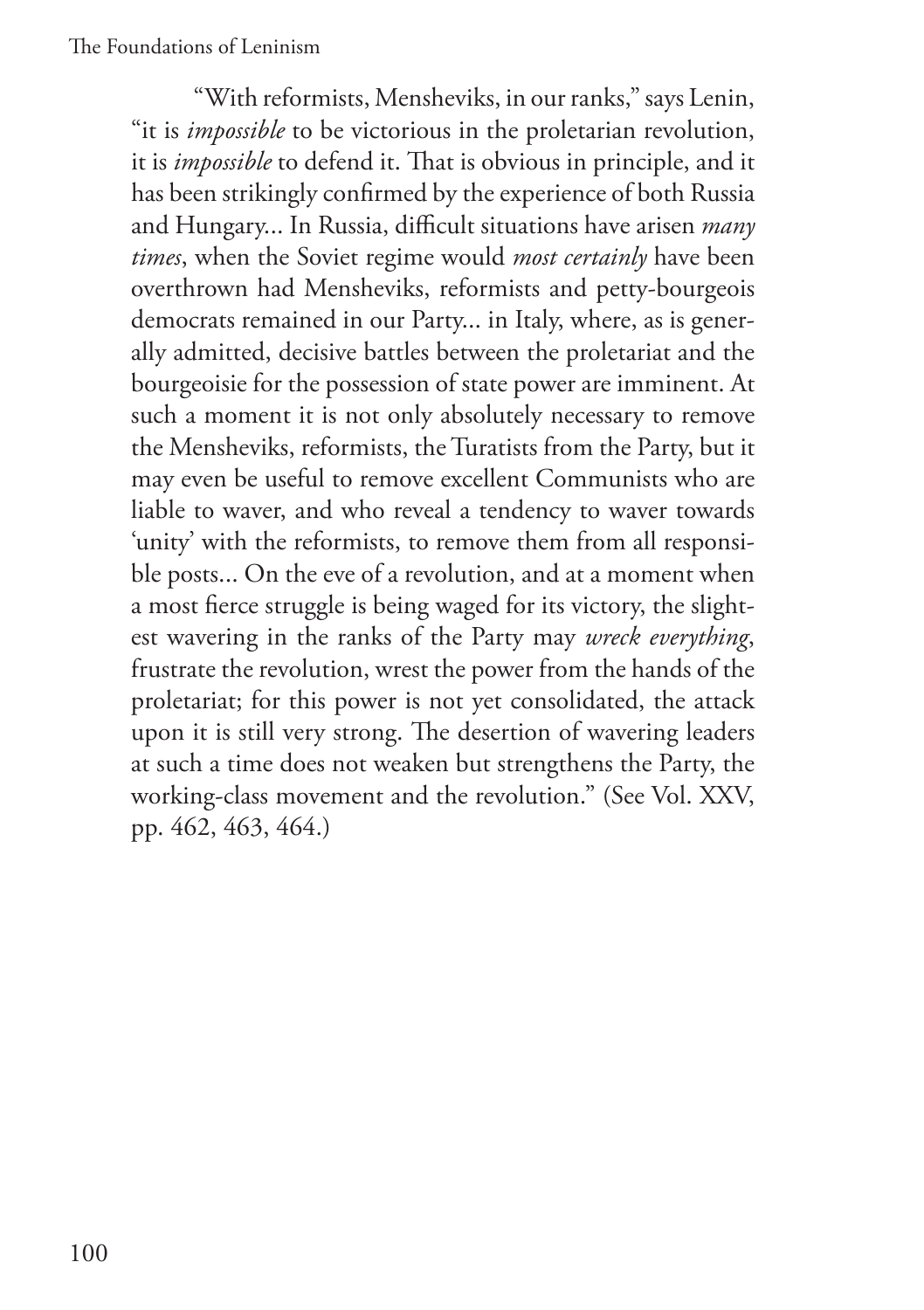"With reformists, Mensheviks, in our ranks," says Lenin, "it is *impossible* to be victorious in the proletarian revolution, it is *impossible* to defend it. That is obvious in principle, and it has been strikingly confirmed by the experience of both Russia and Hungary... In Russia, difficult situations have arisen *many times*, when the Soviet regime would *most certainly* have been overthrown had Mensheviks, reformists and petty-bourgeois democrats remained in our Party... in Italy, where, as is generally admitted, decisive battles between the proletariat and the bourgeoisie for the possession of state power are imminent. At such a moment it is not only absolutely necessary to remove the Mensheviks, reformists, the Turatists from the Party, but it may even be useful to remove excellent Communists who are liable to waver, and who reveal a tendency to waver towards 'unity' with the reformists, to remove them from all responsible posts... On the eve of a revolution, and at a moment when a most fierce struggle is being waged for its victory, the slightest wavering in the ranks of the Party may *wreck everything*, frustrate the revolution, wrest the power from the hands of the proletariat; for this power is not yet consolidated, the attack upon it is still very strong. The desertion of wavering leaders at such a time does not weaken but strengthens the Party, the working-class movement and the revolution." (See Vol. XXV, pp. 462, 463, 464.)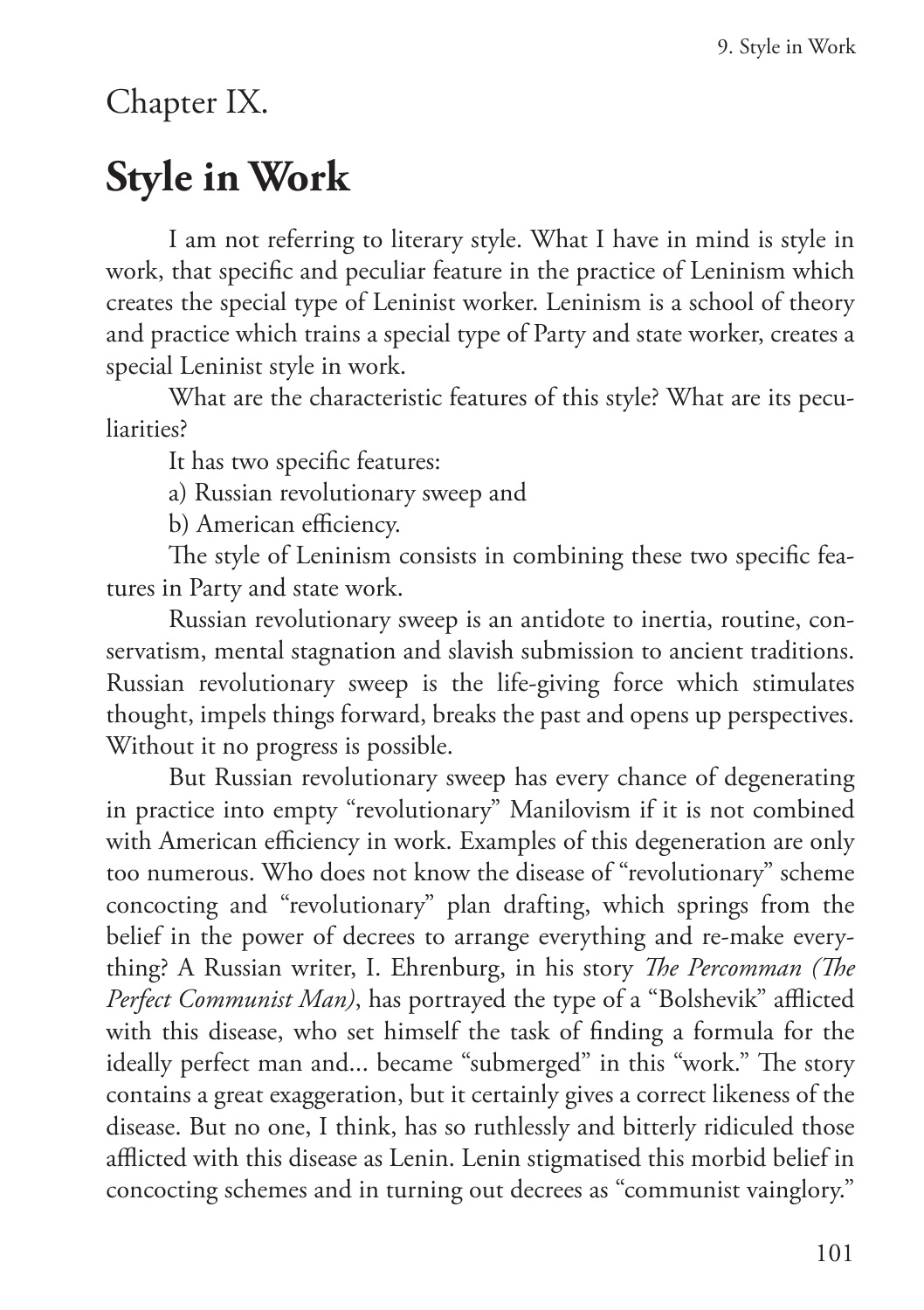Chapter IX.

# Style in Work

I am not referring to literary style. What I have in mind is style in work, that specific and peculiar feature in the practice of Leninism which creates the special type of Leninist worker. Leninism is a school of theory and practice which trains a special type of Party and state worker, creates a special Leninist style in work.

What are the characteristic features of this style? What are its peculiarities?

It has two specific features:

a) Russian revolutionary sweep and

b) American efficiency.

The style of Leninism consists in combining these two specific features in Party and state work.

Russian revolutionary sweep is an antidote to inertia, routine, conservatism, mental stagnation and slavish submission to ancient traditions. Russian revolutionary sweep is the life-giving force which stimulates thought, impels things forward, breaks the past and opens up perspectives. Without it no progress is possible.

But Russian revolutionary sweep has every chance of degenerating in practice into empty "revolutionary" Manilovism if it is not combined with American efficiency in work. Examples of this degeneration are only too numerous. Who does not know the disease of "revolutionary" scheme concocting and "revolutionary" plan drafting, which springs from the belief in the power of decrees to arrange everything and re-make everything? A Russian writer, I. Ehrenburg, in his story *The Percomman (The Perfect Communist Man)*, has portrayed the type of a "Bolshevik" afflicted with this disease, who set himself the task of finding a formula for the ideally perfect man and... became "submerged" in this "work." The story contains a great exaggeration, but it certainly gives a correct likeness of the disease. But no one, I think, has so ruthlessly and bitterly ridiculed those afflicted with this disease as Lenin. Lenin stigmatised this morbid belief in concocting schemes and in turning out decrees as "communist vainglory."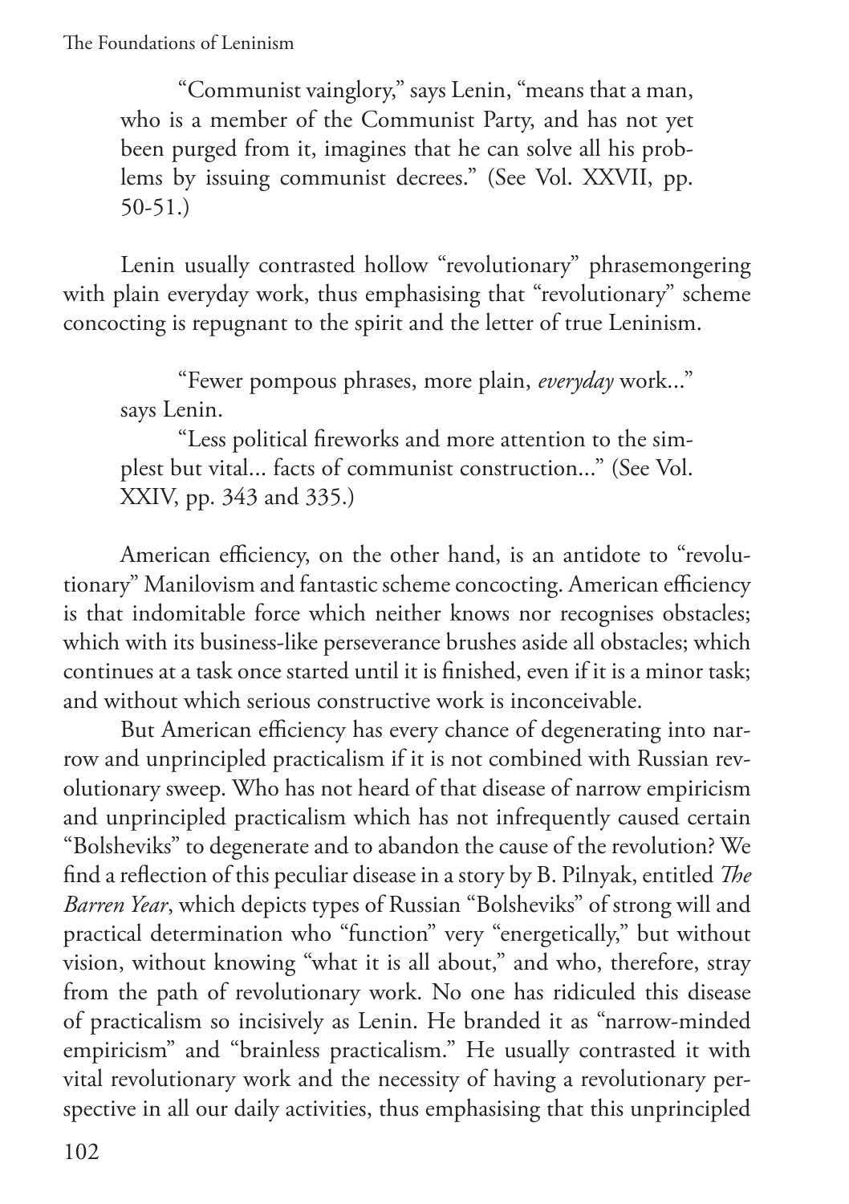> "Communist vainglory," says Lenin, "means that a man, who is a member of the Communist Party, and has not yet been purged from it, imagines that he can solve all his problems by issuing communist decrees." (See Vol. XXVII, pp. 50-51.)

Lenin usually contrasted hollow "revolutionary" phrasemongering with plain everyday work, thus emphasising that "revolutionary" scheme concocting is repugnant to the spirit and the letter of true Leninism.

> "Fewer pompous phrases, more plain, *everyday* work..." says Lenin.
>
> "Less political fireworks and more attention to the simplest but vital... facts of communist construction..." (See Vol. XXIV, pp. 343 and 335.)

American efficiency, on the other hand, is an antidote to "revolutionary" Manilovism and fantastic scheme concocting. American efficiency is that indomitable force which neither knows nor recognises obstacles; which with its business-like perseverance brushes aside all obstacles; which continues at a task once started until it is finished, even if it is a minor task; and without which serious constructive work is inconceivable.

But American efficiency has every chance of degenerating into narrow and unprincipled practicalism if it is not combined with Russian revolutionary sweep. Who has not heard of that disease of narrow empiricism and unprincipled practicalism which has not infrequently caused certain "Bolsheviks" to degenerate and to abandon the cause of the revolution? We find a reflection of this peculiar disease in a story by B. Pilnyak, entitled *The Barren Year*, which depicts types of Russian "Bolsheviks" of strong will and practical determination who "function" very "energetically," but without vision, without knowing "what it is all about," and who, therefore, stray from the path of revolutionary work. No one has ridiculed this disease of practicalism so incisively as Lenin. He branded it as "narrow-minded empiricism" and "brainless practicalism." He usually contrasted it with vital revolutionary work and the necessity of having a revolutionary perspective in all our daily activities, thus emphasising that this unprincipled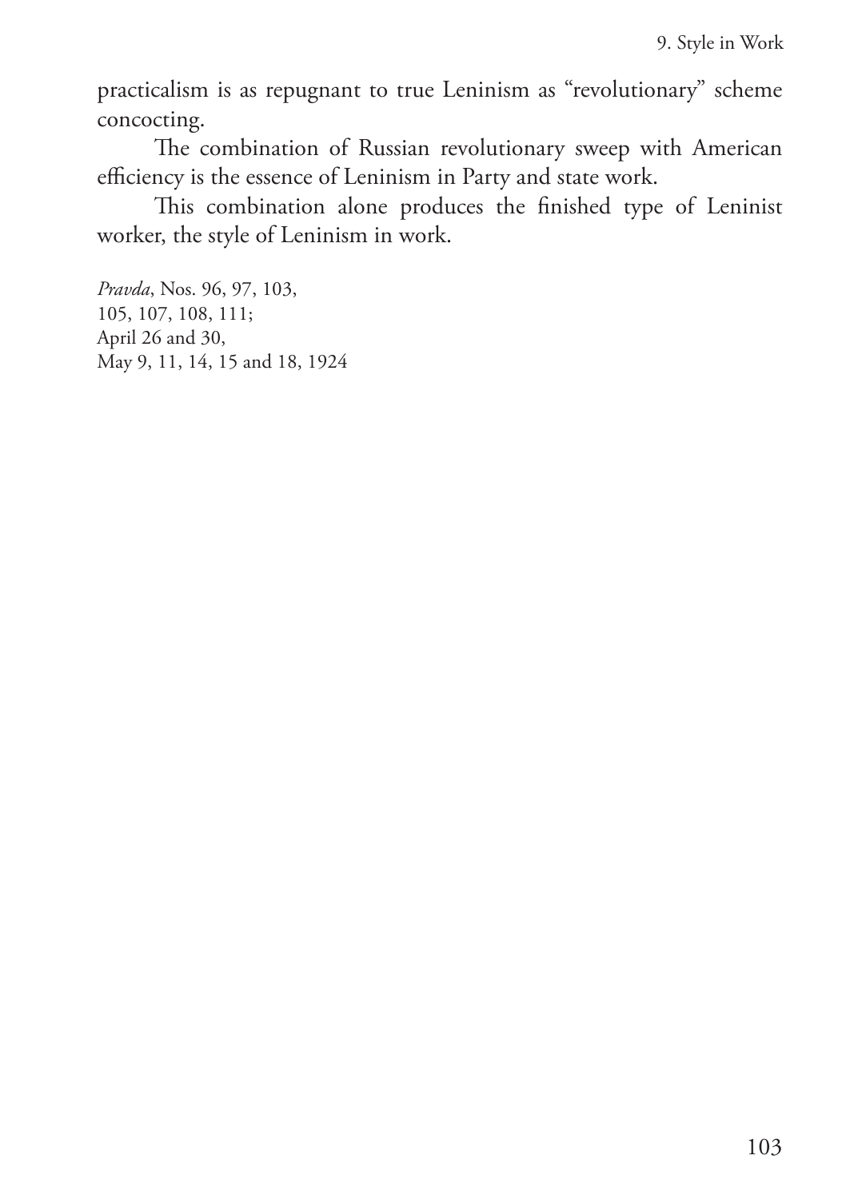practicalism is as repugnant to true Leninism as "revolutionary" scheme concocting.

The combination of Russian revolutionary sweep with American efficiency is the essence of Leninism in Party and state work.

This combination alone produces the finished type of Leninist worker, the style of Leninism in work.

*Pravda*, Nos. 96, 97, 103,
105, 107, 108, 111;
April 26 and 30,
May 9, 11, 14, 15 and 18, 1924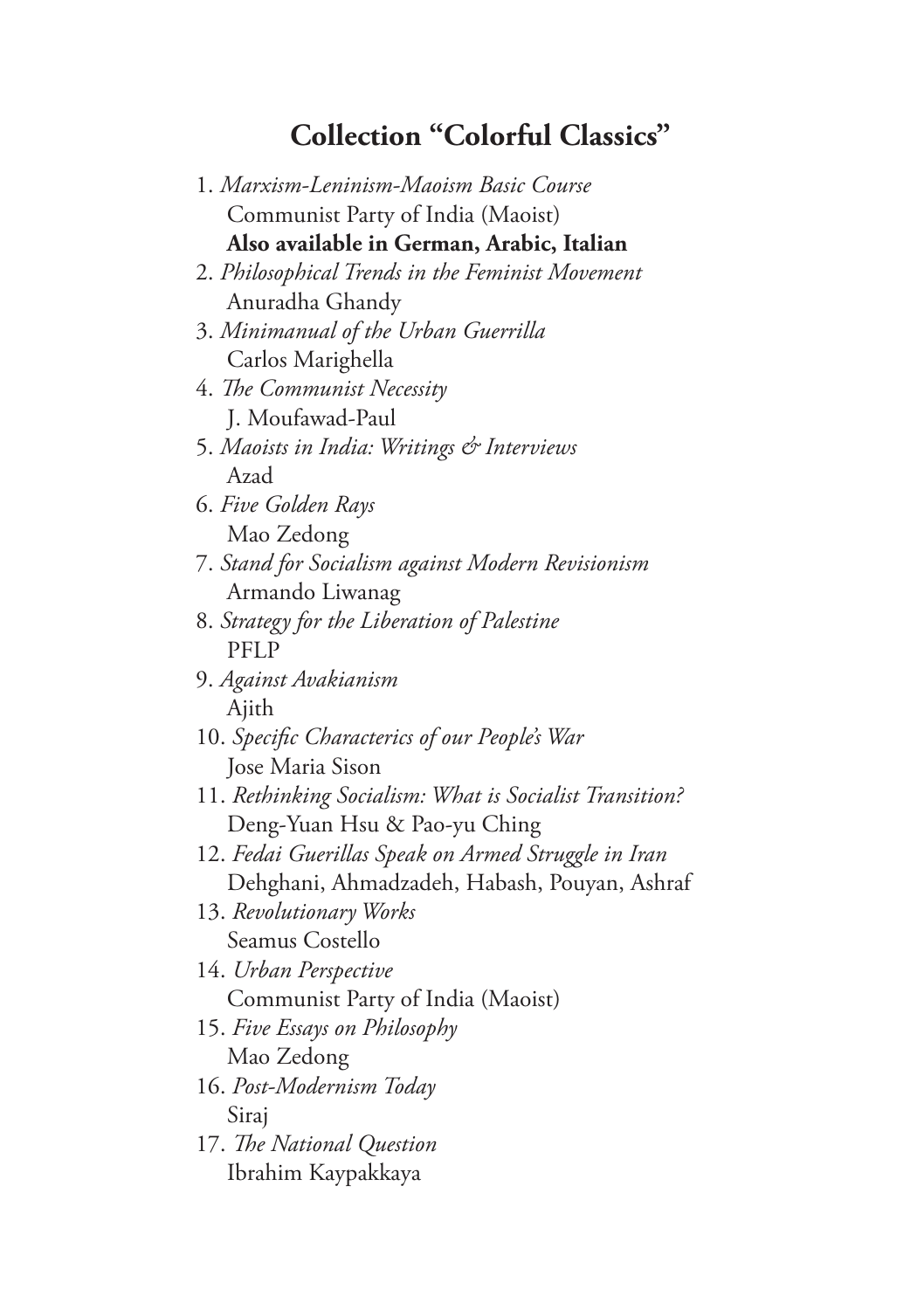## Collection "Colorful Classics"

1. *Marxism-Leninism-Maoism Basic Course*
   Communist Party of India (Maoist)
   **Also available in German, Arabic, Italian**
2. *Philosophical Trends in the Feminist Movement*
   Anuradha Ghandy
3. *Minimanual of the Urban Guerrilla*
   Carlos Marighella
4. *The Communist Necessity*
   J. Moufawad-Paul
5. *Maoists in India: Writings & Interviews*
   Azad
6. *Five Golden Rays*
   Mao Zedong
7. *Stand for Socialism against Modern Revisionism*
   Armando Liwanag
8. *Strategy for the Liberation of Palestine*
   PFLP
9. *Against Avakianism*
   Ajith
10. *Specific Characterics of our People's War*
    Jose Maria Sison
11. *Rethinking Socialism: What is Socialist Transition?*
    Deng-Yuan Hsu & Pao-yu Ching
12. *Fedai Guerillas Speak on Armed Struggle in Iran*
    Dehghani, Ahmadzadeh, Habash, Pouyan, Ashraf
13. *Revolutionary Works*
    Seamus Costello
14. *Urban Perspective*
    Communist Party of India (Maoist)
15. *Five Essays on Philosophy*
    Mao Zedong
16. *Post-Modernism Today*
    Siraj
17. *The National Question*
    Ibrahim Kaypakkaya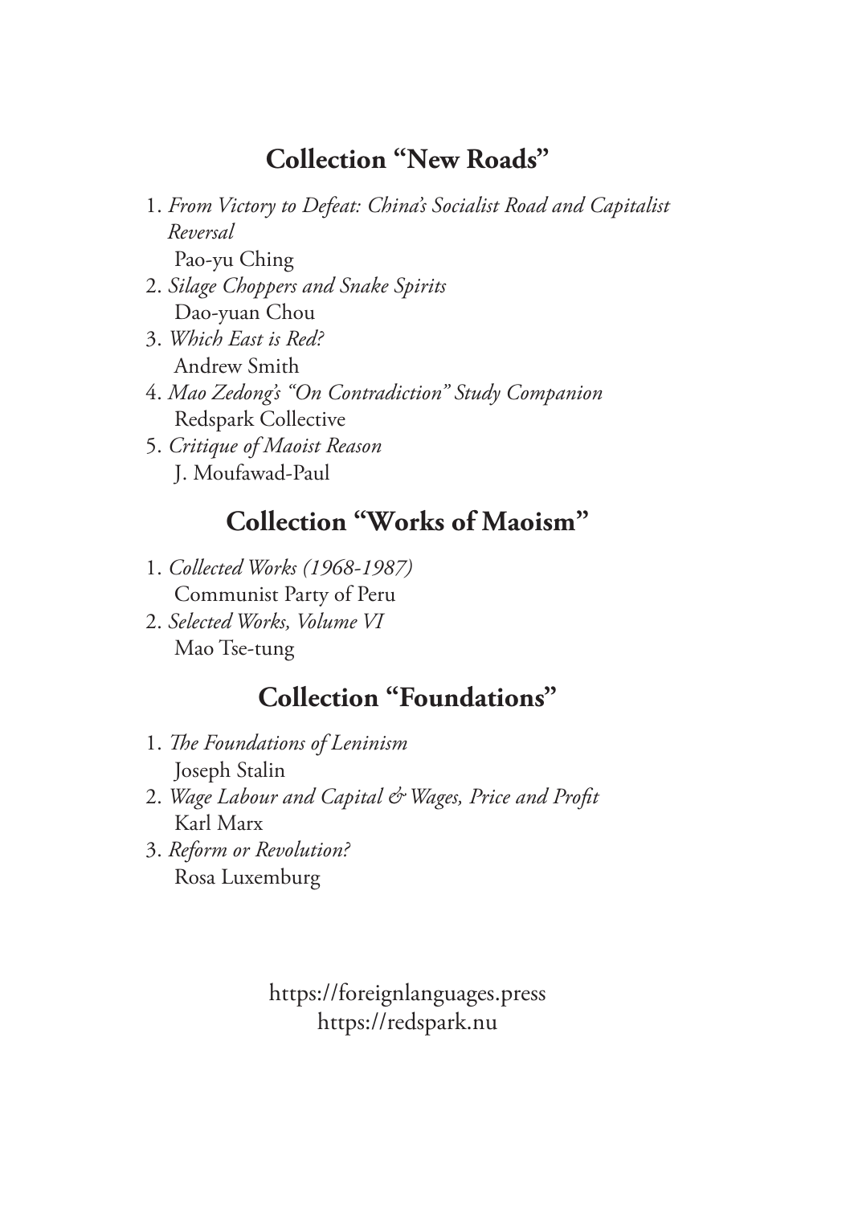## Collection "New Roads"

1. *From Victory to Defeat: China's Socialist Road and Capitalist Reversal*
   Pao-yu Ching
2. *Silage Choppers and Snake Spirits*
   Dao-yuan Chou
3. *Which East is Red?*
   Andrew Smith
4. *Mao Zedong's "On Contradiction" Study Companion*
   Redspark Collective
5. *Critique of Maoist Reason*
   J. Moufawad-Paul

## Collection "Works of Maoism"

1. *Collected Works (1968-1987)*
   Communist Party of Peru
2. *Selected Works, Volume VI*
   Mao Tse-tung

## Collection "Foundations"

1. *The Foundations of Leninism*
   Joseph Stalin
2. *Wage Labour and Capital & Wages, Price and Profit*
   Karl Marx
3. *Reform or Revolution?*
   Rosa Luxemburg

https://foreignlanguages.press
https://redspark.nu